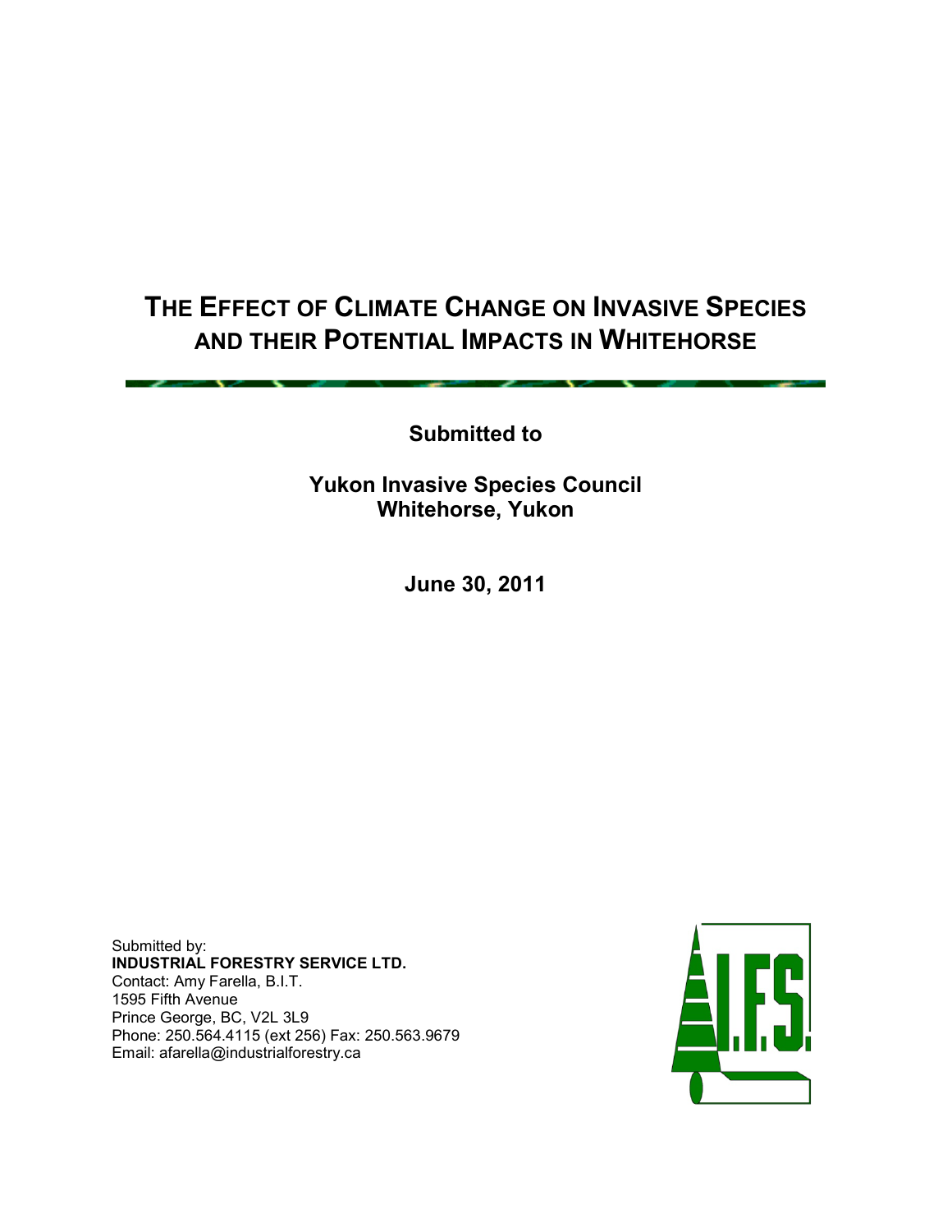# THE EFFECT OF CLIMATE CHANGE ON INVASIVE SPECIES AND THEIR POTENTIAL IMPACTS IN WHITEHORSE

**Submitted to**

**Yukon Invasive Species Council**
**Whitehorse, Yukon**

**June 30, 2011**

Submitted by:
**INDUSTRIAL FORESTRY SERVICE LTD.**
Contact: Amy Farella, B.I.T.
1595 Fifth Avenue
Prince George, BC, V2L 3L9
Phone: 250.564.4115 (ext 256) Fax: 250.563.9679
Email: afarella@industrialforestry.ca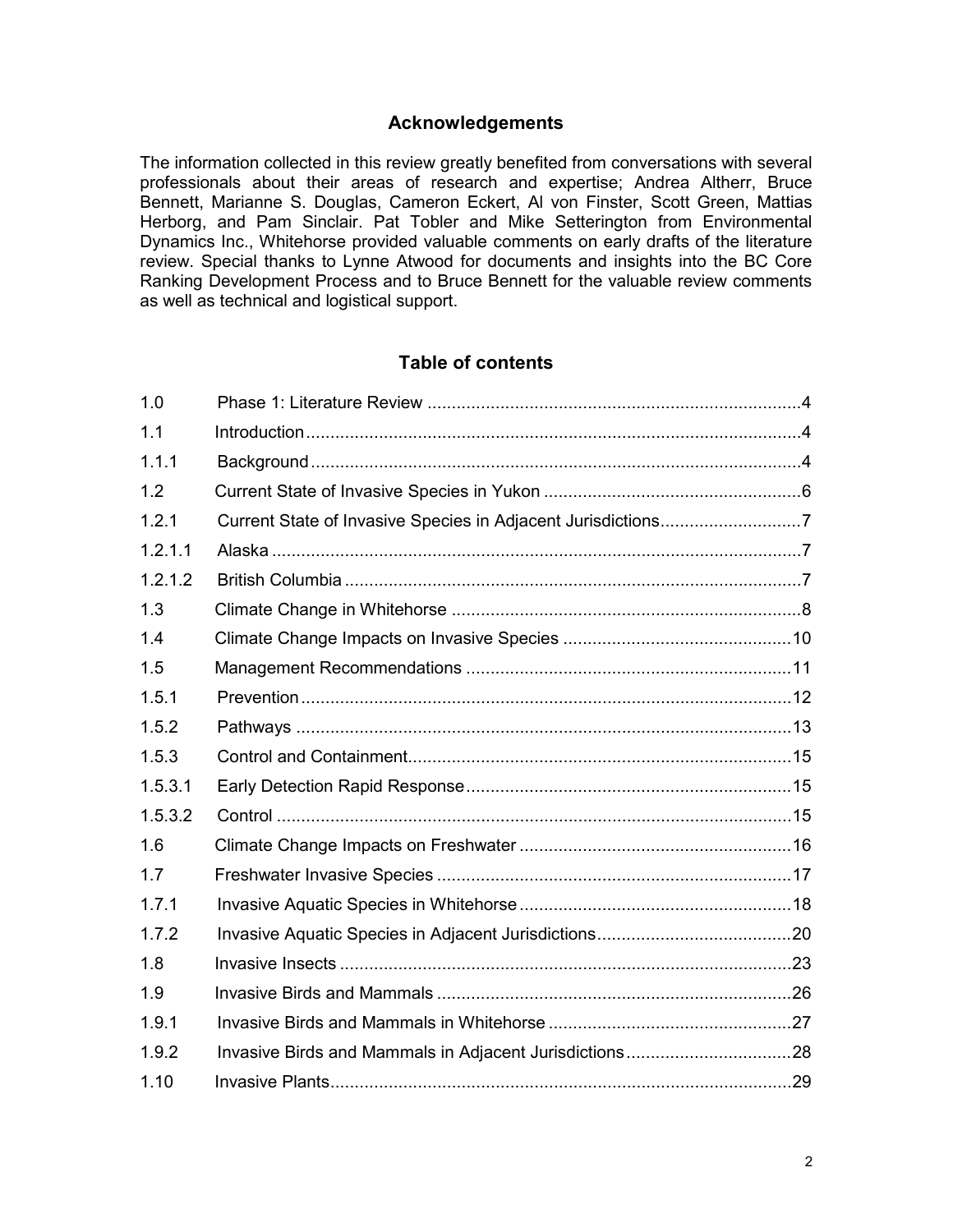## Acknowledgements

The information collected in this review greatly benefited from conversations with several professionals about their areas of research and expertise; Andrea Altherr, Bruce Bennett, Marianne S. Douglas, Cameron Eckert, Al von Finster, Scott Green, Mattias Herborg, and Pam Sinclair. Pat Tobler and Mike Setterington from Environmental Dynamics Inc., Whitehorse provided valuable comments on early drafts of the literature review. Special thanks to Lynne Atwood for documents and insights into the BC Core Ranking Development Process and to Bruce Bennett for the valuable review comments as well as technical and logistical support.

## Table of contents

| | | |
|---|---|---|
| 1.0 | Phase 1: Literature Review | 4 |
| 1.1 | Introduction | 4 |
| 1.1.1 | Background | 4 |
| 1.2 | Current State of Invasive Species in Yukon | 6 |
| 1.2.1 | Current State of Invasive Species in Adjacent Jurisdictions | 7 |
| 1.2.1.1 | Alaska | 7 |
| 1.2.1.2 | British Columbia | 7 |
| 1.3 | Climate Change in Whitehorse | 8 |
| 1.4 | Climate Change Impacts on Invasive Species | 10 |
| 1.5 | Management Recommendations | 11 |
| 1.5.1 | Prevention | 12 |
| 1.5.2 | Pathways | 13 |
| 1.5.3 | Control and Containment | 15 |
| 1.5.3.1 | Early Detection Rapid Response | 15 |
| 1.5.3.2 | Control | 15 |
| 1.6 | Climate Change Impacts on Freshwater | 16 |
| 1.7 | Freshwater Invasive Species | 17 |
| 1.7.1 | Invasive Aquatic Species in Whitehorse | 18 |
| 1.7.2 | Invasive Aquatic Species in Adjacent Jurisdictions | 20 |
| 1.8 | Invasive Insects | 23 |
| 1.9 | Invasive Birds and Mammals | 26 |
| 1.9.1 | Invasive Birds and Mammals in Whitehorse | 27 |
| 1.9.2 | Invasive Birds and Mammals in Adjacent Jurisdictions | 28 |
| 1.10 | Invasive Plants | 29 |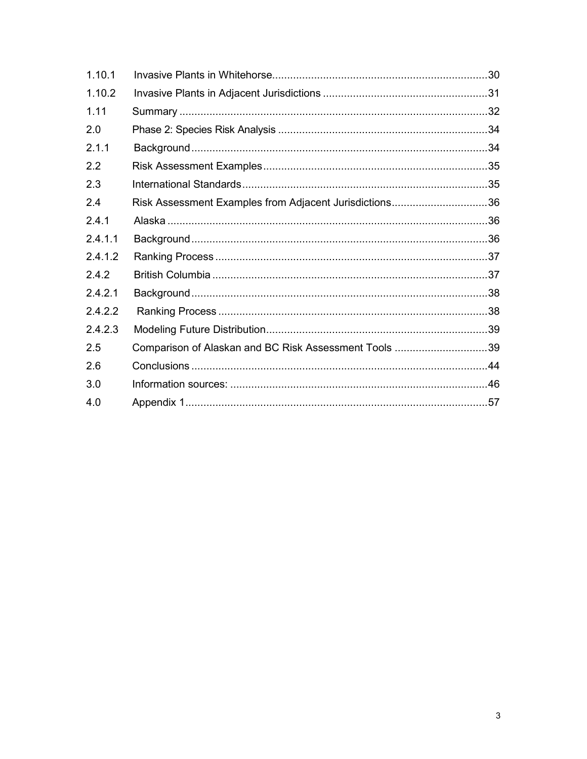| | | |
|---|---|---|
| 1.10.1 | Invasive Plants in Whitehorse | 30 |
| 1.10.2 | Invasive Plants in Adjacent Jurisdictions | 31 |
| 1.11 | Summary | 32 |
| 2.0 | Phase 2: Species Risk Analysis | 34 |
| 2.1.1 | Background | 34 |
| 2.2 | Risk Assessment Examples | 35 |
| 2.3 | International Standards | 35 |
| 2.4 | Risk Assessment Examples from Adjacent Jurisdictions | 36 |
| 2.4.1 | Alaska | 36 |
| 2.4.1.1 | Background | 36 |
| 2.4.1.2 | Ranking Process | 37 |
| 2.4.2 | British Columbia | 37 |
| 2.4.2.1 | Background | 38 |
| 2.4.2.2 | Ranking Process | 38 |
| 2.4.2.3 | Modeling Future Distribution | 39 |
| 2.5 | Comparison of Alaskan and BC Risk Assessment Tools | 39 |
| 2.6 | Conclusions | 44 |
| 3.0 | Information sources: | 46 |
| 4.0 | Appendix 1 | 57 |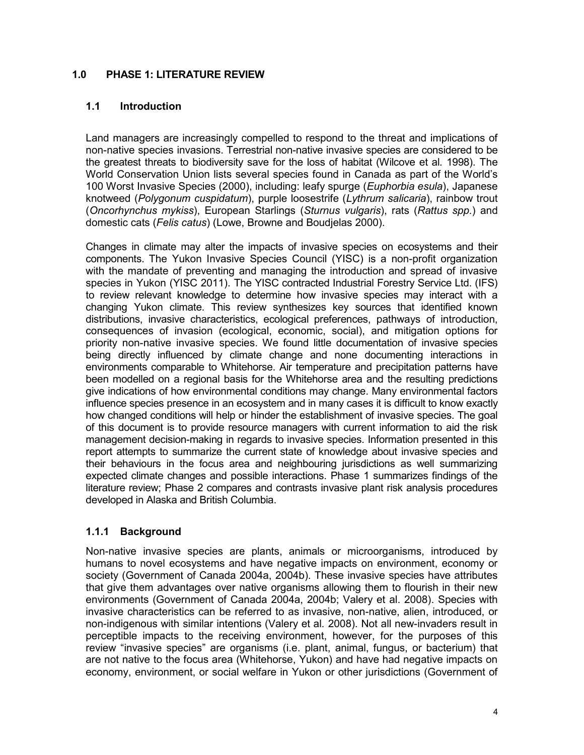# 1.0 PHASE 1: LITERATURE REVIEW

## 1.1 Introduction

Land managers are increasingly compelled to respond to the threat and implications of non-native species invasions. Terrestrial non-native invasive species are considered to be the greatest threats to biodiversity save for the loss of habitat (Wilcove et al*.* 1998). The World Conservation Union lists several species found in Canada as part of the World's 100 Worst Invasive Species (2000), including: leafy spurge (*Euphorbia esula*), Japanese knotweed (*Polygonum cuspidatum*), purple loosestrife (*Lythrum salicaria*), rainbow trout (*Oncorhynchus mykiss*), European Starlings (*Sturnus vulgaris*), rats (*Rattus spp.*) and domestic cats (*Felis catus*) (Lowe, Browne and Boudjelas 2000).

Changes in climate may alter the impacts of invasive species on ecosystems and their components. The Yukon Invasive Species Council (YISC) is a non-profit organization with the mandate of preventing and managing the introduction and spread of invasive species in Yukon (YISC 2011). The YISC contracted Industrial Forestry Service Ltd. (IFS) to review relevant knowledge to determine how invasive species may interact with a changing Yukon climate. This review synthesizes key sources that identified known distributions, invasive characteristics, ecological preferences, pathways of introduction, consequences of invasion (ecological, economic, social), and mitigation options for priority non-native invasive species. We found little documentation of invasive species being directly influenced by climate change and none documenting interactions in environments comparable to Whitehorse. Air temperature and precipitation patterns have been modelled on a regional basis for the Whitehorse area and the resulting predictions give indications of how environmental conditions may change. Many environmental factors influence species presence in an ecosystem and in many cases it is difficult to know exactly how changed conditions will help or hinder the establishment of invasive species. The goal of this document is to provide resource managers with current information to aid the risk management decision-making in regards to invasive species. Information presented in this report attempts to summarize the current state of knowledge about invasive species and their behaviours in the focus area and neighbouring jurisdictions as well summarizing expected climate changes and possible interactions. Phase 1 summarizes findings of the literature review; Phase 2 compares and contrasts invasive plant risk analysis procedures developed in Alaska and British Columbia.

### 1.1.1 Background

Non-native invasive species are plants, animals or microorganisms, introduced by humans to novel ecosystems and have negative impacts on environment, economy or society (Government of Canada 2004a, 2004b). These invasive species have attributes that give them advantages over native organisms allowing them to flourish in their new environments (Government of Canada 2004a, 2004b; Valery et al. 2008). Species with invasive characteristics can be referred to as invasive, non-native, alien, introduced, or non-indigenous with similar intentions (Valery et al*.* 2008). Not all new-invaders result in perceptible impacts to the receiving environment, however, for the purposes of this review "invasive species" are organisms (i.e. plant, animal, fungus, or bacterium) that are not native to the focus area (Whitehorse, Yukon) and have had negative impacts on economy, environment, or social welfare in Yukon or other jurisdictions (Government of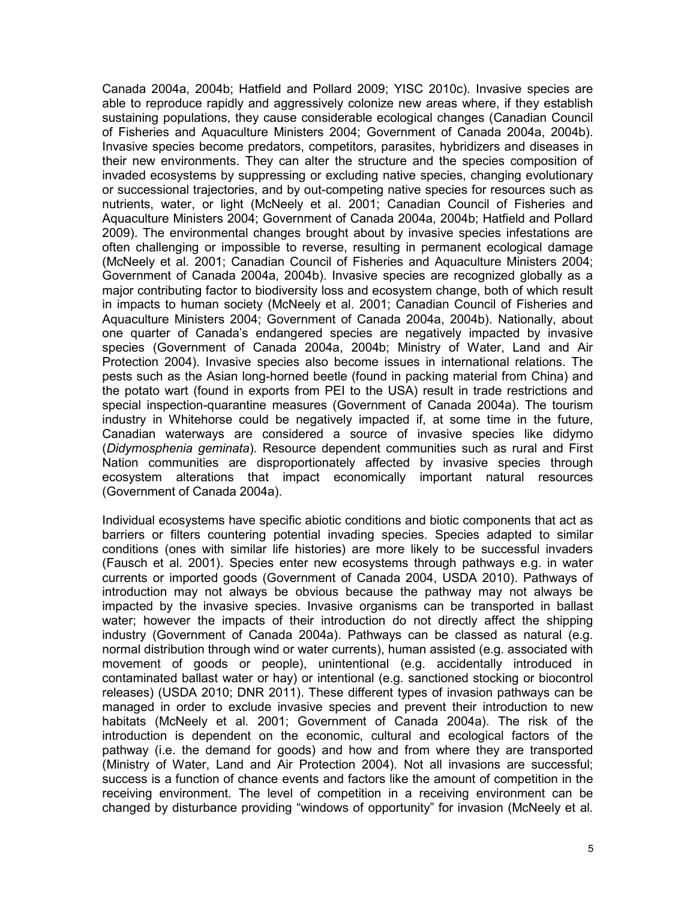Canada 2004a, 2004b; Hatfield and Pollard 2009; YISC 2010c). Invasive species are able to reproduce rapidly and aggressively colonize new areas where, if they establish sustaining populations, they cause considerable ecological changes (Canadian Council of Fisheries and Aquaculture Ministers 2004; Government of Canada 2004a, 2004b). Invasive species become predators, competitors, parasites, hybridizers and diseases in their new environments. They can alter the structure and the species composition of invaded ecosystems by suppressing or excluding native species, changing evolutionary or successional trajectories, and by out-competing native species for resources such as nutrients, water, or light (McNeely et al. 2001; Canadian Council of Fisheries and Aquaculture Ministers 2004; Government of Canada 2004a, 2004b; Hatfield and Pollard 2009). The environmental changes brought about by invasive species infestations are often challenging or impossible to reverse, resulting in permanent ecological damage (McNeely et al. 2001; Canadian Council of Fisheries and Aquaculture Ministers 2004; Government of Canada 2004a, 2004b). Invasive species are recognized globally as a major contributing factor to biodiversity loss and ecosystem change, both of which result in impacts to human society (McNeely et al. 2001; Canadian Council of Fisheries and Aquaculture Ministers 2004; Government of Canada 2004a, 2004b). Nationally, about one quarter of Canada's endangered species are negatively impacted by invasive species (Government of Canada 2004a, 2004b; Ministry of Water, Land and Air Protection 2004). Invasive species also become issues in international relations. The pests such as the Asian long-horned beetle (found in packing material from China) and the potato wart (found in exports from PEI to the USA) result in trade restrictions and special inspection-quarantine measures (Government of Canada 2004a). The tourism industry in Whitehorse could be negatively impacted if, at some time in the future, Canadian waterways are considered a source of invasive species like didymo (*Didymosphenia geminata*). Resource dependent communities such as rural and First Nation communities are disproportionately affected by invasive species through ecosystem alterations that impact economically important natural resources (Government of Canada 2004a).

Individual ecosystems have specific abiotic conditions and biotic components that act as barriers or filters countering potential invading species. Species adapted to similar conditions (ones with similar life histories) are more likely to be successful invaders (Fausch et al. 2001). Species enter new ecosystems through pathways e.g. in water currents or imported goods (Government of Canada 2004, USDA 2010). Pathways of introduction may not always be obvious because the pathway may not always be impacted by the invasive species. Invasive organisms can be transported in ballast water; however the impacts of their introduction do not directly affect the shipping industry (Government of Canada 2004a). Pathways can be classed as natural (e.g. normal distribution through wind or water currents), human assisted (e.g. associated with movement of goods or people), unintentional (e.g. accidentally introduced in contaminated ballast water or hay) or intentional (e.g. sanctioned stocking or biocontrol releases) (USDA 2010; DNR 2011). These different types of invasion pathways can be managed in order to exclude invasive species and prevent their introduction to new habitats (McNeely et al. 2001; Government of Canada 2004a). The risk of the introduction is dependent on the economic, cultural and ecological factors of the pathway (i.e. the demand for goods) and how and from where they are transported (Ministry of Water, Land and Air Protection 2004). Not all invasions are successful; success is a function of chance events and factors like the amount of competition in the receiving environment. The level of competition in a receiving environment can be changed by disturbance providing "windows of opportunity" for invasion (McNeely et al.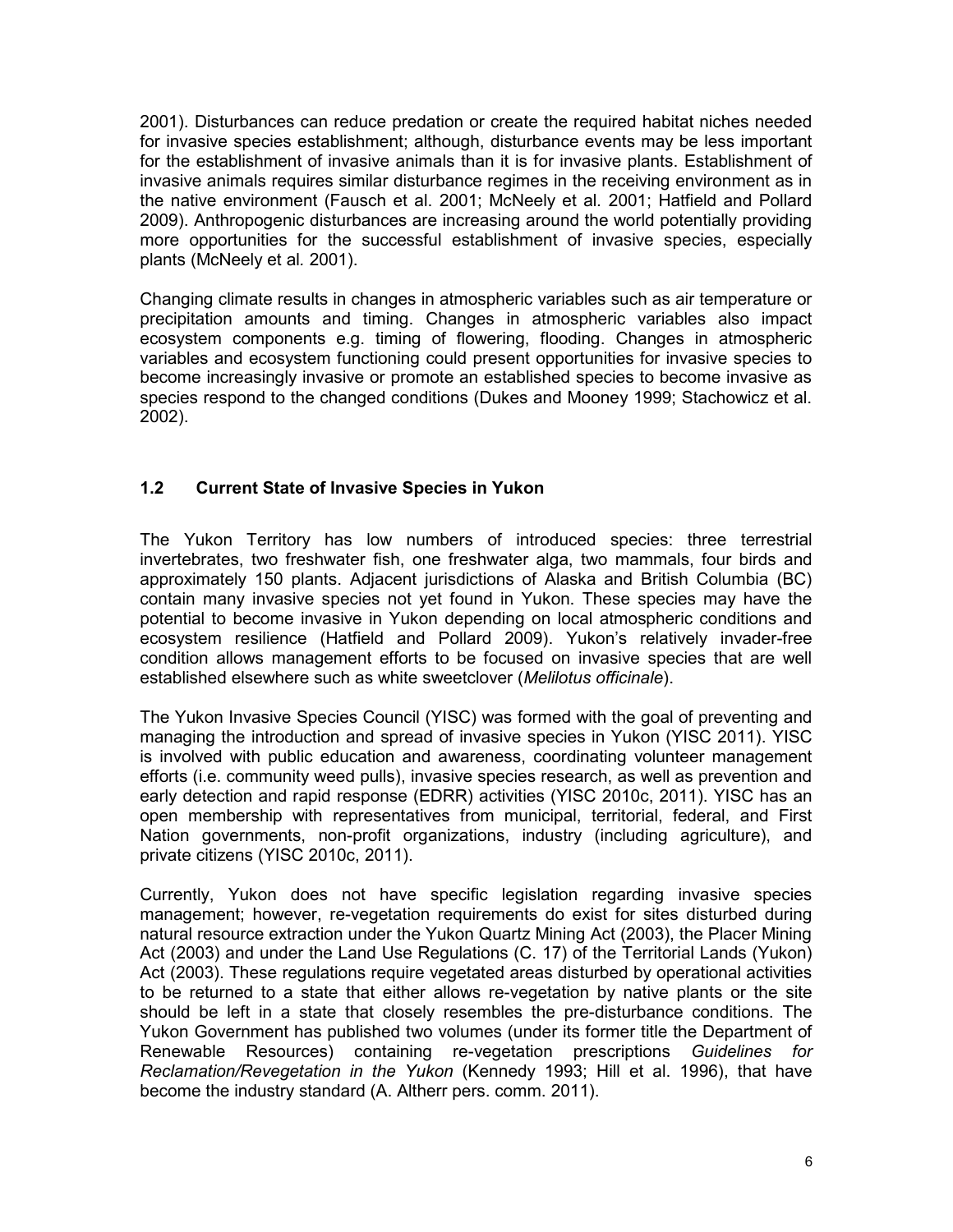2001). Disturbances can reduce predation or create the required habitat niches needed for invasive species establishment; although, disturbance events may be less important for the establishment of invasive animals than it is for invasive plants. Establishment of invasive animals requires similar disturbance regimes in the receiving environment as in the native environment (Fausch et al. 2001; McNeely et al. 2001; Hatfield and Pollard 2009). Anthropogenic disturbances are increasing around the world potentially providing more opportunities for the successful establishment of invasive species, especially plants (McNeely et al. 2001).

Changing climate results in changes in atmospheric variables such as air temperature or precipitation amounts and timing. Changes in atmospheric variables also impact ecosystem components e.g. timing of flowering, flooding. Changes in atmospheric variables and ecosystem functioning could present opportunities for invasive species to become increasingly invasive or promote an established species to become invasive as species respond to the changed conditions (Dukes and Mooney 1999; Stachowicz et al. 2002).

## 1.2 Current State of Invasive Species in Yukon

The Yukon Territory has low numbers of introduced species: three terrestrial invertebrates, two freshwater fish, one freshwater alga, two mammals, four birds and approximately 150 plants. Adjacent jurisdictions of Alaska and British Columbia (BC) contain many invasive species not yet found in Yukon. These species may have the potential to become invasive in Yukon depending on local atmospheric conditions and ecosystem resilience (Hatfield and Pollard 2009). Yukon's relatively invader-free condition allows management efforts to be focused on invasive species that are well established elsewhere such as white sweetclover (*Melilotus officinale*).

The Yukon Invasive Species Council (YISC) was formed with the goal of preventing and managing the introduction and spread of invasive species in Yukon (YISC 2011). YISC is involved with public education and awareness, coordinating volunteer management efforts (i.e. community weed pulls), invasive species research, as well as prevention and early detection and rapid response (EDRR) activities (YISC 2010c, 2011). YISC has an open membership with representatives from municipal, territorial, federal, and First Nation governments, non-profit organizations, industry (including agriculture), and private citizens (YISC 2010c, 2011).

Currently, Yukon does not have specific legislation regarding invasive species management; however, re-vegetation requirements do exist for sites disturbed during natural resource extraction under the Yukon Quartz Mining Act (2003), the Placer Mining Act (2003) and under the Land Use Regulations (C. 17) of the Territorial Lands (Yukon) Act (2003). These regulations require vegetated areas disturbed by operational activities to be returned to a state that either allows re-vegetation by native plants or the site should be left in a state that closely resembles the pre-disturbance conditions. The Yukon Government has published two volumes (under its former title the Department of Renewable Resources) containing re-vegetation prescriptions *Guidelines for Reclamation/Revegetation in the Yukon* (Kennedy 1993; Hill et al. 1996), that have become the industry standard (A. Altherr pers. comm. 2011).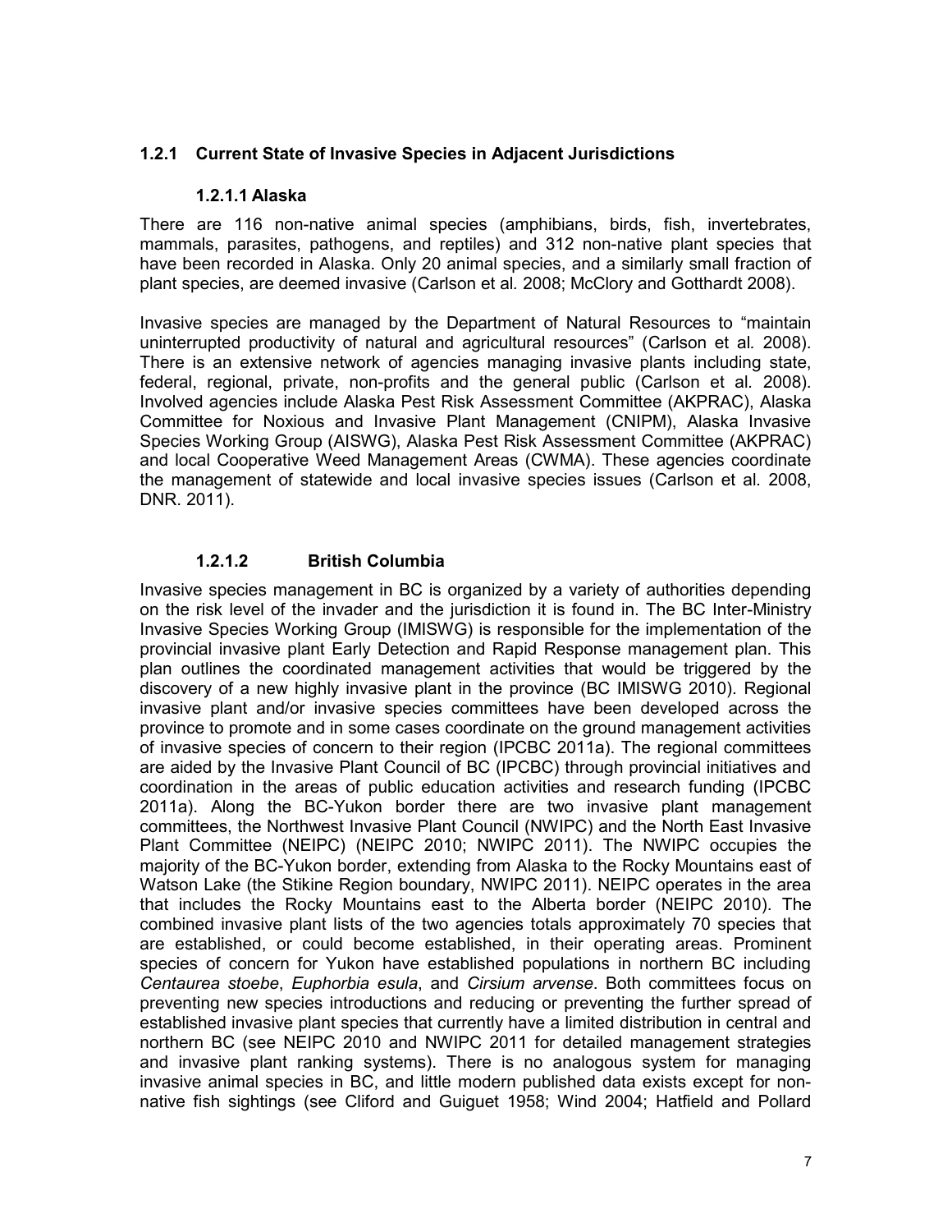### 1.2.1 Current State of Invasive Species in Adjacent Jurisdictions

#### 1.2.1.1 Alaska

There are 116 non-native animal species (amphibians, birds, fish, invertebrates, mammals, parasites, pathogens, and reptiles) and 312 non-native plant species that have been recorded in Alaska. Only 20 animal species, and a similarly small fraction of plant species, are deemed invasive (Carlson et al*.* 2008; McClory and Gotthardt 2008).

Invasive species are managed by the Department of Natural Resources to "maintain uninterrupted productivity of natural and agricultural resources" (Carlson et al*.* 2008). There is an extensive network of agencies managing invasive plants including state, federal, regional, private, non-profits and the general public (Carlson et al*.* 2008). Involved agencies include Alaska Pest Risk Assessment Committee (AKPRAC), Alaska Committee for Noxious and Invasive Plant Management (CNIPM), Alaska Invasive Species Working Group (AISWG), Alaska Pest Risk Assessment Committee (AKPRAC) and local Cooperative Weed Management Areas (CWMA). These agencies coordinate the management of statewide and local invasive species issues (Carlson et al*.* 2008, DNR. 2011).

#### 1.2.1.2 British Columbia

Invasive species management in BC is organized by a variety of authorities depending on the risk level of the invader and the jurisdiction it is found in. The BC Inter-Ministry Invasive Species Working Group (IMISWG) is responsible for the implementation of the provincial invasive plant Early Detection and Rapid Response management plan. This plan outlines the coordinated management activities that would be triggered by the discovery of a new highly invasive plant in the province (BC IMISWG 2010). Regional invasive plant and/or invasive species committees have been developed across the province to promote and in some cases coordinate on the ground management activities of invasive species of concern to their region (IPCBC 2011a). The regional committees are aided by the Invasive Plant Council of BC (IPCBC) through provincial initiatives and coordination in the areas of public education activities and research funding (IPCBC 2011a). Along the BC-Yukon border there are two invasive plant management committees, the Northwest Invasive Plant Council (NWIPC) and the North East Invasive Plant Committee (NEIPC) (NEIPC 2010; NWIPC 2011). The NWIPC occupies the majority of the BC-Yukon border, extending from Alaska to the Rocky Mountains east of Watson Lake (the Stikine Region boundary, NWIPC 2011). NEIPC operates in the area that includes the Rocky Mountains east to the Alberta border (NEIPC 2010). The combined invasive plant lists of the two agencies totals approximately 70 species that are established, or could become established, in their operating areas. Prominent species of concern for Yukon have established populations in northern BC including *Centaurea stoebe*, *Euphorbia esula*, and *Cirsium arvense*. Both committees focus on preventing new species introductions and reducing or preventing the further spread of established invasive plant species that currently have a limited distribution in central and northern BC (see NEIPC 2010 and NWIPC 2011 for detailed management strategies and invasive plant ranking systems). There is no analogous system for managing invasive animal species in BC, and little modern published data exists except for non-native fish sightings (see Cliford and Guiguet 1958; Wind 2004; Hatfield and Pollard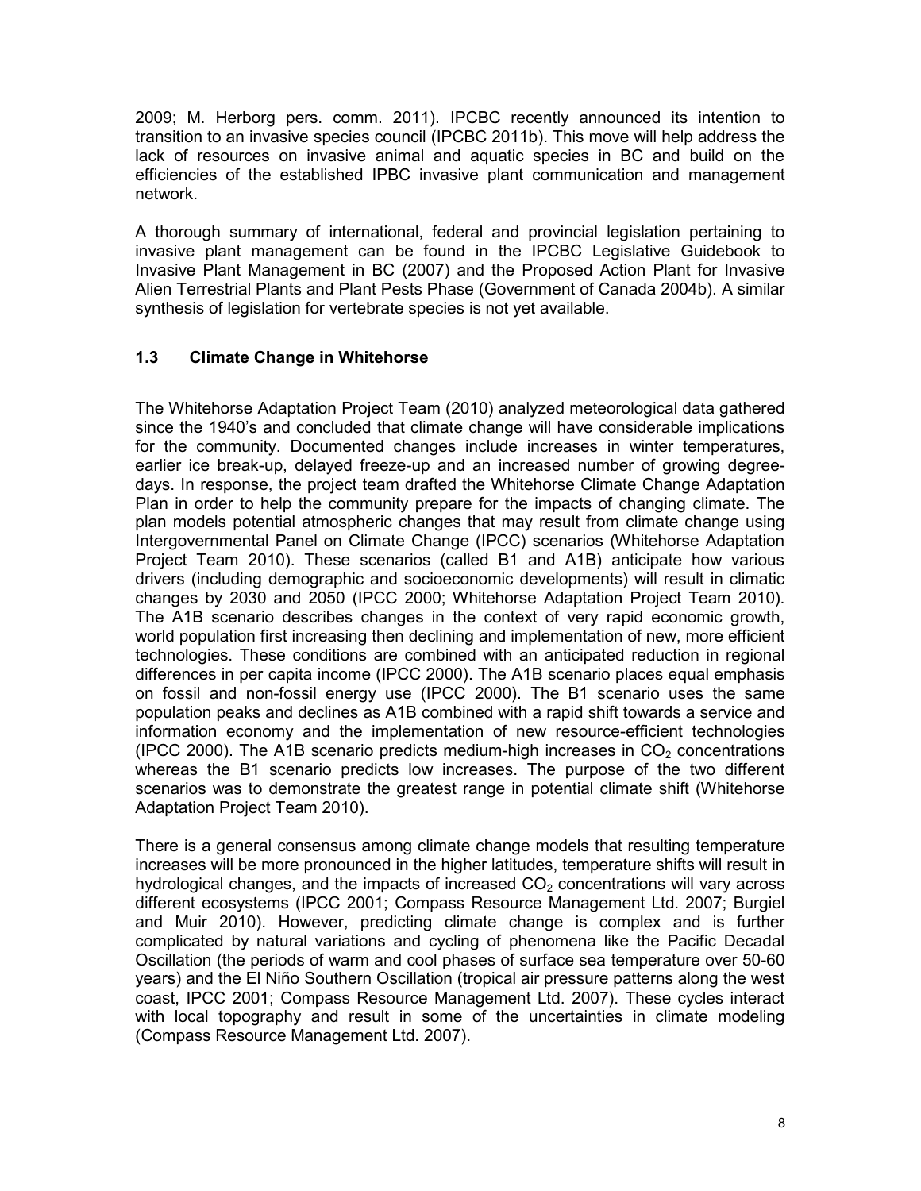2009; M. Herborg pers. comm. 2011). IPCBC recently announced its intention to transition to an invasive species council (IPCBC 2011b). This move will help address the lack of resources on invasive animal and aquatic species in BC and build on the efficiencies of the established IPBC invasive plant communication and management network.

A thorough summary of international, federal and provincial legislation pertaining to invasive plant management can be found in the IPCBC Legislative Guidebook to Invasive Plant Management in BC (2007) and the Proposed Action Plant for Invasive Alien Terrestrial Plants and Plant Pests Phase (Government of Canada 2004b). A similar synthesis of legislation for vertebrate species is not yet available.

### 1.3 Climate Change in Whitehorse

The Whitehorse Adaptation Project Team (2010) analyzed meteorological data gathered since the 1940's and concluded that climate change will have considerable implications for the community. Documented changes include increases in winter temperatures, earlier ice break-up, delayed freeze-up and an increased number of growing degree-days. In response, the project team drafted the Whitehorse Climate Change Adaptation Plan in order to help the community prepare for the impacts of changing climate. The plan models potential atmospheric changes that may result from climate change using Intergovernmental Panel on Climate Change (IPCC) scenarios (Whitehorse Adaptation Project Team 2010). These scenarios (called B1 and A1B) anticipate how various drivers (including demographic and socioeconomic developments) will result in climatic changes by 2030 and 2050 (IPCC 2000; Whitehorse Adaptation Project Team 2010). The A1B scenario describes changes in the context of very rapid economic growth, world population first increasing then declining and implementation of new, more efficient technologies. These conditions are combined with an anticipated reduction in regional differences in per capita income (IPCC 2000). The A1B scenario places equal emphasis on fossil and non-fossil energy use (IPCC 2000). The B1 scenario uses the same population peaks and declines as A1B combined with a rapid shift towards a service and information economy and the implementation of new resource-efficient technologies (IPCC 2000). The A1B scenario predicts medium-high increases in $CO_2$ concentrations whereas the B1 scenario predicts low increases. The purpose of the two different scenarios was to demonstrate the greatest range in potential climate shift (Whitehorse Adaptation Project Team 2010).

There is a general consensus among climate change models that resulting temperature increases will be more pronounced in the higher latitudes, temperature shifts will result in hydrological changes, and the impacts of increased $CO_2$ concentrations will vary across different ecosystems (IPCC 2001; Compass Resource Management Ltd. 2007; Burgiel and Muir 2010). However, predicting climate change is complex and is further complicated by natural variations and cycling of phenomena like the Pacific Decadal Oscillation (the periods of warm and cool phases of surface sea temperature over 50-60 years) and the El Niño Southern Oscillation (tropical air pressure patterns along the west coast, IPCC 2001; Compass Resource Management Ltd. 2007). These cycles interact with local topography and result in some of the uncertainties in climate modeling (Compass Resource Management Ltd. 2007).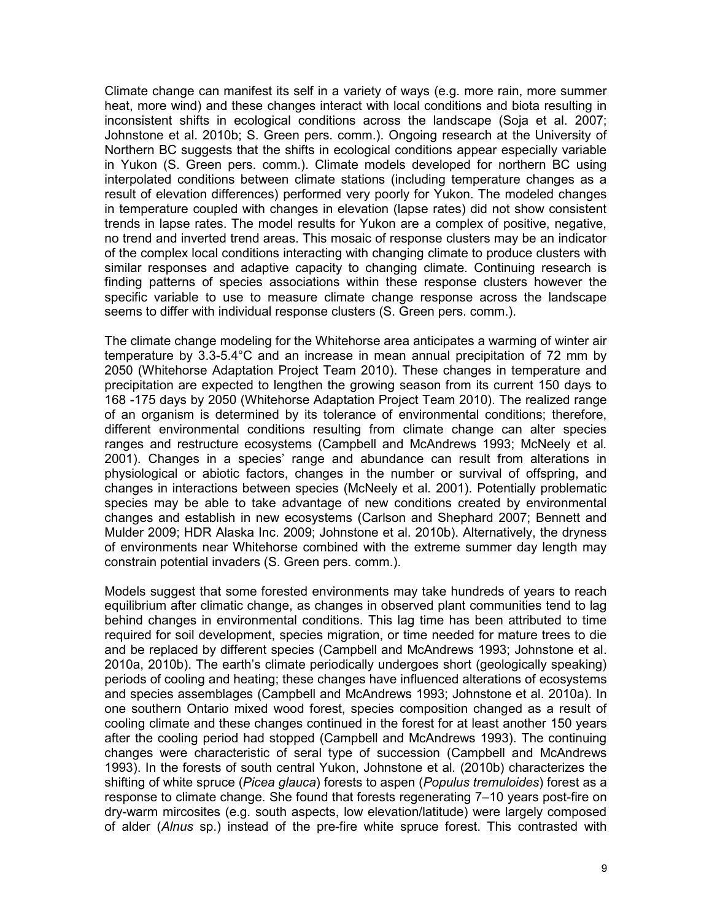Climate change can manifest its self in a variety of ways (e.g. more rain, more summer heat, more wind) and these changes interact with local conditions and biota resulting in inconsistent shifts in ecological conditions across the landscape (Soja et al. 2007; Johnstone et al. 2010b; S. Green pers. comm.). Ongoing research at the University of Northern BC suggests that the shifts in ecological conditions appear especially variable in Yukon (S. Green pers. comm.). Climate models developed for northern BC using interpolated conditions between climate stations (including temperature changes as a result of elevation differences) performed very poorly for Yukon. The modeled changes in temperature coupled with changes in elevation (lapse rates) did not show consistent trends in lapse rates. The model results for Yukon are a complex of positive, negative, no trend and inverted trend areas. This mosaic of response clusters may be an indicator of the complex local conditions interacting with changing climate to produce clusters with similar responses and adaptive capacity to changing climate. Continuing research is finding patterns of species associations within these response clusters however the specific variable to use to measure climate change response across the landscape seems to differ with individual response clusters (S. Green pers. comm.).

The climate change modeling for the Whitehorse area anticipates a warming of winter air temperature by 3.3-5.4°C and an increase in mean annual precipitation of 72 mm by 2050 (Whitehorse Adaptation Project Team 2010). These changes in temperature and precipitation are expected to lengthen the growing season from its current 150 days to 168 -175 days by 2050 (Whitehorse Adaptation Project Team 2010). The realized range of an organism is determined by its tolerance of environmental conditions; therefore, different environmental conditions resulting from climate change can alter species ranges and restructure ecosystems (Campbell and McAndrews 1993; McNeely et al. 2001). Changes in a species' range and abundance can result from alterations in physiological or abiotic factors, changes in the number or survival of offspring, and changes in interactions between species (McNeely et al. 2001). Potentially problematic species may be able to take advantage of new conditions created by environmental changes and establish in new ecosystems (Carlson and Shephard 2007; Bennett and Mulder 2009; HDR Alaska Inc. 2009; Johnstone et al. 2010b). Alternatively, the dryness of environments near Whitehorse combined with the extreme summer day length may constrain potential invaders (S. Green pers. comm.).

Models suggest that some forested environments may take hundreds of years to reach equilibrium after climatic change, as changes in observed plant communities tend to lag behind changes in environmental conditions. This lag time has been attributed to time required for soil development, species migration, or time needed for mature trees to die and be replaced by different species (Campbell and McAndrews 1993; Johnstone et al. 2010a, 2010b). The earth's climate periodically undergoes short (geologically speaking) periods of cooling and heating; these changes have influenced alterations of ecosystems and species assemblages (Campbell and McAndrews 1993; Johnstone et al. 2010a). In one southern Ontario mixed wood forest, species composition changed as a result of cooling climate and these changes continued in the forest for at least another 150 years after the cooling period had stopped (Campbell and McAndrews 1993). The continuing changes were characteristic of seral type of succession (Campbell and McAndrews 1993). In the forests of south central Yukon, Johnstone et al. (2010b) characterizes the shifting of white spruce (*Picea glauca*) forests to aspen (*Populus tremuloides*) forest as a response to climate change. She found that forests regenerating 7–10 years post-fire on dry-warm mircosites (e.g. south aspects, low elevation/latitude) were largely composed of alder (*Alnus* sp.) instead of the pre-fire white spruce forest. This contrasted with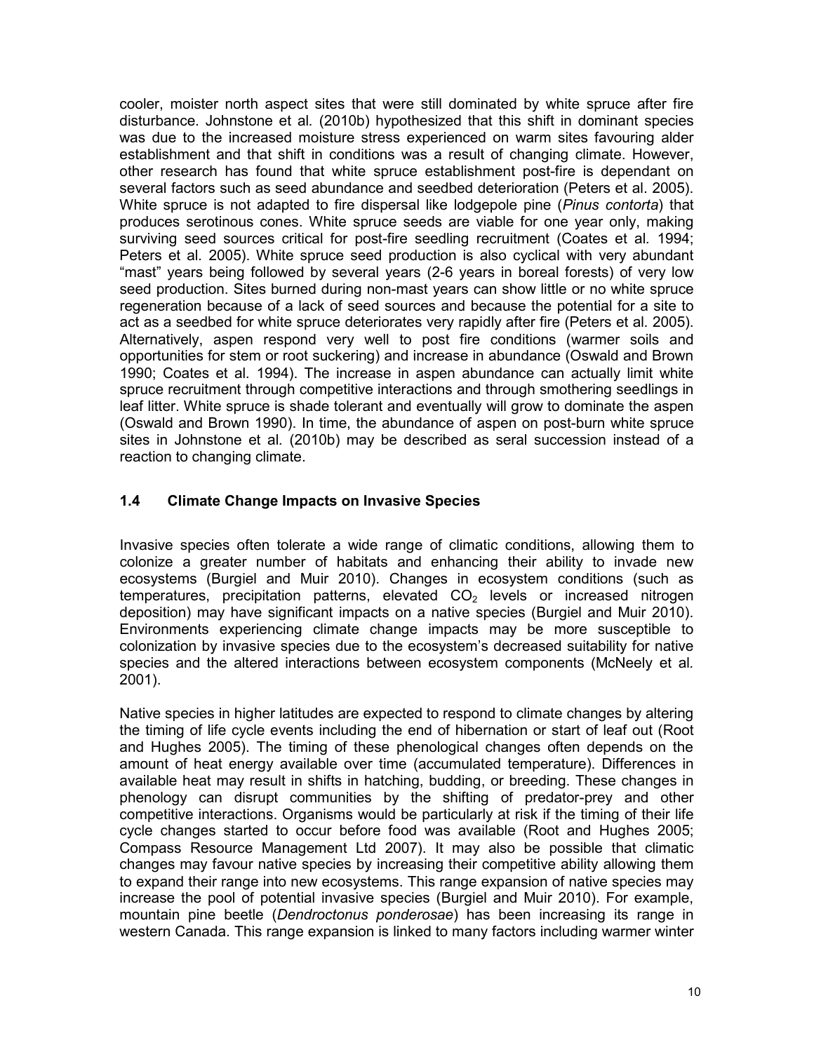cooler, moister north aspect sites that were still dominated by white spruce after fire disturbance. Johnstone et al. (2010b) hypothesized that this shift in dominant species was due to the increased moisture stress experienced on warm sites favouring alder establishment and that shift in conditions was a result of changing climate. However, other research has found that white spruce establishment post-fire is dependant on several factors such as seed abundance and seedbed deterioration (Peters et al. 2005). White spruce is not adapted to fire dispersal like lodgepole pine (*Pinus contorta*) that produces serotinous cones. White spruce seeds are viable for one year only, making surviving seed sources critical for post-fire seedling recruitment (Coates et al. 1994; Peters et al. 2005). White spruce seed production is also cyclical with very abundant "mast" years being followed by several years (2-6 years in boreal forests) of very low seed production. Sites burned during non-mast years can show little or no white spruce regeneration because of a lack of seed sources and because the potential for a site to act as a seedbed for white spruce deteriorates very rapidly after fire (Peters et al. 2005). Alternatively, aspen respond very well to post fire conditions (warmer soils and opportunities for stem or root suckering) and increase in abundance (Oswald and Brown 1990; Coates et al. 1994). The increase in aspen abundance can actually limit white spruce recruitment through competitive interactions and through smothering seedlings in leaf litter. White spruce is shade tolerant and eventually will grow to dominate the aspen (Oswald and Brown 1990). In time, the abundance of aspen on post-burn white spruce sites in Johnstone et al. (2010b) may be described as seral succession instead of a reaction to changing climate.

## 1.4 Climate Change Impacts on Invasive Species

Invasive species often tolerate a wide range of climatic conditions, allowing them to colonize a greater number of habitats and enhancing their ability to invade new ecosystems (Burgiel and Muir 2010). Changes in ecosystem conditions (such as temperatures, precipitation patterns, elevated $CO_2$ levels or increased nitrogen deposition) may have significant impacts on a native species (Burgiel and Muir 2010). Environments experiencing climate change impacts may be more susceptible to colonization by invasive species due to the ecosystem's decreased suitability for native species and the altered interactions between ecosystem components (McNeely et al. 2001).

Native species in higher latitudes are expected to respond to climate changes by altering the timing of life cycle events including the end of hibernation or start of leaf out (Root and Hughes 2005). The timing of these phenological changes often depends on the amount of heat energy available over time (accumulated temperature). Differences in available heat may result in shifts in hatching, budding, or breeding. These changes in phenology can disrupt communities by the shifting of predator-prey and other competitive interactions. Organisms would be particularly at risk if the timing of their life cycle changes started to occur before food was available (Root and Hughes 2005; Compass Resource Management Ltd 2007). It may also be possible that climatic changes may favour native species by increasing their competitive ability allowing them to expand their range into new ecosystems. This range expansion of native species may increase the pool of potential invasive species (Burgiel and Muir 2010). For example, mountain pine beetle (*Dendroctonus ponderosae*) has been increasing its range in western Canada. This range expansion is linked to many factors including warmer winter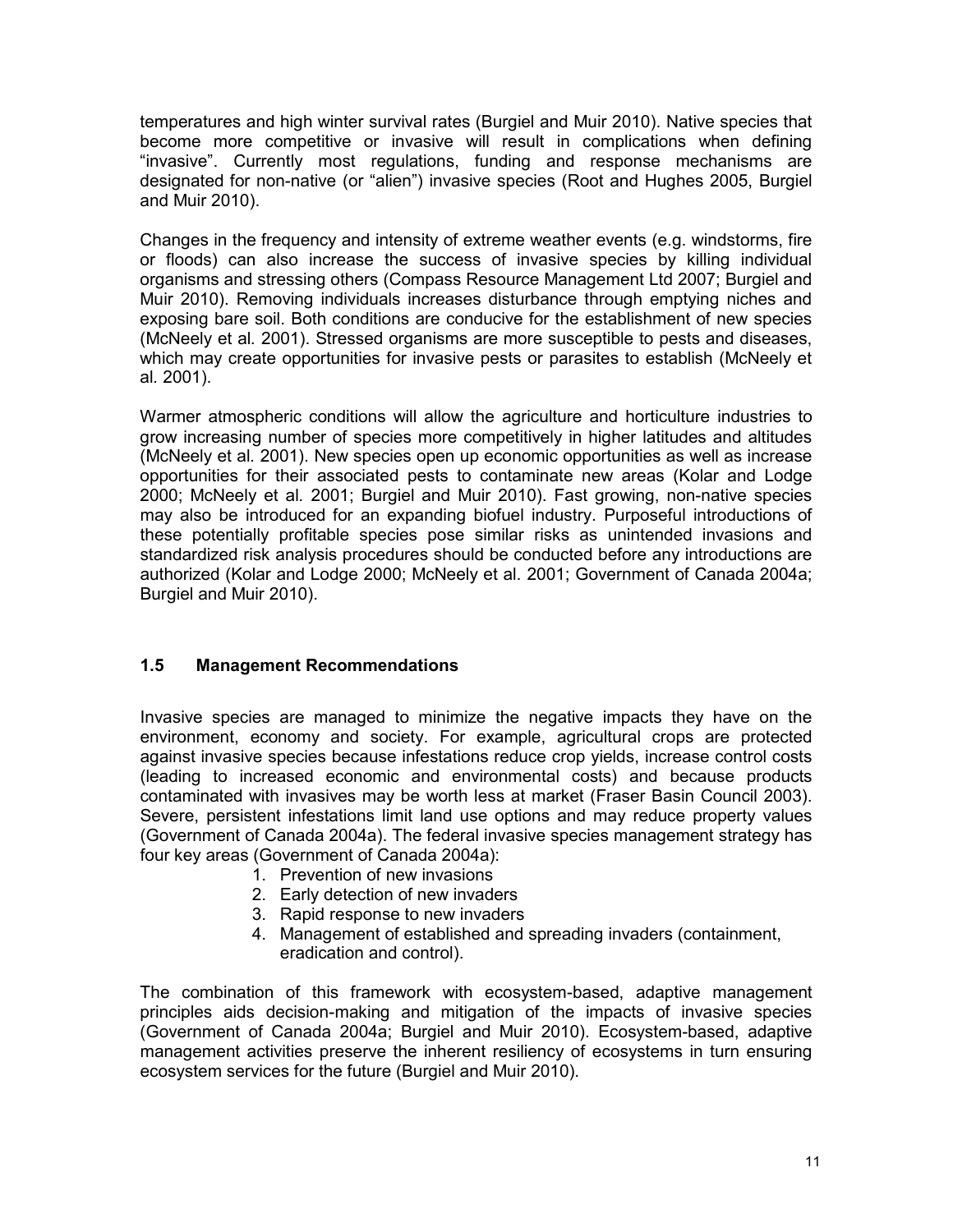temperatures and high winter survival rates (Burgiel and Muir 2010). Native species that become more competitive or invasive will result in complications when defining "invasive". Currently most regulations, funding and response mechanisms are designated for non-native (or "alien") invasive species (Root and Hughes 2005, Burgiel and Muir 2010).

Changes in the frequency and intensity of extreme weather events (e.g. windstorms, fire or floods) can also increase the success of invasive species by killing individual organisms and stressing others (Compass Resource Management Ltd 2007; Burgiel and Muir 2010). Removing individuals increases disturbance through emptying niches and exposing bare soil. Both conditions are conducive for the establishment of new species (McNeely et al*.* 2001). Stressed organisms are more susceptible to pests and diseases, which may create opportunities for invasive pests or parasites to establish (McNeely et al*.* 2001).

Warmer atmospheric conditions will allow the agriculture and horticulture industries to grow increasing number of species more competitively in higher latitudes and altitudes (McNeely et al*.* 2001). New species open up economic opportunities as well as increase opportunities for their associated pests to contaminate new areas (Kolar and Lodge 2000; McNeely et al*.* 2001; Burgiel and Muir 2010). Fast growing, non-native species may also be introduced for an expanding biofuel industry. Purposeful introductions of these potentially profitable species pose similar risks as unintended invasions and standardized risk analysis procedures should be conducted before any introductions are authorized (Kolar and Lodge 2000; McNeely et al*.* 2001; Government of Canada 2004a; Burgiel and Muir 2010).

## 1.5 Management Recommendations

Invasive species are managed to minimize the negative impacts they have on the environment, economy and society. For example, agricultural crops are protected against invasive species because infestations reduce crop yields, increase control costs (leading to increased economic and environmental costs) and because products contaminated with invasives may be worth less at market (Fraser Basin Council 2003). Severe, persistent infestations limit land use options and may reduce property values (Government of Canada 2004a). The federal invasive species management strategy has four key areas (Government of Canada 2004a):

1. Prevention of new invasions
2. Early detection of new invaders
3. Rapid response to new invaders
4. Management of established and spreading invaders (containment, eradication and control).

The combination of this framework with ecosystem-based, adaptive management principles aids decision-making and mitigation of the impacts of invasive species (Government of Canada 2004a; Burgiel and Muir 2010). Ecosystem-based, adaptive management activities preserve the inherent resiliency of ecosystems in turn ensuring ecosystem services for the future (Burgiel and Muir 2010).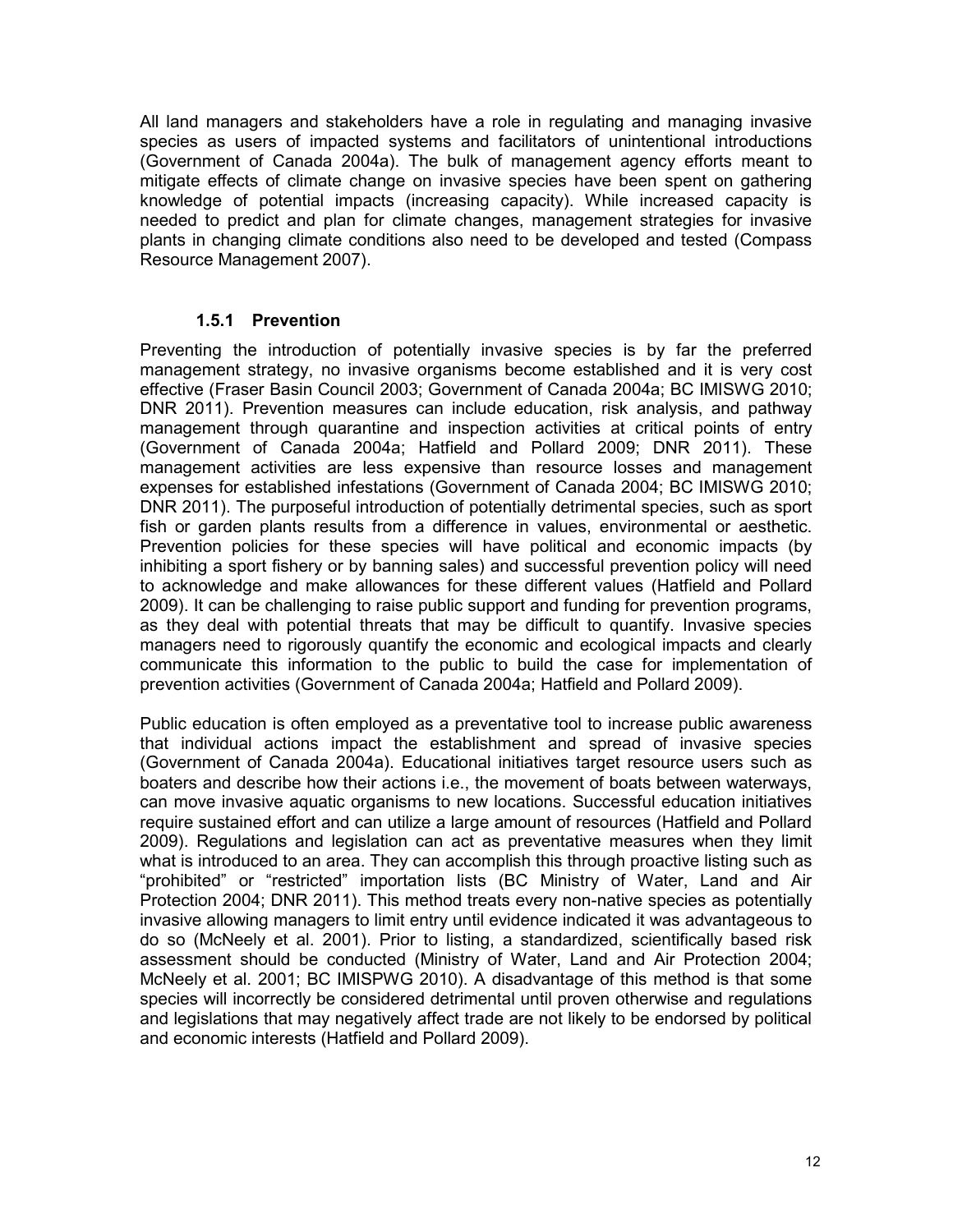All land managers and stakeholders have a role in regulating and managing invasive species as users of impacted systems and facilitators of unintentional introductions (Government of Canada 2004a). The bulk of management agency efforts meant to mitigate effects of climate change on invasive species have been spent on gathering knowledge of potential impacts (increasing capacity). While increased capacity is needed to predict and plan for climate changes, management strategies for invasive plants in changing climate conditions also need to be developed and tested (Compass Resource Management 2007).

### 1.5.1 Prevention

Preventing the introduction of potentially invasive species is by far the preferred management strategy, no invasive organisms become established and it is very cost effective (Fraser Basin Council 2003; Government of Canada 2004a; BC IMISWG 2010; DNR 2011). Prevention measures can include education, risk analysis, and pathway management through quarantine and inspection activities at critical points of entry (Government of Canada 2004a; Hatfield and Pollard 2009; DNR 2011). These management activities are less expensive than resource losses and management expenses for established infestations (Government of Canada 2004; BC IMISWG 2010; DNR 2011). The purposeful introduction of potentially detrimental species, such as sport fish or garden plants results from a difference in values, environmental or aesthetic. Prevention policies for these species will have political and economic impacts (by inhibiting a sport fishery or by banning sales) and successful prevention policy will need to acknowledge and make allowances for these different values (Hatfield and Pollard 2009). It can be challenging to raise public support and funding for prevention programs, as they deal with potential threats that may be difficult to quantify. Invasive species managers need to rigorously quantify the economic and ecological impacts and clearly communicate this information to the public to build the case for implementation of prevention activities (Government of Canada 2004a; Hatfield and Pollard 2009).

Public education is often employed as a preventative tool to increase public awareness that individual actions impact the establishment and spread of invasive species (Government of Canada 2004a). Educational initiatives target resource users such as boaters and describe how their actions i.e., the movement of boats between waterways, can move invasive aquatic organisms to new locations. Successful education initiatives require sustained effort and can utilize a large amount of resources (Hatfield and Pollard 2009). Regulations and legislation can act as preventative measures when they limit what is introduced to an area. They can accomplish this through proactive listing such as "prohibited" or "restricted" importation lists (BC Ministry of Water, Land and Air Protection 2004; DNR 2011). This method treats every non-native species as potentially invasive allowing managers to limit entry until evidence indicated it was advantageous to do so (McNeely et al. 2001). Prior to listing, a standardized, scientifically based risk assessment should be conducted (Ministry of Water, Land and Air Protection 2004; McNeely et al. 2001; BC IMISPWG 2010). A disadvantage of this method is that some species will incorrectly be considered detrimental until proven otherwise and regulations and legislations that may negatively affect trade are not likely to be endorsed by political and economic interests (Hatfield and Pollard 2009).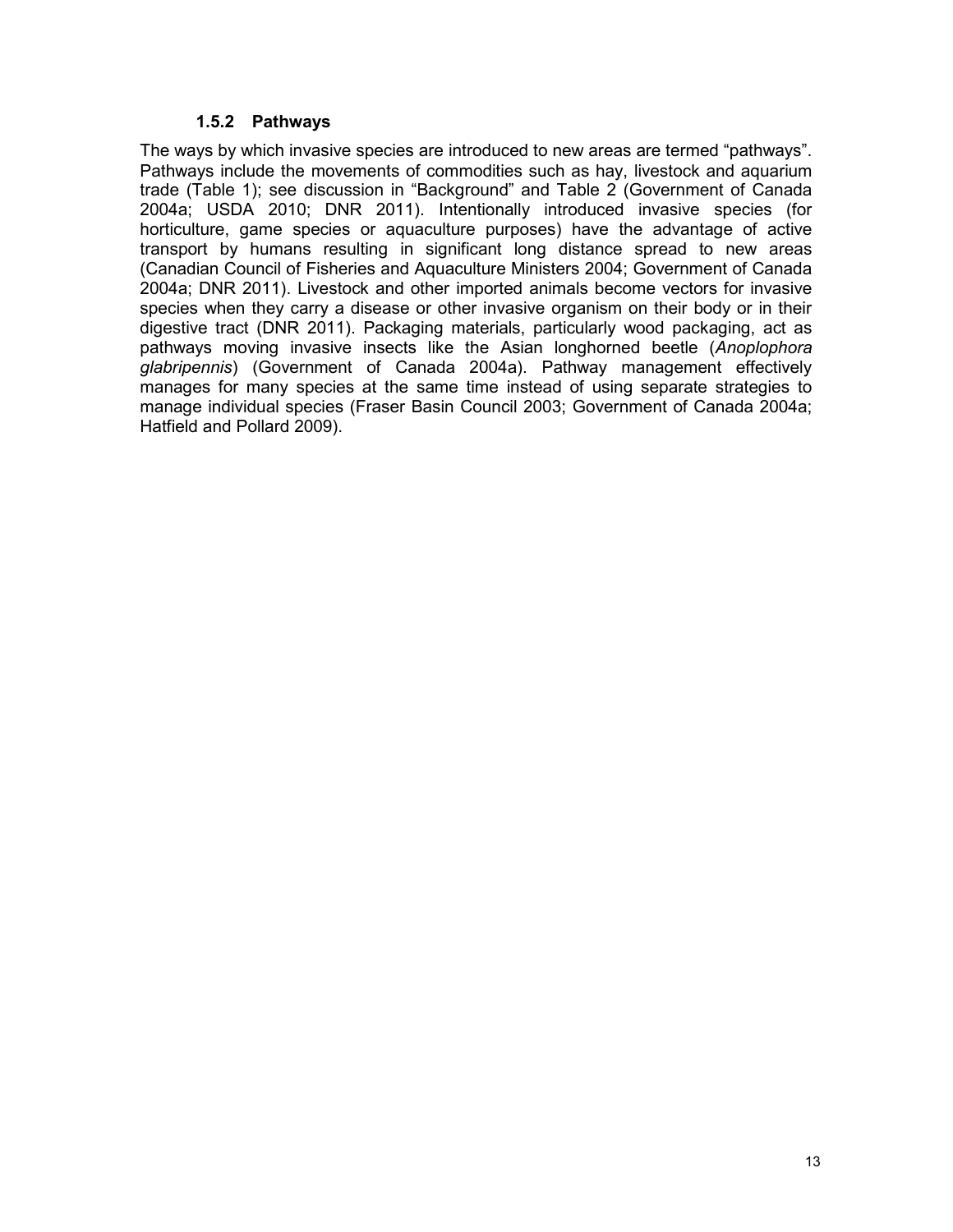### 1.5.2 Pathways

The ways by which invasive species are introduced to new areas are termed "pathways". Pathways include the movements of commodities such as hay, livestock and aquarium trade (Table 1); see discussion in "Background" and Table 2 (Government of Canada 2004a; USDA 2010; DNR 2011). Intentionally introduced invasive species (for horticulture, game species or aquaculture purposes) have the advantage of active transport by humans resulting in significant long distance spread to new areas (Canadian Council of Fisheries and Aquaculture Ministers 2004; Government of Canada 2004a; DNR 2011). Livestock and other imported animals become vectors for invasive species when they carry a disease or other invasive organism on their body or in their digestive tract (DNR 2011). Packaging materials, particularly wood packaging, act as pathways moving invasive insects like the Asian longhorned beetle (*Anoplophora glabripennis*) (Government of Canada 2004a). Pathway management effectively manages for many species at the same time instead of using separate strategies to manage individual species (Fraser Basin Council 2003; Government of Canada 2004a; Hatfield and Pollard 2009).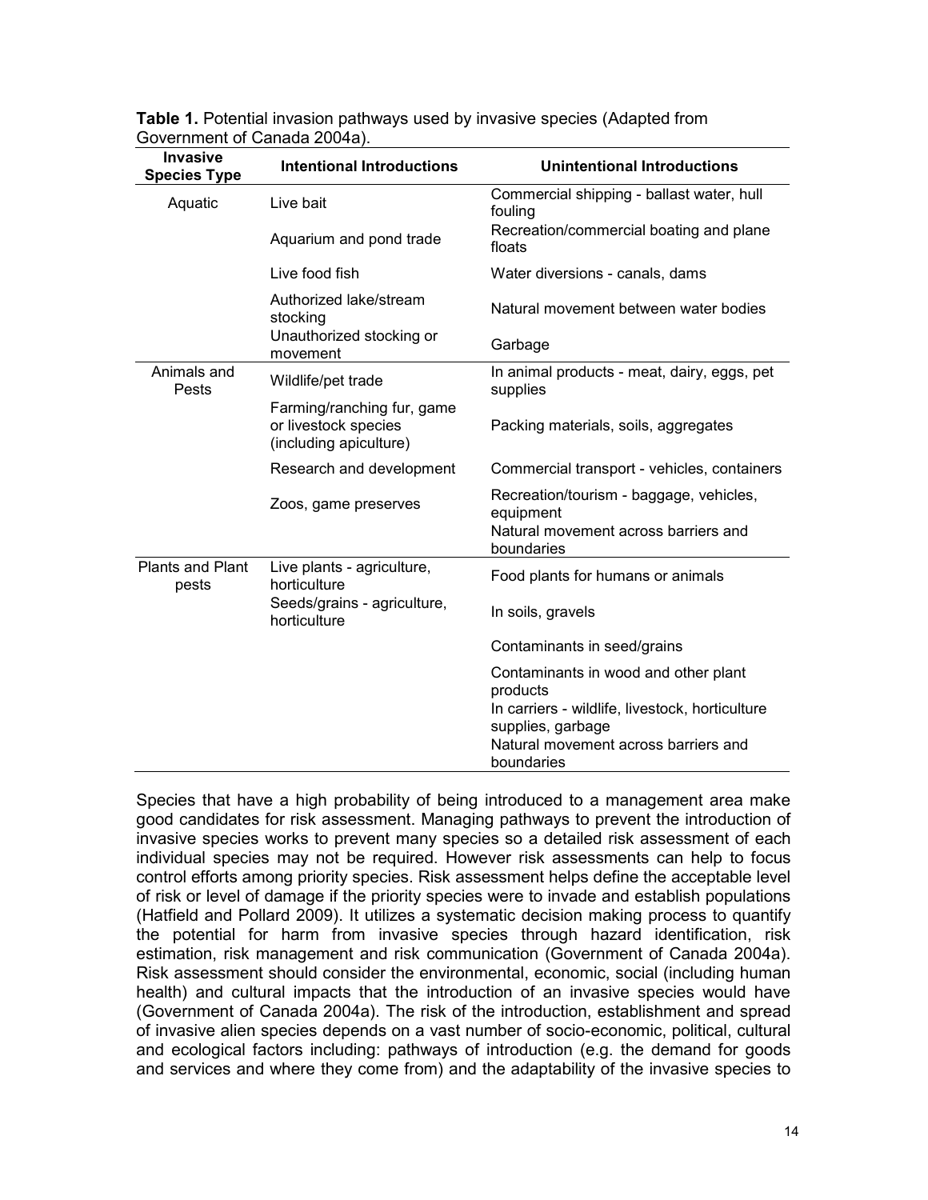**Table 1.** Potential invasion pathways used by invasive species (Adapted from Government of Canada 2004a).

| Invasive Species Type | Intentional Introductions | Unintentional Introductions |
|---|---|---|
| Aquatic | Live bait | Commercial shipping - ballast water, hull fouling |
| | Aquarium and pond trade | Recreation/commercial boating and plane floats |
| | Live food fish | Water diversions - canals, dams |
| | Authorized lake/stream stocking | Natural movement between water bodies |
| | Unauthorized stocking or movement | Garbage |
| Animals and Pests | Wildlife/pet trade | In animal products - meat, dairy, eggs, pet supplies |
| | Farming/ranching fur, game or livestock species (including apiculture) | Packing materials, soils, aggregates |
| | Research and development | Commercial transport - vehicles, containers |
| | Zoos, game preserves | Recreation/tourism - baggage, vehicles, equipment |
| | | Natural movement across barriers and boundaries |
| Plants and Plant pests | Live plants - agriculture, horticulture | Food plants for humans or animals |
| | Seeds/grains - agriculture, horticulture | In soils, gravels |
| | | Contaminants in seed/grains |
| | | Contaminants in wood and other plant products |
| | | In carriers - wildlife, livestock, horticulture supplies, garbage |
| | | Natural movement across barriers and boundaries |

Species that have a high probability of being introduced to a management area make good candidates for risk assessment. Managing pathways to prevent the introduction of invasive species works to prevent many species so a detailed risk assessment of each individual species may not be required. However risk assessments can help to focus control efforts among priority species. Risk assessment helps define the acceptable level of risk or level of damage if the priority species were to invade and establish populations (Hatfield and Pollard 2009). It utilizes a systematic decision making process to quantify the potential for harm from invasive species through hazard identification, risk estimation, risk management and risk communication (Government of Canada 2004a). Risk assessment should consider the environmental, economic, social (including human health) and cultural impacts that the introduction of an invasive species would have (Government of Canada 2004a). The risk of the introduction, establishment and spread of invasive alien species depends on a vast number of socio-economic, political, cultural and ecological factors including: pathways of introduction (e.g. the demand for goods and services and where they come from) and the adaptability of the invasive species to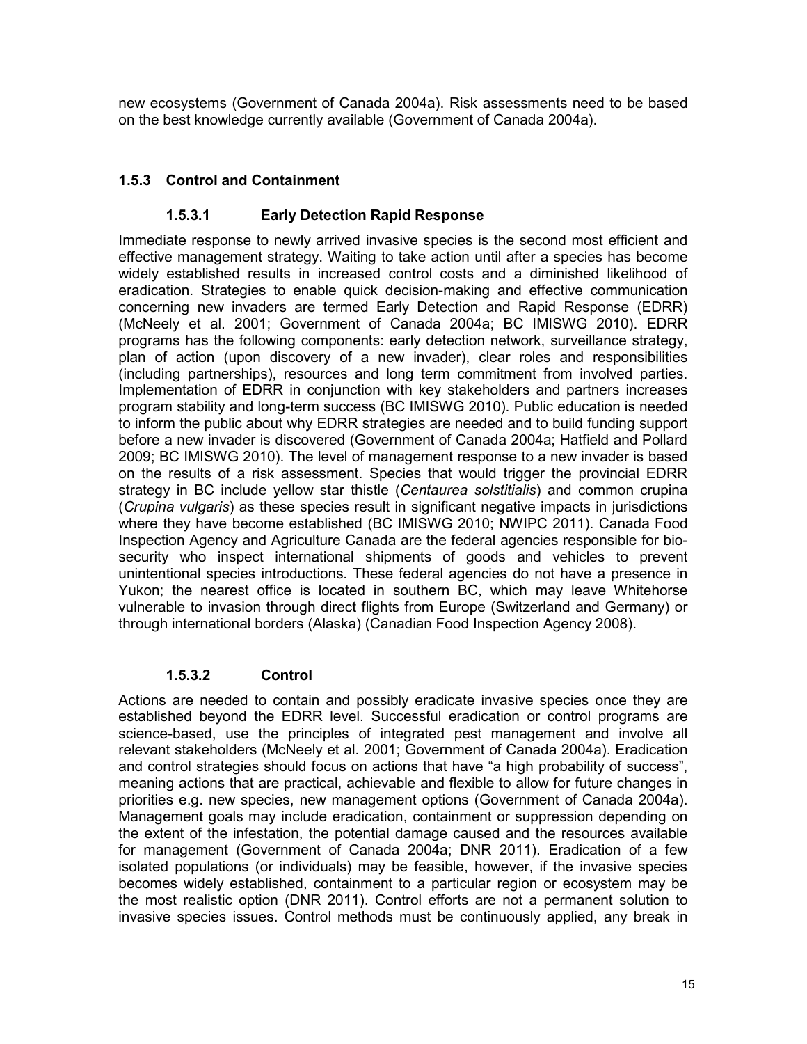new ecosystems (Government of Canada 2004a). Risk assessments need to be based on the best knowledge currently available (Government of Canada 2004a).

### 1.5.3 Control and Containment

#### 1.5.3.1 Early Detection Rapid Response

Immediate response to newly arrived invasive species is the second most efficient and effective management strategy. Waiting to take action until after a species has become widely established results in increased control costs and a diminished likelihood of eradication. Strategies to enable quick decision-making and effective communication concerning new invaders are termed Early Detection and Rapid Response (EDRR) (McNeely et al. 2001; Government of Canada 2004a; BC IMISWG 2010). EDRR programs has the following components: early detection network, surveillance strategy, plan of action (upon discovery of a new invader), clear roles and responsibilities (including partnerships), resources and long term commitment from involved parties. Implementation of EDRR in conjunction with key stakeholders and partners increases program stability and long-term success (BC IMISWG 2010). Public education is needed to inform the public about why EDRR strategies are needed and to build funding support before a new invader is discovered (Government of Canada 2004a; Hatfield and Pollard 2009; BC IMISWG 2010). The level of management response to a new invader is based on the results of a risk assessment. Species that would trigger the provincial EDRR strategy in BC include yellow star thistle (*Centaurea solstitialis*) and common crupina (*Crupina vulgaris*) as these species result in significant negative impacts in jurisdictions where they have become established (BC IMISWG 2010; NWIPC 2011). Canada Food Inspection Agency and Agriculture Canada are the federal agencies responsible for bio-security who inspect international shipments of goods and vehicles to prevent unintentional species introductions. These federal agencies do not have a presence in Yukon; the nearest office is located in southern BC, which may leave Whitehorse vulnerable to invasion through direct flights from Europe (Switzerland and Germany) or through international borders (Alaska) (Canadian Food Inspection Agency 2008).

#### 1.5.3.2 Control

Actions are needed to contain and possibly eradicate invasive species once they are established beyond the EDRR level. Successful eradication or control programs are science-based, use the principles of integrated pest management and involve all relevant stakeholders (McNeely et al. 2001; Government of Canada 2004a). Eradication and control strategies should focus on actions that have "a high probability of success", meaning actions that are practical, achievable and flexible to allow for future changes in priorities e.g. new species, new management options (Government of Canada 2004a). Management goals may include eradication, containment or suppression depending on the extent of the infestation, the potential damage caused and the resources available for management (Government of Canada 2004a; DNR 2011). Eradication of a few isolated populations (or individuals) may be feasible, however, if the invasive species becomes widely established, containment to a particular region or ecosystem may be the most realistic option (DNR 2011). Control efforts are not a permanent solution to invasive species issues. Control methods must be continuously applied, any break in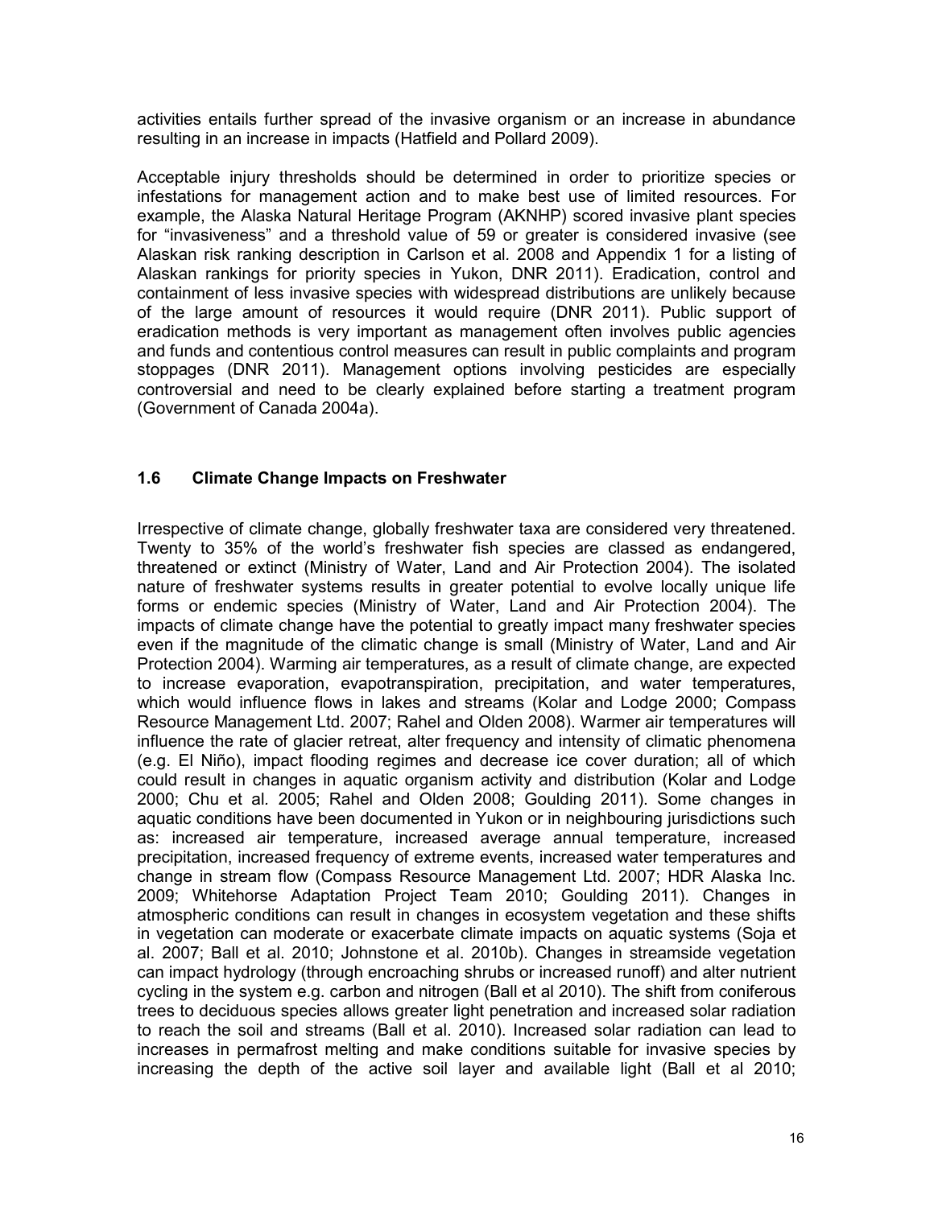activities entails further spread of the invasive organism or an increase in abundance resulting in an increase in impacts (Hatfield and Pollard 2009).

Acceptable injury thresholds should be determined in order to prioritize species or infestations for management action and to make best use of limited resources. For example, the Alaska Natural Heritage Program (AKNHP) scored invasive plant species for "invasiveness" and a threshold value of 59 or greater is considered invasive (see Alaskan risk ranking description in Carlson et al. 2008 and Appendix 1 for a listing of Alaskan rankings for priority species in Yukon, DNR 2011). Eradication, control and containment of less invasive species with widespread distributions are unlikely because of the large amount of resources it would require (DNR 2011). Public support of eradication methods is very important as management often involves public agencies and funds and contentious control measures can result in public complaints and program stoppages (DNR 2011). Management options involving pesticides are especially controversial and need to be clearly explained before starting a treatment program (Government of Canada 2004a).

## 1.6 Climate Change Impacts on Freshwater

Irrespective of climate change, globally freshwater taxa are considered very threatened. Twenty to 35% of the world's freshwater fish species are classed as endangered, threatened or extinct (Ministry of Water, Land and Air Protection 2004). The isolated nature of freshwater systems results in greater potential to evolve locally unique life forms or endemic species (Ministry of Water, Land and Air Protection 2004). The impacts of climate change have the potential to greatly impact many freshwater species even if the magnitude of the climatic change is small (Ministry of Water, Land and Air Protection 2004). Warming air temperatures, as a result of climate change, are expected to increase evaporation, evapotranspiration, precipitation, and water temperatures, which would influence flows in lakes and streams (Kolar and Lodge 2000; Compass Resource Management Ltd. 2007; Rahel and Olden 2008). Warmer air temperatures will influence the rate of glacier retreat, alter frequency and intensity of climatic phenomena (e.g. El Niño), impact flooding regimes and decrease ice cover duration; all of which could result in changes in aquatic organism activity and distribution (Kolar and Lodge 2000; Chu et al. 2005; Rahel and Olden 2008; Goulding 2011). Some changes in aquatic conditions have been documented in Yukon or in neighbouring jurisdictions such as: increased air temperature, increased average annual temperature, increased precipitation, increased frequency of extreme events, increased water temperatures and change in stream flow (Compass Resource Management Ltd. 2007; HDR Alaska Inc. 2009; Whitehorse Adaptation Project Team 2010; Goulding 2011). Changes in atmospheric conditions can result in changes in ecosystem vegetation and these shifts in vegetation can moderate or exacerbate climate impacts on aquatic systems (Soja et al. 2007; Ball et al. 2010; Johnstone et al. 2010b). Changes in streamside vegetation can impact hydrology (through encroaching shrubs or increased runoff) and alter nutrient cycling in the system e.g. carbon and nitrogen (Ball et al 2010). The shift from coniferous trees to deciduous species allows greater light penetration and increased solar radiation to reach the soil and streams (Ball et al. 2010). Increased solar radiation can lead to increases in permafrost melting and make conditions suitable for invasive species by increasing the depth of the active soil layer and available light (Ball et al 2010;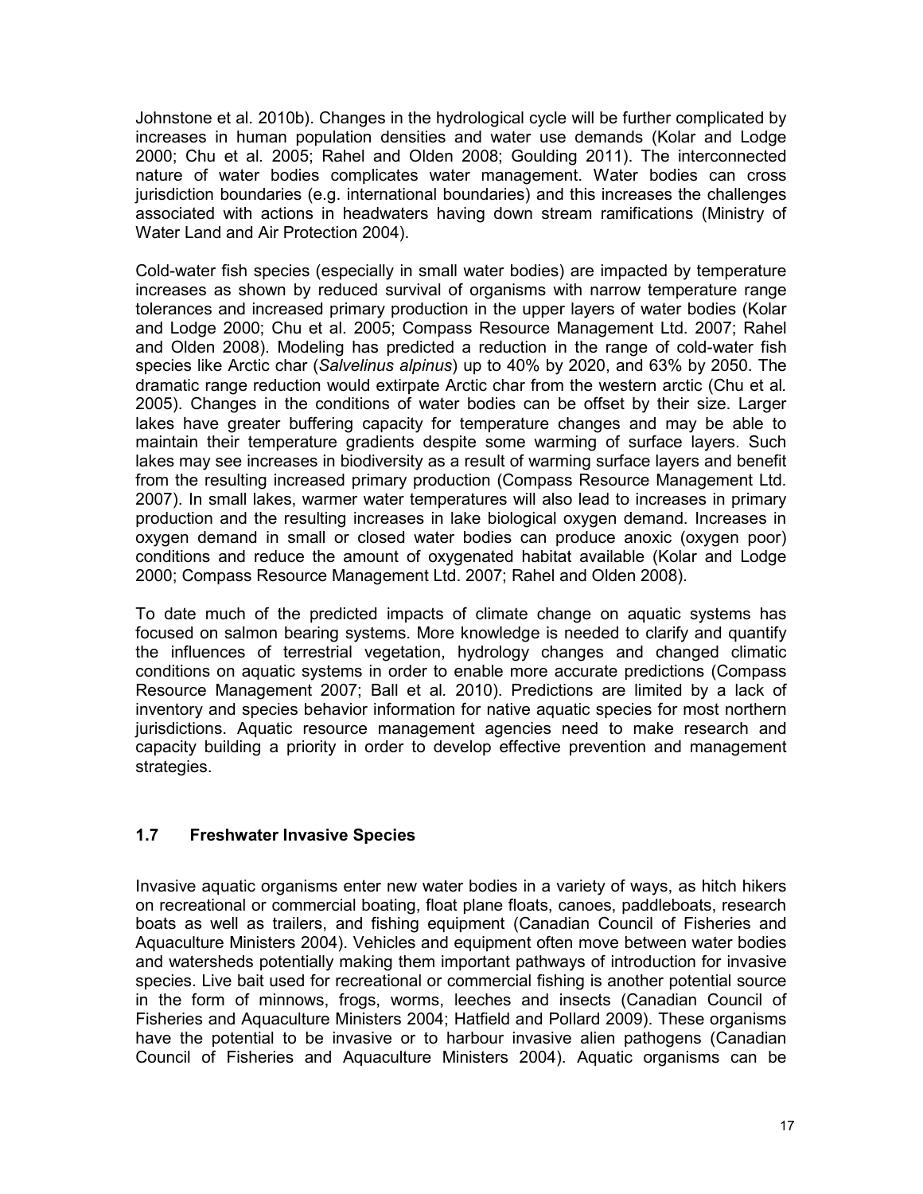Johnstone et al. 2010b). Changes in the hydrological cycle will be further complicated by increases in human population densities and water use demands (Kolar and Lodge 2000; Chu et al. 2005; Rahel and Olden 2008; Goulding 2011). The interconnected nature of water bodies complicates water management. Water bodies can cross jurisdiction boundaries (e.g. international boundaries) and this increases the challenges associated with actions in headwaters having down stream ramifications (Ministry of Water Land and Air Protection 2004).

Cold-water fish species (especially in small water bodies) are impacted by temperature increases as shown by reduced survival of organisms with narrow temperature range tolerances and increased primary production in the upper layers of water bodies (Kolar and Lodge 2000; Chu et al. 2005; Compass Resource Management Ltd. 2007; Rahel and Olden 2008). Modeling has predicted a reduction in the range of cold-water fish species like Arctic char (*Salvelinus alpinus*) up to 40% by 2020, and 63% by 2050. The dramatic range reduction would extirpate Arctic char from the western arctic (Chu et al*.* 2005). Changes in the conditions of water bodies can be offset by their size. Larger lakes have greater buffering capacity for temperature changes and may be able to maintain their temperature gradients despite some warming of surface layers. Such lakes may see increases in biodiversity as a result of warming surface layers and benefit from the resulting increased primary production (Compass Resource Management Ltd. 2007). In small lakes, warmer water temperatures will also lead to increases in primary production and the resulting increases in lake biological oxygen demand. Increases in oxygen demand in small or closed water bodies can produce anoxic (oxygen poor) conditions and reduce the amount of oxygenated habitat available (Kolar and Lodge 2000; Compass Resource Management Ltd. 2007; Rahel and Olden 2008).

To date much of the predicted impacts of climate change on aquatic systems has focused on salmon bearing systems. More knowledge is needed to clarify and quantify the influences of terrestrial vegetation, hydrology changes and changed climatic conditions on aquatic systems in order to enable more accurate predictions (Compass Resource Management 2007; Ball et al*.* 2010). Predictions are limited by a lack of inventory and species behavior information for native aquatic species for most northern jurisdictions. Aquatic resource management agencies need to make research and capacity building a priority in order to develop effective prevention and management strategies.

### 1.7 Freshwater Invasive Species

Invasive aquatic organisms enter new water bodies in a variety of ways, as hitch hikers on recreational or commercial boating, float plane floats, canoes, paddleboats, research boats as well as trailers, and fishing equipment (Canadian Council of Fisheries and Aquaculture Ministers 2004). Vehicles and equipment often move between water bodies and watersheds potentially making them important pathways of introduction for invasive species. Live bait used for recreational or commercial fishing is another potential source in the form of minnows, frogs, worms, leeches and insects (Canadian Council of Fisheries and Aquaculture Ministers 2004; Hatfield and Pollard 2009). These organisms have the potential to be invasive or to harbour invasive alien pathogens (Canadian Council of Fisheries and Aquaculture Ministers 2004). Aquatic organisms can be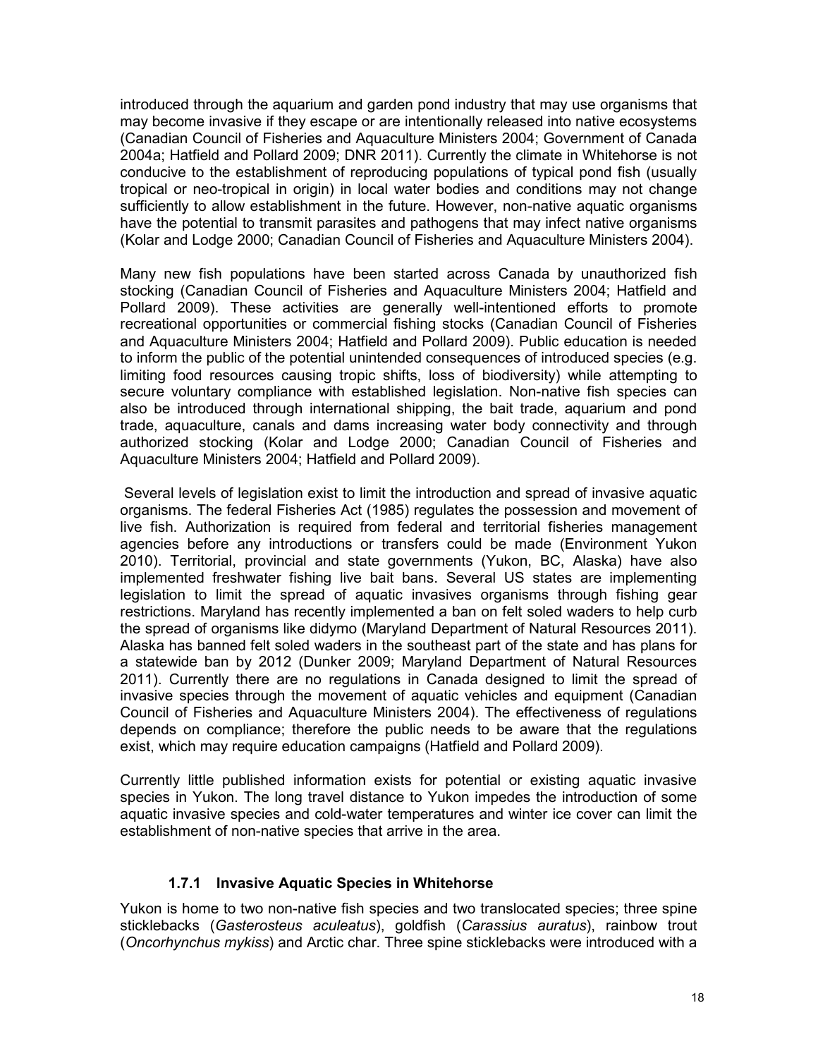introduced through the aquarium and garden pond industry that may use organisms that may become invasive if they escape or are intentionally released into native ecosystems (Canadian Council of Fisheries and Aquaculture Ministers 2004; Government of Canada 2004a; Hatfield and Pollard 2009; DNR 2011). Currently the climate in Whitehorse is not conducive to the establishment of reproducing populations of typical pond fish (usually tropical or neo-tropical in origin) in local water bodies and conditions may not change sufficiently to allow establishment in the future. However, non-native aquatic organisms have the potential to transmit parasites and pathogens that may infect native organisms (Kolar and Lodge 2000; Canadian Council of Fisheries and Aquaculture Ministers 2004).

Many new fish populations have been started across Canada by unauthorized fish stocking (Canadian Council of Fisheries and Aquaculture Ministers 2004; Hatfield and Pollard 2009). These activities are generally well-intentioned efforts to promote recreational opportunities or commercial fishing stocks (Canadian Council of Fisheries and Aquaculture Ministers 2004; Hatfield and Pollard 2009). Public education is needed to inform the public of the potential unintended consequences of introduced species (e.g. limiting food resources causing tropic shifts, loss of biodiversity) while attempting to secure voluntary compliance with established legislation. Non-native fish species can also be introduced through international shipping, the bait trade, aquarium and pond trade, aquaculture, canals and dams increasing water body connectivity and through authorized stocking (Kolar and Lodge 2000; Canadian Council of Fisheries and Aquaculture Ministers 2004; Hatfield and Pollard 2009).

Several levels of legislation exist to limit the introduction and spread of invasive aquatic organisms. The federal Fisheries Act (1985) regulates the possession and movement of live fish. Authorization is required from federal and territorial fisheries management agencies before any introductions or transfers could be made (Environment Yukon 2010). Territorial, provincial and state governments (Yukon, BC, Alaska) have also implemented freshwater fishing live bait bans. Several US states are implementing legislation to limit the spread of aquatic invasives organisms through fishing gear restrictions. Maryland has recently implemented a ban on felt soled waders to help curb the spread of organisms like didymo (Maryland Department of Natural Resources 2011). Alaska has banned felt soled waders in the southeast part of the state and has plans for a statewide ban by 2012 (Dunker 2009; Maryland Department of Natural Resources 2011). Currently there are no regulations in Canada designed to limit the spread of invasive species through the movement of aquatic vehicles and equipment (Canadian Council of Fisheries and Aquaculture Ministers 2004). The effectiveness of regulations depends on compliance; therefore the public needs to be aware that the regulations exist, which may require education campaigns (Hatfield and Pollard 2009).

Currently little published information exists for potential or existing aquatic invasive species in Yukon. The long travel distance to Yukon impedes the introduction of some aquatic invasive species and cold-water temperatures and winter ice cover can limit the establishment of non-native species that arrive in the area.

### 1.7.1 Invasive Aquatic Species in Whitehorse

Yukon is home to two non-native fish species and two translocated species; three spine sticklebacks (*Gasterosteus aculeatus*), goldfish (*Carassius auratus*), rainbow trout (*Oncorhynchus mykiss*) and Arctic char. Three spine sticklebacks were introduced with a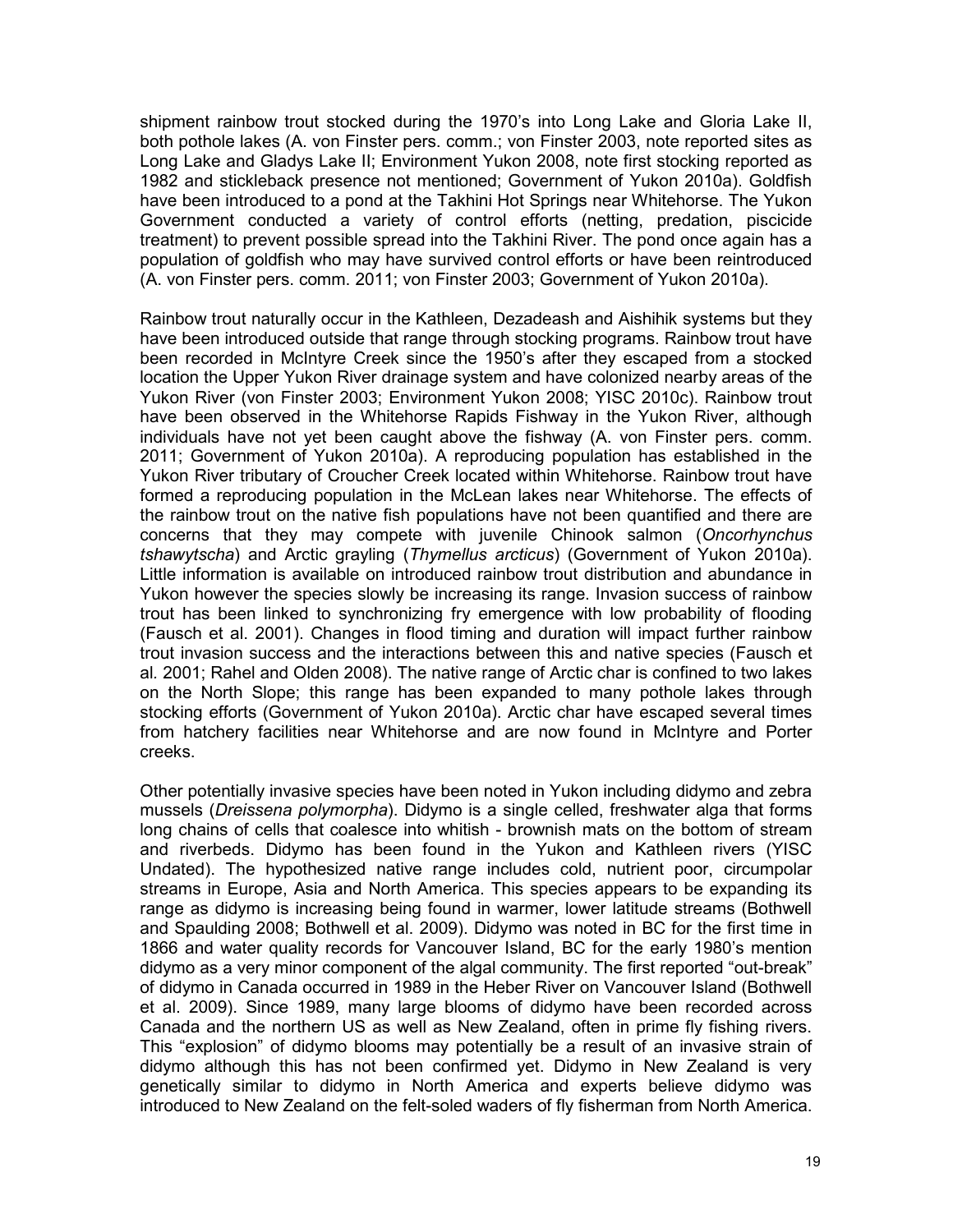shipment rainbow trout stocked during the 1970's into Long Lake and Gloria Lake II, both pothole lakes (A. von Finster pers. comm.; von Finster 2003, note reported sites as Long Lake and Gladys Lake II; Environment Yukon 2008, note first stocking reported as 1982 and stickleback presence not mentioned; Government of Yukon 2010a). Goldfish have been introduced to a pond at the Takhini Hot Springs near Whitehorse. The Yukon Government conducted a variety of control efforts (netting, predation, piscicide treatment) to prevent possible spread into the Takhini River. The pond once again has a population of goldfish who may have survived control efforts or have been reintroduced (A. von Finster pers. comm. 2011; von Finster 2003; Government of Yukon 2010a).

Rainbow trout naturally occur in the Kathleen, Dezadeash and Aishihik systems but they have been introduced outside that range through stocking programs. Rainbow trout have been recorded in McIntyre Creek since the 1950's after they escaped from a stocked location the Upper Yukon River drainage system and have colonized nearby areas of the Yukon River (von Finster 2003; Environment Yukon 2008; YISC 2010c). Rainbow trout have been observed in the Whitehorse Rapids Fishway in the Yukon River, although individuals have not yet been caught above the fishway (A. von Finster pers. comm. 2011; Government of Yukon 2010a). A reproducing population has established in the Yukon River tributary of Croucher Creek located within Whitehorse. Rainbow trout have formed a reproducing population in the McLean lakes near Whitehorse. The effects of the rainbow trout on the native fish populations have not been quantified and there are concerns that they may compete with juvenile Chinook salmon (*Oncorhynchus tshawytscha*) and Arctic grayling (*Thymellus arcticus*) (Government of Yukon 2010a). Little information is available on introduced rainbow trout distribution and abundance in Yukon however the species slowly be increasing its range. Invasion success of rainbow trout has been linked to synchronizing fry emergence with low probability of flooding (Fausch et al. 2001). Changes in flood timing and duration will impact further rainbow trout invasion success and the interactions between this and native species (Fausch et al. 2001; Rahel and Olden 2008). The native range of Arctic char is confined to two lakes on the North Slope; this range has been expanded to many pothole lakes through stocking efforts (Government of Yukon 2010a). Arctic char have escaped several times from hatchery facilities near Whitehorse and are now found in McIntyre and Porter creeks.

Other potentially invasive species have been noted in Yukon including didymo and zebra mussels (*Dreissena polymorpha*). Didymo is a single celled, freshwater alga that forms long chains of cells that coalesce into whitish - brownish mats on the bottom of stream and riverbeds. Didymo has been found in the Yukon and Kathleen rivers (YISC Undated). The hypothesized native range includes cold, nutrient poor, circumpolar streams in Europe, Asia and North America. This species appears to be expanding its range as didymo is increasing being found in warmer, lower latitude streams (Bothwell and Spaulding 2008; Bothwell et al. 2009). Didymo was noted in BC for the first time in 1866 and water quality records for Vancouver Island, BC for the early 1980's mention didymo as a very minor component of the algal community. The first reported "out-break" of didymo in Canada occurred in 1989 in the Heber River on Vancouver Island (Bothwell et al. 2009). Since 1989, many large blooms of didymo have been recorded across Canada and the northern US as well as New Zealand, often in prime fly fishing rivers. This "explosion" of didymo blooms may potentially be a result of an invasive strain of didymo although this has not been confirmed yet. Didymo in New Zealand is very genetically similar to didymo in North America and experts believe didymo was introduced to New Zealand on the felt-soled waders of fly fisherman from North America.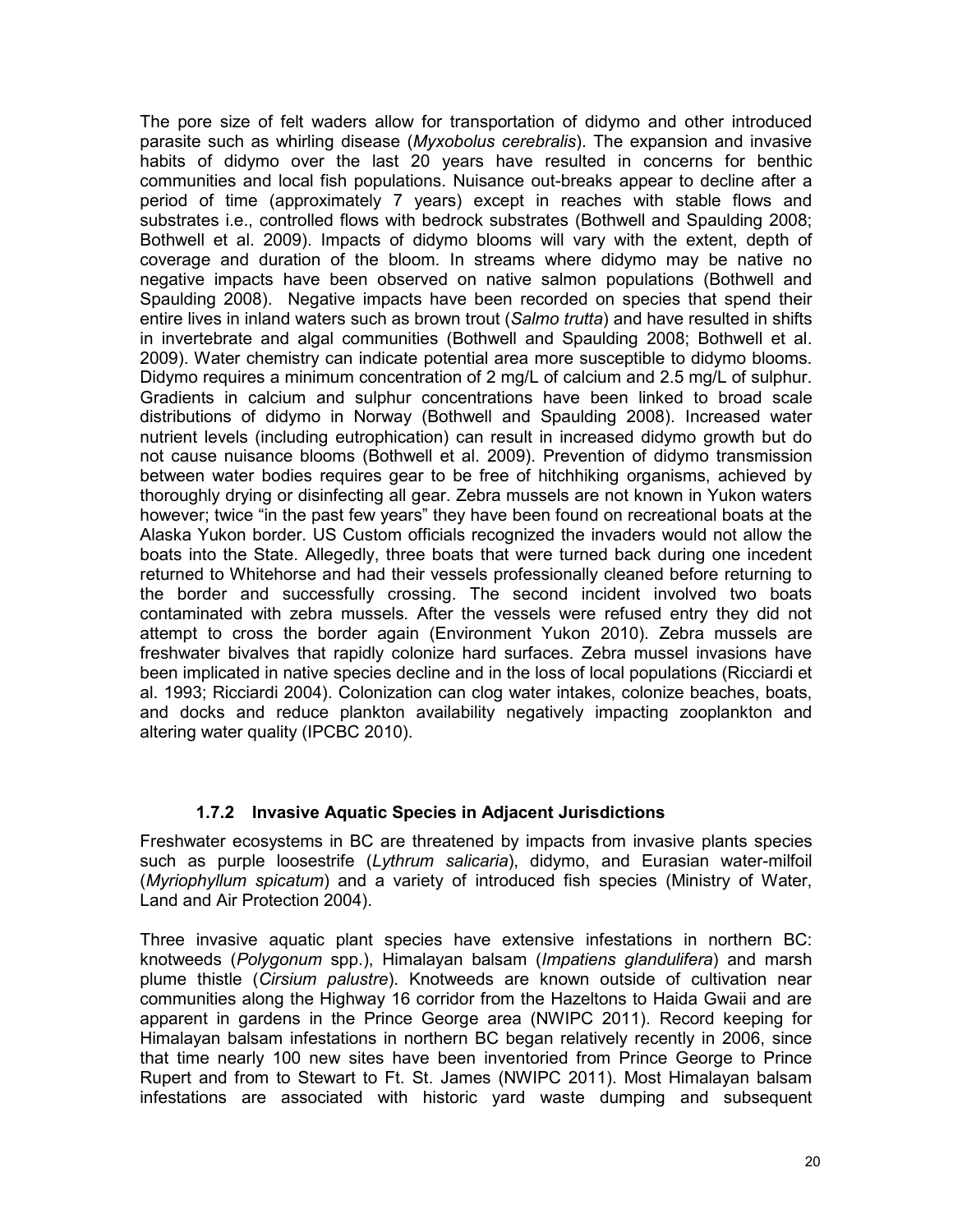The pore size of felt waders allow for transportation of didymo and other introduced parasite such as whirling disease (*Myxobolus cerebralis*). The expansion and invasive habits of didymo over the last 20 years have resulted in concerns for benthic communities and local fish populations. Nuisance out-breaks appear to decline after a period of time (approximately 7 years) except in reaches with stable flows and substrates i.e., controlled flows with bedrock substrates (Bothwell and Spaulding 2008; Bothwell et al. 2009). Impacts of didymo blooms will vary with the extent, depth of coverage and duration of the bloom. In streams where didymo may be native no negative impacts have been observed on native salmon populations (Bothwell and Spaulding 2008). Negative impacts have been recorded on species that spend their entire lives in inland waters such as brown trout (*Salmo trutta*) and have resulted in shifts in invertebrate and algal communities (Bothwell and Spaulding 2008; Bothwell et al. 2009). Water chemistry can indicate potential area more susceptible to didymo blooms. Didymo requires a minimum concentration of 2 mg/L of calcium and 2.5 mg/L of sulphur. Gradients in calcium and sulphur concentrations have been linked to broad scale distributions of didymo in Norway (Bothwell and Spaulding 2008). Increased water nutrient levels (including eutrophication) can result in increased didymo growth but do not cause nuisance blooms (Bothwell et al. 2009). Prevention of didymo transmission between water bodies requires gear to be free of hitchhiking organisms, achieved by thoroughly drying or disinfecting all gear. Zebra mussels are not known in Yukon waters however; twice "in the past few years" they have been found on recreational boats at the Alaska Yukon border. US Custom officials recognized the invaders would not allow the boats into the State. Allegedly, three boats that were turned back during one incedent returned to Whitehorse and had their vessels professionally cleaned before returning to the border and successfully crossing. The second incident involved two boats contaminated with zebra mussels. After the vessels were refused entry they did not attempt to cross the border again (Environment Yukon 2010). Zebra mussels are freshwater bivalves that rapidly colonize hard surfaces. Zebra mussel invasions have been implicated in native species decline and in the loss of local populations (Ricciardi et al. 1993; Ricciardi 2004). Colonization can clog water intakes, colonize beaches, boats, and docks and reduce plankton availability negatively impacting zooplankton and altering water quality (IPCBC 2010).

### 1.7.2 Invasive Aquatic Species in Adjacent Jurisdictions

Freshwater ecosystems in BC are threatened by impacts from invasive plants species such as purple loosestrife (*Lythrum salicaria*), didymo, and Eurasian water-milfoil (*Myriophyllum spicatum*) and a variety of introduced fish species (Ministry of Water, Land and Air Protection 2004).

Three invasive aquatic plant species have extensive infestations in northern BC: knotweeds (*Polygonum* spp.), Himalayan balsam (*Impatiens glandulifera*) and marsh plume thistle (*Cirsium palustre*). Knotweeds are known outside of cultivation near communities along the Highway 16 corridor from the Hazeltons to Haida Gwaii and are apparent in gardens in the Prince George area (NWIPC 2011). Record keeping for Himalayan balsam infestations in northern BC began relatively recently in 2006, since that time nearly 100 new sites have been inventoried from Prince George to Prince Rupert and from to Stewart to Ft. St. James (NWIPC 2011). Most Himalayan balsam infestations are associated with historic yard waste dumping and subsequent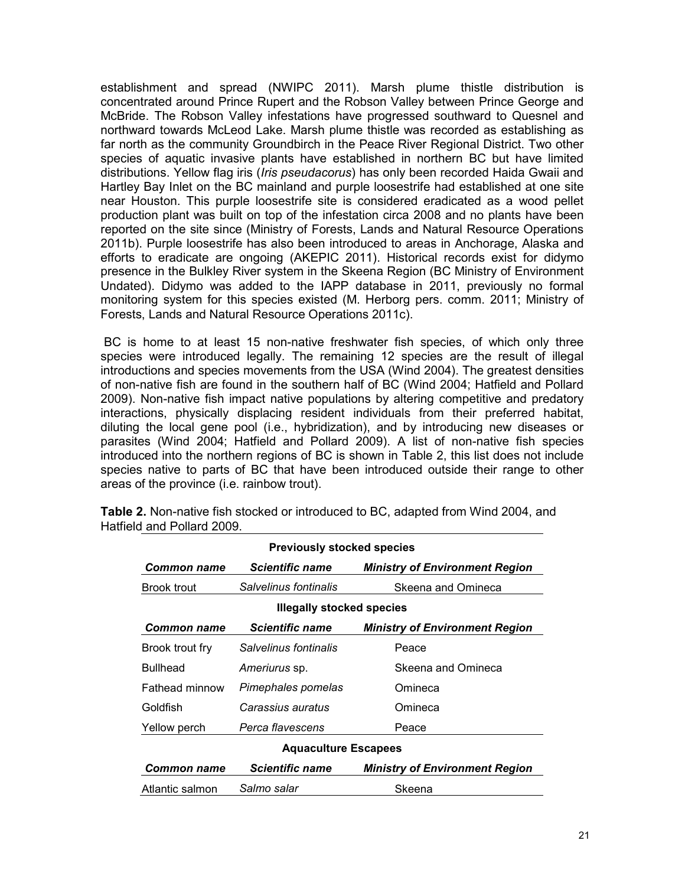establishment and spread (NWIPC 2011). Marsh plume thistle distribution is concentrated around Prince Rupert and the Robson Valley between Prince George and McBride. The Robson Valley infestations have progressed southward to Quesnel and northward towards McLeod Lake. Marsh plume thistle was recorded as establishing as far north as the community Groundbirch in the Peace River Regional District. Two other species of aquatic invasive plants have established in northern BC but have limited distributions. Yellow flag iris (*Iris pseudacorus*) has only been recorded Haida Gwaii and Hartley Bay Inlet on the BC mainland and purple loosestrife had established at one site near Houston. This purple loosestrife site is considered eradicated as a wood pellet production plant was built on top of the infestation circa 2008 and no plants have been reported on the site since (Ministry of Forests, Lands and Natural Resource Operations 2011b). Purple loosestrife has also been introduced to areas in Anchorage, Alaska and efforts to eradicate are ongoing (AKEPIC 2011). Historical records exist for didymo presence in the Bulkley River system in the Skeena Region (BC Ministry of Environment Undated). Didymo was added to the IAPP database in 2011, previously no formal monitoring system for this species existed (M. Herborg pers. comm. 2011; Ministry of Forests, Lands and Natural Resource Operations 2011c).

BC is home to at least 15 non-native freshwater fish species, of which only three species were introduced legally. The remaining 12 species are the result of illegal introductions and species movements from the USA (Wind 2004). The greatest densities of non-native fish are found in the southern half of BC (Wind 2004; Hatfield and Pollard 2009). Non-native fish impact native populations by altering competitive and predatory interactions, physically displacing resident individuals from their preferred habitat, diluting the local gene pool (i.e., hybridization), and by introducing new diseases or parasites (Wind 2004; Hatfield and Pollard 2009). A list of non-native fish species introduced into the northern regions of BC is shown in Table 2, this list does not include species native to parts of BC that have been introduced outside their range to other areas of the province (i.e. rainbow trout).

**Table 2.** Non-native fish stocked or introduced to BC, adapted from Wind 2004, and Hatfield and Pollard 2009.

| **Previously stocked species** | | |
|---|---|---|
| ***Common name*** | ***Scientific name*** | ***Ministry of Environment Region*** |
| Brook trout | *Salvelinus fontinalis* | Skeena and Omineca |
| **Illegally stocked species** | | |
| ***Common name*** | ***Scientific name*** | ***Ministry of Environment Region*** |
| Brook trout fry | *Salvelinus fontinalis* | Peace |
| Bullhead | *Ameriurus* sp. | Skeena and Omineca |
| Fathead minnow | *Pimephales pomelas* | Omineca |
| Goldfish | *Carassius auratus* | Omineca |
| Yellow perch | *Perca flavescens* | Peace |
| **Aquaculture Escapees** | | |
| ***Common name*** | ***Scientific name*** | ***Ministry of Environment Region*** |
| Atlantic salmon | *Salmo salar* | Skeena |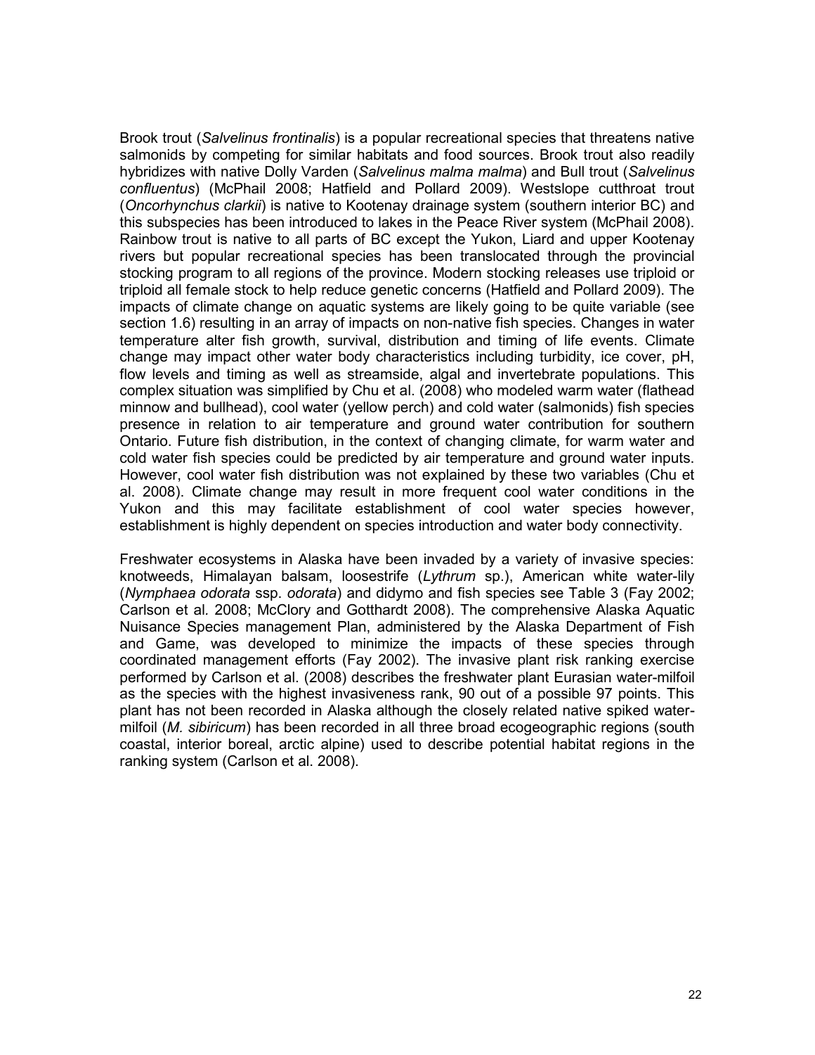Brook trout (*Salvelinus frontinalis*) is a popular recreational species that threatens native salmonids by competing for similar habitats and food sources. Brook trout also readily hybridizes with native Dolly Varden (*Salvelinus malma malma*) and Bull trout (*Salvelinus confluentus*) (McPhail 2008; Hatfield and Pollard 2009). Westslope cutthroat trout (*Oncorhynchus clarkii*) is native to Kootenay drainage system (southern interior BC) and this subspecies has been introduced to lakes in the Peace River system (McPhail 2008). Rainbow trout is native to all parts of BC except the Yukon, Liard and upper Kootenay rivers but popular recreational species has been translocated through the provincial stocking program to all regions of the province. Modern stocking releases use triploid or triploid all female stock to help reduce genetic concerns (Hatfield and Pollard 2009). The impacts of climate change on aquatic systems are likely going to be quite variable (see section 1.6) resulting in an array of impacts on non-native fish species. Changes in water temperature alter fish growth, survival, distribution and timing of life events. Climate change may impact other water body characteristics including turbidity, ice cover, pH, flow levels and timing as well as streamside, algal and invertebrate populations. This complex situation was simplified by Chu et al. (2008) who modeled warm water (flathead minnow and bullhead), cool water (yellow perch) and cold water (salmonids) fish species presence in relation to air temperature and ground water contribution for southern Ontario. Future fish distribution, in the context of changing climate, for warm water and cold water fish species could be predicted by air temperature and ground water inputs. However, cool water fish distribution was not explained by these two variables (Chu et al. 2008). Climate change may result in more frequent cool water conditions in the Yukon and this may facilitate establishment of cool water species however, establishment is highly dependent on species introduction and water body connectivity.

Freshwater ecosystems in Alaska have been invaded by a variety of invasive species: knotweeds, Himalayan balsam, loosestrife (*Lythrum* sp.), American white water-lily (*Nymphaea odorata* ssp. *odorata*) and didymo and fish species see Table 3 (Fay 2002; Carlson et al*.* 2008; McClory and Gotthardt 2008). The comprehensive Alaska Aquatic Nuisance Species management Plan, administered by the Alaska Department of Fish and Game, was developed to minimize the impacts of these species through coordinated management efforts (Fay 2002). The invasive plant risk ranking exercise performed by Carlson et al. (2008) describes the freshwater plant Eurasian water-milfoil as the species with the highest invasiveness rank, 90 out of a possible 97 points. This plant has not been recorded in Alaska although the closely related native spiked water-milfoil (*M. sibiricum*) has been recorded in all three broad ecogeographic regions (south coastal, interior boreal, arctic alpine) used to describe potential habitat regions in the ranking system (Carlson et al. 2008).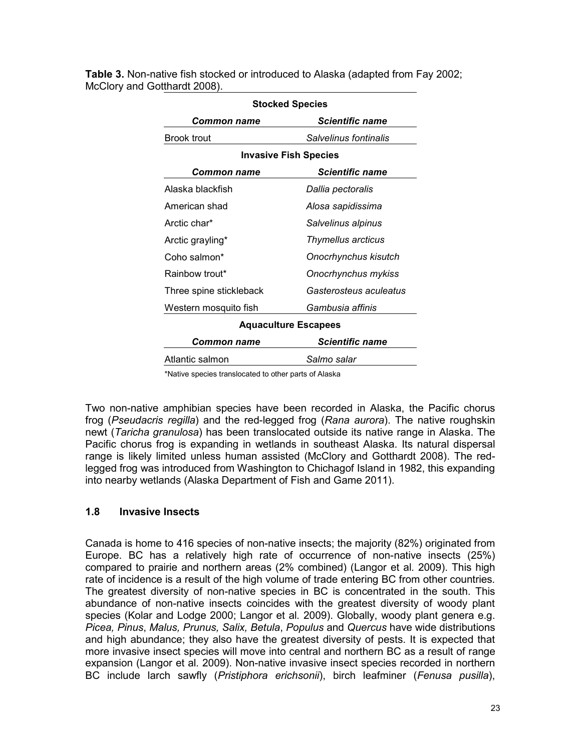**Table 3.** Non-native fish stocked or introduced to Alaska (adapted from Fay 2002; McClory and Gotthardt 2008).

| **Stocked Species** | |
|---|---|
| ***Common name*** | ***Scientific name*** |
| Brook trout | *Salvelinus fontinalis* |
| **Invasive Fish Species** | |
| ***Common name*** | ***Scientific name*** |
| Alaska blackfish | *Dallia pectoralis* |
| American shad | *Alosa sapidissima* |
| Arctic char* | *Salvelinus alpinus* |
| Arctic grayling* | *Thymellus arcticus* |
| Coho salmon* | *Onocrhynchus kisutch* |
| Rainbow trout* | *Onocrhynchus mykiss* |
| Three spine stickleback | *Gasterosteus aculeatus* |
| Western mosquito fish | *Gambusia affinis* |
| **Aquaculture Escapees** | |
| ***Common name*** | ***Scientific name*** |
| Atlantic salmon | *Salmo salar* |

*Native species translocated to other parts of Alaska

Two non-native amphibian species have been recorded in Alaska, the Pacific chorus frog (*Pseudacris regilla*) and the red-legged frog (*Rana aurora*). The native roughskin newt (*Taricha granulosa*) has been translocated outside its native range in Alaska. The Pacific chorus frog is expanding in wetlands in southeast Alaska. Its natural dispersal range is likely limited unless human assisted (McClory and Gotthardt 2008). The red-legged frog was introduced from Washington to Chichagof Island in 1982, this expanding into nearby wetlands (Alaska Department of Fish and Game 2011).

## 1.8 Invasive Insects

Canada is home to 416 species of non-native insects; the majority (82%) originated from Europe. BC has a relatively high rate of occurrence of non-native insects (25%) compared to prairie and northern areas (2% combined) (Langor et al. 2009). This high rate of incidence is a result of the high volume of trade entering BC from other countries. The greatest diversity of non-native species in BC is concentrated in the south. This abundance of non-native insects coincides with the greatest diversity of woody plant species (Kolar and Lodge 2000; Langor et al. 2009). Globally, woody plant genera e.g. *Picea, Pinus*, *Malus, Prunus, Salix, Betula*, *Populus* and *Quercus* have wide distributions and high abundance; they also have the greatest diversity of pests. It is expected that more invasive insect species will move into central and northern BC as a result of range expansion (Langor et al. 2009). Non-native invasive insect species recorded in northern BC include larch sawfly (*Pristiphora erichsonii*), birch leafminer (*Fenusa pusilla*),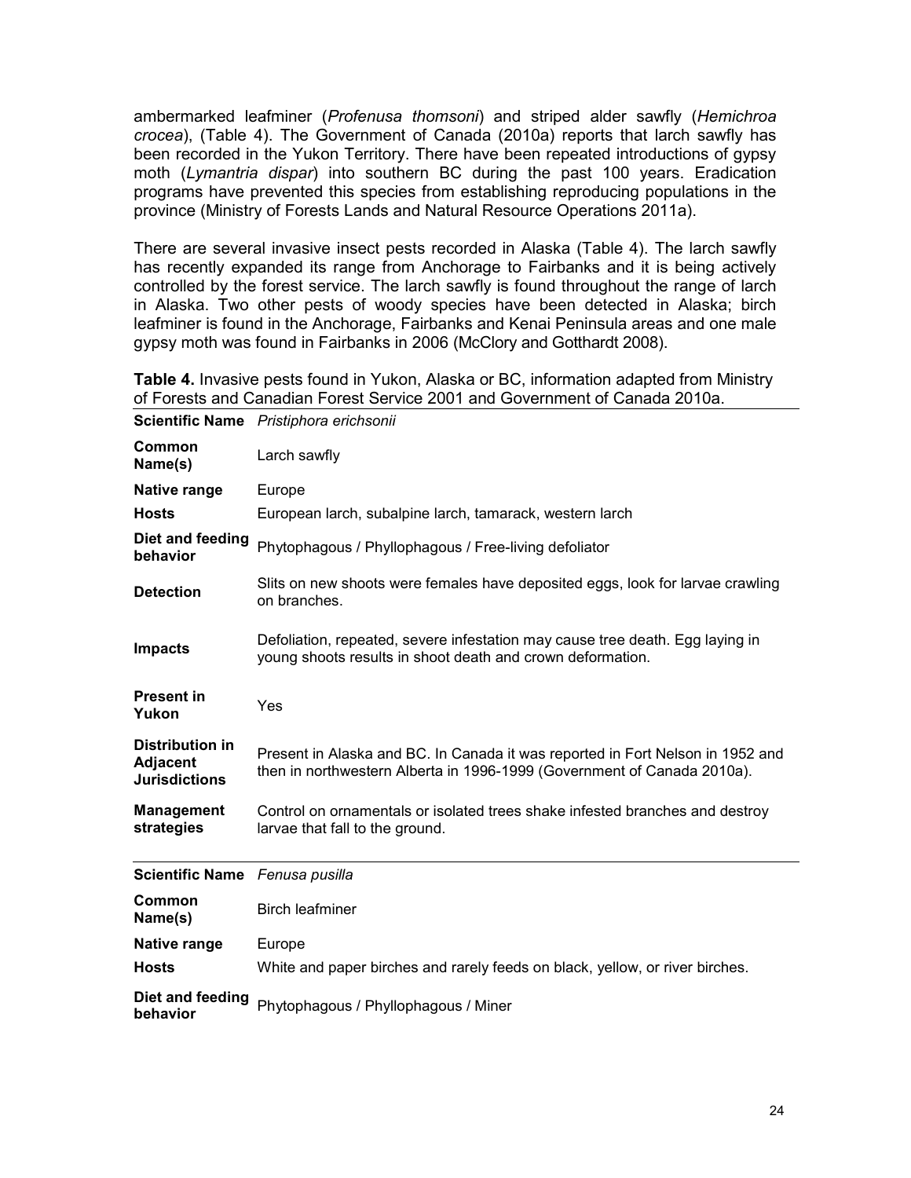ambermarked leafminer (*Profenusa thomsoni*) and striped alder sawfly (*Hemichroa crocea*), (Table 4). The Government of Canada (2010a) reports that larch sawfly has been recorded in the Yukon Territory. There have been repeated introductions of gypsy moth (*Lymantria dispar*) into southern BC during the past 100 years. Eradication programs have prevented this species from establishing reproducing populations in the province (Ministry of Forests Lands and Natural Resource Operations 2011a).

There are several invasive insect pests recorded in Alaska (Table 4). The larch sawfly has recently expanded its range from Anchorage to Fairbanks and it is being actively controlled by the forest service. The larch sawfly is found throughout the range of larch in Alaska. Two other pests of woody species have been detected in Alaska; birch leafminer is found in the Anchorage, Fairbanks and Kenai Peninsula areas and one male gypsy moth was found in Fairbanks in 2006 (McClory and Gotthardt 2008).

**Table 4.** Invasive pests found in Yukon, Alaska or BC, information adapted from Ministry of Forests and Canadian Forest Service 2001 and Government of Canada 2010a.

| **Scientific Name** | *Pristiphora erichsonii* |
|---|---|
| **Common Name(s)** | Larch sawfly |
| **Native range** | Europe |
| **Hosts** | European larch, subalpine larch, tamarack, western larch |
| **Diet and feeding behavior** | Phytophagous / Phyllophagous / Free-living defoliator |
| **Detection** | Slits on new shoots were females have deposited eggs, look for larvae crawling on branches. |
| **Impacts** | Defoliation, repeated, severe infestation may cause tree death. Egg laying in young shoots results in shoot death and crown deformation. |
| **Present in Yukon** | Yes |
| **Distribution in Adjacent Jurisdictions** | Present in Alaska and BC. In Canada it was reported in Fort Nelson in 1952 and then in northwestern Alberta in 1996-1999 (Government of Canada 2010a). |
| **Management strategies** | Control on ornamentals or isolated trees shake infested branches and destroy larvae that fall to the ground. |
| **Scientific Name** | *Fenusa pusilla* |
| **Common Name(s)** | Birch leafminer |
| **Native range** | Europe |
| **Hosts** | White and paper birches and rarely feeds on black, yellow, or river birches. |
| **Diet and feeding behavior** | Phytophagous / Phyllophagous / Miner |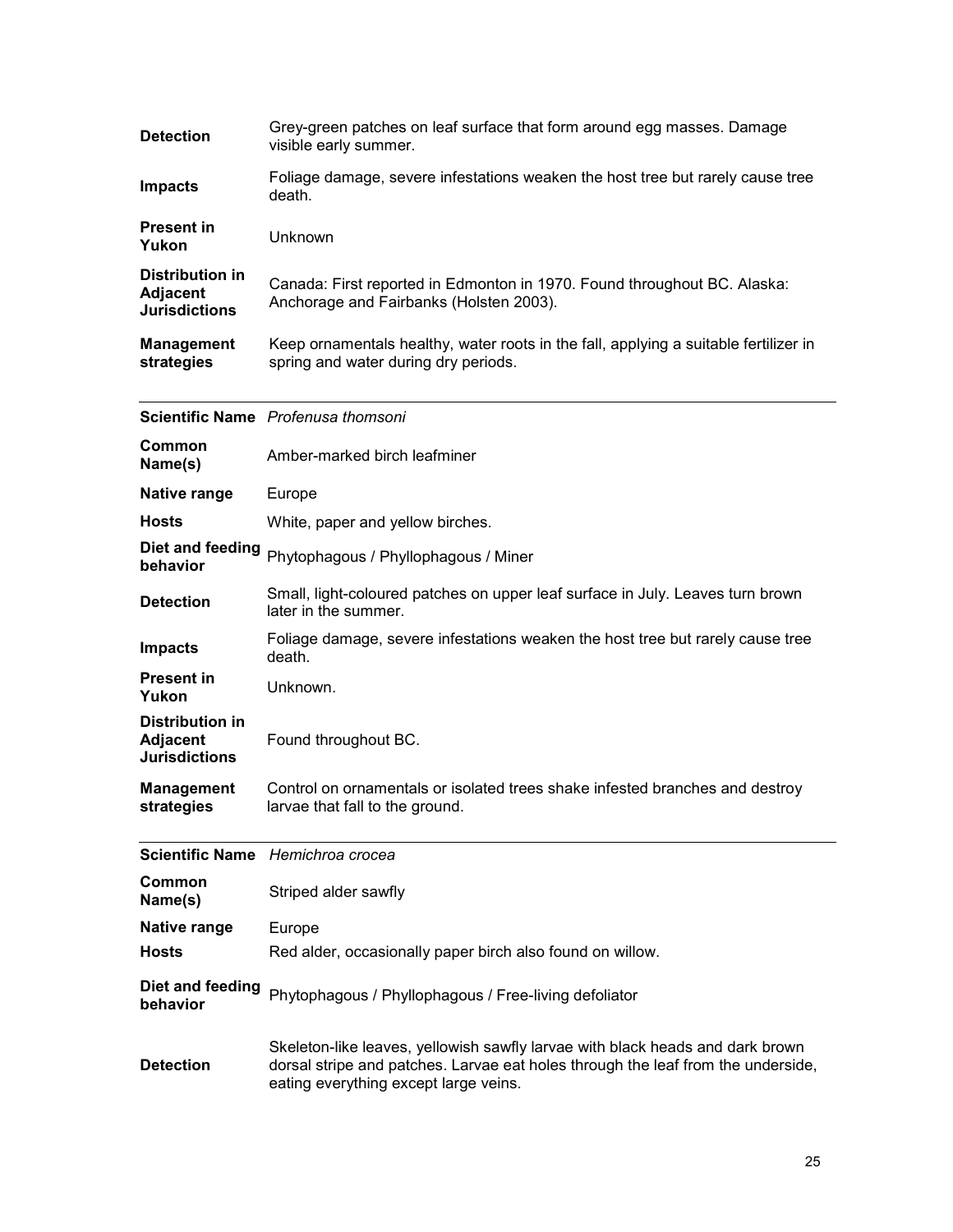| | |
|---|---|
| **Detection** | Grey-green patches on leaf surface that form around egg masses. Damage visible early summer. |
| **Impacts** | Foliage damage, severe infestations weaken the host tree but rarely cause tree death. |
| **Present in Yukon** | Unknown |
| **Distribution in Adjacent Jurisdictions** | Canada: First reported in Edmonton in 1970. Found throughout BC. Alaska: Anchorage and Fairbanks (Holsten 2003). |
| **Management strategies** | Keep ornamentals healthy, water roots in the fall, applying a suitable fertilizer in spring and water during dry periods. |

| | |
|---|---|
| **Scientific Name** | *Profenusa thomsoni* |
| **Common Name(s)** | Amber-marked birch leafminer |
| **Native range** | Europe |
| **Hosts** | White, paper and yellow birches. |
| **Diet and feeding behavior** | Phytophagous / Phyllophagous / Miner |
| **Detection** | Small, light-coloured patches on upper leaf surface in July. Leaves turn brown later in the summer. |
| **Impacts** | Foliage damage, severe infestations weaken the host tree but rarely cause tree death. |
| **Present in Yukon** | Unknown. |
| **Distribution in Adjacent Jurisdictions** | Found throughout BC. |
| **Management strategies** | Control on ornamentals or isolated trees shake infested branches and destroy larvae that fall to the ground. |

| | |
|---|---|
| **Scientific Name** | *Hemichroa crocea* |
| **Common Name(s)** | Striped alder sawfly |
| **Native range** | Europe |
| **Hosts** | Red alder, occasionally paper birch also found on willow. |
| **Diet and feeding behavior** | Phytophagous / Phyllophagous / Free-living defoliator |
| **Detection** | Skeleton-like leaves, yellowish sawfly larvae with black heads and dark brown dorsal stripe and patches. Larvae eat holes through the leaf from the underside, eating everything except large veins. |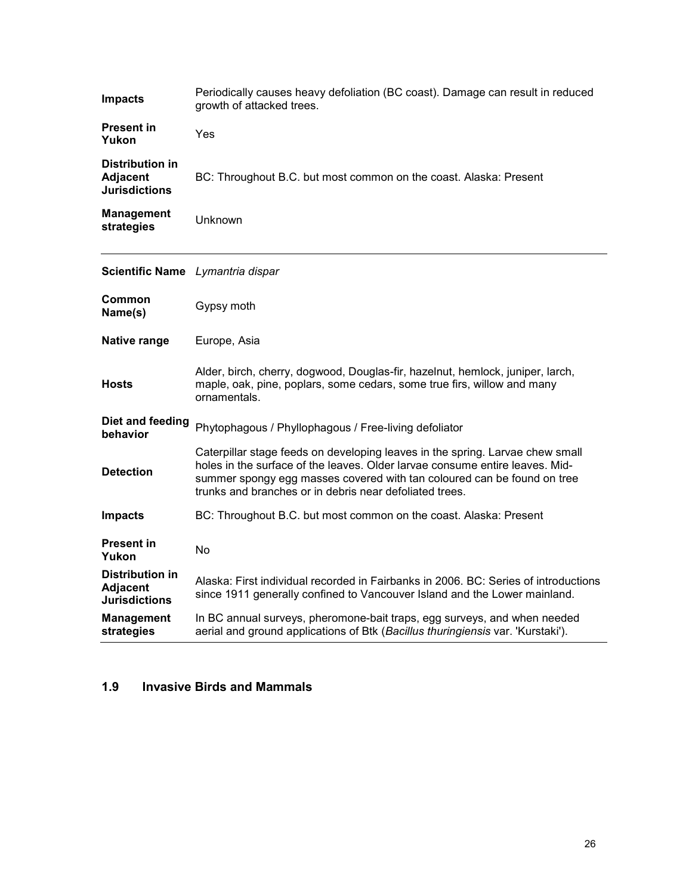| | |
|---|---|
| **Impacts** | Periodically causes heavy defoliation (BC coast). Damage can result in reduced growth of attacked trees. |
| **Present in Yukon** | Yes |
| **Distribution in Adjacent Jurisdictions** | BC: Throughout B.C. but most common on the coast. Alaska: Present |
| **Management strategies** | Unknown |

| | |
|---|---|
| **Scientific Name** | *Lymantria dispar* |
| **Common Name(s)** | Gypsy moth |
| **Native range** | Europe, Asia |
| **Hosts** | Alder, birch, cherry, dogwood, Douglas-fir, hazelnut, hemlock, juniper, larch, maple, oak, pine, poplars, some cedars, some true firs, willow and many ornamentals. |
| **Diet and feeding behavior** | Phytophagous / Phyllophagous / Free-living defoliator |
| **Detection** | Caterpillar stage feeds on developing leaves in the spring. Larvae chew small holes in the surface of the leaves. Older larvae consume entire leaves. Mid-summer spongy egg masses covered with tan coloured can be found on tree trunks and branches or in debris near defoliated trees. |
| **Impacts** | BC: Throughout B.C. but most common on the coast. Alaska: Present |
| **Present in Yukon** | No |
| **Distribution in Adjacent Jurisdictions** | Alaska: First individual recorded in Fairbanks in 2006. BC: Series of introductions since 1911 generally confined to Vancouver Island and the Lower mainland. |
| **Management strategies** | In BC annual surveys, pheromone-bait traps, egg surveys, and when needed aerial and ground applications of Btk (*Bacillus thuringiensis* var. 'Kurstaki'). |

## 1.9 Invasive Birds and Mammals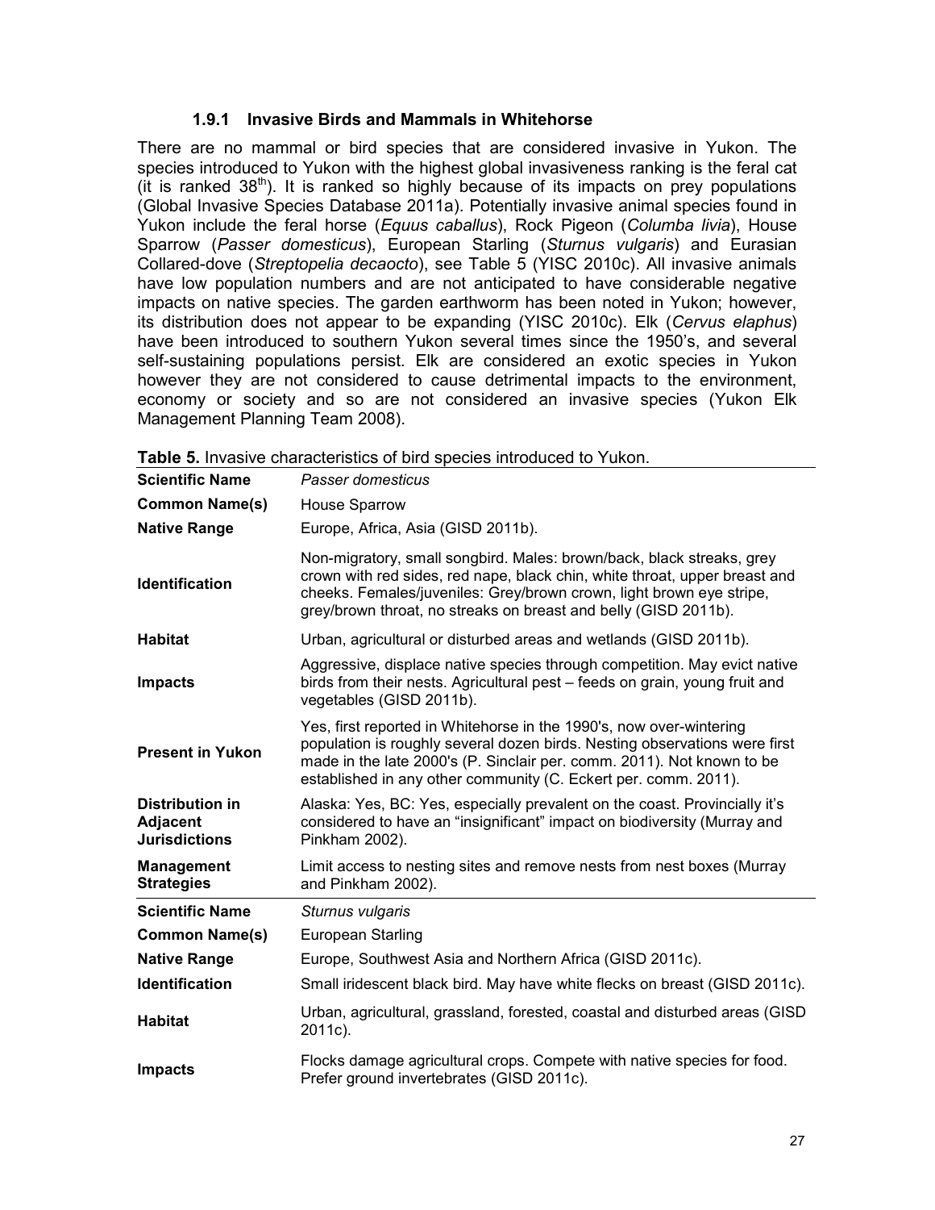### 1.9.1 Invasive Birds and Mammals in Whitehorse

There are no mammal or bird species that are considered invasive in Yukon. The species introduced to Yukon with the highest global invasiveness ranking is the feral cat (it is ranked 38th). It is ranked so highly because of its impacts on prey populations (Global Invasive Species Database 2011a). Potentially invasive animal species found in Yukon include the feral horse (*Equus caballus*), Rock Pigeon (*Columba livia*), House Sparrow (*Passer domesticus*), European Starling (*Sturnus vulgaris*) and Eurasian Collared-dove (*Streptopelia decaocto*), see Table 5 (YISC 2010c). All invasive animals have low population numbers and are not anticipated to have considerable negative impacts on native species. The garden earthworm has been noted in Yukon; however, its distribution does not appear to be expanding (YISC 2010c). Elk (*Cervus elaphus*) have been introduced to southern Yukon several times since the 1950's, and several self-sustaining populations persist. Elk are considered an exotic species in Yukon however they are not considered to cause detrimental impacts to the environment, economy or society and so are not considered an invasive species (Yukon Elk Management Planning Team 2008).

**Table 5.** Invasive characteristics of bird species introduced to Yukon.

| **Scientific Name** | *Passer domesticus* |
|---|---|
| **Common Name(s)** | House Sparrow |
| **Native Range** | Europe, Africa, Asia (GISD 2011b). |
| **Identification** | Non-migratory, small songbird. Males: brown/back, black streaks, grey crown with red sides, red nape, black chin, white throat, upper breast and cheeks. Females/juveniles: Grey/brown crown, light brown eye stripe, grey/brown throat, no streaks on breast and belly (GISD 2011b). |
| **Habitat** | Urban, agricultural or disturbed areas and wetlands (GISD 2011b). |
| **Impacts** | Aggressive, displace native species through competition. May evict native birds from their nests. Agricultural pest – feeds on grain, young fruit and vegetables (GISD 2011b). |
| **Present in Yukon** | Yes, first reported in Whitehorse in the 1990's, now over-wintering population is roughly several dozen birds. Nesting observations were first made in the late 2000's (P. Sinclair per. comm. 2011). Not known to be established in any other community (C. Eckert per. comm. 2011). |
| **Distribution in Adjacent Jurisdictions** | Alaska: Yes, BC: Yes, especially prevalent on the coast. Provincially it's considered to have an "insignificant" impact on biodiversity (Murray and Pinkham 2002). |
| **Management Strategies** | Limit access to nesting sites and remove nests from nest boxes (Murray and Pinkham 2002). |
| **Scientific Name** | *Sturnus vulgaris* |
| **Common Name(s)** | European Starling |
| **Native Range** | Europe, Southwest Asia and Northern Africa (GISD 2011c). |
| **Identification** | Small iridescent black bird. May have white flecks on breast (GISD 2011c). |
| **Habitat** | Urban, agricultural, grassland, forested, coastal and disturbed areas (GISD 2011c). |
| **Impacts** | Flocks damage agricultural crops. Compete with native species for food. Prefer ground invertebrates (GISD 2011c). |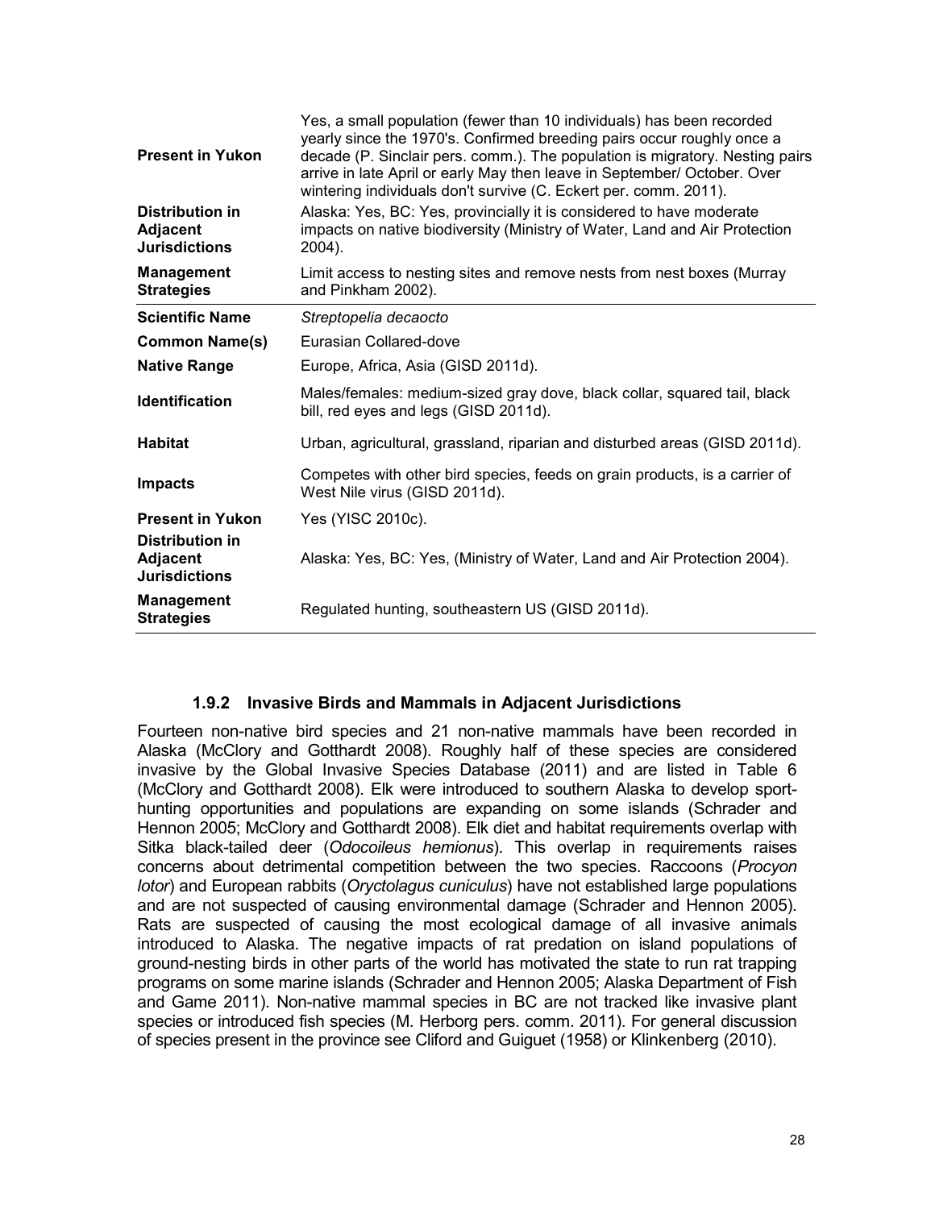| | |
|---|---|
| **Present in Yukon** | Yes, a small population (fewer than 10 individuals) has been recorded yearly since the 1970's. Confirmed breeding pairs occur roughly once a decade (P. Sinclair pers. comm.). The population is migratory. Nesting pairs arrive in late April or early May then leave in September/ October. Over wintering individuals don't survive (C. Eckert per. comm. 2011). |
| **Distribution in Adjacent Jurisdictions** | Alaska: Yes, BC: Yes, provincially it is considered to have moderate impacts on native biodiversity (Ministry of Water, Land and Air Protection 2004). |
| **Management Strategies** | Limit access to nesting sites and remove nests from nest boxes (Murray and Pinkham 2002). |
| **Scientific Name** | *Streptopelia decaocto* |
| **Common Name(s)** | Eurasian Collared-dove |
| **Native Range** | Europe, Africa, Asia (GISD 2011d). |
| **Identification** | Males/females: medium-sized gray dove, black collar, squared tail, black bill, red eyes and legs (GISD 2011d). |
| **Habitat** | Urban, agricultural, grassland, riparian and disturbed areas (GISD 2011d). |
| **Impacts** | Competes with other bird species, feeds on grain products, is a carrier of West Nile virus (GISD 2011d). |
| **Present in Yukon** | Yes (YISC 2010c). |
| **Distribution in Adjacent Jurisdictions** | Alaska: Yes, BC: Yes, (Ministry of Water, Land and Air Protection 2004). |
| **Management Strategies** | Regulated hunting, southeastern US (GISD 2011d). |

### 1.9.2 Invasive Birds and Mammals in Adjacent Jurisdictions

Fourteen non-native bird species and 21 non-native mammals have been recorded in Alaska (McClory and Gotthardt 2008). Roughly half of these species are considered invasive by the Global Invasive Species Database (2011) and are listed in Table 6 (McClory and Gotthardt 2008). Elk were introduced to southern Alaska to develop sport-hunting opportunities and populations are expanding on some islands (Schrader and Hennon 2005; McClory and Gotthardt 2008). Elk diet and habitat requirements overlap with Sitka black-tailed deer (*Odocoileus hemionus*). This overlap in requirements raises concerns about detrimental competition between the two species. Raccoons (*Procyon lotor*) and European rabbits (*Oryctolagus cuniculus*) have not established large populations and are not suspected of causing environmental damage (Schrader and Hennon 2005). Rats are suspected of causing the most ecological damage of all invasive animals introduced to Alaska. The negative impacts of rat predation on island populations of ground-nesting birds in other parts of the world has motivated the state to run rat trapping programs on some marine islands (Schrader and Hennon 2005; Alaska Department of Fish and Game 2011). Non-native mammal species in BC are not tracked like invasive plant species or introduced fish species (M. Herborg pers. comm. 2011). For general discussion of species present in the province see Cliford and Guiguet (1958) or Klinkenberg (2010).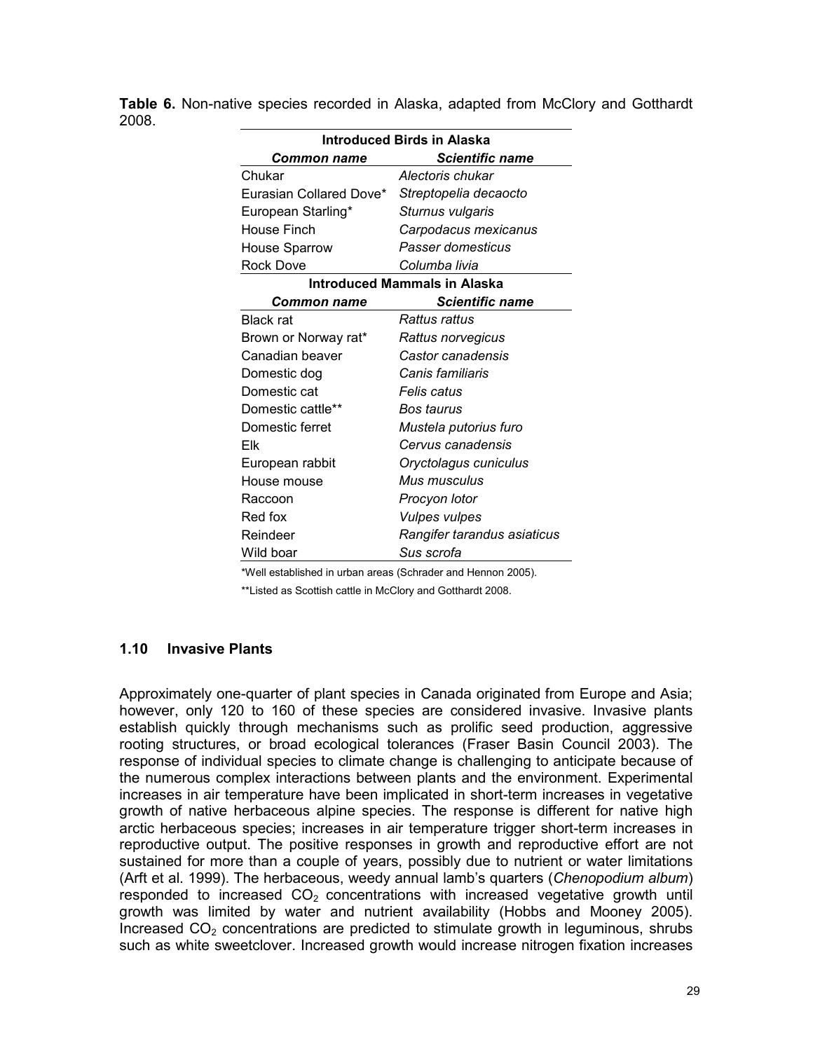**Table 6.** Non-native species recorded in Alaska, adapted from McClory and Gotthardt 2008.

| Introduced Birds in Alaska | |
|---|---|
| ***Common name*** | ***Scientific name*** |
| Chukar | *Alectoris chukar* |
| Eurasian Collared Dove* | *Streptopelia decaocto* |
| European Starling* | *Sturnus vulgaris* |
| House Finch | *Carpodacus mexicanus* |
| House Sparrow | *Passer domesticus* |
| Rock Dove | *Columba livia* |
| **Introduced Mammals in Alaska** | |
| ***Common name*** | ***Scientific name*** |
| Black rat | *Rattus rattus* |
| Brown or Norway rat* | *Rattus norvegicus* |
| Canadian beaver | *Castor canadensis* |
| Domestic dog | *Canis familiaris* |
| Domestic cat | *Felis catus* |
| Domestic cattle** | *Bos taurus* |
| Domestic ferret | *Mustela putorius furo* |
| Elk | *Cervus canadensis* |
| European rabbit | *Oryctolagus cuniculus* |
| House mouse | *Mus musculus* |
| Raccoon | *Procyon lotor* |
| Red fox | *Vulpes vulpes* |
| Reindeer | *Rangifer tarandus asiaticus* |
| Wild boar | *Sus scrofa* |

*Well established in urban areas (Schrader and Hennon 2005).

**Listed as Scottish cattle in McClory and Gotthardt 2008.

### 1.10 Invasive Plants

Approximately one-quarter of plant species in Canada originated from Europe and Asia; however, only 120 to 160 of these species are considered invasive. Invasive plants establish quickly through mechanisms such as prolific seed production, aggressive rooting structures, or broad ecological tolerances (Fraser Basin Council 2003). The response of individual species to climate change is challenging to anticipate because of the numerous complex interactions between plants and the environment. Experimental increases in air temperature have been implicated in short-term increases in vegetative growth of native herbaceous alpine species. The response is different for native high arctic herbaceous species; increases in air temperature trigger short-term increases in reproductive output. The positive responses in growth and reproductive effort are not sustained for more than a couple of years, possibly due to nutrient or water limitations (Arft et al. 1999). The herbaceous, weedy annual lamb's quarters (*Chenopodium album*) responded to increased $CO_2$ concentrations with increased vegetative growth until growth was limited by water and nutrient availability (Hobbs and Mooney 2005). Increased $CO_2$ concentrations are predicted to stimulate growth in leguminous, shrubs such as white sweetclover. Increased growth would increase nitrogen fixation increases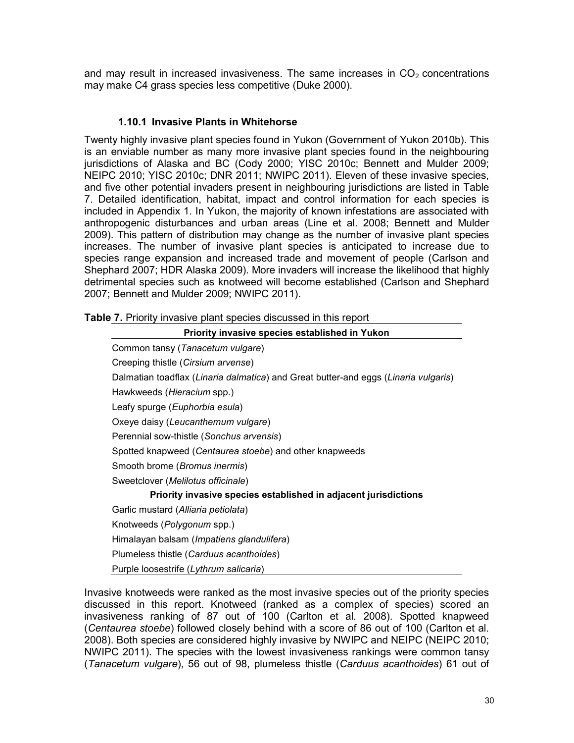and may result in increased invasiveness. The same increases in $CO_2$ concentrations may make C4 grass species less competitive (Duke 2000).

### 1.10.1 Invasive Plants in Whitehorse

Twenty highly invasive plant species found in Yukon (Government of Yukon 2010b). This is an enviable number as many more invasive plant species found in the neighbouring jurisdictions of Alaska and BC (Cody 2000; YISC 2010c; Bennett and Mulder 2009; NEIPC 2010; YISC 2010c; DNR 2011; NWIPC 2011). Eleven of these invasive species, and five other potential invaders present in neighbouring jurisdictions are listed in Table 7. Detailed identification, habitat, impact and control information for each species is included in Appendix 1. In Yukon, the majority of known infestations are associated with anthropogenic disturbances and urban areas (Line et al. 2008; Bennett and Mulder 2009). This pattern of distribution may change as the number of invasive plant species increases. The number of invasive plant species is anticipated to increase due to species range expansion and increased trade and movement of people (Carlson and Shephard 2007; HDR Alaska 2009). More invaders will increase the likelihood that highly detrimental species such as knotweed will become established (Carlson and Shephard 2007; Bennett and Mulder 2009; NWIPC 2011).

**Table 7.** Priority invasive plant species discussed in this report

| **Priority invasive species established in Yukon** |
|---|
| Common tansy (*Tanacetum vulgare*) |
| Creeping thistle (*Cirsium arvense*) |
| Dalmatian toadflax (*Linaria dalmatica*) and Great butter-and eggs (*Linaria vulgaris*) |
| Hawkweeds (*Hieracium* spp.) |
| Leafy spurge (*Euphorbia esula*) |
| Oxeye daisy (*Leucanthemum vulgare*) |
| Perennial sow-thistle (*Sonchus arvensis*) |
| Spotted knapweed (*Centaurea stoebe*) and other knapweeds |
| Smooth brome (*Bromus inermis*) |
| Sweetclover (*Melilotus officinale*) |
| **Priority invasive species established in adjacent jurisdictions** |
| Garlic mustard (*Alliaria petiolata*) |
| Knotweeds (*Polygonum* spp.) |
| Himalayan balsam (*Impatiens glandulifera*) |
| Plumeless thistle (*Carduus acanthoides*) |
| Purple loosestrife (*Lythrum salicaria*) |

Invasive knotweeds were ranked as the most invasive species out of the priority species discussed in this report. Knotweed (ranked as a complex of species) scored an invasiveness ranking of 87 out of 100 (Carlton et al. 2008). Spotted knapweed (*Centaurea stoebe*) followed closely behind with a score of 86 out of 100 (Carlton et al. 2008). Both species are considered highly invasive by NWIPC and NEIPC (NEIPC 2010; NWIPC 2011). The species with the lowest invasiveness rankings were common tansy (*Tanacetum vulgare*), 56 out of 98, plumeless thistle (*Carduus acanthoides*) 61 out of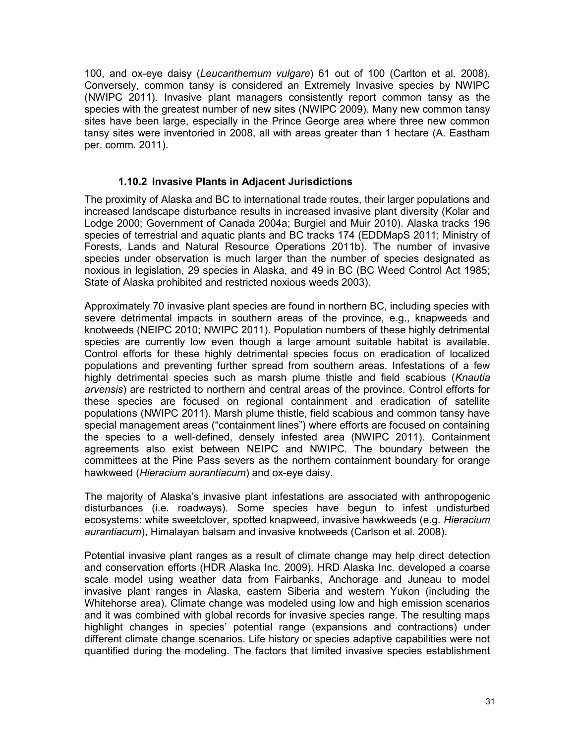100, and ox-eye daisy (*Leucanthemum vulgare*) 61 out of 100 (Carlton et al. 2008). Conversely, common tansy is considered an Extremely Invasive species by NWIPC (NWIPC 2011). Invasive plant managers consistently report common tansy as the species with the greatest number of new sites (NWIPC 2009). Many new common tansy sites have been large, especially in the Prince George area where three new common tansy sites were inventoried in 2008, all with areas greater than 1 hectare (A. Eastham per. comm. 2011).

### 1.10.2 Invasive Plants in Adjacent Jurisdictions

The proximity of Alaska and BC to international trade routes, their larger populations and increased landscape disturbance results in increased invasive plant diversity (Kolar and Lodge 2000; Government of Canada 2004a; Burgiel and Muir 2010). Alaska tracks 196 species of terrestrial and aquatic plants and BC tracks 174 (EDDMapS 2011; Ministry of Forests, Lands and Natural Resource Operations 2011b). The number of invasive species under observation is much larger than the number of species designated as noxious in legislation, 29 species in Alaska, and 49 in BC (BC Weed Control Act 1985; State of Alaska prohibited and restricted noxious weeds 2003).

Approximately 70 invasive plant species are found in northern BC, including species with severe detrimental impacts in southern areas of the province, e.g., knapweeds and knotweeds (NEIPC 2010; NWIPC 2011). Population numbers of these highly detrimental species are currently low even though a large amount suitable habitat is available. Control efforts for these highly detrimental species focus on eradication of localized populations and preventing further spread from southern areas. Infestations of a few highly detrimental species such as marsh plume thistle and field scabious (*Knautia arvensis*) are restricted to northern and central areas of the province. Control efforts for these species are focused on regional containment and eradication of satellite populations (NWIPC 2011). Marsh plume thistle, field scabious and common tansy have special management areas ("containment lines") where efforts are focused on containing the species to a well-defined, densely infested area (NWIPC 2011). Containment agreements also exist between NEIPC and NWIPC. The boundary between the committees at the Pine Pass severs as the northern containment boundary for orange hawkweed (*Hieracium aurantiacum*) and ox-eye daisy.

The majority of Alaska's invasive plant infestations are associated with anthropogenic disturbances (i.e. roadways). Some species have begun to infest undisturbed ecosystems: white sweetclover, spotted knapweed, invasive hawkweeds (e.g. *Hieracium aurantiacum*), Himalayan balsam and invasive knotweeds (Carlson et al. 2008).

Potential invasive plant ranges as a result of climate change may help direct detection and conservation efforts (HDR Alaska Inc. 2009). HRD Alaska Inc. developed a coarse scale model using weather data from Fairbanks, Anchorage and Juneau to model invasive plant ranges in Alaska, eastern Siberia and western Yukon (including the Whitehorse area). Climate change was modeled using low and high emission scenarios and it was combined with global records for invasive species range. The resulting maps highlight changes in species' potential range (expansions and contractions) under different climate change scenarios. Life history or species adaptive capabilities were not quantified during the modeling. The factors that limited invasive species establishment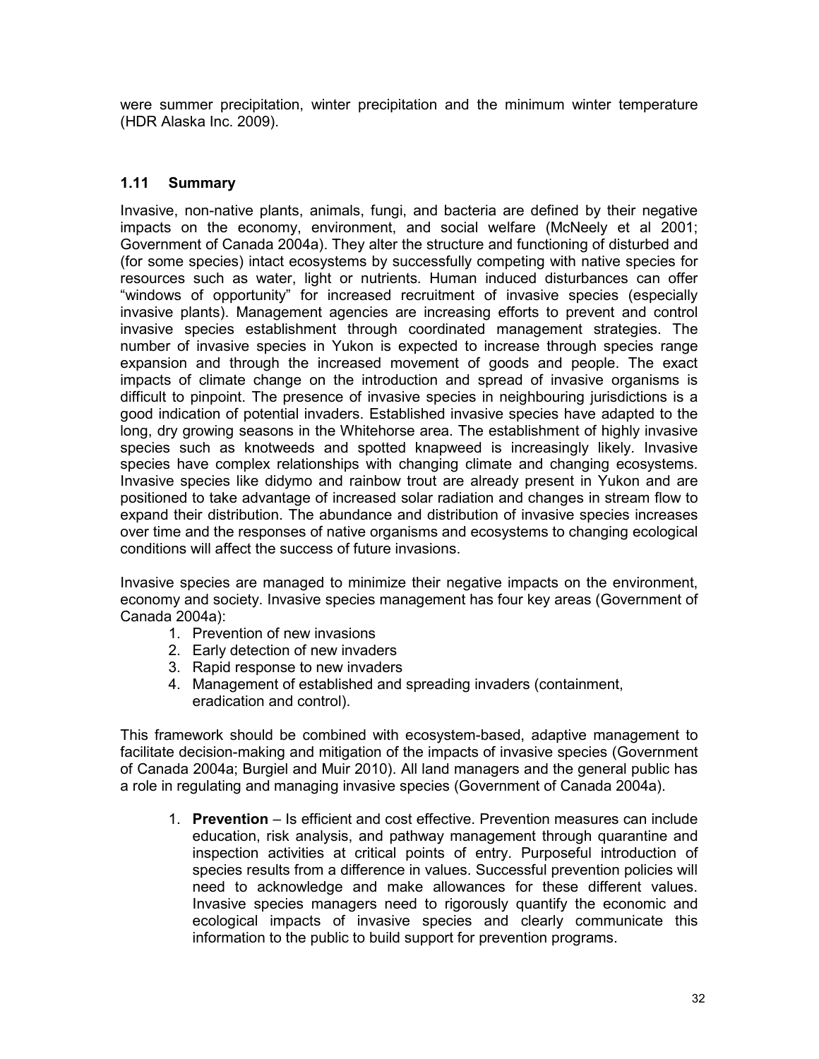were summer precipitation, winter precipitation and the minimum winter temperature (HDR Alaska Inc. 2009).

### 1.11 Summary

Invasive, non-native plants, animals, fungi, and bacteria are defined by their negative impacts on the economy, environment, and social welfare (McNeely et al 2001; Government of Canada 2004a). They alter the structure and functioning of disturbed and (for some species) intact ecosystems by successfully competing with native species for resources such as water, light or nutrients. Human induced disturbances can offer "windows of opportunity" for increased recruitment of invasive species (especially invasive plants). Management agencies are increasing efforts to prevent and control invasive species establishment through coordinated management strategies. The number of invasive species in Yukon is expected to increase through species range expansion and through the increased movement of goods and people. The exact impacts of climate change on the introduction and spread of invasive organisms is difficult to pinpoint. The presence of invasive species in neighbouring jurisdictions is a good indication of potential invaders. Established invasive species have adapted to the long, dry growing seasons in the Whitehorse area. The establishment of highly invasive species such as knotweeds and spotted knapweed is increasingly likely. Invasive species have complex relationships with changing climate and changing ecosystems. Invasive species like didymo and rainbow trout are already present in Yukon and are positioned to take advantage of increased solar radiation and changes in stream flow to expand their distribution. The abundance and distribution of invasive species increases over time and the responses of native organisms and ecosystems to changing ecological conditions will affect the success of future invasions.

Invasive species are managed to minimize their negative impacts on the environment, economy and society. Invasive species management has four key areas (Government of Canada 2004a):

1. Prevention of new invasions
2. Early detection of new invaders
3. Rapid response to new invaders
4. Management of established and spreading invaders (containment, eradication and control).

This framework should be combined with ecosystem-based, adaptive management to facilitate decision-making and mitigation of the impacts of invasive species (Government of Canada 2004a; Burgiel and Muir 2010). All land managers and the general public has a role in regulating and managing invasive species (Government of Canada 2004a).

1. **Prevention** – Is efficient and cost effective. Prevention measures can include education, risk analysis, and pathway management through quarantine and inspection activities at critical points of entry. Purposeful introduction of species results from a difference in values. Successful prevention policies will need to acknowledge and make allowances for these different values. Invasive species managers need to rigorously quantify the economic and ecological impacts of invasive species and clearly communicate this information to the public to build support for prevention programs.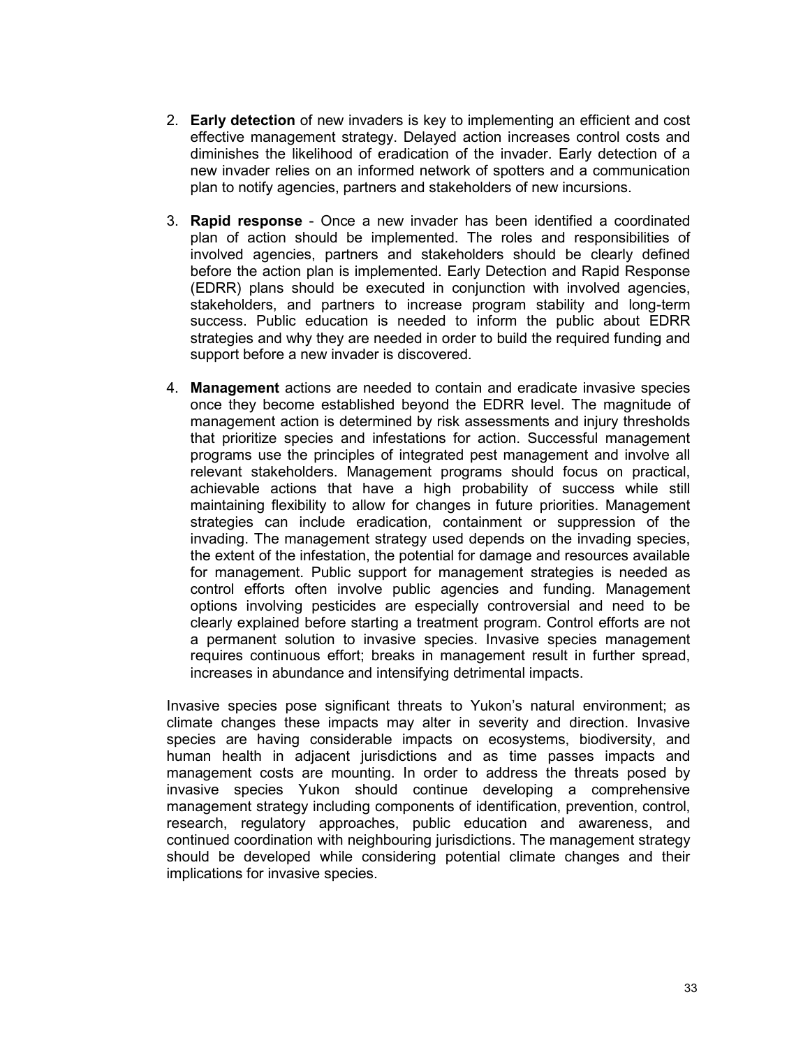2. **Early detection** of new invaders is key to implementing an efficient and cost effective management strategy. Delayed action increases control costs and diminishes the likelihood of eradication of the invader. Early detection of a new invader relies on an informed network of spotters and a communication plan to notify agencies, partners and stakeholders of new incursions.

3. **Rapid response** - Once a new invader has been identified a coordinated plan of action should be implemented. The roles and responsibilities of involved agencies, partners and stakeholders should be clearly defined before the action plan is implemented. Early Detection and Rapid Response (EDRR) plans should be executed in conjunction with involved agencies, stakeholders, and partners to increase program stability and long-term success. Public education is needed to inform the public about EDRR strategies and why they are needed in order to build the required funding and support before a new invader is discovered.

4. **Management** actions are needed to contain and eradicate invasive species once they become established beyond the EDRR level. The magnitude of management action is determined by risk assessments and injury thresholds that prioritize species and infestations for action. Successful management programs use the principles of integrated pest management and involve all relevant stakeholders. Management programs should focus on practical, achievable actions that have a high probability of success while still maintaining flexibility to allow for changes in future priorities. Management strategies can include eradication, containment or suppression of the invading. The management strategy used depends on the invading species, the extent of the infestation, the potential for damage and resources available for management. Public support for management strategies is needed as control efforts often involve public agencies and funding. Management options involving pesticides are especially controversial and need to be clearly explained before starting a treatment program. Control efforts are not a permanent solution to invasive species. Invasive species management requires continuous effort; breaks in management result in further spread, increases in abundance and intensifying detrimental impacts.

Invasive species pose significant threats to Yukon's natural environment; as climate changes these impacts may alter in severity and direction. Invasive species are having considerable impacts on ecosystems, biodiversity, and human health in adjacent jurisdictions and as time passes impacts and management costs are mounting. In order to address the threats posed by invasive species Yukon should continue developing a comprehensive management strategy including components of identification, prevention, control, research, regulatory approaches, public education and awareness, and continued coordination with neighbouring jurisdictions. The management strategy should be developed while considering potential climate changes and their implications for invasive species.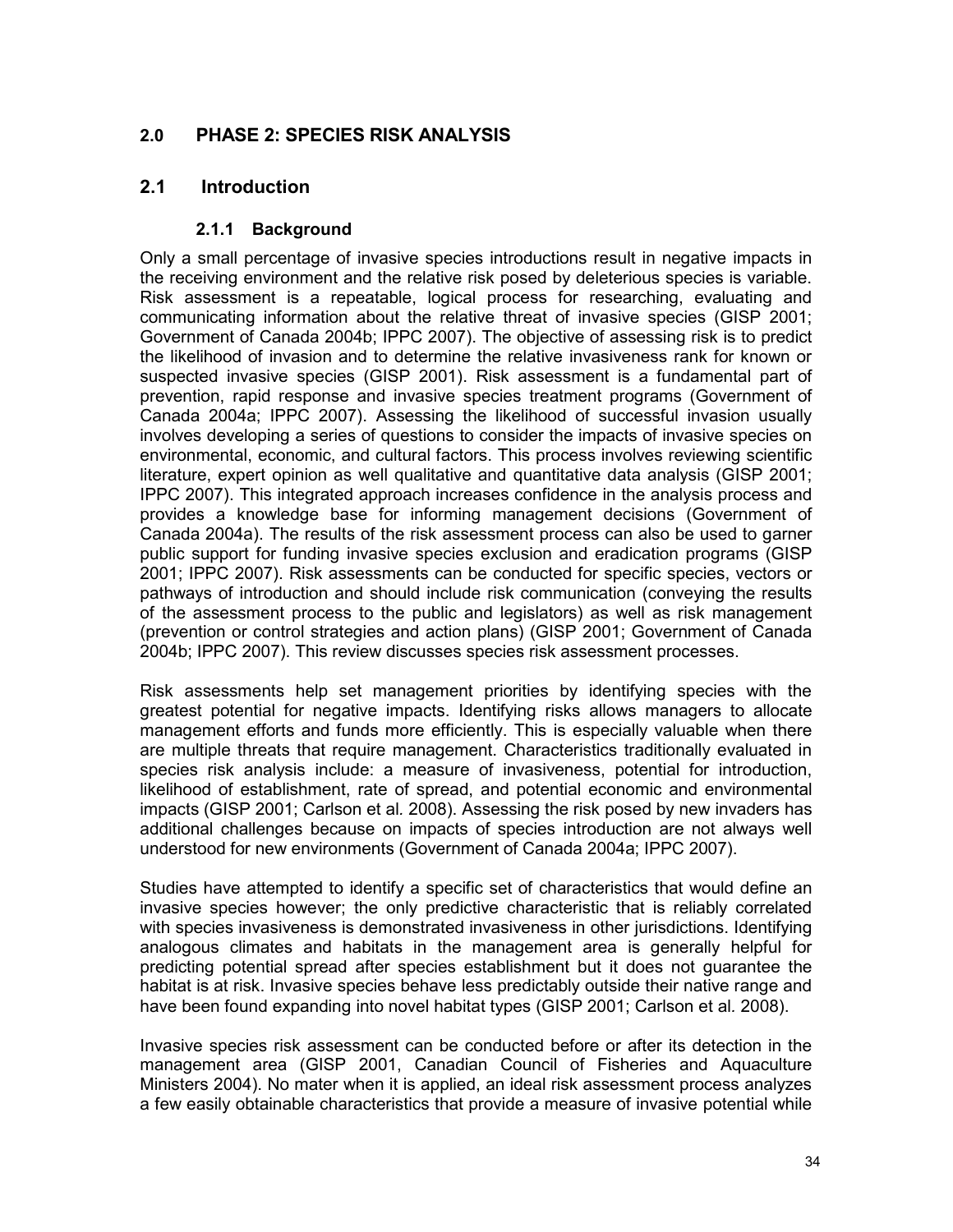## 2.0 PHASE 2: SPECIES RISK ANALYSIS

### 2.1 Introduction

#### 2.1.1 Background

Only a small percentage of invasive species introductions result in negative impacts in the receiving environment and the relative risk posed by deleterious species is variable. Risk assessment is a repeatable, logical process for researching, evaluating and communicating information about the relative threat of invasive species (GISP 2001; Government of Canada 2004b; IPPC 2007). The objective of assessing risk is to predict the likelihood of invasion and to determine the relative invasiveness rank for known or suspected invasive species (GISP 2001). Risk assessment is a fundamental part of prevention, rapid response and invasive species treatment programs (Government of Canada 2004a; IPPC 2007). Assessing the likelihood of successful invasion usually involves developing a series of questions to consider the impacts of invasive species on environmental, economic, and cultural factors. This process involves reviewing scientific literature, expert opinion as well qualitative and quantitative data analysis (GISP 2001; IPPC 2007). This integrated approach increases confidence in the analysis process and provides a knowledge base for informing management decisions (Government of Canada 2004a). The results of the risk assessment process can also be used to garner public support for funding invasive species exclusion and eradication programs (GISP 2001; IPPC 2007). Risk assessments can be conducted for specific species, vectors or pathways of introduction and should include risk communication (conveying the results of the assessment process to the public and legislators) as well as risk management (prevention or control strategies and action plans) (GISP 2001; Government of Canada 2004b; IPPC 2007). This review discusses species risk assessment processes.

Risk assessments help set management priorities by identifying species with the greatest potential for negative impacts. Identifying risks allows managers to allocate management efforts and funds more efficiently. This is especially valuable when there are multiple threats that require management. Characteristics traditionally evaluated in species risk analysis include: a measure of invasiveness, potential for introduction, likelihood of establishment, rate of spread, and potential economic and environmental impacts (GISP 2001; Carlson et al. 2008). Assessing the risk posed by new invaders has additional challenges because on impacts of species introduction are not always well understood for new environments (Government of Canada 2004a; IPPC 2007).

Studies have attempted to identify a specific set of characteristics that would define an invasive species however; the only predictive characteristic that is reliably correlated with species invasiveness is demonstrated invasiveness in other jurisdictions. Identifying analogous climates and habitats in the management area is generally helpful for predicting potential spread after species establishment but it does not guarantee the habitat is at risk. Invasive species behave less predictably outside their native range and have been found expanding into novel habitat types (GISP 2001; Carlson et al. 2008).

Invasive species risk assessment can be conducted before or after its detection in the management area (GISP 2001, Canadian Council of Fisheries and Aquaculture Ministers 2004). No mater when it is applied, an ideal risk assessment process analyzes a few easily obtainable characteristics that provide a measure of invasive potential while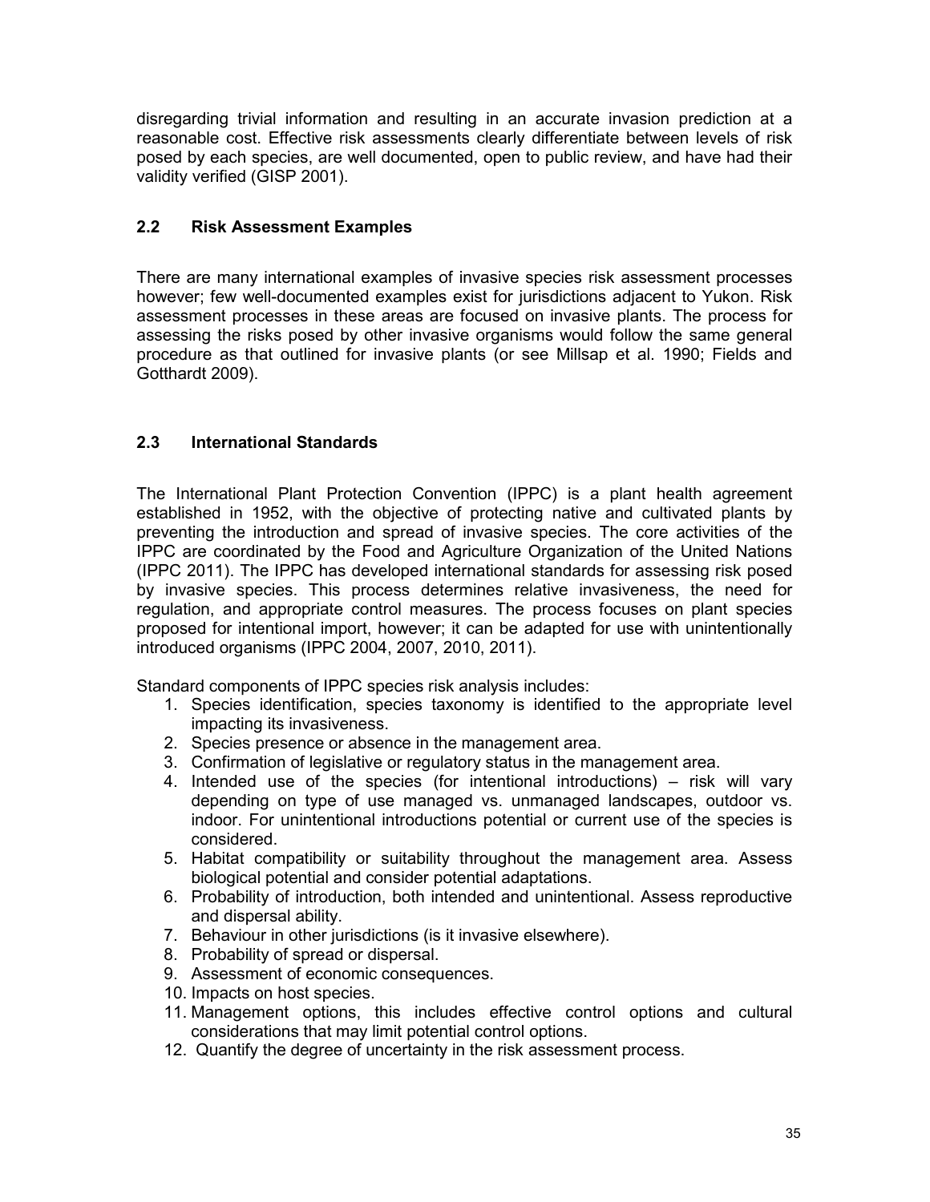disregarding trivial information and resulting in an accurate invasion prediction at a reasonable cost. Effective risk assessments clearly differentiate between levels of risk posed by each species, are well documented, open to public review, and have had their validity verified (GISP 2001).

## 2.2 Risk Assessment Examples

There are many international examples of invasive species risk assessment processes however; few well-documented examples exist for jurisdictions adjacent to Yukon. Risk assessment processes in these areas are focused on invasive plants. The process for assessing the risks posed by other invasive organisms would follow the same general procedure as that outlined for invasive plants (or see Millsap et al. 1990; Fields and Gotthardt 2009).

## 2.3 International Standards

The International Plant Protection Convention (IPPC) is a plant health agreement established in 1952, with the objective of protecting native and cultivated plants by preventing the introduction and spread of invasive species. The core activities of the IPPC are coordinated by the Food and Agriculture Organization of the United Nations (IPPC 2011). The IPPC has developed international standards for assessing risk posed by invasive species. This process determines relative invasiveness, the need for regulation, and appropriate control measures. The process focuses on plant species proposed for intentional import, however; it can be adapted for use with unintentionally introduced organisms (IPPC 2004, 2007, 2010, 2011).

Standard components of IPPC species risk analysis includes:

1. Species identification, species taxonomy is identified to the appropriate level impacting its invasiveness.
2. Species presence or absence in the management area.
3. Confirmation of legislative or regulatory status in the management area.
4. Intended use of the species (for intentional introductions) – risk will vary depending on type of use managed vs. unmanaged landscapes, outdoor vs. indoor. For unintentional introductions potential or current use of the species is considered.
5. Habitat compatibility or suitability throughout the management area. Assess biological potential and consider potential adaptations.
6. Probability of introduction, both intended and unintentional. Assess reproductive and dispersal ability.
7. Behaviour in other jurisdictions (is it invasive elsewhere).
8. Probability of spread or dispersal.
9. Assessment of economic consequences.
10. Impacts on host species.
11. Management options, this includes effective control options and cultural considerations that may limit potential control options.
12. Quantify the degree of uncertainty in the risk assessment process.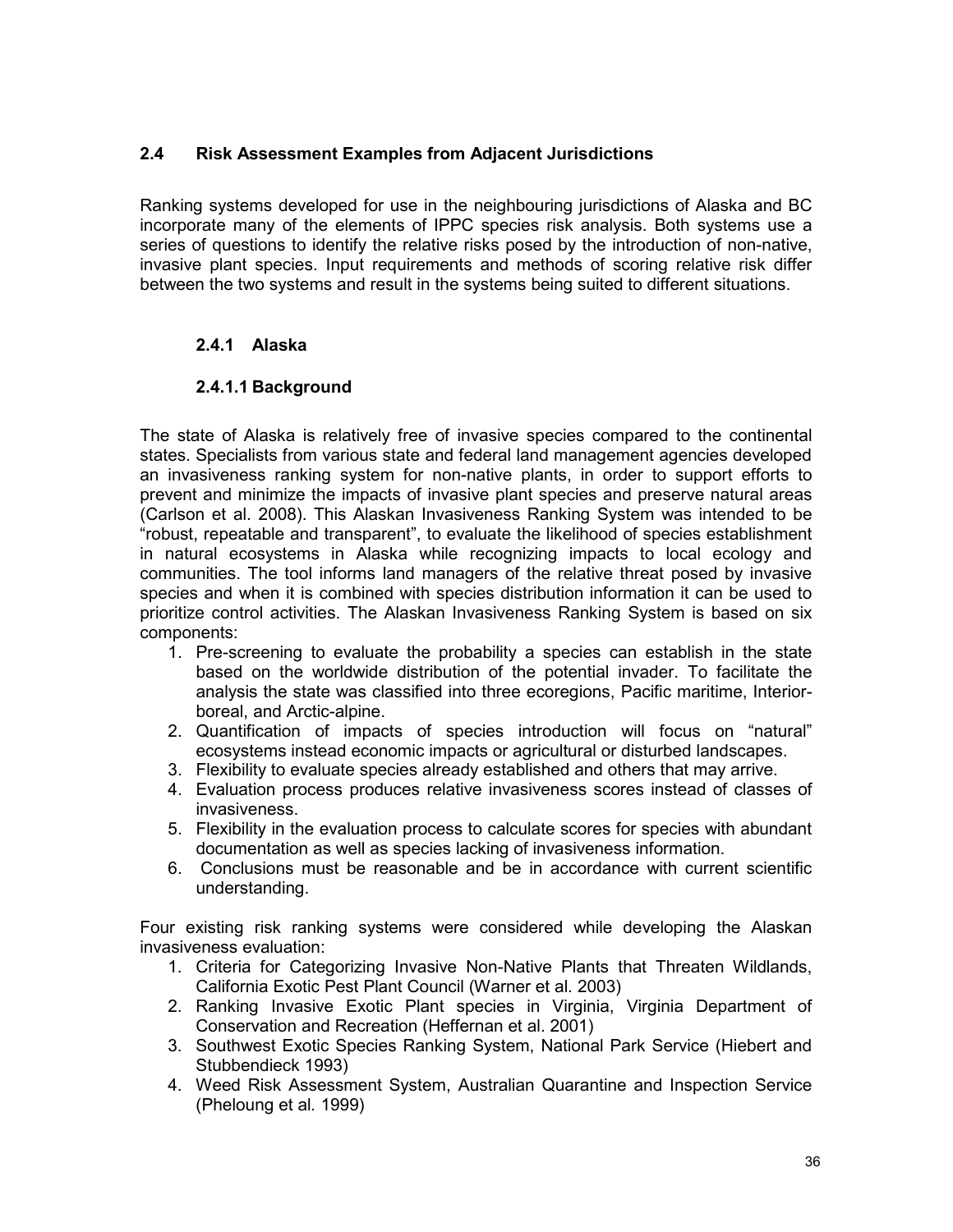## 2.4 Risk Assessment Examples from Adjacent Jurisdictions

Ranking systems developed for use in the neighbouring jurisdictions of Alaska and BC incorporate many of the elements of IPPC species risk analysis. Both systems use a series of questions to identify the relative risks posed by the introduction of non-native, invasive plant species. Input requirements and methods of scoring relative risk differ between the two systems and result in the systems being suited to different situations.

### 2.4.1 Alaska

#### 2.4.1.1 Background

The state of Alaska is relatively free of invasive species compared to the continental states. Specialists from various state and federal land management agencies developed an invasiveness ranking system for non-native plants, in order to support efforts to prevent and minimize the impacts of invasive plant species and preserve natural areas (Carlson et al. 2008). This Alaskan Invasiveness Ranking System was intended to be "robust, repeatable and transparent", to evaluate the likelihood of species establishment in natural ecosystems in Alaska while recognizing impacts to local ecology and communities. The tool informs land managers of the relative threat posed by invasive species and when it is combined with species distribution information it can be used to prioritize control activities. The Alaskan Invasiveness Ranking System is based on six components:

1. Pre-screening to evaluate the probability a species can establish in the state based on the worldwide distribution of the potential invader. To facilitate the analysis the state was classified into three ecoregions, Pacific maritime, Interior-boreal, and Arctic-alpine.
2. Quantification of impacts of species introduction will focus on "natural" ecosystems instead economic impacts or agricultural or disturbed landscapes.
3. Flexibility to evaluate species already established and others that may arrive.
4. Evaluation process produces relative invasiveness scores instead of classes of invasiveness.
5. Flexibility in the evaluation process to calculate scores for species with abundant documentation as well as species lacking of invasiveness information.
6. Conclusions must be reasonable and be in accordance with current scientific understanding.

Four existing risk ranking systems were considered while developing the Alaskan invasiveness evaluation:

1. Criteria for Categorizing Invasive Non-Native Plants that Threaten Wildlands, California Exotic Pest Plant Council (Warner et al. 2003)
2. Ranking Invasive Exotic Plant species in Virginia, Virginia Department of Conservation and Recreation (Heffernan et al. 2001)
3. Southwest Exotic Species Ranking System, National Park Service (Hiebert and Stubbendieck 1993)
4. Weed Risk Assessment System, Australian Quarantine and Inspection Service (Pheloung et al. 1999)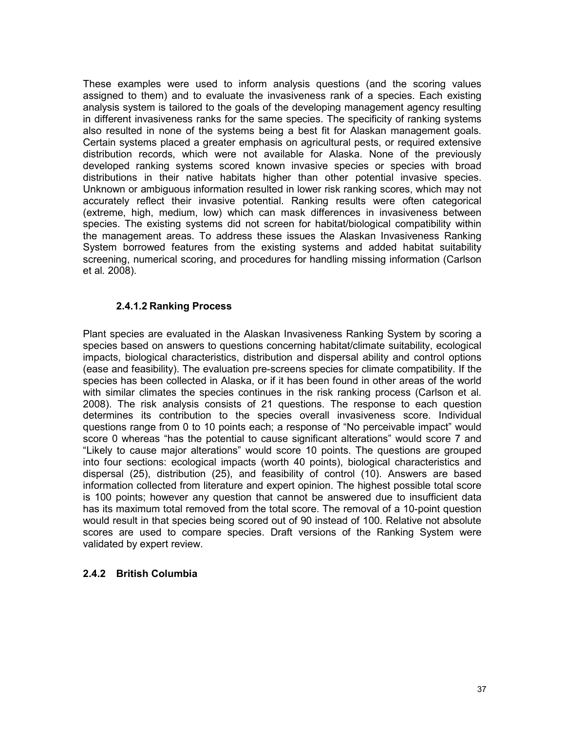These examples were used to inform analysis questions (and the scoring values assigned to them) and to evaluate the invasiveness rank of a species. Each existing analysis system is tailored to the goals of the developing management agency resulting in different invasiveness ranks for the same species. The specificity of ranking systems also resulted in none of the systems being a best fit for Alaskan management goals. Certain systems placed a greater emphasis on agricultural pests, or required extensive distribution records, which were not available for Alaska. None of the previously developed ranking systems scored known invasive species or species with broad distributions in their native habitats higher than other potential invasive species. Unknown or ambiguous information resulted in lower risk ranking scores, which may not accurately reflect their invasive potential. Ranking results were often categorical (extreme, high, medium, low) which can mask differences in invasiveness between species. The existing systems did not screen for habitat/biological compatibility within the management areas. To address these issues the Alaskan Invasiveness Ranking System borrowed features from the existing systems and added habitat suitability screening, numerical scoring, and procedures for handling missing information (Carlson et al. 2008).

#### 2.4.1.2 Ranking Process

Plant species are evaluated in the Alaskan Invasiveness Ranking System by scoring a species based on answers to questions concerning habitat/climate suitability, ecological impacts, biological characteristics, distribution and dispersal ability and control options (ease and feasibility). The evaluation pre-screens species for climate compatibility. If the species has been collected in Alaska, or if it has been found in other areas of the world with similar climates the species continues in the risk ranking process (Carlson et al. 2008). The risk analysis consists of 21 questions. The response to each question determines its contribution to the species overall invasiveness score. Individual questions range from 0 to 10 points each; a response of "No perceivable impact" would score 0 whereas "has the potential to cause significant alterations" would score 7 and "Likely to cause major alterations" would score 10 points. The questions are grouped into four sections: ecological impacts (worth 40 points), biological characteristics and dispersal (25), distribution (25), and feasibility of control (10). Answers are based information collected from literature and expert opinion. The highest possible total score is 100 points; however any question that cannot be answered due to insufficient data has its maximum total removed from the total score. The removal of a 10-point question would result in that species being scored out of 90 instead of 100. Relative not absolute scores are used to compare species. Draft versions of the Ranking System were validated by expert review.

### 2.4.2 British Columbia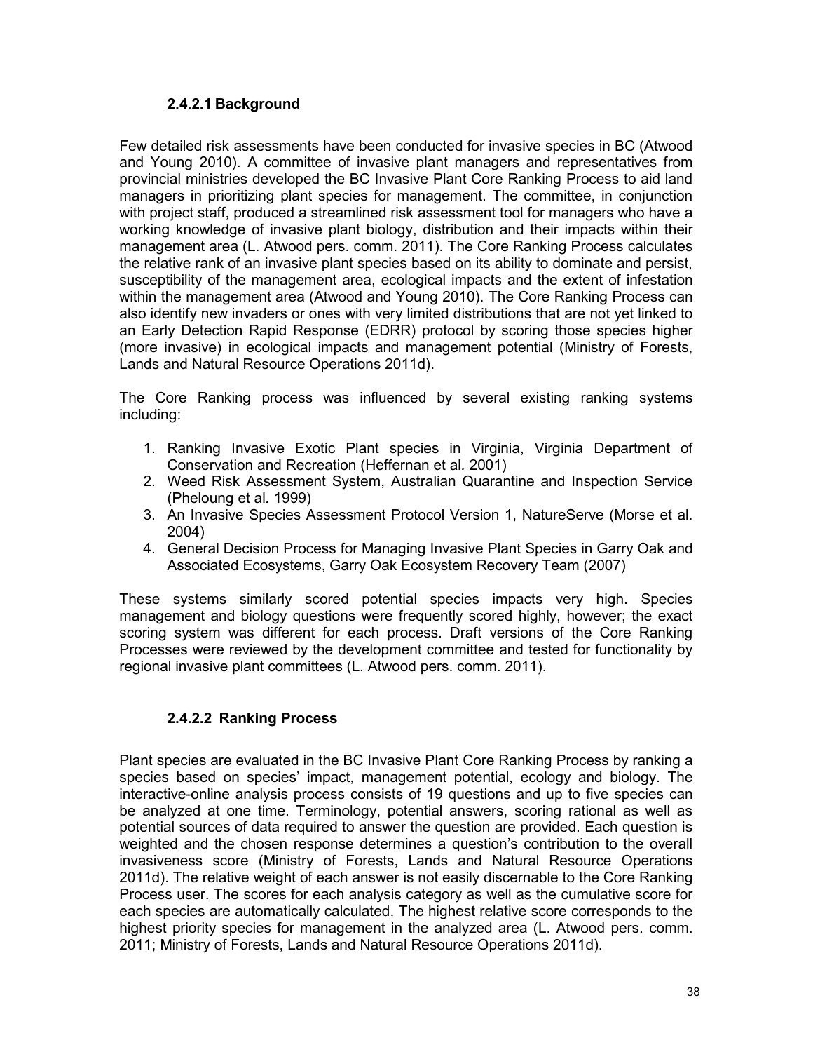#### 2.4.2.1 Background

Few detailed risk assessments have been conducted for invasive species in BC (Atwood and Young 2010). A committee of invasive plant managers and representatives from provincial ministries developed the BC Invasive Plant Core Ranking Process to aid land managers in prioritizing plant species for management. The committee, in conjunction with project staff, produced a streamlined risk assessment tool for managers who have a working knowledge of invasive plant biology, distribution and their impacts within their management area (L. Atwood pers. comm. 2011). The Core Ranking Process calculates the relative rank of an invasive plant species based on its ability to dominate and persist, susceptibility of the management area, ecological impacts and the extent of infestation within the management area (Atwood and Young 2010). The Core Ranking Process can also identify new invaders or ones with very limited distributions that are not yet linked to an Early Detection Rapid Response (EDRR) protocol by scoring those species higher (more invasive) in ecological impacts and management potential (Ministry of Forests, Lands and Natural Resource Operations 2011d).

The Core Ranking process was influenced by several existing ranking systems including:

1. Ranking Invasive Exotic Plant species in Virginia, Virginia Department of Conservation and Recreation (Heffernan et al*.* 2001)
2. Weed Risk Assessment System, Australian Quarantine and Inspection Service (Pheloung et al*.* 1999)
3. An Invasive Species Assessment Protocol Version 1, NatureServe (Morse et al. 2004)
4. General Decision Process for Managing Invasive Plant Species in Garry Oak and Associated Ecosystems, Garry Oak Ecosystem Recovery Team (2007)

These systems similarly scored potential species impacts very high. Species management and biology questions were frequently scored highly, however; the exact scoring system was different for each process. Draft versions of the Core Ranking Processes were reviewed by the development committee and tested for functionality by regional invasive plant committees (L. Atwood pers. comm. 2011).

#### 2.4.2.2 Ranking Process

Plant species are evaluated in the BC Invasive Plant Core Ranking Process by ranking a species based on species' impact, management potential, ecology and biology. The interactive-online analysis process consists of 19 questions and up to five species can be analyzed at one time. Terminology, potential answers, scoring rational as well as potential sources of data required to answer the question are provided. Each question is weighted and the chosen response determines a question's contribution to the overall invasiveness score (Ministry of Forests, Lands and Natural Resource Operations 2011d). The relative weight of each answer is not easily discernable to the Core Ranking Process user. The scores for each analysis category as well as the cumulative score for each species are automatically calculated. The highest relative score corresponds to the highest priority species for management in the analyzed area (L. Atwood pers. comm. 2011; Ministry of Forests, Lands and Natural Resource Operations 2011d).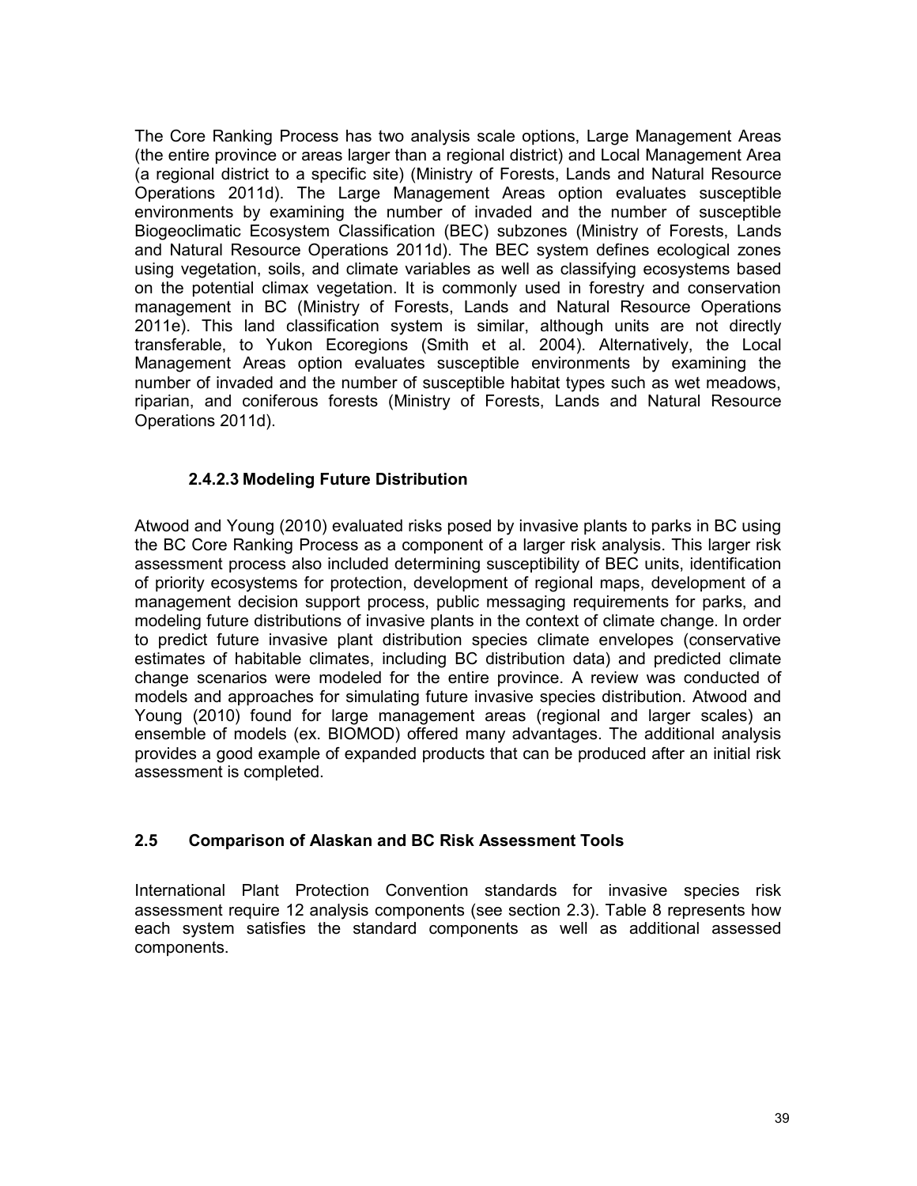The Core Ranking Process has two analysis scale options, Large Management Areas (the entire province or areas larger than a regional district) and Local Management Area (a regional district to a specific site) (Ministry of Forests, Lands and Natural Resource Operations 2011d). The Large Management Areas option evaluates susceptible environments by examining the number of invaded and the number of susceptible Biogeoclimatic Ecosystem Classification (BEC) subzones (Ministry of Forests, Lands and Natural Resource Operations 2011d). The BEC system defines ecological zones using vegetation, soils, and climate variables as well as classifying ecosystems based on the potential climax vegetation. It is commonly used in forestry and conservation management in BC (Ministry of Forests, Lands and Natural Resource Operations 2011e). This land classification system is similar, although units are not directly transferable, to Yukon Ecoregions (Smith et al. 2004). Alternatively, the Local Management Areas option evaluates susceptible environments by examining the number of invaded and the number of susceptible habitat types such as wet meadows, riparian, and coniferous forests (Ministry of Forests, Lands and Natural Resource Operations 2011d).

#### 2.4.2.3 Modeling Future Distribution

Atwood and Young (2010) evaluated risks posed by invasive plants to parks in BC using the BC Core Ranking Process as a component of a larger risk analysis. This larger risk assessment process also included determining susceptibility of BEC units, identification of priority ecosystems for protection, development of regional maps, development of a management decision support process, public messaging requirements for parks, and modeling future distributions of invasive plants in the context of climate change. In order to predict future invasive plant distribution species climate envelopes (conservative estimates of habitable climates, including BC distribution data) and predicted climate change scenarios were modeled for the entire province. A review was conducted of models and approaches for simulating future invasive species distribution. Atwood and Young (2010) found for large management areas (regional and larger scales) an ensemble of models (ex. BIOMOD) offered many advantages. The additional analysis provides a good example of expanded products that can be produced after an initial risk assessment is completed.

### 2.5 Comparison of Alaskan and BC Risk Assessment Tools

International Plant Protection Convention standards for invasive species risk assessment require 12 analysis components (see section 2.3). Table 8 represents how each system satisfies the standard components as well as additional assessed components.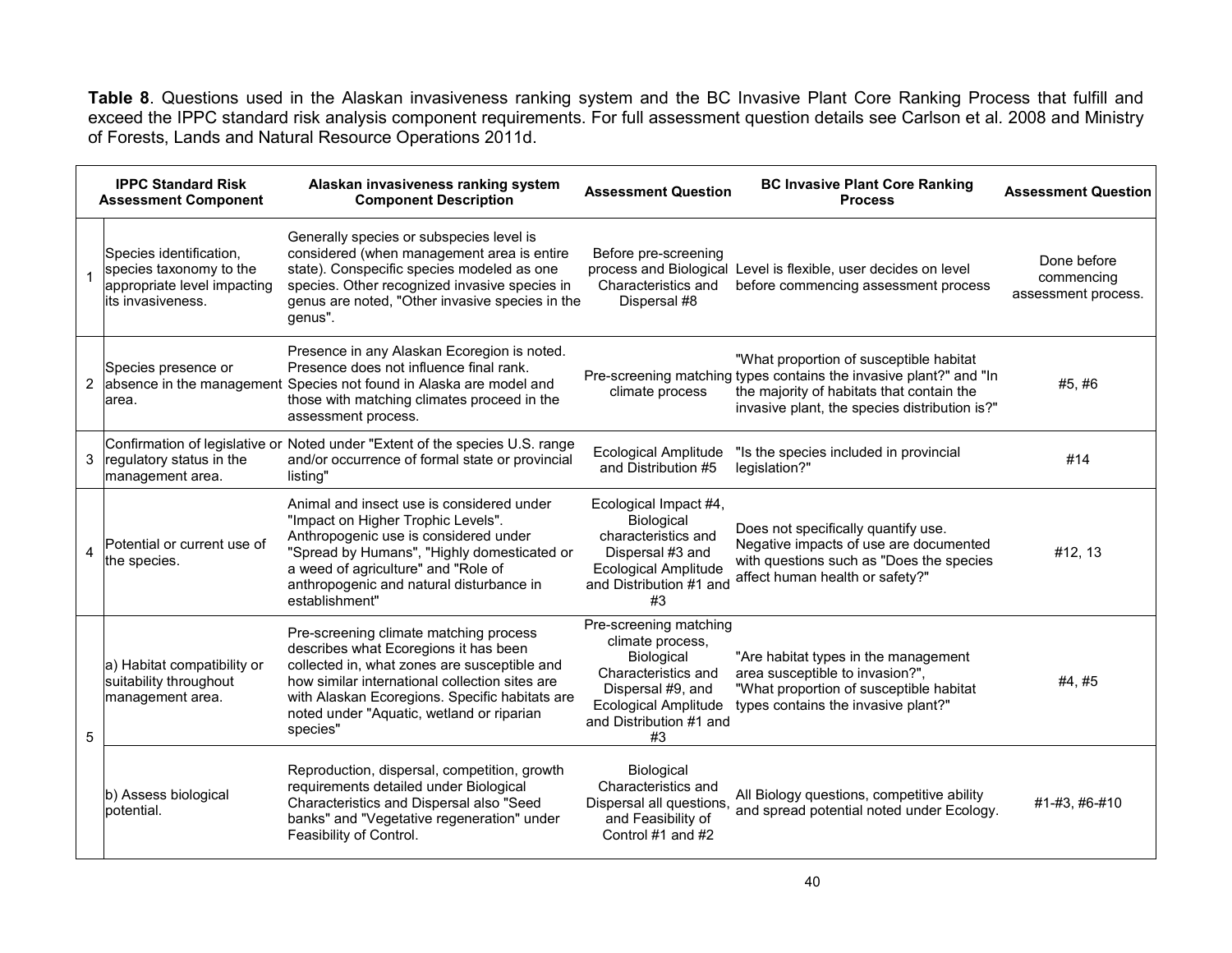**Table 8**. Questions used in the Alaskan invasiveness ranking system and the BC Invasive Plant Core Ranking Process that fulfill and exceed the IPPC standard risk analysis component requirements. For full assessment question details see Carlson et al. 2008 and Ministry of Forests, Lands and Natural Resource Operations 2011d.

| | IPPC Standard Risk Assessment Component | Alaskan invasiveness ranking system Component Description | Assessment Question | BC Invasive Plant Core Ranking Process | Assessment Question |
|---|---|---|---|---|---|
| 1 | Species identification, species taxonomy to the appropriate level impacting its invasiveness. | Generally species or subspecies level is considered (when management area is entire state). Conspecific species modeled as one species. Other recognized invasive species in genus are noted, "Other invasive species in the genus". | Before pre-screening process and Biological Characteristics and Dispersal #8 | Level is flexible, user decides on level before commencing assessment process | Done before commencing assessment process. |
| 2 | Species presence or absence in the management area. | Presence in any Alaskan Ecoregion is noted. Presence does not influence final rank. Species not found in Alaska are model and those with matching climates proceed in the assessment process. | Pre-screening matching climate process | "What proportion of susceptible habitat types contains the invasive plant?" and "In the majority of habitats that contain the invasive plant, the species distribution is?" | #5, #6 |
| 3 | Confirmation of legislative or regulatory status in the management area. | Noted under "Extent of the species U.S. range and/or occurrence of formal state or provincial listing" | Ecological Amplitude and Distribution #5 | "Is the species included in provincial legislation?" | #14 |
| 4 | Potential or current use of the species. | Animal and insect use is considered under "Impact on Higher Trophic Levels". Anthropogenic use is considered under "Spread by Humans", "Highly domesticated or a weed of agriculture" and "Role of anthropogenic and natural disturbance in establishment" | Ecological Impact #4, Biological characteristics and Dispersal #3 and Ecological Amplitude and Distribution #1 and #3 | Does not specifically quantify use. Negative impacts of use are documented with questions such as "Does the species affect human health or safety?" | #12, 13 |
| 5 | a) Habitat compatibility or suitability throughout management area. | Pre-screening climate matching process describes what Ecoregions it has been collected in, what zones are susceptible and how similar international collection sites are with Alaskan Ecoregions. Specific habitats are noted under "Aquatic, wetland or riparian species" | Pre-screening matching climate process, Biological Characteristics and Dispersal #9, and Ecological Amplitude and Distribution #1 and #3 | "Are habitat types in the management area susceptible to invasion?", "What proportion of susceptible habitat types contains the invasive plant?" | #4, #5 |
| | b) Assess biological potential. | Reproduction, dispersal, competition, growth requirements detailed under Biological Characteristics and Dispersal also "Seed banks" and "Vegetative regeneration" under Feasibility of Control. | Biological Characteristics and Dispersal all questions, and Feasibility of Control #1 and #2 | All Biology questions, competitive ability and spread potential noted under Ecology. | #1-#3, #6-#10 |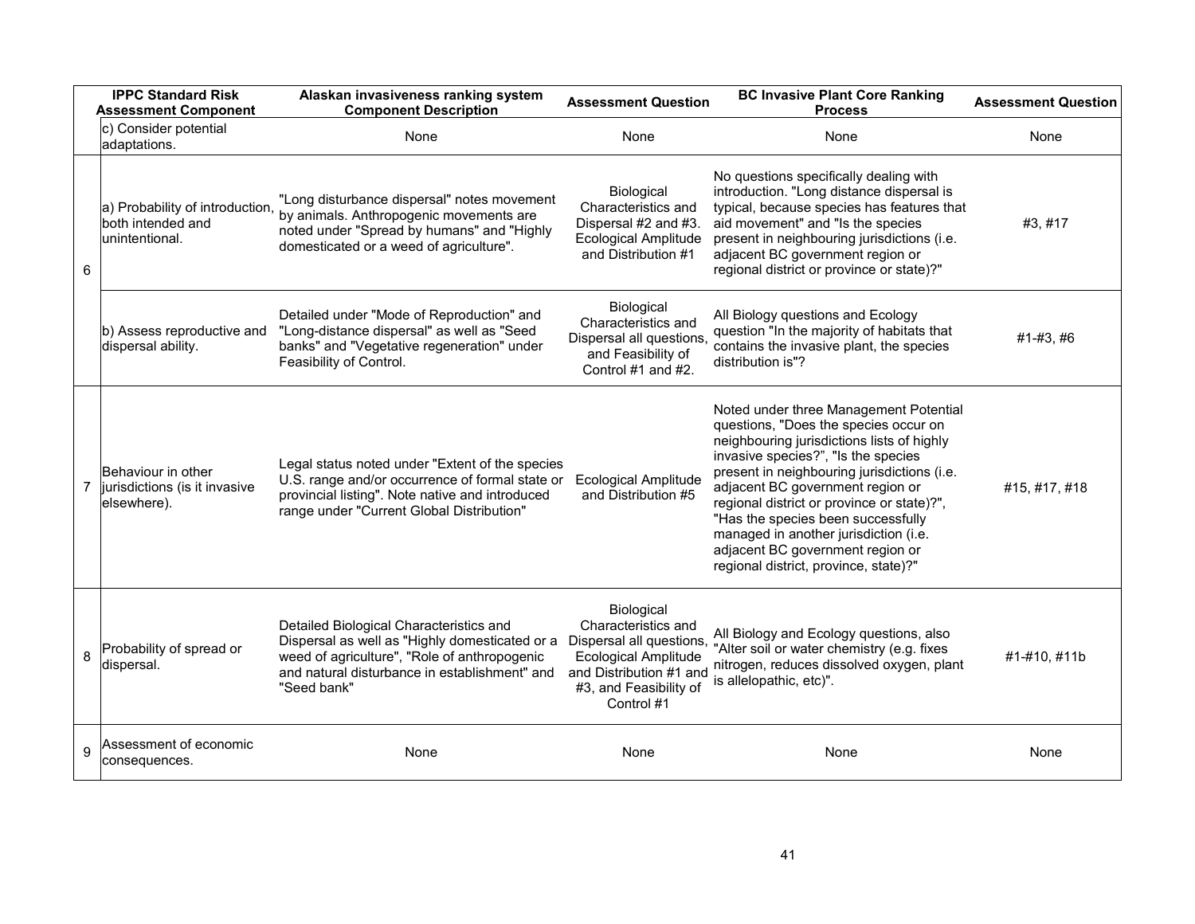| | IPPC Standard Risk Assessment Component | Alaskan invasiveness ranking system Component Description | Assessment Question | BC Invasive Plant Core Ranking Process | Assessment Question |
|---|---|---|---|---|---|
| | c) Consider potential adaptations. | None | None | None | None |
| 6 | a) Probability of introduction, both intended and unintentional. | "Long disturbance dispersal" notes movement by animals. Anthropogenic movements are noted under "Spread by humans" and "Highly domesticated or a weed of agriculture". | Biological Characteristics and Dispersal #2 and #3. Ecological Amplitude and Distribution #1 | No questions specifically dealing with introduction. "Long distance dispersal is typical, because species has features that aid movement" and "Is the species present in neighbouring jurisdictions (i.e. adjacent BC government region or regional district or province or state)?" | #3, #17 |
| | b) Assess reproductive and dispersal ability. | Detailed under "Mode of Reproduction" and "Long-distance dispersal" as well as "Seed banks" and "Vegetative regeneration" under Feasibility of Control. | Biological Characteristics and Dispersal all questions, and Feasibility of Control #1 and #2. | All Biology questions and Ecology question "In the majority of habitats that contains the invasive plant, the species distribution is"? | #1-#3, #6 |
| 7 | Behaviour in other jurisdictions (is it invasive elsewhere). | Legal status noted under "Extent of the species U.S. range and/or occurrence of formal state or provincial listing". Note native and introduced range under "Current Global Distribution" | Ecological Amplitude and Distribution #5 | Noted under three Management Potential questions, "Does the species occur on neighbouring jurisdictions lists of highly invasive species?", "Is the species present in neighbouring jurisdictions (i.e. adjacent BC government region or regional district or province or state)?", "Has the species been successfully managed in another jurisdiction (i.e. adjacent BC government region or regional district, province, state)?" | #15, #17, #18 |
| 8 | Probability of spread or dispersal. | Detailed Biological Characteristics and Dispersal as well as "Highly domesticated or a weed of agriculture", "Role of anthropogenic and natural disturbance in establishment" and "Seed bank" | Biological Characteristics and Dispersal all questions, Ecological Amplitude and Distribution #1 and #3, and Feasibility of Control #1 | All Biology and Ecology questions, also "Alter soil or water chemistry (e.g. fixes nitrogen, reduces dissolved oxygen, plant is allelopathic, etc)". | #1-#10, #11b |
| 9 | Assessment of economic consequences. | None | None | None | None |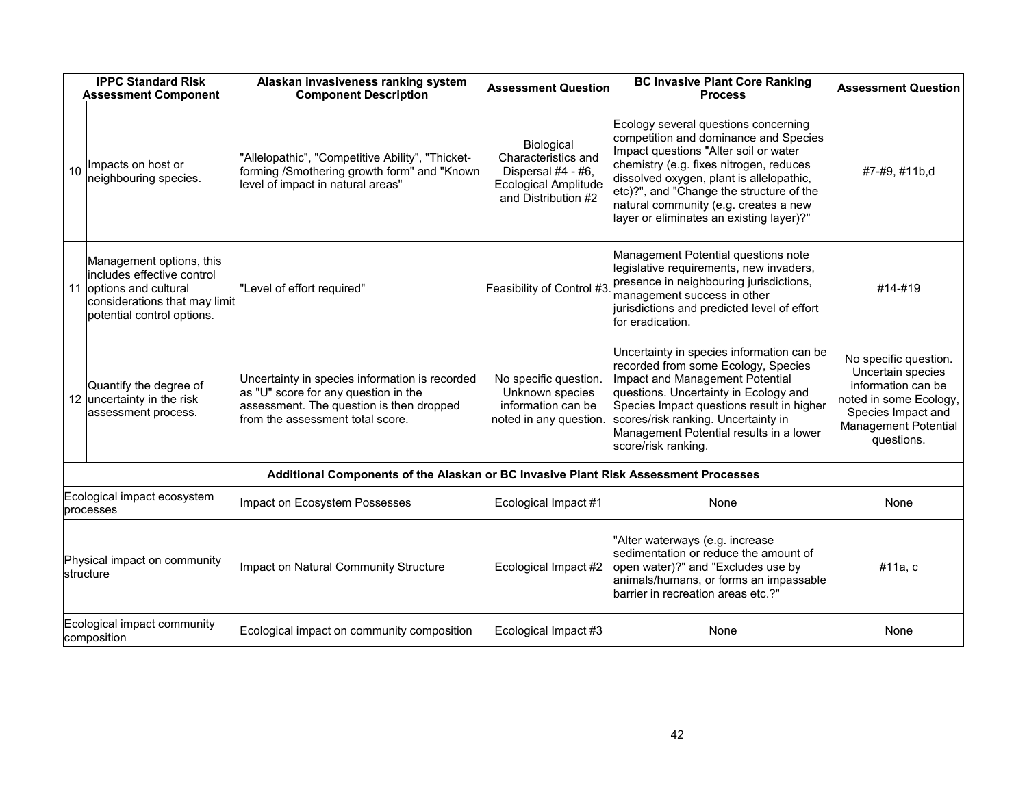| | IPPC Standard Risk Assessment Component | Alaskan invasiveness ranking system Component Description | Assessment Question | BC Invasive Plant Core Ranking Process | Assessment Question |
|---|---|---|---|---|---|
| 10 | Impacts on host or neighbouring species. | "Allelopathic", "Competitive Ability", "Thicket-forming /Smothering growth form" and "Known level of impact in natural areas" | Biological Characteristics and Dispersal #4 - #6, Ecological Amplitude and Distribution #2 | Ecology several questions concerning competition and dominance and Species Impact questions "Alter soil or water chemistry (e.g. fixes nitrogen, reduces dissolved oxygen, plant is allelopathic, etc)?", and "Change the structure of the natural community (e.g. creates a new layer or eliminates an existing layer)?" | #7-#9, #11b,d |
| 11 | Management options, this includes effective control options and cultural considerations that may limit potential control options. | "Level of effort required" | Feasibility of Control #3. | Management Potential questions note legislative requirements, new invaders, presence in neighbouring jurisdictions, management success in other jurisdictions and predicted level of effort for eradication. | #14-#19 |
| 12 | Quantify the degree of uncertainty in the risk assessment process. | Uncertainty in species information is recorded as "U" score for any question in the assessment. The question is then dropped from the assessment total score. | No specific question. Unknown species information can be noted in any question. | Uncertainty in species information can be recorded from some Ecology, Species Impact and Management Potential questions. Uncertainty in Ecology and Species Impact questions result in higher scores/risk ranking. Uncertainty in Management Potential results in a lower score/risk ranking. | No specific question. Uncertain species information can be noted in some Ecology, Species Impact and Management Potential questions. |
| | **Additional Components of the Alaskan or BC Invasive Plant Risk Assessment Processes** | | | | |
| | Ecological impact ecosystem processes | Impact on Ecosystem Possesses | Ecological Impact #1 | None | None |
| | Physical impact on community structure | Impact on Natural Community Structure | Ecological Impact #2 | "Alter waterways (e.g. increase sedimentation or reduce the amount of open water)?" and "Excludes use by animals/humans, or forms an impassable barrier in recreation areas etc.?" | #11a, c |
| | Ecological impact community composition | Ecological impact on community composition | Ecological Impact #3 | None | None |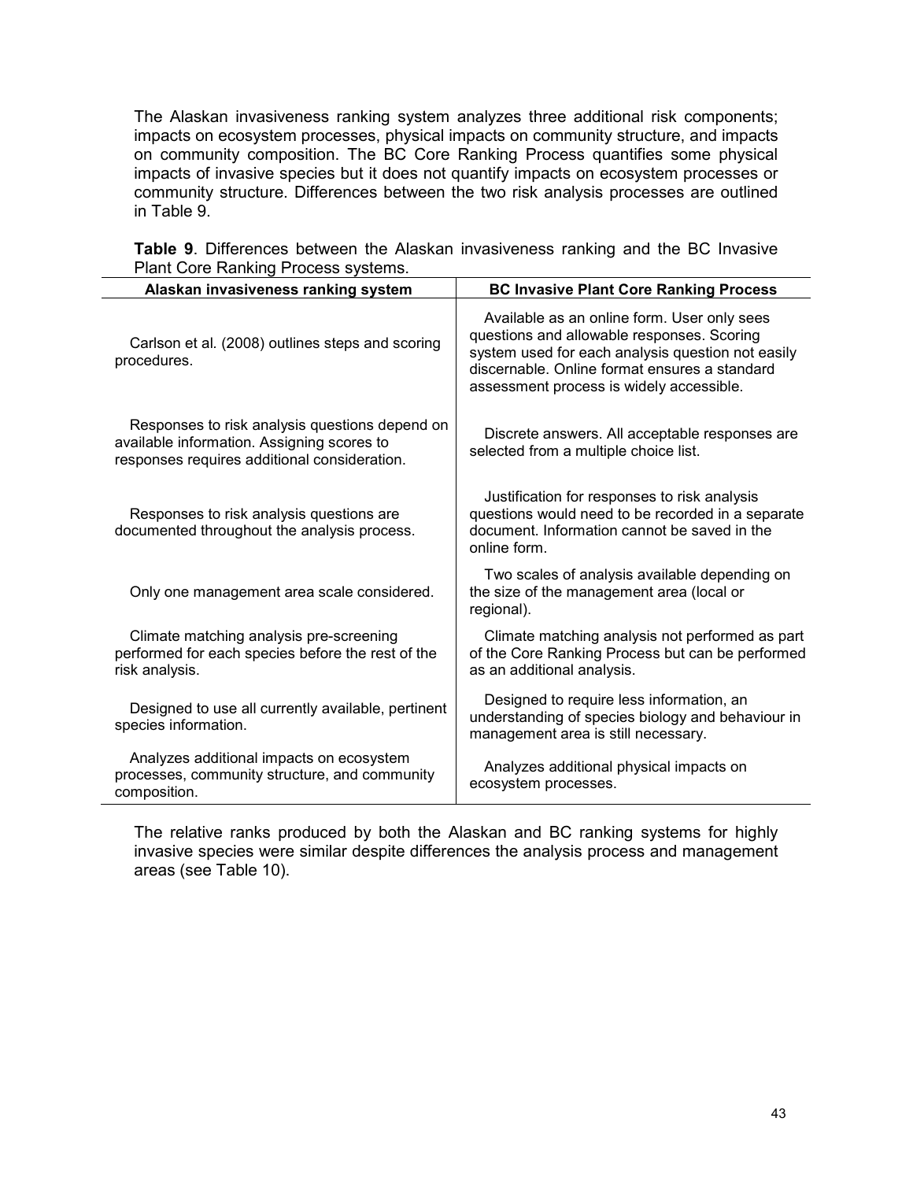The Alaskan invasiveness ranking system analyzes three additional risk components; impacts on ecosystem processes, physical impacts on community structure, and impacts on community composition. The BC Core Ranking Process quantifies some physical impacts of invasive species but it does not quantify impacts on ecosystem processes or community structure. Differences between the two risk analysis processes are outlined in Table 9.

**Table 9**. Differences between the Alaskan invasiveness ranking and the BC Invasive Plant Core Ranking Process systems.

| Alaskan invasiveness ranking system | BC Invasive Plant Core Ranking Process |
|---|---|
| Carlson et al. (2008) outlines steps and scoring procedures. | Available as an online form. User only sees questions and allowable responses. Scoring system used for each analysis question not easily discernable. Online format ensures a standard assessment process is widely accessible. |
| Responses to risk analysis questions depend on available information. Assigning scores to responses requires additional consideration. | Discrete answers. All acceptable responses are selected from a multiple choice list. |
| Responses to risk analysis questions are documented throughout the analysis process. | Justification for responses to risk analysis questions would need to be recorded in a separate document. Information cannot be saved in the online form. |
| Only one management area scale considered. | Two scales of analysis available depending on the size of the management area (local or regional). |
| Climate matching analysis pre-screening performed for each species before the rest of the risk analysis. | Climate matching analysis not performed as part of the Core Ranking Process but can be performed as an additional analysis. |
| Designed to use all currently available, pertinent species information. | Designed to require less information, an understanding of species biology and behaviour in management area is still necessary. |
| Analyzes additional impacts on ecosystem processes, community structure, and community composition. | Analyzes additional physical impacts on ecosystem processes. |

The relative ranks produced by both the Alaskan and BC ranking systems for highly invasive species were similar despite differences the analysis process and management areas (see Table 10).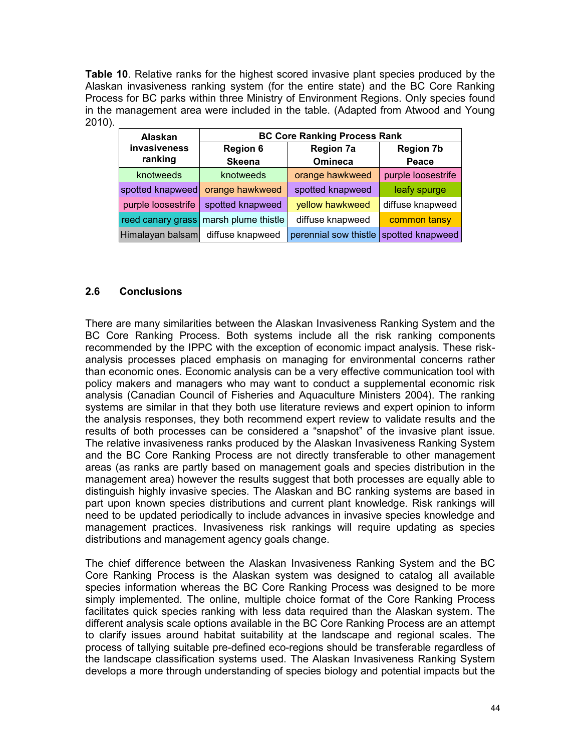**Table 10**. Relative ranks for the highest scored invasive plant species produced by the Alaskan invasiveness ranking system (for the entire state) and the BC Core Ranking Process for BC parks within three Ministry of Environment Regions. Only species found in the management area were included in the table. (Adapted from Atwood and Young 2010).

| Alaskan invasiveness ranking | BC Core Ranking Process Rank | | |
|---|---|---|---|
| | Region 6 Skeena | Region 7a Omineca | Region 7b Peace |
| knotweeds | knotweeds | orange hawkweed | purple loosestrife |
| spotted knapweed | orange hawkweed | spotted knapweed | leafy spurge |
| purple loosestrife | spotted knapweed | yellow hawkweed | diffuse knapweed |
| reed canary grass | marsh plume thistle | diffuse knapweed | common tansy |
| Himalayan balsam | diffuse knapweed | perennial sow thistle | spotted knapweed |

## 2.6 Conclusions

There are many similarities between the Alaskan Invasiveness Ranking System and the BC Core Ranking Process. Both systems include all the risk ranking components recommended by the IPPC with the exception of economic impact analysis. These risk-analysis processes placed emphasis on managing for environmental concerns rather than economic ones. Economic analysis can be a very effective communication tool with policy makers and managers who may want to conduct a supplemental economic risk analysis (Canadian Council of Fisheries and Aquaculture Ministers 2004). The ranking systems are similar in that they both use literature reviews and expert opinion to inform the analysis responses, they both recommend expert review to validate results and the results of both processes can be considered a "snapshot" of the invasive plant issue. The relative invasiveness ranks produced by the Alaskan Invasiveness Ranking System and the BC Core Ranking Process are not directly transferable to other management areas (as ranks are partly based on management goals and species distribution in the management area) however the results suggest that both processes are equally able to distinguish highly invasive species. The Alaskan and BC ranking systems are based in part upon known species distributions and current plant knowledge. Risk rankings will need to be updated periodically to include advances in invasive species knowledge and management practices. Invasiveness risk rankings will require updating as species distributions and management agency goals change.

The chief difference between the Alaskan Invasiveness Ranking System and the BC Core Ranking Process is the Alaskan system was designed to catalog all available species information whereas the BC Core Ranking Process was designed to be more simply implemented. The online, multiple choice format of the Core Ranking Process facilitates quick species ranking with less data required than the Alaskan system. The different analysis scale options available in the BC Core Ranking Process are an attempt to clarify issues around habitat suitability at the landscape and regional scales. The process of tallying suitable pre-defined eco-regions should be transferable regardless of the landscape classification systems used. The Alaskan Invasiveness Ranking System develops a more through understanding of species biology and potential impacts but the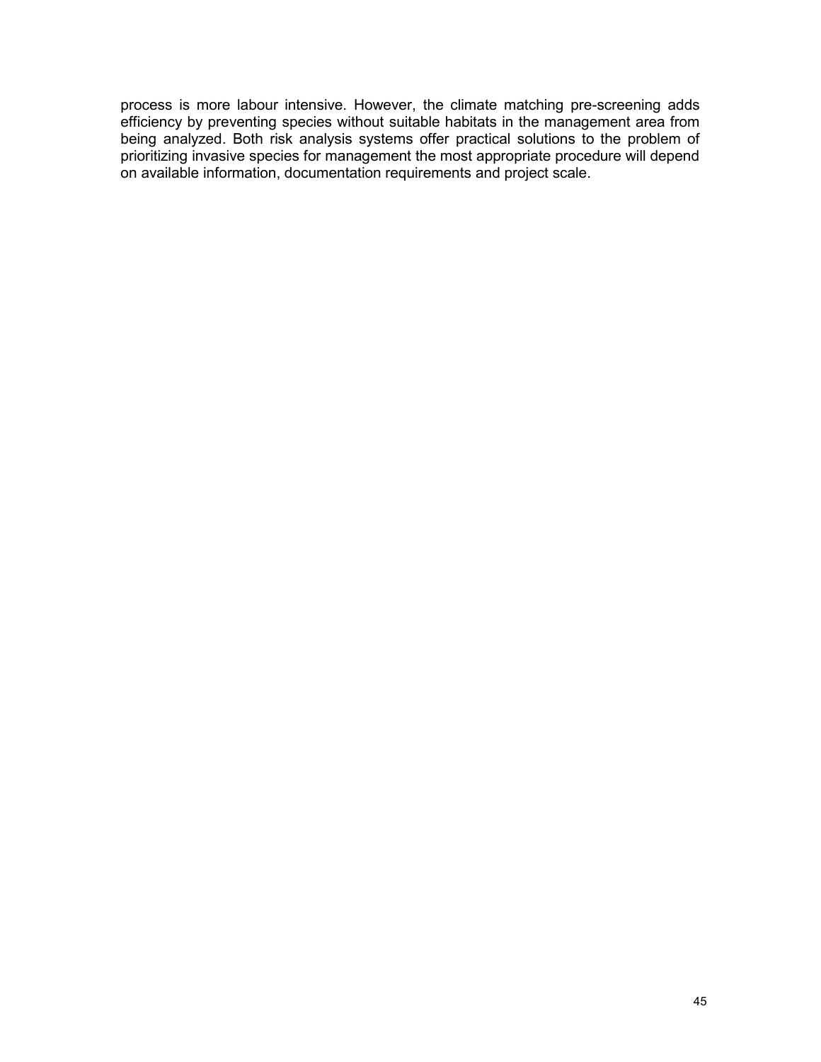process is more labour intensive. However, the climate matching pre-screening adds efficiency by preventing species without suitable habitats in the management area from being analyzed. Both risk analysis systems offer practical solutions to the problem of prioritizing invasive species for management the most appropriate procedure will depend on available information, documentation requirements and project scale.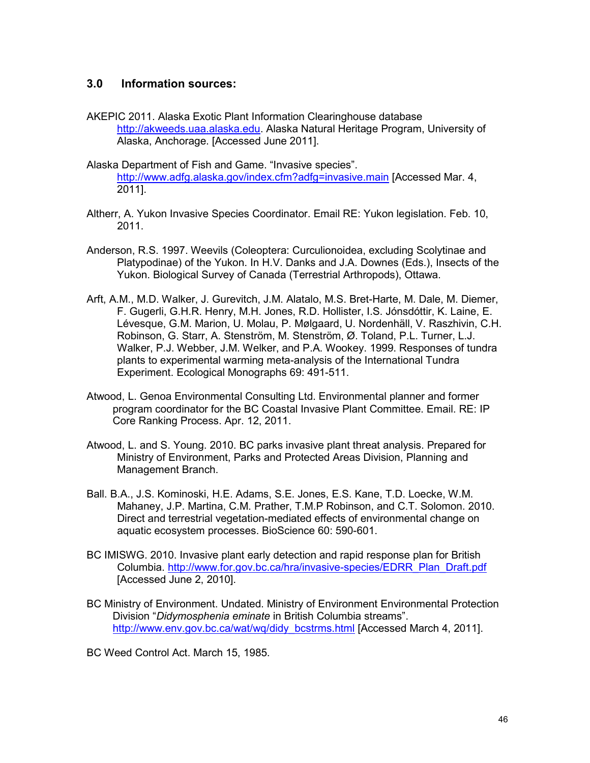## 3.0 Information sources:

AKEPIC 2011. Alaska Exotic Plant Information Clearinghouse database http://akweeds.uaa.alaska.edu. Alaska Natural Heritage Program, University of Alaska, Anchorage. [Accessed June 2011].

Alaska Department of Fish and Game. "Invasive species". http://www.adfg.alaska.gov/index.cfm?adfg=invasive.main [Accessed Mar. 4, 2011].

Altherr, A. Yukon Invasive Species Coordinator. Email RE: Yukon legislation. Feb. 10, 2011.

Anderson, R.S. 1997. Weevils (Coleoptera: Curculionoidea, excluding Scolytinae and Platypodinae) of the Yukon. In H.V. Danks and J.A. Downes (Eds.), Insects of the Yukon. Biological Survey of Canada (Terrestrial Arthropods), Ottawa.

Arft, A.M., M.D. Walker, J. Gurevitch, J.M. Alatalo, M.S. Bret-Harte, M. Dale, M. Diemer, F. Gugerli, G.H.R. Henry, M.H. Jones, R.D. Hollister, I.S. Jónsdóttir, K. Laine, E. Lévesque, G.M. Marion, U. Molau, P. Mølgaard, U. Nordenhäll, V. Raszhivin, C.H. Robinson, G. Starr, A. Stenström, M. Stenström, Ø. Toland, P.L. Turner, L.J. Walker, P.J. Webber, J.M. Welker, and P.A. Wookey. 1999. Responses of tundra plants to experimental warming meta-analysis of the International Tundra Experiment. Ecological Monographs 69: 491-511.

Atwood, L. Genoa Environmental Consulting Ltd. Environmental planner and former program coordinator for the BC Coastal Invasive Plant Committee. Email. RE: IP Core Ranking Process. Apr. 12, 2011.

Atwood, L. and S. Young. 2010. BC parks invasive plant threat analysis. Prepared for Ministry of Environment, Parks and Protected Areas Division, Planning and Management Branch.

Ball. B.A., J.S. Kominoski, H.E. Adams, S.E. Jones, E.S. Kane, T.D. Loecke, W.M. Mahaney, J.P. Martina, C.M. Prather, T.M.P Robinson, and C.T. Solomon. 2010. Direct and terrestrial vegetation-mediated effects of environmental change on aquatic ecosystem processes. BioScience 60: 590-601.

BC IMISWG. 2010. Invasive plant early detection and rapid response plan for British Columbia. http://www.for.gov.bc.ca/hra/invasive-species/EDRR_Plan_Draft.pdf [Accessed June 2, 2010].

BC Ministry of Environment. Undated. Ministry of Environment Environmental Protection Division "*Didymosphenia eminate* in British Columbia streams". http://www.env.gov.bc.ca/wat/wq/didy_bcstrms.html [Accessed March 4, 2011].

BC Weed Control Act. March 15, 1985.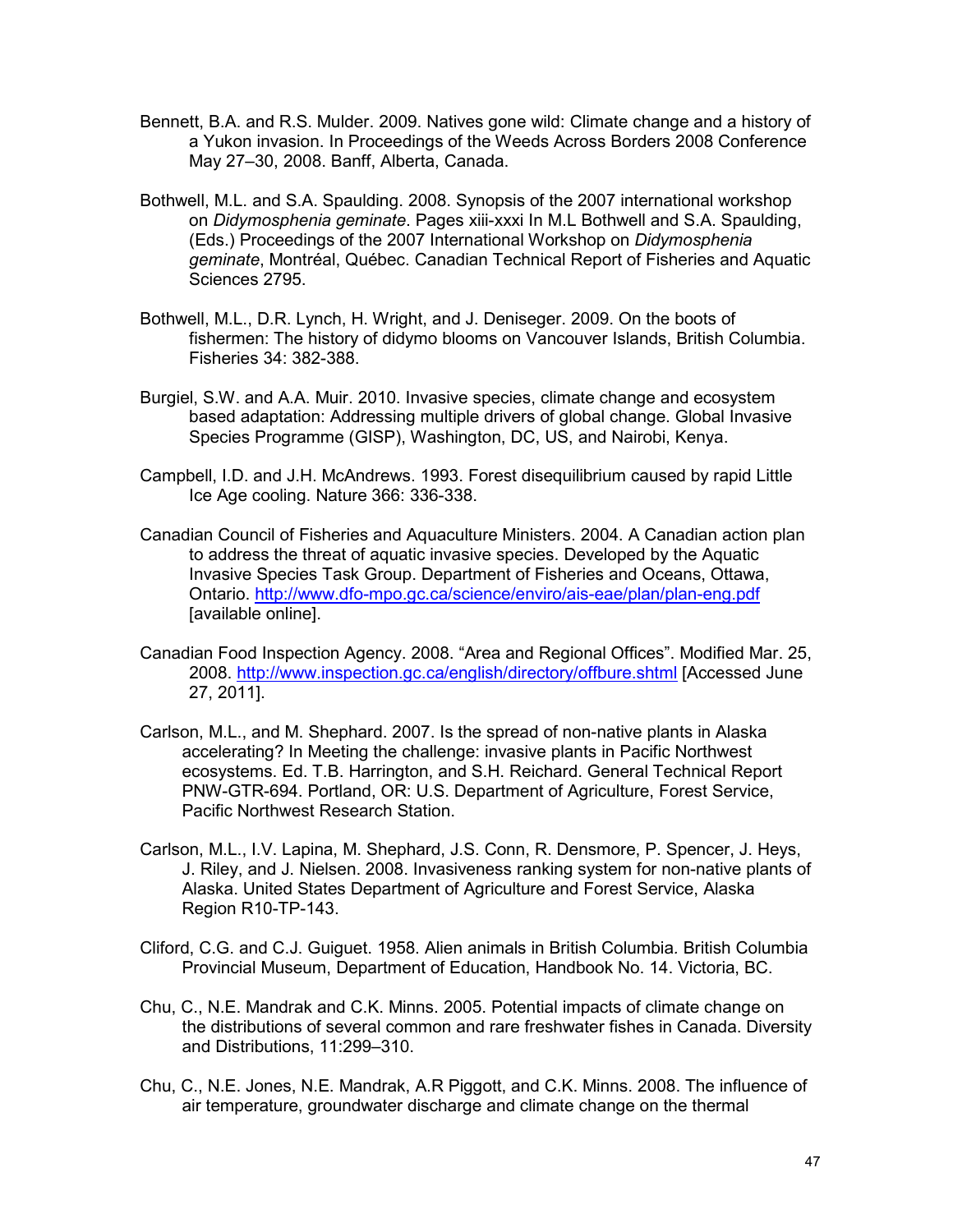Bennett, B.A. and R.S. Mulder. 2009. Natives gone wild: Climate change and a history of a Yukon invasion. In Proceedings of the Weeds Across Borders 2008 Conference May 27–30, 2008. Banff, Alberta, Canada.

Bothwell, M.L. and S.A. Spaulding. 2008. Synopsis of the 2007 international workshop on *Didymosphenia geminate*. Pages xiii-xxxi In M.L Bothwell and S.A. Spaulding, (Eds.) Proceedings of the 2007 International Workshop on *Didymosphenia geminate*, Montréal, Québec. Canadian Technical Report of Fisheries and Aquatic Sciences 2795.

Bothwell, M.L., D.R. Lynch, H. Wright, and J. Deniseger. 2009. On the boots of fishermen: The history of didymo blooms on Vancouver Islands, British Columbia. Fisheries 34: 382-388.

Burgiel, S.W. and A.A. Muir. 2010. Invasive species, climate change and ecosystem based adaptation: Addressing multiple drivers of global change. Global Invasive Species Programme (GISP), Washington, DC, US, and Nairobi, Kenya.

Campbell, I.D. and J.H. McAndrews. 1993. Forest disequilibrium caused by rapid Little Ice Age cooling. Nature 366: 336-338.

Canadian Council of Fisheries and Aquaculture Ministers. 2004. A Canadian action plan to address the threat of aquatic invasive species. Developed by the Aquatic Invasive Species Task Group. Department of Fisheries and Oceans, Ottawa, Ontario. http://www.dfo-mpo.gc.ca/science/enviro/ais-eae/plan/plan-eng.pdf [available online].

Canadian Food Inspection Agency. 2008. “Area and Regional Offices”. Modified Mar. 25, 2008. http://www.inspection.gc.ca/english/directory/offbure.shtml [Accessed June 27, 2011].

Carlson, M.L., and M. Shephard. 2007. Is the spread of non-native plants in Alaska accelerating? In Meeting the challenge: invasive plants in Pacific Northwest ecosystems. Ed. T.B. Harrington, and S.H. Reichard. General Technical Report PNW-GTR-694. Portland, OR: U.S. Department of Agriculture, Forest Service, Pacific Northwest Research Station.

Carlson, M.L., I.V. Lapina, M. Shephard, J.S. Conn, R. Densmore, P. Spencer, J. Heys, J. Riley, and J. Nielsen. 2008. Invasiveness ranking system for non-native plants of Alaska. United States Department of Agriculture and Forest Service, Alaska Region R10-TP-143.

Cliford, C.G. and C.J. Guiguet. 1958. Alien animals in British Columbia. British Columbia Provincial Museum, Department of Education, Handbook No. 14. Victoria, BC.

Chu, C., N.E. Mandrak and C.K. Minns. 2005. Potential impacts of climate change on the distributions of several common and rare freshwater fishes in Canada. Diversity and Distributions, 11:299–310.

Chu, C., N.E. Jones, N.E. Mandrak, A.R Piggott, and C.K. Minns. 2008. The influence of air temperature, groundwater discharge and climate change on the thermal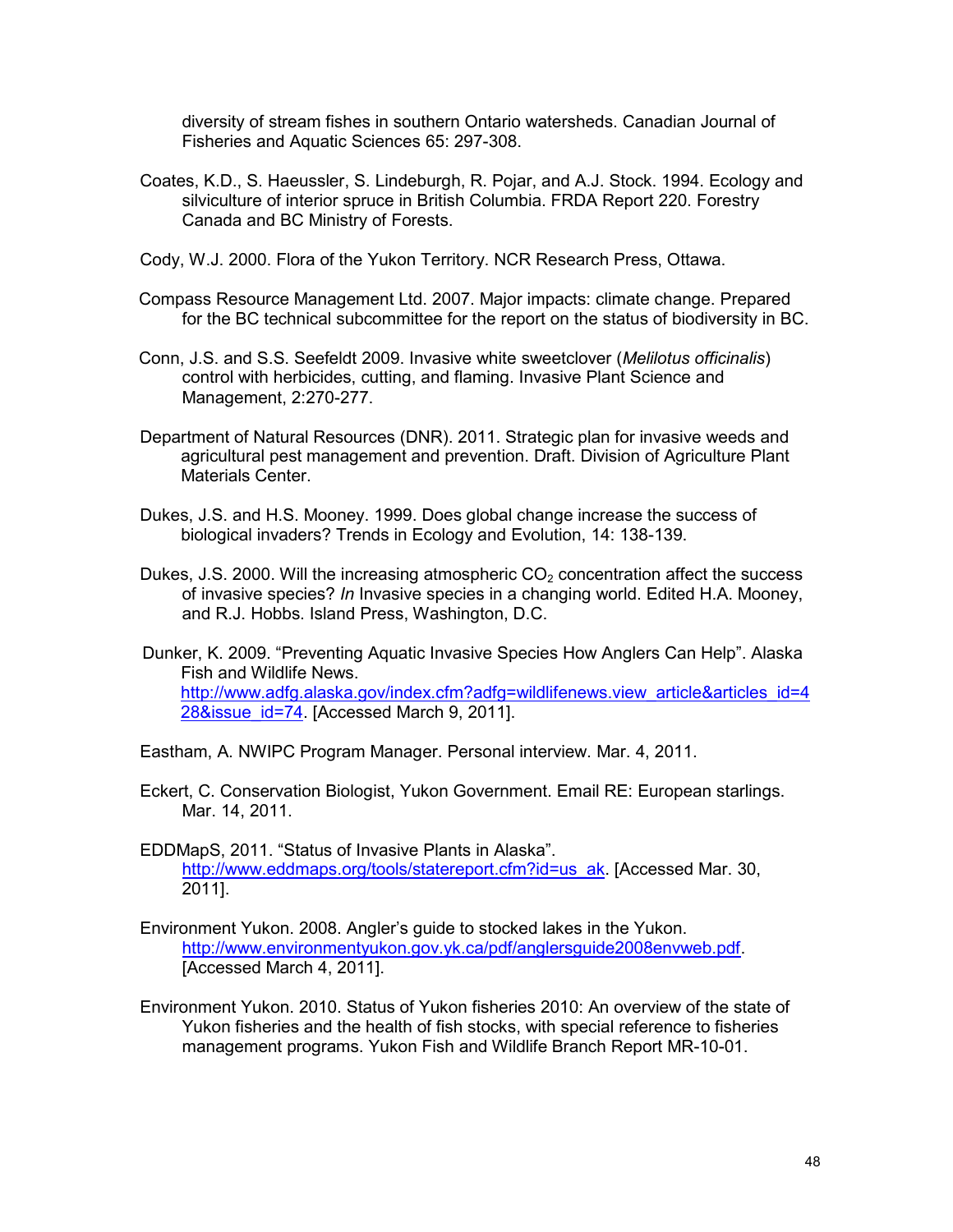diversity of stream fishes in southern Ontario watersheds. Canadian Journal of Fisheries and Aquatic Sciences 65: 297-308.

Coates, K.D., S. Haeussler, S. Lindeburgh, R. Pojar, and A.J. Stock. 1994. Ecology and silviculture of interior spruce in British Columbia. FRDA Report 220. Forestry Canada and BC Ministry of Forests.

Cody, W.J. 2000. Flora of the Yukon Territory. NCR Research Press, Ottawa.

Compass Resource Management Ltd. 2007. Major impacts: climate change. Prepared for the BC technical subcommittee for the report on the status of biodiversity in BC.

Conn, J.S. and S.S. Seefeldt 2009. Invasive white sweetclover (*Melilotus officinalis*) control with herbicides, cutting, and flaming. Invasive Plant Science and Management, 2:270-277.

Department of Natural Resources (DNR). 2011. Strategic plan for invasive weeds and agricultural pest management and prevention. Draft. Division of Agriculture Plant Materials Center.

Dukes, J.S. and H.S. Mooney. 1999. Does global change increase the success of biological invaders? Trends in Ecology and Evolution, 14: 138-139.

Dukes, J.S. 2000. Will the increasing atmospheric $CO_2$ concentration affect the success of invasive species? *In* Invasive species in a changing world. Edited H.A. Mooney, and R.J. Hobbs. Island Press, Washington, D.C.

Dunker, K. 2009. “Preventing Aquatic Invasive Species How Anglers Can Help”. Alaska Fish and Wildlife News. http://www.adfg.alaska.gov/index.cfm?adfg=wildlifenews.view_article&articles_id=428&issue_id=74. [Accessed March 9, 2011].

Eastham, A. NWIPC Program Manager. Personal interview. Mar. 4, 2011.

Eckert, C. Conservation Biologist, Yukon Government. Email RE: European starlings. Mar. 14, 2011.

EDDMapS, 2011. “Status of Invasive Plants in Alaska”. http://www.eddmaps.org/tools/statereport.cfm?id=us_ak. [Accessed Mar. 30, 2011].

Environment Yukon. 2008. Angler’s guide to stocked lakes in the Yukon. http://www.environmentyukon.gov.yk.ca/pdf/anglersguide2008envweb.pdf. [Accessed March 4, 2011].

Environment Yukon. 2010. Status of Yukon fisheries 2010: An overview of the state of Yukon fisheries and the health of fish stocks, with special reference to fisheries management programs. Yukon Fish and Wildlife Branch Report MR-10-01.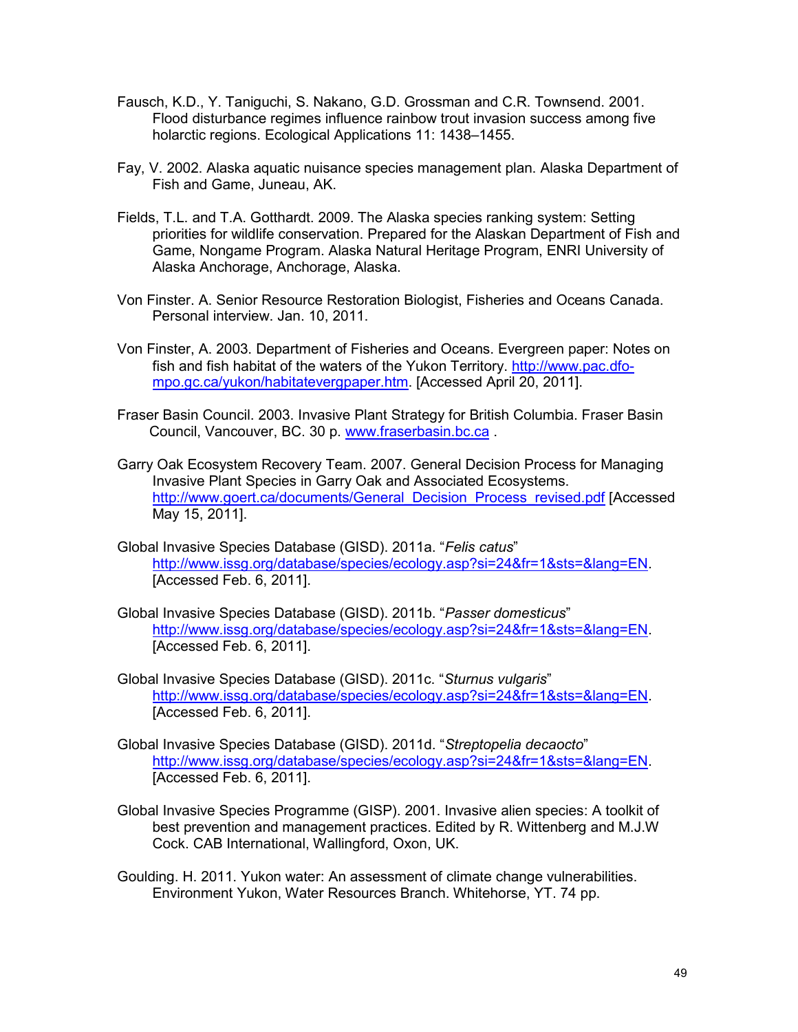Fausch, K.D., Y. Taniguchi, S. Nakano, G.D. Grossman and C.R. Townsend. 2001. Flood disturbance regimes influence rainbow trout invasion success among five holarctic regions. Ecological Applications 11: 1438–1455.

Fay, V. 2002. Alaska aquatic nuisance species management plan. Alaska Department of Fish and Game, Juneau, AK.

Fields, T.L. and T.A. Gotthardt. 2009. The Alaska species ranking system: Setting priorities for wildlife conservation. Prepared for the Alaskan Department of Fish and Game, Nongame Program. Alaska Natural Heritage Program, ENRI University of Alaska Anchorage, Anchorage, Alaska.

Von Finster. A. Senior Resource Restoration Biologist, Fisheries and Oceans Canada. Personal interview. Jan. 10, 2011.

Von Finster, A. 2003. Department of Fisheries and Oceans. Evergreen paper: Notes on fish and fish habitat of the waters of the Yukon Territory. http://www.pac.dfo-mpo.gc.ca/yukon/habitatevergpaper.htm. [Accessed April 20, 2011].

Fraser Basin Council. 2003. Invasive Plant Strategy for British Columbia. Fraser Basin Council, Vancouver, BC. 30 p. www.fraserbasin.bc.ca .

Garry Oak Ecosystem Recovery Team. 2007. General Decision Process for Managing Invasive Plant Species in Garry Oak and Associated Ecosystems. http://www.goert.ca/documents/General_Decision_Process_revised.pdf [Accessed May 15, 2011].

Global Invasive Species Database (GISD). 2011a. "*Felis catus*" http://www.issg.org/database/species/ecology.asp?si=24&fr=1&sts=&lang=EN. [Accessed Feb. 6, 2011].

Global Invasive Species Database (GISD). 2011b. "*Passer domesticus*" http://www.issg.org/database/species/ecology.asp?si=24&fr=1&sts=&lang=EN. [Accessed Feb. 6, 2011].

Global Invasive Species Database (GISD). 2011c. "*Sturnus vulgaris*" http://www.issg.org/database/species/ecology.asp?si=24&fr=1&sts=&lang=EN. [Accessed Feb. 6, 2011].

Global Invasive Species Database (GISD). 2011d. "*Streptopelia decaocto*" http://www.issg.org/database/species/ecology.asp?si=24&fr=1&sts=&lang=EN. [Accessed Feb. 6, 2011].

Global Invasive Species Programme (GISP). 2001. Invasive alien species: A toolkit of best prevention and management practices. Edited by R. Wittenberg and M.J.W Cock. CAB International, Wallingford, Oxon, UK.

Goulding. H. 2011. Yukon water: An assessment of climate change vulnerabilities. Environment Yukon, Water Resources Branch. Whitehorse, YT. 74 pp.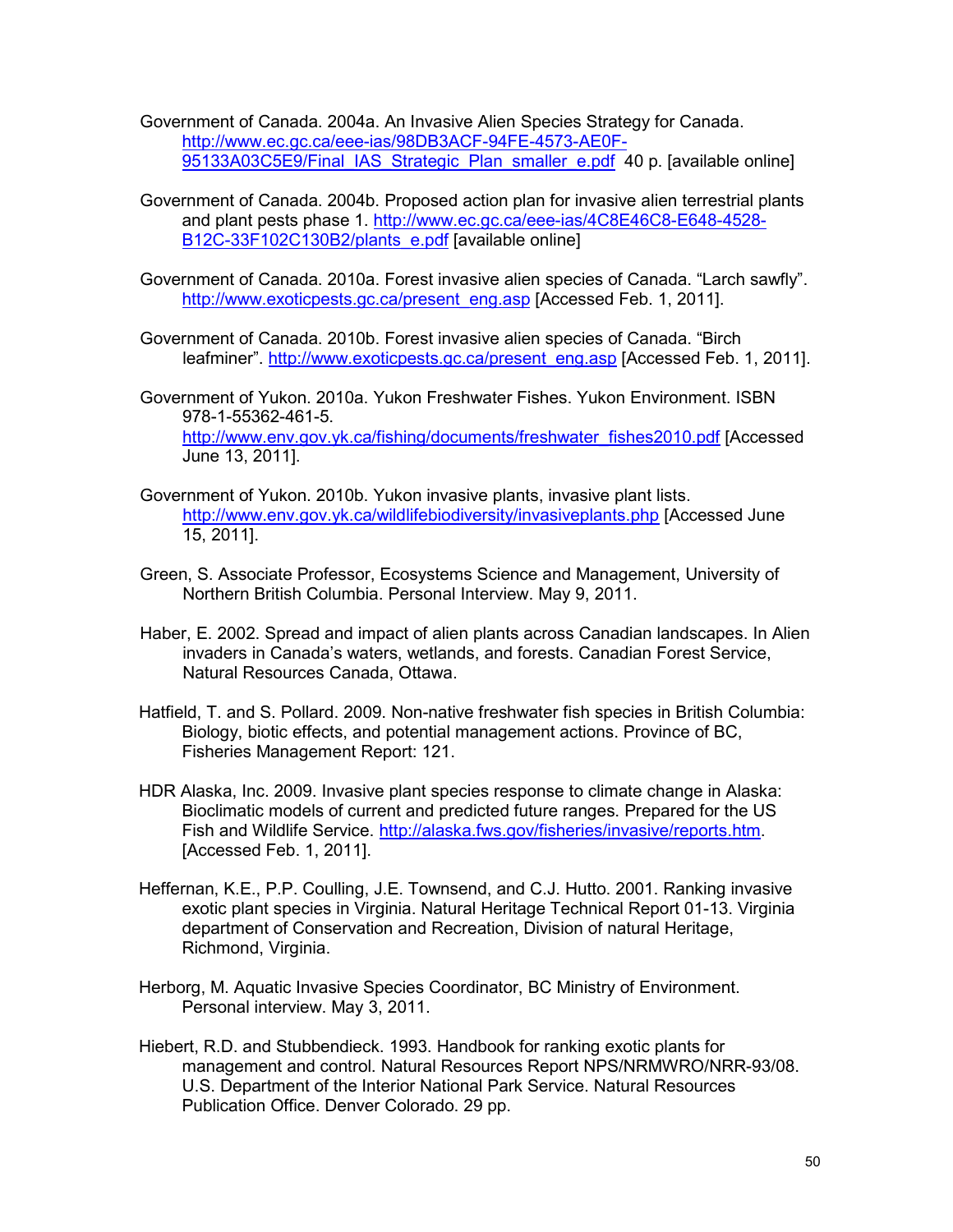Government of Canada. 2004a. An Invasive Alien Species Strategy for Canada. http://www.ec.gc.ca/eee-ias/98DB3ACF-94FE-4573-AE0F-95133A03C5E9/Final_IAS_Strategic_Plan_smaller_e.pdf 40 p. [available online]

Government of Canada. 2004b. Proposed action plan for invasive alien terrestrial plants and plant pests phase 1. http://www.ec.gc.ca/eee-ias/4C8E46C8-E648-4528-B12C-33F102C130B2/plants_e.pdf [available online]

Government of Canada. 2010a. Forest invasive alien species of Canada. "Larch sawfly". http://www.exoticpests.gc.ca/present_eng.asp [Accessed Feb. 1, 2011].

Government of Canada. 2010b. Forest invasive alien species of Canada. "Birch leafminer". http://www.exoticpests.gc.ca/present_eng.asp [Accessed Feb. 1, 2011].

Government of Yukon. 2010a. Yukon Freshwater Fishes. Yukon Environment. ISBN 978-1-55362-461-5. http://www.env.gov.yk.ca/fishing/documents/freshwater_fishes2010.pdf [Accessed June 13, 2011].

Government of Yukon. 2010b. Yukon invasive plants, invasive plant lists. http://www.env.gov.yk.ca/wildlifebiodiversity/invasiveplants.php [Accessed June 15, 2011].

Green, S. Associate Professor, Ecosystems Science and Management, University of Northern British Columbia. Personal Interview. May 9, 2011.

Haber, E. 2002. Spread and impact of alien plants across Canadian landscapes. In Alien invaders in Canada's waters, wetlands, and forests. Canadian Forest Service, Natural Resources Canada, Ottawa.

Hatfield, T. and S. Pollard. 2009. Non-native freshwater fish species in British Columbia: Biology, biotic effects, and potential management actions. Province of BC, Fisheries Management Report: 121.

HDR Alaska, Inc. 2009. Invasive plant species response to climate change in Alaska: Bioclimatic models of current and predicted future ranges. Prepared for the US Fish and Wildlife Service. http://alaska.fws.gov/fisheries/invasive/reports.htm. [Accessed Feb. 1, 2011].

Heffernan, K.E., P.P. Coulling, J.E. Townsend, and C.J. Hutto. 2001. Ranking invasive exotic plant species in Virginia. Natural Heritage Technical Report 01-13. Virginia department of Conservation and Recreation, Division of natural Heritage, Richmond, Virginia.

Herborg, M. Aquatic Invasive Species Coordinator, BC Ministry of Environment. Personal interview. May 3, 2011.

Hiebert, R.D. and Stubbendieck. 1993. Handbook for ranking exotic plants for management and control. Natural Resources Report NPS/NRMWRO/NRR-93/08. U.S. Department of the Interior National Park Service. Natural Resources Publication Office. Denver Colorado. 29 pp.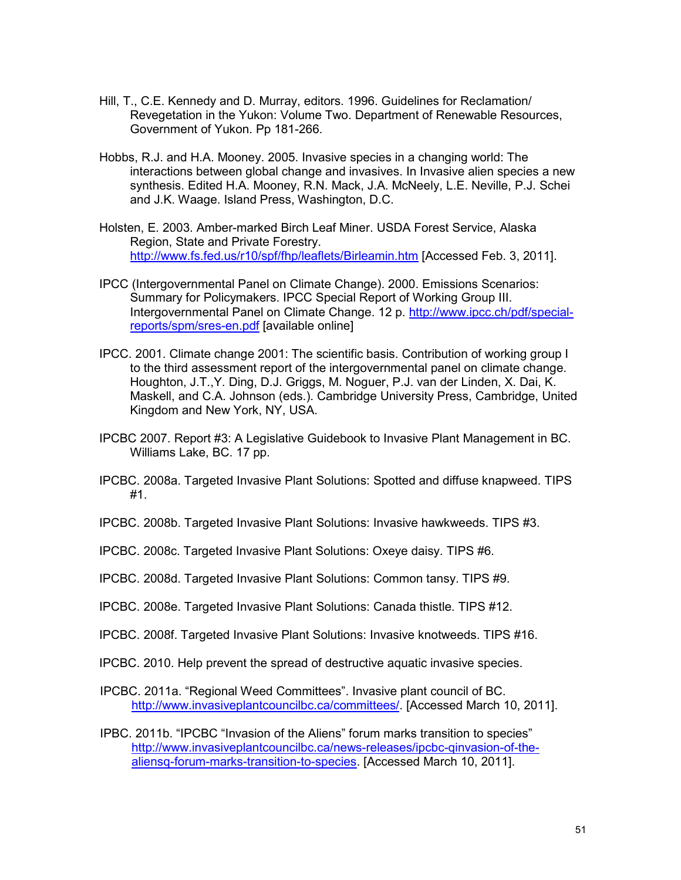Hill, T., C.E. Kennedy and D. Murray, editors. 1996. Guidelines for Reclamation/ Revegetation in the Yukon: Volume Two. Department of Renewable Resources, Government of Yukon. Pp 181-266.

Hobbs, R.J. and H.A. Mooney. 2005. Invasive species in a changing world: The interactions between global change and invasives. In Invasive alien species a new synthesis. Edited H.A. Mooney, R.N. Mack, J.A. McNeely, L.E. Neville, P.J. Schei and J.K. Waage. Island Press, Washington, D.C.

Holsten, E. 2003. Amber-marked Birch Leaf Miner. USDA Forest Service, Alaska Region, State and Private Forestry. http://www.fs.fed.us/r10/spf/fhp/leaflets/Birleamin.htm [Accessed Feb. 3, 2011].

IPCC (Intergovernmental Panel on Climate Change). 2000. Emissions Scenarios: Summary for Policymakers. IPCC Special Report of Working Group III. Intergovernmental Panel on Climate Change. 12 p. http://www.ipcc.ch/pdf/special-reports/spm/sres-en.pdf [available online]

IPCC. 2001. Climate change 2001: The scientific basis. Contribution of working group I to the third assessment report of the intergovernmental panel on climate change. Houghton, J.T.,Y. Ding, D.J. Griggs, M. Noguer, P.J. van der Linden, X. Dai, K. Maskell, and C.A. Johnson (eds.). Cambridge University Press, Cambridge, United Kingdom and New York, NY, USA.

IPCBC 2007. Report #3: A Legislative Guidebook to Invasive Plant Management in BC. Williams Lake, BC. 17 pp.

IPCBC. 2008a. Targeted Invasive Plant Solutions: Spotted and diffuse knapweed. TIPS #1.

IPCBC. 2008b. Targeted Invasive Plant Solutions: Invasive hawkweeds. TIPS #3.

IPCBC. 2008c. Targeted Invasive Plant Solutions: Oxeye daisy. TIPS #6.

IPCBC. 2008d. Targeted Invasive Plant Solutions: Common tansy. TIPS #9.

IPCBC. 2008e. Targeted Invasive Plant Solutions: Canada thistle. TIPS #12.

IPCBC. 2008f. Targeted Invasive Plant Solutions: Invasive knotweeds. TIPS #16.

IPCBC. 2010. Help prevent the spread of destructive aquatic invasive species.

IPCBC. 2011a. "Regional Weed Committees". Invasive plant council of BC. http://www.invasiveplantcouncilbc.ca/committees/. [Accessed March 10, 2011].

IPBC. 2011b. "IPCBC "Invasion of the Aliens" forum marks transition to species" http://www.invasiveplantcouncilbc.ca/news-releases/ipcbc-qinvasion-of-the-aliensq-forum-marks-transition-to-species. [Accessed March 10, 2011].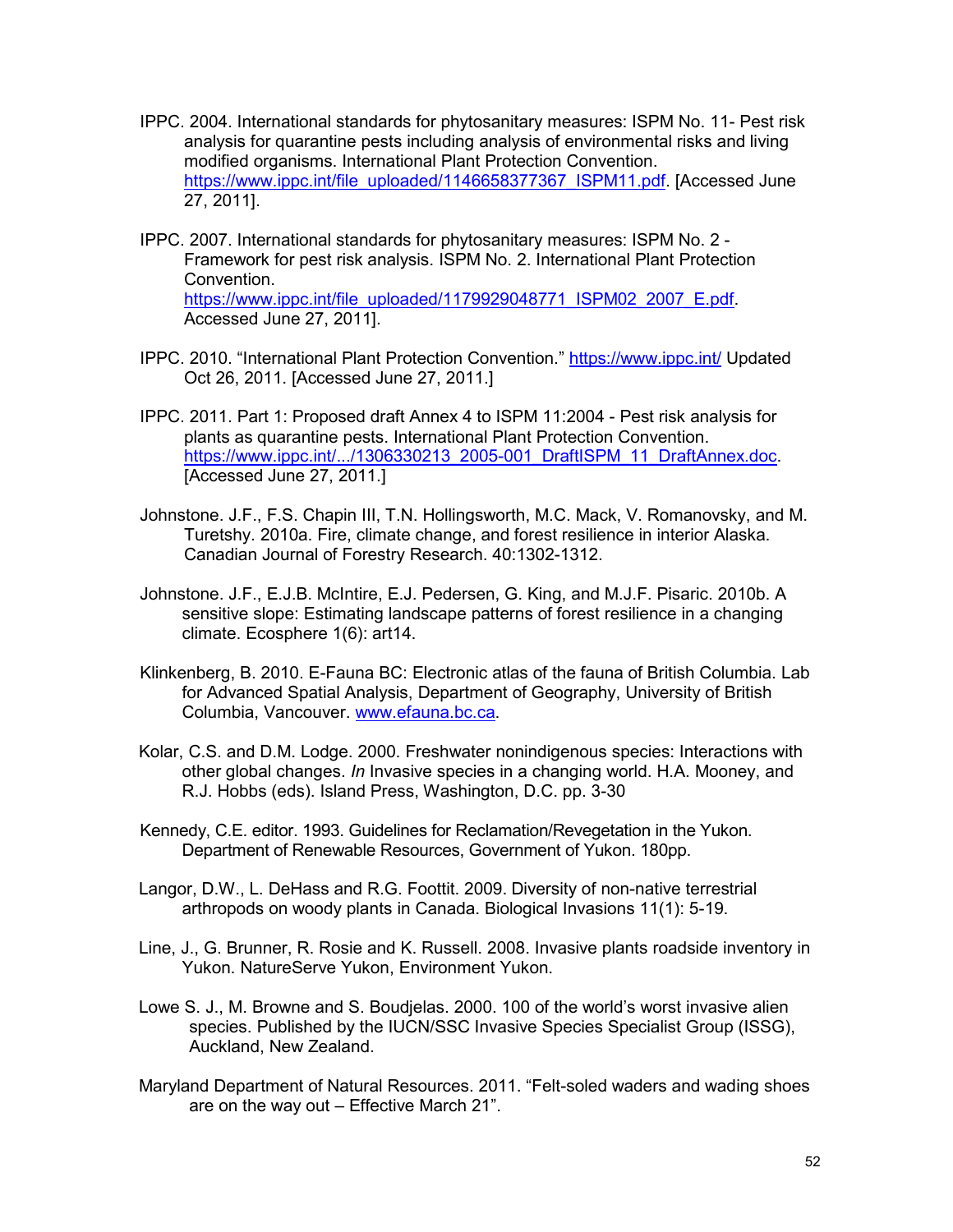IPPC. 2004. International standards for phytosanitary measures: ISPM No. 11- Pest risk analysis for quarantine pests including analysis of environmental risks and living modified organisms. International Plant Protection Convention. https://www.ippc.int/file_uploaded/1146658377367_ISPM11.pdf. [Accessed June 27, 2011].

IPPC. 2007. International standards for phytosanitary measures: ISPM No. 2 - Framework for pest risk analysis. ISPM No. 2. International Plant Protection Convention. https://www.ippc.int/file_uploaded/1179929048771_ISPM02_2007_E.pdf. Accessed June 27, 2011].

IPPC. 2010. "International Plant Protection Convention." https://www.ippc.int/ Updated Oct 26, 2011. [Accessed June 27, 2011.]

IPPC. 2011. Part 1: Proposed draft Annex 4 to ISPM 11:2004 - Pest risk analysis for plants as quarantine pests. International Plant Protection Convention. https://www.ippc.int/.../1306330213_2005-001_DraftISPM_11_DraftAnnex.doc. [Accessed June 27, 2011.]

Johnstone. J.F., F.S. Chapin III, T.N. Hollingsworth, M.C. Mack, V. Romanovsky, and M. Turetshy. 2010a. Fire, climate change, and forest resilience in interior Alaska. Canadian Journal of Forestry Research. 40:1302-1312.

Johnstone. J.F., E.J.B. McIntire, E.J. Pedersen, G. King, and M.J.F. Pisaric. 2010b. A sensitive slope: Estimating landscape patterns of forest resilience in a changing climate. Ecosphere 1(6): art14.

Klinkenberg, B. 2010. E-Fauna BC: Electronic atlas of the fauna of British Columbia. Lab for Advanced Spatial Analysis, Department of Geography, University of British Columbia, Vancouver. www.efauna.bc.ca.

Kolar, C.S. and D.M. Lodge. 2000. Freshwater nonindigenous species: Interactions with other global changes. *In* Invasive species in a changing world. H.A. Mooney, and R.J. Hobbs (eds). Island Press, Washington, D.C. pp. 3-30

Kennedy, C.E. editor. 1993. Guidelines for Reclamation/Revegetation in the Yukon. Department of Renewable Resources, Government of Yukon. 180pp.

Langor, D.W., L. DeHass and R.G. Foottit. 2009. Diversity of non-native terrestrial arthropods on woody plants in Canada. Biological Invasions 11(1): 5-19.

Line, J., G. Brunner, R. Rosie and K. Russell. 2008. Invasive plants roadside inventory in Yukon. NatureServe Yukon, Environment Yukon.

Lowe S. J., M. Browne and S. Boudjelas. 2000. 100 of the world's worst invasive alien species. Published by the IUCN/SSC Invasive Species Specialist Group (ISSG), Auckland, New Zealand.

Maryland Department of Natural Resources. 2011. "Felt-soled waders and wading shoes are on the way out – Effective March 21".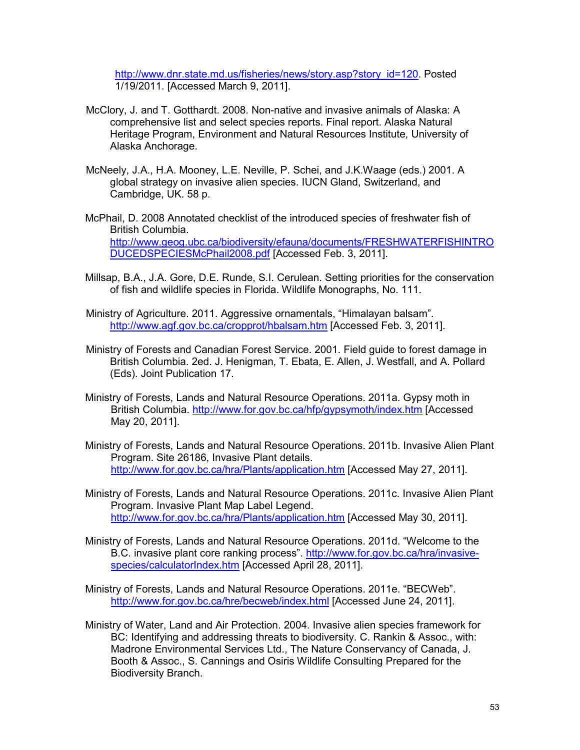http://www.dnr.state.md.us/fisheries/news/story.asp?story_id=120. Posted 1/19/2011. [Accessed March 9, 2011].

McClory, J. and T. Gotthardt. 2008. Non-native and invasive animals of Alaska: A comprehensive list and select species reports. Final report. Alaska Natural Heritage Program, Environment and Natural Resources Institute, University of Alaska Anchorage.

McNeely, J.A., H.A. Mooney, L.E. Neville, P. Schei, and J.K.Waage (eds.) 2001. A global strategy on invasive alien species. IUCN Gland, Switzerland, and Cambridge, UK. 58 p.

McPhail, D. 2008 Annotated checklist of the introduced species of freshwater fish of British Columbia. http://www.geog.ubc.ca/biodiversity/efauna/documents/FRESHWATERFISHINTRODUCEDSPECIESMcPhail2008.pdf [Accessed Feb. 3, 2011].

Millsap, B.A., J.A. Gore, D.E. Runde, S.I. Cerulean. Setting priorities for the conservation of fish and wildlife species in Florida. Wildlife Monographs, No. 111.

Ministry of Agriculture. 2011. Aggressive ornamentals, "Himalayan balsam". http://www.agf.gov.bc.ca/cropprot/hbalsam.htm [Accessed Feb. 3, 2011].

Ministry of Forests and Canadian Forest Service. 2001. Field guide to forest damage in British Columbia. 2ed. J. Henigman, T. Ebata, E. Allen, J. Westfall, and A. Pollard (Eds). Joint Publication 17.

Ministry of Forests, Lands and Natural Resource Operations. 2011a. Gypsy moth in British Columbia. http://www.for.gov.bc.ca/hfp/gypsymoth/index.htm [Accessed May 20, 2011].

Ministry of Forests, Lands and Natural Resource Operations. 2011b. Invasive Alien Plant Program. Site 26186, Invasive Plant details. http://www.for.gov.bc.ca/hra/Plants/application.htm [Accessed May 27, 2011].

Ministry of Forests, Lands and Natural Resource Operations. 2011c. Invasive Alien Plant Program. Invasive Plant Map Label Legend. http://www.for.gov.bc.ca/hra/Plants/application.htm [Accessed May 30, 2011].

Ministry of Forests, Lands and Natural Resource Operations. 2011d. "Welcome to the B.C. invasive plant core ranking process". http://www.for.gov.bc.ca/hra/invasive-species/calculatorIndex.htm [Accessed April 28, 2011].

Ministry of Forests, Lands and Natural Resource Operations. 2011e. "BECWeb". http://www.for.gov.bc.ca/hre/becweb/index.html [Accessed June 24, 2011].

Ministry of Water, Land and Air Protection. 2004. Invasive alien species framework for BC: Identifying and addressing threats to biodiversity. C. Rankin & Assoc., with: Madrone Environmental Services Ltd., The Nature Conservancy of Canada, J. Booth & Assoc., S. Cannings and Osiris Wildlife Consulting Prepared for the Biodiversity Branch.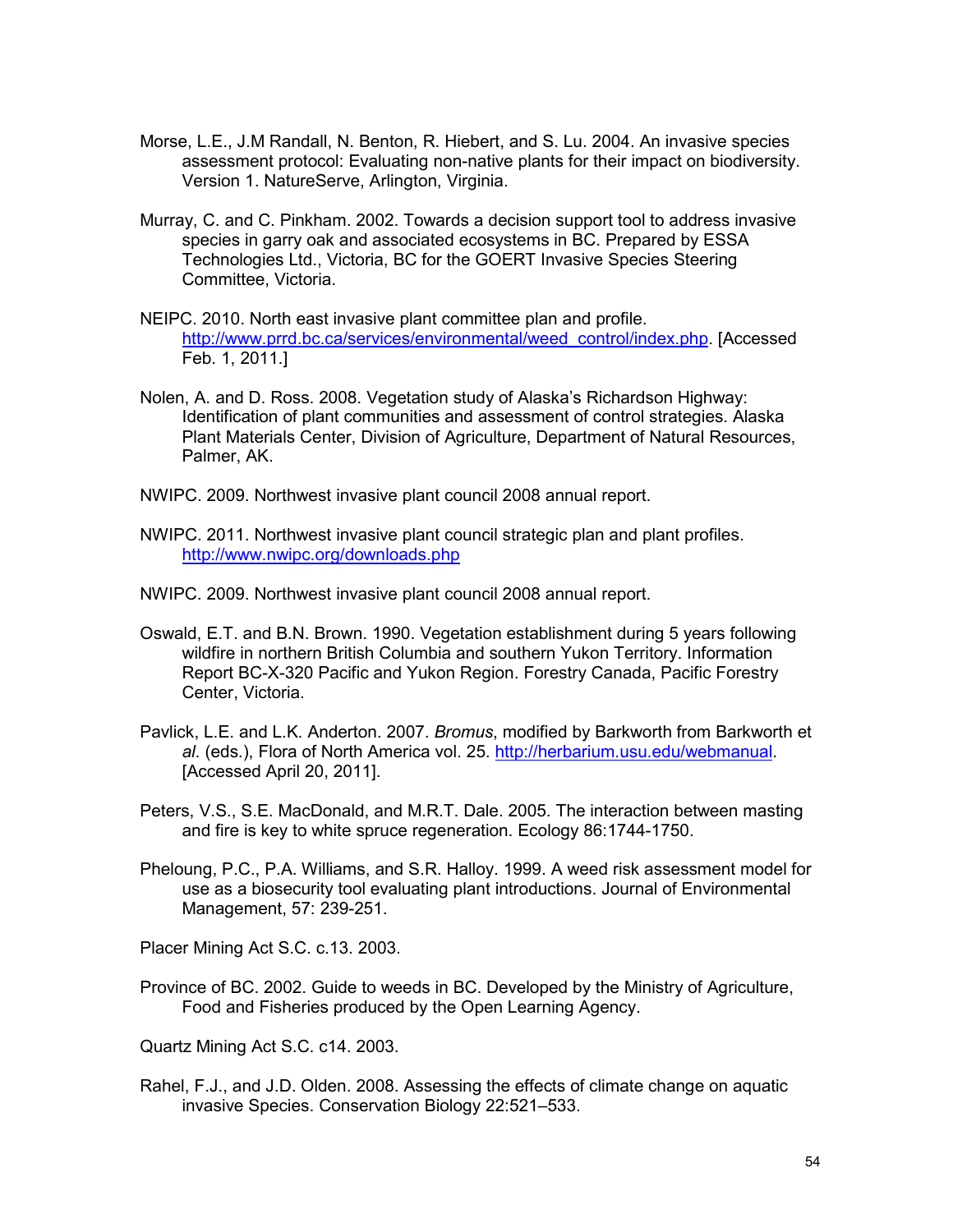Morse, L.E., J.M Randall, N. Benton, R. Hiebert, and S. Lu. 2004. An invasive species assessment protocol: Evaluating non-native plants for their impact on biodiversity. Version 1. NatureServe, Arlington, Virginia.

Murray, C. and C. Pinkham. 2002. Towards a decision support tool to address invasive species in garry oak and associated ecosystems in BC. Prepared by ESSA Technologies Ltd., Victoria, BC for the GOERT Invasive Species Steering Committee, Victoria.

NEIPC. 2010. North east invasive plant committee plan and profile. http://www.prrd.bc.ca/services/environmental/weed_control/index.php. [Accessed Feb. 1, 2011.]

Nolen, A. and D. Ross. 2008. Vegetation study of Alaska's Richardson Highway: Identification of plant communities and assessment of control strategies. Alaska Plant Materials Center, Division of Agriculture, Department of Natural Resources, Palmer, AK.

NWIPC. 2009. Northwest invasive plant council 2008 annual report.

NWIPC. 2011. Northwest invasive plant council strategic plan and plant profiles. http://www.nwipc.org/downloads.php

NWIPC. 2009. Northwest invasive plant council 2008 annual report.

Oswald, E.T. and B.N. Brown. 1990. Vegetation establishment during 5 years following wildfire in northern British Columbia and southern Yukon Territory. Information Report BC-X-320 Pacific and Yukon Region. Forestry Canada, Pacific Forestry Center, Victoria.

Pavlick, L.E. and L.K. Anderton. 2007. *Bromus*, modified by Barkworth from Barkworth et *al*. (eds.), Flora of North America vol. 25. http://herbarium.usu.edu/webmanual. [Accessed April 20, 2011].

Peters, V.S., S.E. MacDonald, and M.R.T. Dale. 2005. The interaction between masting and fire is key to white spruce regeneration. Ecology 86:1744-1750.

Pheloung, P.C., P.A. Williams, and S.R. Halloy. 1999. A weed risk assessment model for use as a biosecurity tool evaluating plant introductions. Journal of Environmental Management, 57: 239-251.

Placer Mining Act S.C. c.13. 2003.

Province of BC. 2002. Guide to weeds in BC. Developed by the Ministry of Agriculture, Food and Fisheries produced by the Open Learning Agency.

Quartz Mining Act S.C. c14. 2003.

Rahel, F.J., and J.D. Olden. 2008. Assessing the effects of climate change on aquatic invasive Species. Conservation Biology 22:521–533.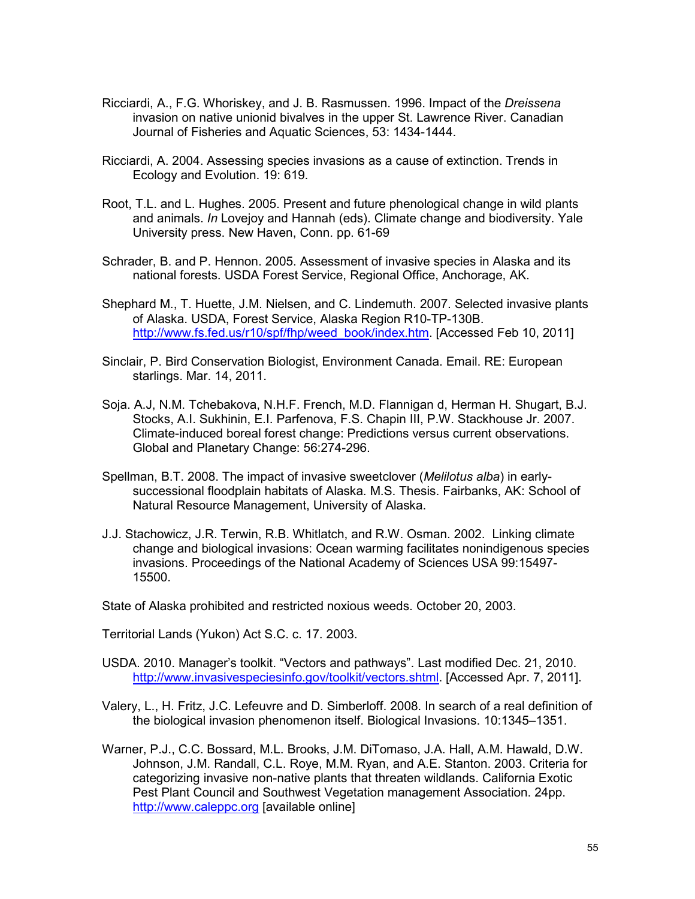Ricciardi, A., F.G. Whoriskey, and J. B. Rasmussen. 1996. Impact of the *Dreissena* invasion on native unionid bivalves in the upper St. Lawrence River. Canadian Journal of Fisheries and Aquatic Sciences, 53: 1434-1444.

Ricciardi, A. 2004. Assessing species invasions as a cause of extinction. Trends in Ecology and Evolution. 19: 619.

Root, T.L. and L. Hughes. 2005. Present and future phenological change in wild plants and animals. *In* Lovejoy and Hannah (eds). Climate change and biodiversity. Yale University press. New Haven, Conn. pp. 61-69

Schrader, B. and P. Hennon. 2005. Assessment of invasive species in Alaska and its national forests. USDA Forest Service, Regional Office, Anchorage, AK.

Shephard M., T. Huette, J.M. Nielsen, and C. Lindemuth. 2007. Selected invasive plants of Alaska. USDA, Forest Service, Alaska Region R10-TP-130B. http://www.fs.fed.us/r10/spf/fhp/weed_book/index.htm. [Accessed Feb 10, 2011]

Sinclair, P. Bird Conservation Biologist, Environment Canada. Email. RE: European starlings. Mar. 14, 2011.

Soja. A.J, N.M. Tchebakova, N.H.F. French, M.D. Flannigan d, Herman H. Shugart, B.J. Stocks, A.I. Sukhinin, E.I. Parfenova, F.S. Chapin III, P.W. Stackhouse Jr. 2007. Climate-induced boreal forest change: Predictions versus current observations. Global and Planetary Change: 56:274-296.

Spellman, B.T. 2008. The impact of invasive sweetclover (*Melilotus alba*) in early-successional floodplain habitats of Alaska. M.S. Thesis. Fairbanks, AK: School of Natural Resource Management, University of Alaska.

J.J. Stachowicz, J.R. Terwin, R.B. Whitlatch, and R.W. Osman. 2002. Linking climate change and biological invasions: Ocean warming facilitates nonindigenous species invasions. Proceedings of the National Academy of Sciences USA 99:15497-15500.

State of Alaska prohibited and restricted noxious weeds. October 20, 2003.

Territorial Lands (Yukon) Act S.C. c. 17. 2003.

USDA. 2010. Manager's toolkit. "Vectors and pathways". Last modified Dec. 21, 2010. http://www.invasivespeciesinfo.gov/toolkit/vectors.shtml. [Accessed Apr. 7, 2011].

Valery, L., H. Fritz, J.C. Lefeuvre and D. Simberloff. 2008. In search of a real definition of the biological invasion phenomenon itself. Biological Invasions. 10:1345–1351.

Warner, P.J., C.C. Bossard, M.L. Brooks, J.M. DiTomaso, J.A. Hall, A.M. Hawald, D.W. Johnson, J.M. Randall, C.L. Roye, M.M. Ryan, and A.E. Stanton. 2003. Criteria for categorizing invasive non-native plants that threaten wildlands. California Exotic Pest Plant Council and Southwest Vegetation management Association. 24pp. http://www.caleppc.org [available online]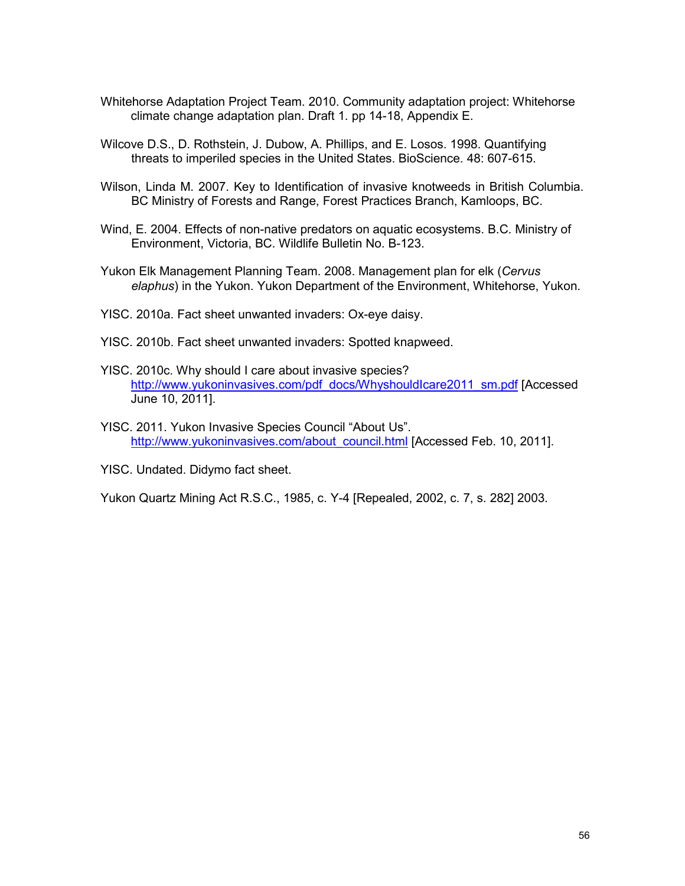Whitehorse Adaptation Project Team. 2010. Community adaptation project: Whitehorse climate change adaptation plan. Draft 1. pp 14-18, Appendix E.

Wilcove D.S., D. Rothstein, J. Dubow, A. Phillips, and E. Losos. 1998. Quantifying threats to imperiled species in the United States. BioScience. 48: 607-615.

Wilson, Linda M. 2007. Key to Identification of invasive knotweeds in British Columbia. BC Ministry of Forests and Range, Forest Practices Branch, Kamloops, BC.

Wind, E. 2004. Effects of non-native predators on aquatic ecosystems. B.C. Ministry of Environment, Victoria, BC. Wildlife Bulletin No. B-123.

Yukon Elk Management Planning Team. 2008. Management plan for elk (*Cervus elaphus*) in the Yukon. Yukon Department of the Environment, Whitehorse, Yukon.

YISC. 2010a. Fact sheet unwanted invaders: Ox-eye daisy.

YISC. 2010b. Fact sheet unwanted invaders: Spotted knapweed.

YISC. 2010c. Why should I care about invasive species? http://www.yukoninvasives.com/pdf_docs/WhyshouldIcare2011_sm.pdf [Accessed June 10, 2011].

YISC. 2011. Yukon Invasive Species Council "About Us". http://www.yukoninvasives.com/about_council.html [Accessed Feb. 10, 2011].

YISC. Undated. Didymo fact sheet.

Yukon Quartz Mining Act R.S.C., 1985, c. Y-4 [Repealed, 2002, c. 7, s. 282] 2003.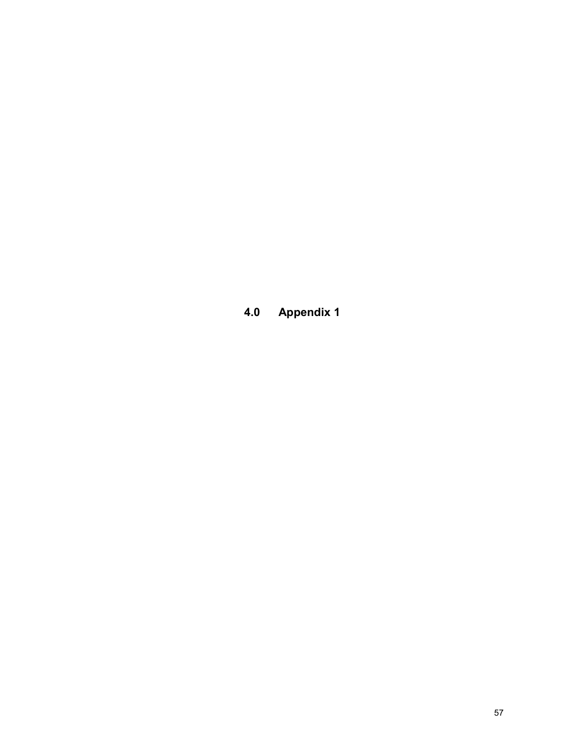# 4.0 Appendix 1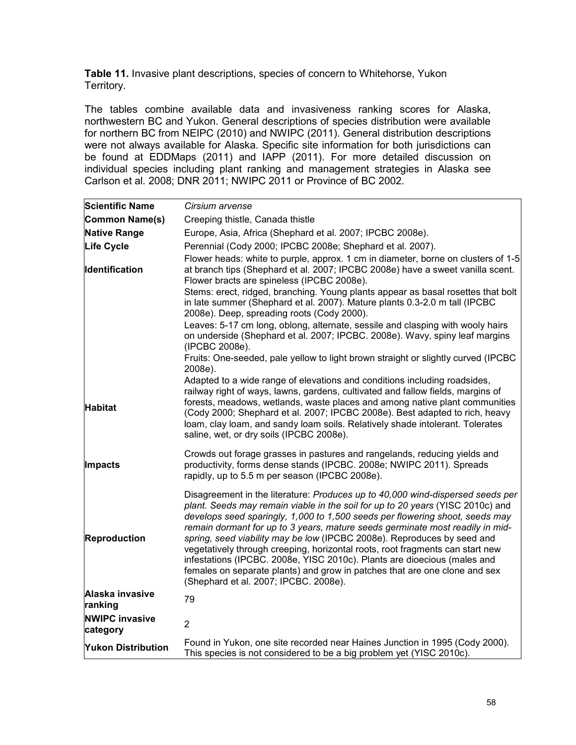**Table 11.** Invasive plant descriptions, species of concern to Whitehorse, Yukon Territory.

The tables combine available data and invasiveness ranking scores for Alaska, northwestern BC and Yukon. General descriptions of species distribution were available for northern BC from NEIPC (2010) and NWIPC (2011). General distribution descriptions were not always available for Alaska. Specific site information for both jurisdictions can be found at EDDMaps (2011) and IAPP (2011). For more detailed discussion on individual species including plant ranking and management strategies in Alaska see Carlson et al. 2008; DNR 2011; NWIPC 2011 or Province of BC 2002.

| **Scientific Name** | *Cirsium arvense* |
|---|---|
| **Common Name(s)** | Creeping thistle, Canada thistle |
| **Native Range** | Europe, Asia, Africa (Shephard et al. 2007; IPCBC 2008e). |
| **Life Cycle** | Perennial (Cody 2000; IPCBC 2008e; Shephard et al. 2007). |
| **Identification** | Flower heads: white to purple, approx. 1 cm in diameter, borne on clusters of 1-5 at branch tips (Shephard et al. 2007; IPCBC 2008e) have a sweet vanilla scent. Flower bracts are spineless (IPCBC 2008e).<br>Stems: erect, ridged, branching. Young plants appear as basal rosettes that bolt in late summer (Shephard et al. 2007). Mature plants 0.3-2.0 m tall (IPCBC 2008e). Deep, spreading roots (Cody 2000).<br>Leaves: 5-17 cm long, oblong, alternate, sessile and clasping with wooly hairs on underside (Shephard et al. 2007; IPCBC. 2008e). Wavy, spiny leaf margins (IPCBC 2008e).<br>Fruits: One-seeded, pale yellow to light brown straight or slightly curved (IPCBC 2008e). |
| **Habitat** | Adapted to a wide range of elevations and conditions including roadsides, railway right of ways, lawns, gardens, cultivated and fallow fields, margins of forests, meadows, wetlands, waste places and among native plant communities (Cody 2000; Shephard et al. 2007; IPCBC 2008e). Best adapted to rich, heavy loam, clay loam, and sandy loam soils. Relatively shade intolerant. Tolerates saline, wet, or dry soils (IPCBC 2008e). |
| **Impacts** | Crowds out forage grasses in pastures and rangelands, reducing yields and productivity, forms dense stands (IPCBC. 2008e; NWIPC 2011). Spreads rapidly, up to 5.5 m per season (IPCBC 2008e). |
| **Reproduction** | Disagreement in the literature: *Produces up to 40,000 wind-dispersed seeds per plant. Seeds may remain viable in the soil for up to 20 years* (YISC 2010c) and *develops seed sparingly, 1,000 to 1,500 seeds per flowering shoot, seeds may remain dormant for up to 3 years, mature seeds germinate most readily in mid-spring, seed viability may be low* (IPCBC 2008e). Reproduces by seed and vegetatively through creeping, horizontal roots, root fragments can start new infestations (IPCBC. 2008e, YISC 2010c). Plants are dioecious (males and females on separate plants) and grow in patches that are one clone and sex (Shephard et al. 2007; IPCBC. 2008e). |
| **Alaska invasive ranking** | 79 |
| **NWIPC invasive category** | 2 |
| **Yukon Distribution** | Found in Yukon, one site recorded near Haines Junction in 1995 (Cody 2000). This species is not considered to be a big problem yet (YISC 2010c). |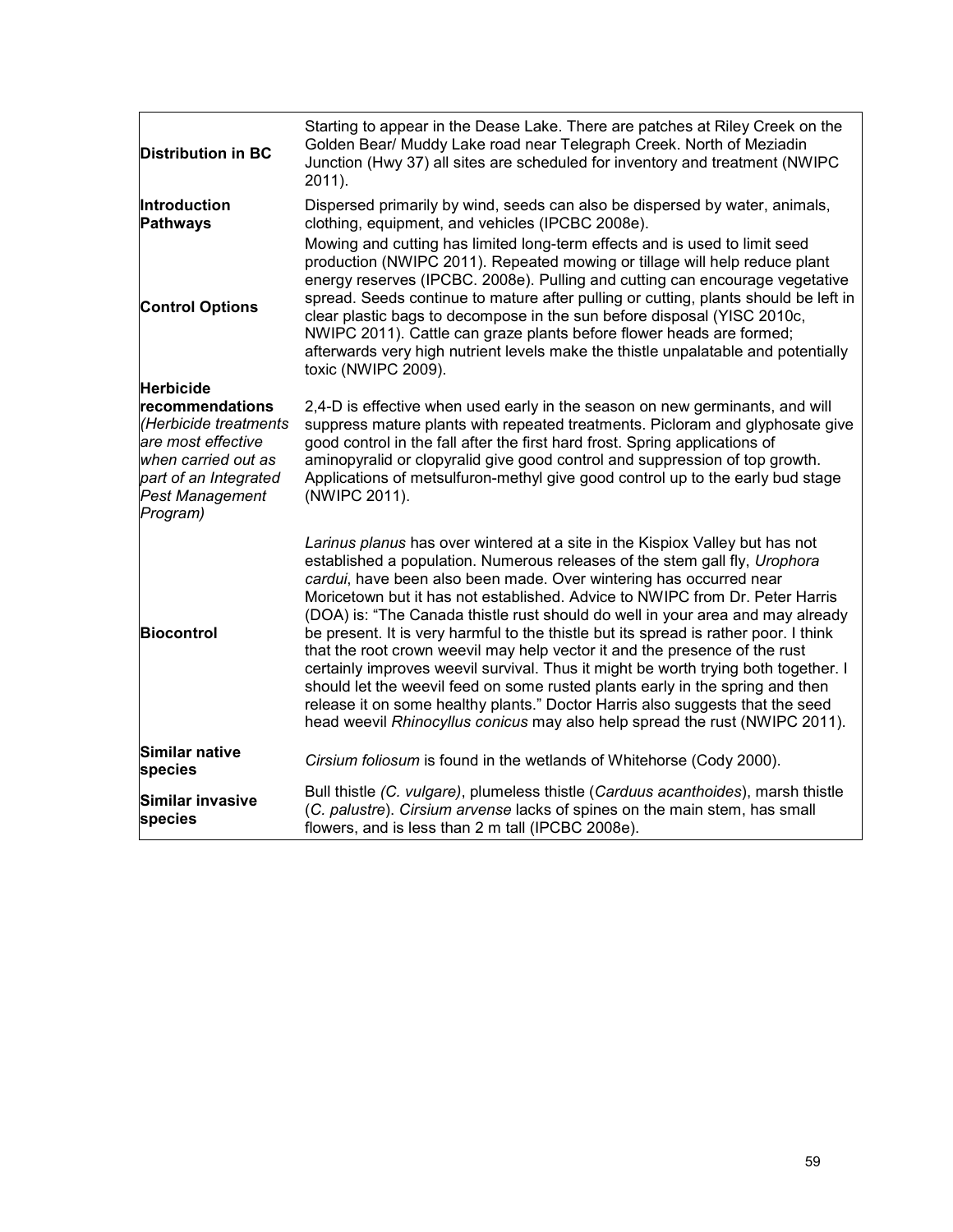| | |
|---|---|
| **Distribution in BC** | Starting to appear in the Dease Lake. There are patches at Riley Creek on the Golden Bear/ Muddy Lake road near Telegraph Creek. North of Meziadin Junction (Hwy 37) all sites are scheduled for inventory and treatment (NWIPC 2011). |
| **Introduction Pathways** | Dispersed primarily by wind, seeds can also be dispersed by water, animals, clothing, equipment, and vehicles (IPCBC 2008e). |
| **Control Options** | Mowing and cutting has limited long-term effects and is used to limit seed production (NWIPC 2011). Repeated mowing or tillage will help reduce plant energy reserves (IPCBC. 2008e). Pulling and cutting can encourage vegetative spread. Seeds continue to mature after pulling or cutting, plants should be left in clear plastic bags to decompose in the sun before disposal (YISC 2010c, NWIPC 2011). Cattle can graze plants before flower heads are formed; afterwards very high nutrient levels make the thistle unpalatable and potentially toxic (NWIPC 2009). |
| **Herbicide recommendations** *(Herbicide treatments are most effective when carried out as part of an Integrated Pest Management Program)* | 2,4-D is effective when used early in the season on new germinants, and will suppress mature plants with repeated treatments. Picloram and glyphosate give good control in the fall after the first hard frost. Spring applications of aminopyralid or clopyralid give good control and suppression of top growth. Applications of metsulfuron-methyl give good control up to the early bud stage (NWIPC 2011). |
| **Biocontrol** | *Larinus planus* has over wintered at a site in the Kispiox Valley but has not established a population. Numerous releases of the stem gall fly, *Urophora cardui*, have been also been made. Over wintering has occurred near Moricetown but it has not established. Advice to NWIPC from Dr. Peter Harris (DOA) is: "The Canada thistle rust should do well in your area and may already be present. It is very harmful to the thistle but its spread is rather poor. I think that the root crown weevil may help vector it and the presence of the rust certainly improves weevil survival. Thus it might be worth trying both together. I should let the weevil feed on some rusted plants early in the spring and then release it on some healthy plants." Doctor Harris also suggests that the seed head weevil *Rhinocyllus conicus* may also help spread the rust (NWIPC 2011). |
| **Similar native species** | *Cirsium foliosum* is found in the wetlands of Whitehorse (Cody 2000). |
| **Similar invasive species** | Bull thistle *(C. vulgare)*, plumeless thistle (*Carduus acanthoides*), marsh thistle (*C. palustre*). *Cirsium arvense* lacks of spines on the main stem, has small flowers, and is less than 2 m tall (IPCBC 2008e). |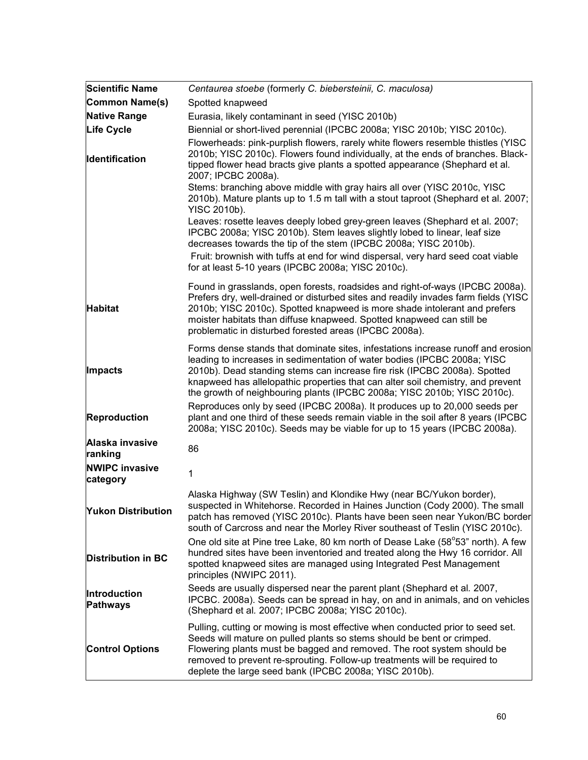| **Scientific Name** | *Centaurea stoebe* (formerly *C. biebersteinii, C. maculosa)* |
|---|---|
| **Common Name(s)** | Spotted knapweed |
| **Native Range** | Eurasia, likely contaminant in seed (YISC 2010b) |
| **Life Cycle** | Biennial or short-lived perennial (IPCBC 2008a; YISC 2010b; YISC 2010c). |
| **Identification** | Flowerheads: pink-purplish flowers, rarely white flowers resemble thistles (YISC 2010b; YISC 2010c). Flowers found individually, at the ends of branches. Black-tipped flower head bracts give plants a spotted appearance (Shephard et al. 2007; IPCBC 2008a).<br>Stems: branching above middle with gray hairs all over (YISC 2010c, YISC 2010b). Mature plants up to 1.5 m tall with a stout taproot (Shephard et al. 2007; YISC 2010b).<br>Leaves: rosette leaves deeply lobed grey-green leaves (Shephard et al. 2007; IPCBC 2008a; YISC 2010b). Stem leaves slightly lobed to linear, leaf size decreases towards the tip of the stem (IPCBC 2008a; YISC 2010b).<br>Fruit: brownish with tuffs at end for wind dispersal, very hard seed coat viable for at least 5-10 years (IPCBC 2008a; YISC 2010c). |
| **Habitat** | Found in grasslands, open forests, roadsides and right-of-ways (IPCBC 2008a). Prefers dry, well-drained or disturbed sites and readily invades farm fields (YISC 2010b; YISC 2010c). Spotted knapweed is more shade intolerant and prefers moister habitats than diffuse knapweed. Spotted knapweed can still be problematic in disturbed forested areas (IPCBC 2008a). |
| **Impacts** | Forms dense stands that dominate sites, infestations increase runoff and erosion leading to increases in sedimentation of water bodies (IPCBC 2008a; YISC 2010b). Dead standing stems can increase fire risk (IPCBC 2008a). Spotted knapweed has allelopathic properties that can alter soil chemistry, and prevent the growth of neighbouring plants (IPCBC 2008a; YISC 2010b; YISC 2010c). |
| **Reproduction** | Reproduces only by seed (IPCBC 2008a). It produces up to 20,000 seeds per plant and one third of these seeds remain viable in the soil after 8 years (IPCBC 2008a; YISC 2010c). Seeds may be viable for up to 15 years (IPCBC 2008a). |
| **Alaska invasive ranking** | 86 |
| **NWIPC invasive category** | 1 |
| **Yukon Distribution** | Alaska Highway (SW Teslin) and Klondike Hwy (near BC/Yukon border), suspected in Whitehorse. Recorded in Haines Junction (Cody 2000). The small patch has removed (YISC 2010c). Plants have been seen near Yukon/BC border south of Carcross and near the Morley River southeast of Teslin (YISC 2010c). |
| **Distribution in BC** | One old site at Pine tree Lake, 80 km north of Dease Lake (58°53" north). A few hundred sites have been inventoried and treated along the Hwy 16 corridor. All spotted knapweed sites are managed using Integrated Pest Management principles (NWIPC 2011). |
| **Introduction Pathways** | Seeds are usually dispersed near the parent plant (Shephard et al. 2007, IPCBC. 2008a). Seeds can be spread in hay, on and in animals, and on vehicles (Shephard et al. 2007; IPCBC 2008a; YISC 2010c). |
| **Control Options** | Pulling, cutting or mowing is most effective when conducted prior to seed set. Seeds will mature on pulled plants so stems should be bent or crimped. Flowering plants must be bagged and removed. The root system should be removed to prevent re-sprouting. Follow-up treatments will be required to deplete the large seed bank (IPCBC 2008a; YISC 2010b). |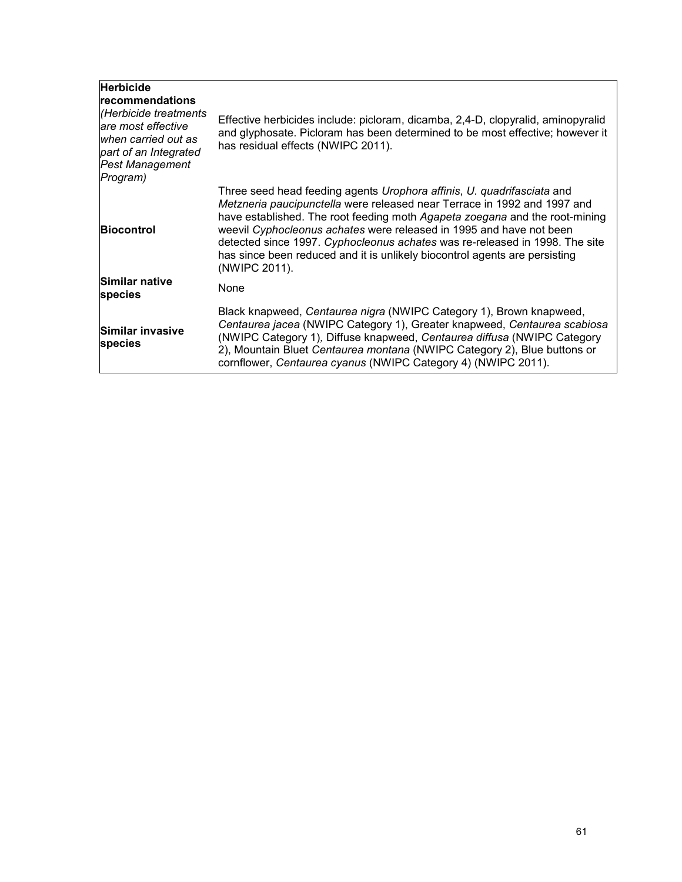| | |
|---|---|
| **Herbicide recommendations** *(Herbicide treatments are most effective when carried out as part of an Integrated Pest Management Program)* | Effective herbicides include: picloram, dicamba, 2,4-D, clopyralid, aminopyralid and glyphosate. Picloram has been determined to be most effective; however it has residual effects (NWIPC 2011). |
| **Biocontrol** | Three seed head feeding agents *Urophora affinis*, *U. quadrifasciata* and *Metzneria paucipunctella* were released near Terrace in 1992 and 1997 and have established. The root feeding moth *Agapeta zoegana* and the root-mining weevil *Cyphocleonus achates* were released in 1995 and have not been detected since 1997. *Cyphocleonus achates* was re-released in 1998. The site has since been reduced and it is unlikely biocontrol agents are persisting (NWIPC 2011). |
| **Similar native species** | None |
| **Similar invasive species** | Black knapweed, *Centaurea nigra* (NWIPC Category 1), Brown knapweed, *Centaurea jacea* (NWIPC Category 1), Greater knapweed, *Centaurea scabiosa* (NWIPC Category 1), Diffuse knapweed, *Centaurea diffusa* (NWIPC Category 2), Mountain Bluet *Centaurea montana* (NWIPC Category 2), Blue buttons or cornflower, *Centaurea cyanus* (NWIPC Category 4) (NWIPC 2011). |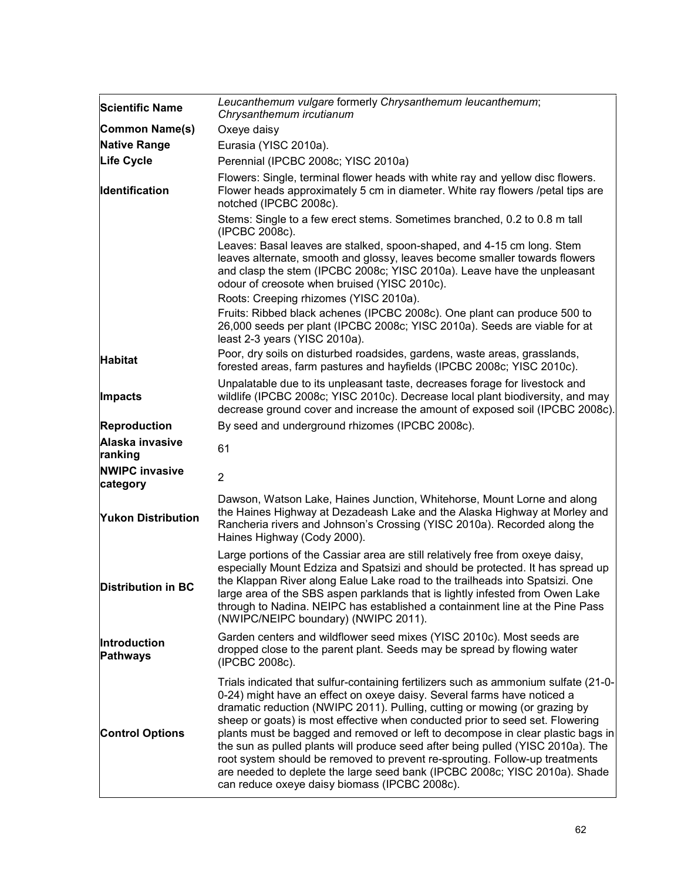| **Scientific Name** | *Leucanthemum vulgare* formerly *Chrysanthemum leucanthemum*; *Chrysanthemum ircutianum* |
|---|---|
| **Common Name(s)** | Oxeye daisy |
| **Native Range** | Eurasia (YISC 2010a). |
| **Life Cycle** | Perennial (IPCBC 2008c; YISC 2010a) |
| **Identification** | Flowers: Single, terminal flower heads with white ray and yellow disc flowers. Flower heads approximately 5 cm in diameter. White ray flowers /petal tips are notched (IPCBC 2008c).<br>Stems: Single to a few erect stems. Sometimes branched, 0.2 to 0.8 m tall (IPCBC 2008c).<br>Leaves: Basal leaves are stalked, spoon-shaped, and 4-15 cm long. Stem leaves alternate, smooth and glossy, leaves become smaller towards flowers and clasp the stem (IPCBC 2008c; YISC 2010a). Leave have the unpleasant odour of creosote when bruised (YISC 2010c).<br>Roots: Creeping rhizomes (YISC 2010a).<br>Fruits: Ribbed black achenes (IPCBC 2008c). One plant can produce 500 to 26,000 seeds per plant (IPCBC 2008c; YISC 2010a). Seeds are viable for at least 2-3 years (YISC 2010a). |
| **Habitat** | Poor, dry soils on disturbed roadsides, gardens, waste areas, grasslands, forested areas, farm pastures and hayfields (IPCBC 2008c; YISC 2010c). |
| **Impacts** | Unpalatable due to its unpleasant taste, decreases forage for livestock and wildlife (IPCBC 2008c; YISC 2010c). Decrease local plant biodiversity, and may decrease ground cover and increase the amount of exposed soil (IPCBC 2008c). |
| **Reproduction** | By seed and underground rhizomes (IPCBC 2008c). |
| **Alaska invasive ranking** | 61 |
| **NWIPC invasive category** | 2 |
| **Yukon Distribution** | Dawson, Watson Lake, Haines Junction, Whitehorse, Mount Lorne and along the Haines Highway at Dezadeash Lake and the Alaska Highway at Morley and Rancheria rivers and Johnson's Crossing (YISC 2010a). Recorded along the Haines Highway (Cody 2000). |
| **Distribution in BC** | Large portions of the Cassiar area are still relatively free from oxeye daisy, especially Mount Edziza and Spatsizi and should be protected. It has spread up the Klappan River along Ealue Lake road to the trailheads into Spatsizi. One large area of the SBS aspen parklands that is lightly infested from Owen Lake through to Nadina. NEIPC has established a containment line at the Pine Pass (NWIPC/NEIPC boundary) (NWIPC 2011). |
| **Introduction Pathways** | Garden centers and wildflower seed mixes (YISC 2010c). Most seeds are dropped close to the parent plant. Seeds may be spread by flowing water (IPCBC 2008c). |
| **Control Options** | Trials indicated that sulfur-containing fertilizers such as ammonium sulfate (21-0-0-24) might have an effect on oxeye daisy. Several farms have noticed a dramatic reduction (NWIPC 2011). Pulling, cutting or mowing (or grazing by sheep or goats) is most effective when conducted prior to seed set. Flowering plants must be bagged and removed or left to decompose in clear plastic bags in the sun as pulled plants will produce seed after being pulled (YISC 2010a). The root system should be removed to prevent re-sprouting. Follow-up treatments are needed to deplete the large seed bank (IPCBC 2008c; YISC 2010a). Shade can reduce oxeye daisy biomass (IPCBC 2008c). |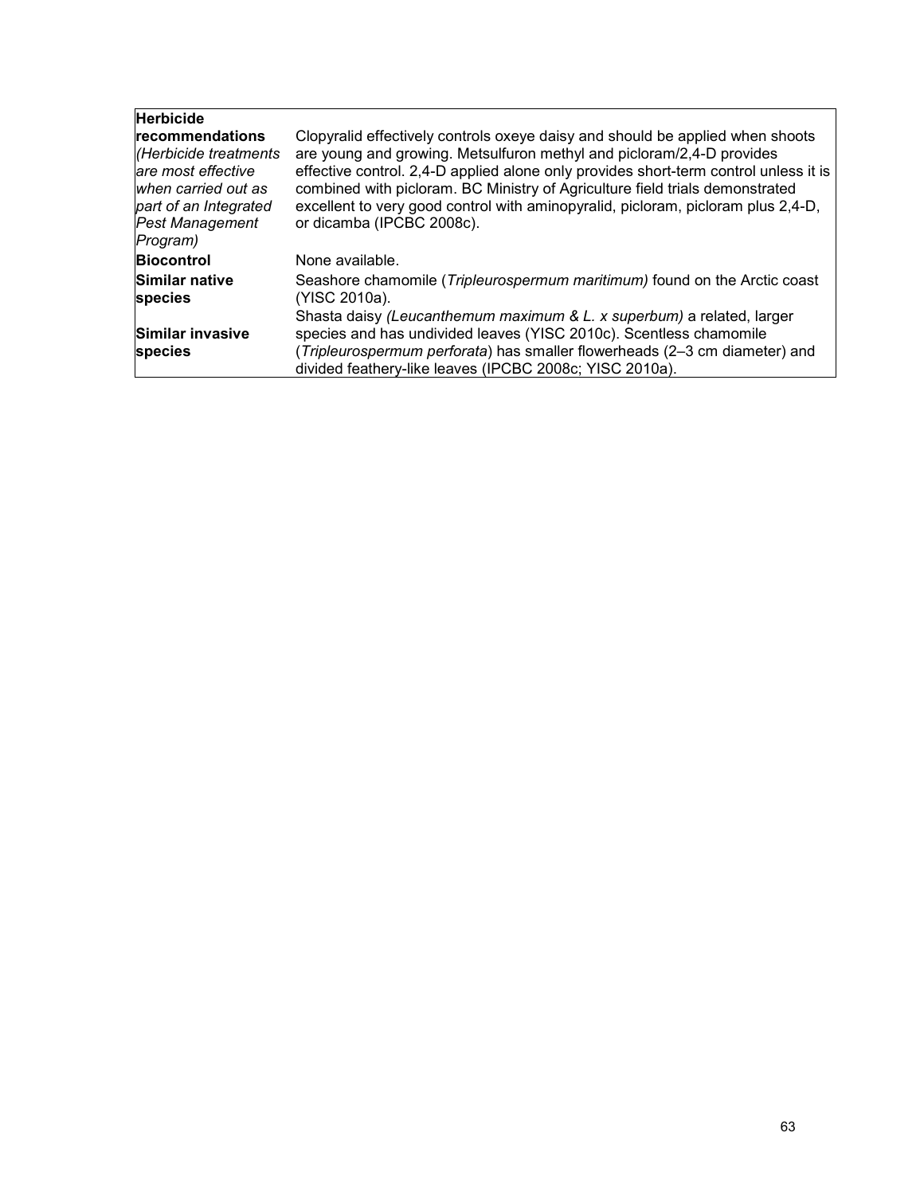| | |
|---|---|
| **Herbicide recommendations** *(Herbicide treatments are most effective when carried out as part of an Integrated Pest Management Program)* | Clopyralid effectively controls oxeye daisy and should be applied when shoots are young and growing. Metsulfuron methyl and picloram/2,4-D provides effective control. 2,4-D applied alone only provides short-term control unless it is combined with picloram. BC Ministry of Agriculture field trials demonstrated excellent to very good control with aminopyralid, picloram, picloram plus 2,4-D, or dicamba (IPCBC 2008c). |
| **Biocontrol** | None available. |
| **Similar native species** | Seashore chamomile (*Tripleurospermum maritimum)* found on the Arctic coast (YISC 2010a). |
| **Similar invasive species** | Shasta daisy *(Leucanthemum maximum & L. x superbum)* a related, larger species and has undivided leaves (YISC 2010c). Scentless chamomile (*Tripleurospermum perforata*) has smaller flowerheads (2–3 cm diameter) and divided feathery-like leaves (IPCBC 2008c; YISC 2010a). |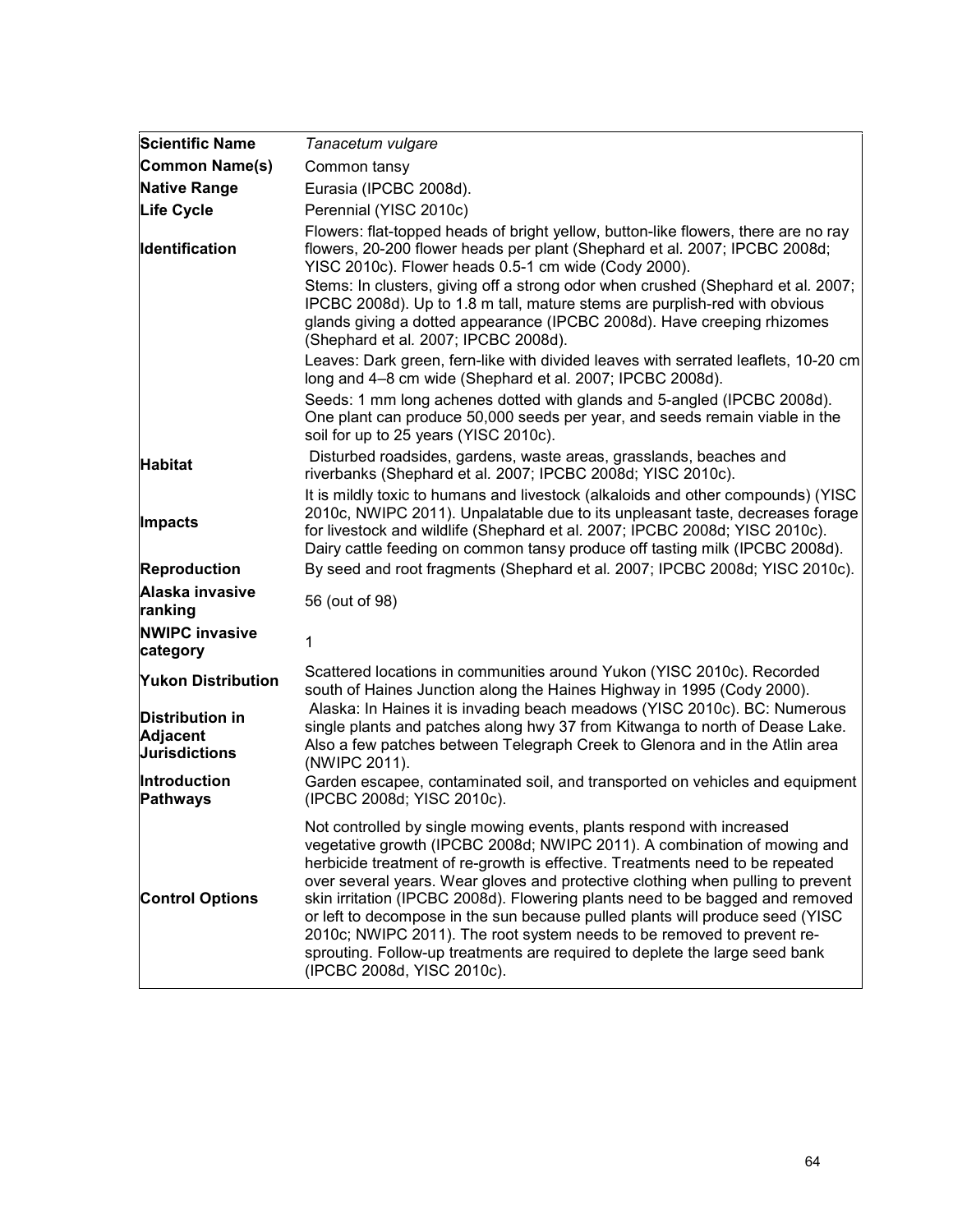| **Scientific Name** | *Tanacetum vulgare* |
|---|---|
| **Common Name(s)** | Common tansy |
| **Native Range** | Eurasia (IPCBC 2008d). |
| **Life Cycle** | Perennial (YISC 2010c) |
| **Identification** | Flowers: flat-topped heads of bright yellow, button-like flowers, there are no ray flowers, 20-200 flower heads per plant (Shephard et al. 2007; IPCBC 2008d; YISC 2010c). Flower heads 0.5-1 cm wide (Cody 2000).<br>Stems: In clusters, giving off a strong odor when crushed (Shephard et al. 2007; IPCBC 2008d). Up to 1.8 m tall, mature stems are purplish-red with obvious glands giving a dotted appearance (IPCBC 2008d). Have creeping rhizomes (Shephard et al. 2007; IPCBC 2008d).<br>Leaves: Dark green, fern-like with divided leaves with serrated leaflets, 10-20 cm long and 4–8 cm wide (Shephard et al. 2007; IPCBC 2008d).<br>Seeds: 1 mm long achenes dotted with glands and 5-angled (IPCBC 2008d). One plant can produce 50,000 seeds per year, and seeds remain viable in the soil for up to 25 years (YISC 2010c). |
| **Habitat** | Disturbed roadsides, gardens, waste areas, grasslands, beaches and riverbanks (Shephard et al. 2007; IPCBC 2008d; YISC 2010c). |
| **Impacts** | It is mildly toxic to humans and livestock (alkaloids and other compounds) (YISC 2010c, NWIPC 2011). Unpalatable due to its unpleasant taste, decreases forage for livestock and wildlife (Shephard et al. 2007; IPCBC 2008d; YISC 2010c). Dairy cattle feeding on common tansy produce off tasting milk (IPCBC 2008d). |
| **Reproduction** | By seed and root fragments (Shephard et al. 2007; IPCBC 2008d; YISC 2010c). |
| **Alaska invasive ranking** | 56 (out of 98) |
| **NWIPC invasive category** | 1 |
| **Yukon Distribution** | Scattered locations in communities around Yukon (YISC 2010c). Recorded south of Haines Junction along the Haines Highway in 1995 (Cody 2000). |
| **Distribution in Adjacent Jurisdictions** | Alaska: In Haines it is invading beach meadows (YISC 2010c). BC: Numerous single plants and patches along hwy 37 from Kitwanga to north of Dease Lake. Also a few patches between Telegraph Creek to Glenora and in the Atlin area (NWIPC 2011). |
| **Introduction Pathways** | Garden escapee, contaminated soil, and transported on vehicles and equipment (IPCBC 2008d; YISC 2010c). |
| **Control Options** | Not controlled by single mowing events, plants respond with increased vegetative growth (IPCBC 2008d; NWIPC 2011). A combination of mowing and herbicide treatment of re-growth is effective. Treatments need to be repeated over several years. Wear gloves and protective clothing when pulling to prevent skin irritation (IPCBC 2008d). Flowering plants need to be bagged and removed or left to decompose in the sun because pulled plants will produce seed (YISC 2010c; NWIPC 2011). The root system needs to be removed to prevent re-sprouting. Follow-up treatments are required to deplete the large seed bank (IPCBC 2008d, YISC 2010c). |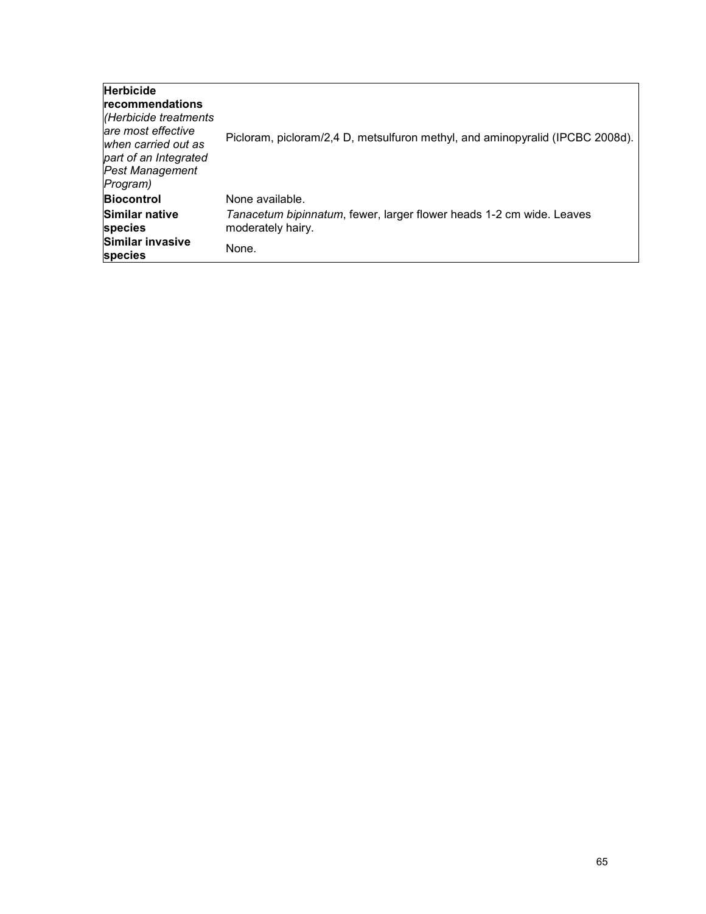| | |
|---|---|
| **Herbicide recommendations** *(Herbicide treatments are most effective when carried out as part of an Integrated Pest Management Program)* | Picloram, picloram/2,4 D, metsulfuron methyl, and aminopyralid (IPCBC 2008d). |
| **Biocontrol** | None available. |
| **Similar native species** | *Tanacetum bipinnatum*, fewer, larger flower heads 1-2 cm wide. Leaves moderately hairy. |
| **Similar invasive species** | None. |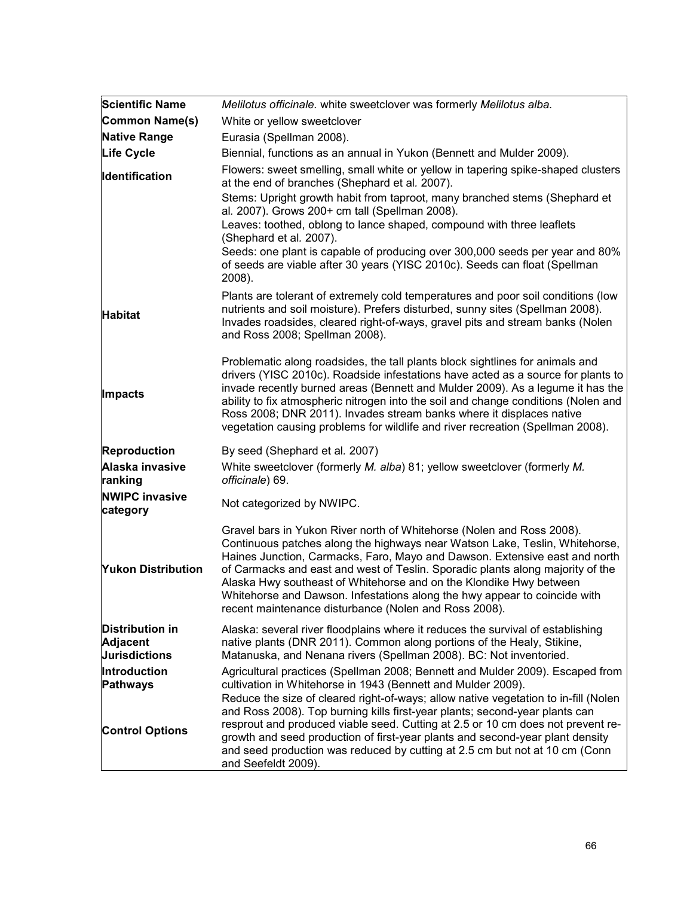| Scientific Name | *Melilotus officinale*. white sweetclover was formerly *Melilotus alba.* |
|---|---|
| **Common Name(s)** | White or yellow sweetclover |
| **Native Range** | Eurasia (Spellman 2008). |
| **Life Cycle** | Biennial, functions as an annual in Yukon (Bennett and Mulder 2009). |
| **Identification** | Flowers: sweet smelling, small white or yellow in tapering spike-shaped clusters at the end of branches (Shephard et al. 2007).<br>Stems: Upright growth habit from taproot, many branched stems (Shephard et al. 2007). Grows 200+ cm tall (Spellman 2008).<br>Leaves: toothed, oblong to lance shaped, compound with three leaflets (Shephard et al. 2007).<br>Seeds: one plant is capable of producing over 300,000 seeds per year and 80% of seeds are viable after 30 years (YISC 2010c). Seeds can float (Spellman 2008). |
| **Habitat** | Plants are tolerant of extremely cold temperatures and poor soil conditions (low nutrients and soil moisture). Prefers disturbed, sunny sites (Spellman 2008). Invades roadsides, cleared right-of-ways, gravel pits and stream banks (Nolen and Ross 2008; Spellman 2008). |
| **Impacts** | Problematic along roadsides, the tall plants block sightlines for animals and drivers (YISC 2010c). Roadside infestations have acted as a source for plants to invade recently burned areas (Bennett and Mulder 2009). As a legume it has the ability to fix atmospheric nitrogen into the soil and change conditions (Nolen and Ross 2008; DNR 2011). Invades stream banks where it displaces native vegetation causing problems for wildlife and river recreation (Spellman 2008). |
| **Reproduction** | By seed (Shephard et al. 2007) |
| **Alaska invasive ranking** | White sweetclover (formerly *M. alba*) 81; yellow sweetclover (formerly *M. officinale*) 69. |
| **NWIPC invasive category** | Not categorized by NWIPC. |
| **Yukon Distribution** | Gravel bars in Yukon River north of Whitehorse (Nolen and Ross 2008). Continuous patches along the highways near Watson Lake, Teslin, Whitehorse, Haines Junction, Carmacks, Faro, Mayo and Dawson. Extensive east and north of Carmacks and east and west of Teslin. Sporadic plants along majority of the Alaska Hwy southeast of Whitehorse and on the Klondike Hwy between Whitehorse and Dawson. Infestations along the hwy appear to coincide with recent maintenance disturbance (Nolen and Ross 2008). |
| **Distribution in Adjacent Jurisdictions** | Alaska: several river floodplains where it reduces the survival of establishing native plants (DNR 2011). Common along portions of the Healy, Stikine, Matanuska, and Nenana rivers (Spellman 2008). BC: Not inventoried. |
| **Introduction Pathways** | Agricultural practices (Spellman 2008; Bennett and Mulder 2009). Escaped from cultivation in Whitehorse in 1943 (Bennett and Mulder 2009). |
| **Control Options** | Reduce the size of cleared right-of-ways; allow native vegetation to in-fill (Nolen and Ross 2008). Top burning kills first-year plants; second-year plants can resprout and produced viable seed. Cutting at 2.5 or 10 cm does not prevent re-growth and seed production of first-year plants and second-year plant density and seed production was reduced by cutting at 2.5 cm but not at 10 cm (Conn and Seefeldt 2009). |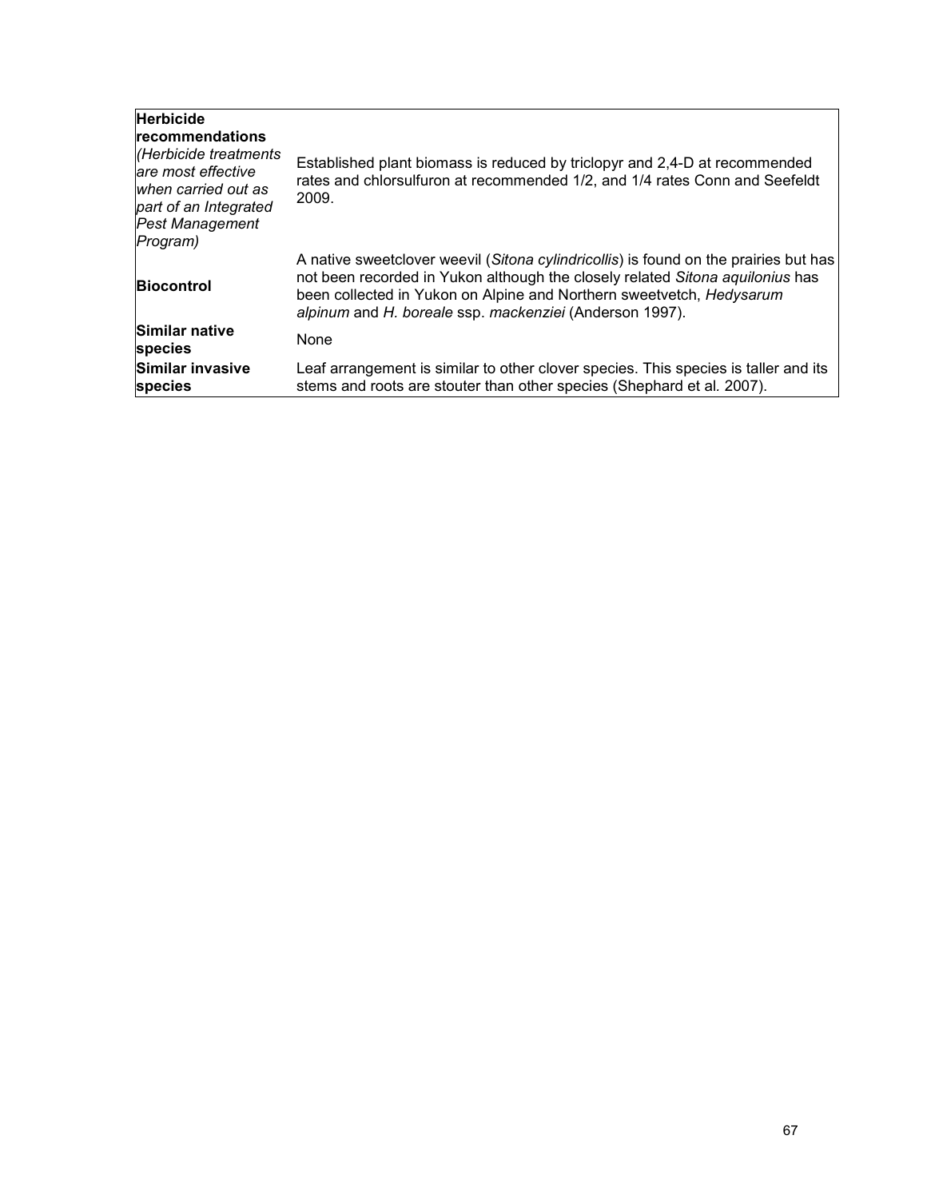| | |
|---|---|
| **Herbicide recommendations** *(Herbicide treatments are most effective when carried out as part of an Integrated Pest Management Program)* | Established plant biomass is reduced by triclopyr and 2,4-D at recommended rates and chlorsulfuron at recommended 1/2, and 1/4 rates Conn and Seefeldt 2009. |
| **Biocontrol** | A native sweetclover weevil (*Sitona cylindricollis*) is found on the prairies but has not been recorded in Yukon although the closely related *Sitona aquilonius* has been collected in Yukon on Alpine and Northern sweetvetch, *Hedysarum alpinum* and *H. boreale* ssp. *mackenziei* (Anderson 1997). |
| **Similar native species** | None |
| **Similar invasive species** | Leaf arrangement is similar to other clover species. This species is taller and its stems and roots are stouter than other species (Shephard et al. 2007). |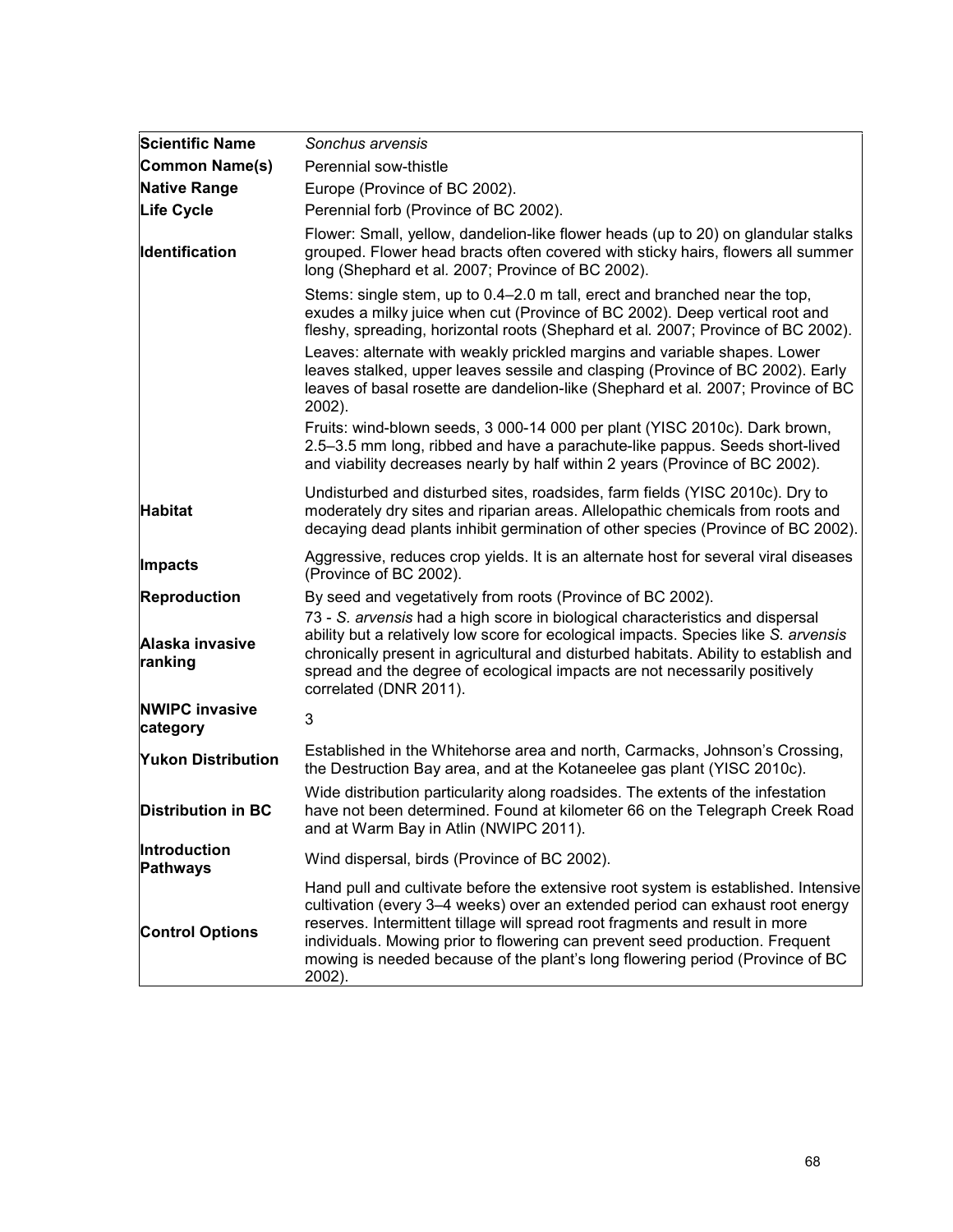| **Scientific Name** | *Sonchus arvensis* |
|---|---|
| **Common Name(s)** | Perennial sow-thistle |
| **Native Range** | Europe (Province of BC 2002). |
| **Life Cycle** | Perennial forb (Province of BC 2002). |
| **Identification** | Flower: Small, yellow, dandelion-like flower heads (up to 20) on glandular stalks grouped. Flower head bracts often covered with sticky hairs, flowers all summer long (Shephard et al. 2007; Province of BC 2002). |
| | Stems: single stem, up to 0.4–2.0 m tall, erect and branched near the top, exudes a milky juice when cut (Province of BC 2002). Deep vertical root and fleshy, spreading, horizontal roots (Shephard et al. 2007; Province of BC 2002). Leaves: alternate with weakly prickled margins and variable shapes. Lower leaves stalked, upper leaves sessile and clasping (Province of BC 2002). Early leaves of basal rosette are dandelion-like (Shephard et al. 2007; Province of BC 2002). Fruits: wind-blown seeds, 3 000-14 000 per plant (YISC 2010c). Dark brown, 2.5–3.5 mm long, ribbed and have a parachute-like pappus. Seeds short-lived and viability decreases nearly by half within 2 years (Province of BC 2002). |
| **Habitat** | Undisturbed and disturbed sites, roadsides, farm fields (YISC 2010c). Dry to moderately dry sites and riparian areas. Allelopathic chemicals from roots and decaying dead plants inhibit germination of other species (Province of BC 2002). |
| **Impacts** | Aggressive, reduces crop yields. It is an alternate host for several viral diseases (Province of BC 2002). |
| **Reproduction** | By seed and vegetatively from roots (Province of BC 2002). |
| **Alaska invasive ranking** | 73 - *S. arvensis* had a high score in biological characteristics and dispersal ability but a relatively low score for ecological impacts. Species like *S. arvensis* chronically present in agricultural and disturbed habitats. Ability to establish and spread and the degree of ecological impacts are not necessarily positively correlated (DNR 2011). |
| **NWIPC invasive category** | 3 |
| **Yukon Distribution** | Established in the Whitehorse area and north, Carmacks, Johnson's Crossing, the Destruction Bay area, and at the Kotaneelee gas plant (YISC 2010c). |
| **Distribution in BC** | Wide distribution particularity along roadsides. The extents of the infestation have not been determined. Found at kilometer 66 on the Telegraph Creek Road and at Warm Bay in Atlin (NWIPC 2011). |
| **Introduction Pathways** | Wind dispersal, birds (Province of BC 2002). |
| **Control Options** | Hand pull and cultivate before the extensive root system is established. Intensive cultivation (every 3–4 weeks) over an extended period can exhaust root energy reserves. Intermittent tillage will spread root fragments and result in more individuals. Mowing prior to flowering can prevent seed production. Frequent mowing is needed because of the plant's long flowering period (Province of BC 2002). |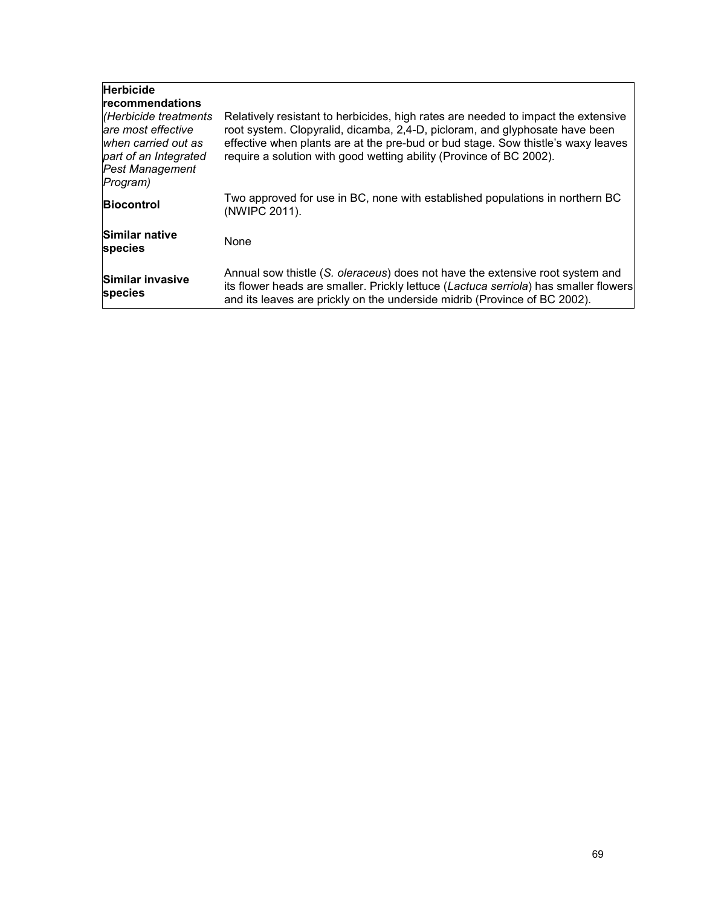| | |
|---|---|
| **Herbicide recommendations** *(Herbicide treatments are most effective when carried out as part of an Integrated Pest Management Program)* | Relatively resistant to herbicides, high rates are needed to impact the extensive root system. Clopyralid, dicamba, 2,4-D, picloram, and glyphosate have been effective when plants are at the pre-bud or bud stage. Sow thistle's waxy leaves require a solution with good wetting ability (Province of BC 2002). |
| **Biocontrol** | Two approved for use in BC, none with established populations in northern BC (NWIPC 2011). |
| **Similar native species** | None |
| **Similar invasive species** | Annual sow thistle (*S. oleraceus*) does not have the extensive root system and its flower heads are smaller. Prickly lettuce (*Lactuca serriola*) has smaller flowers and its leaves are prickly on the underside midrib (Province of BC 2002). |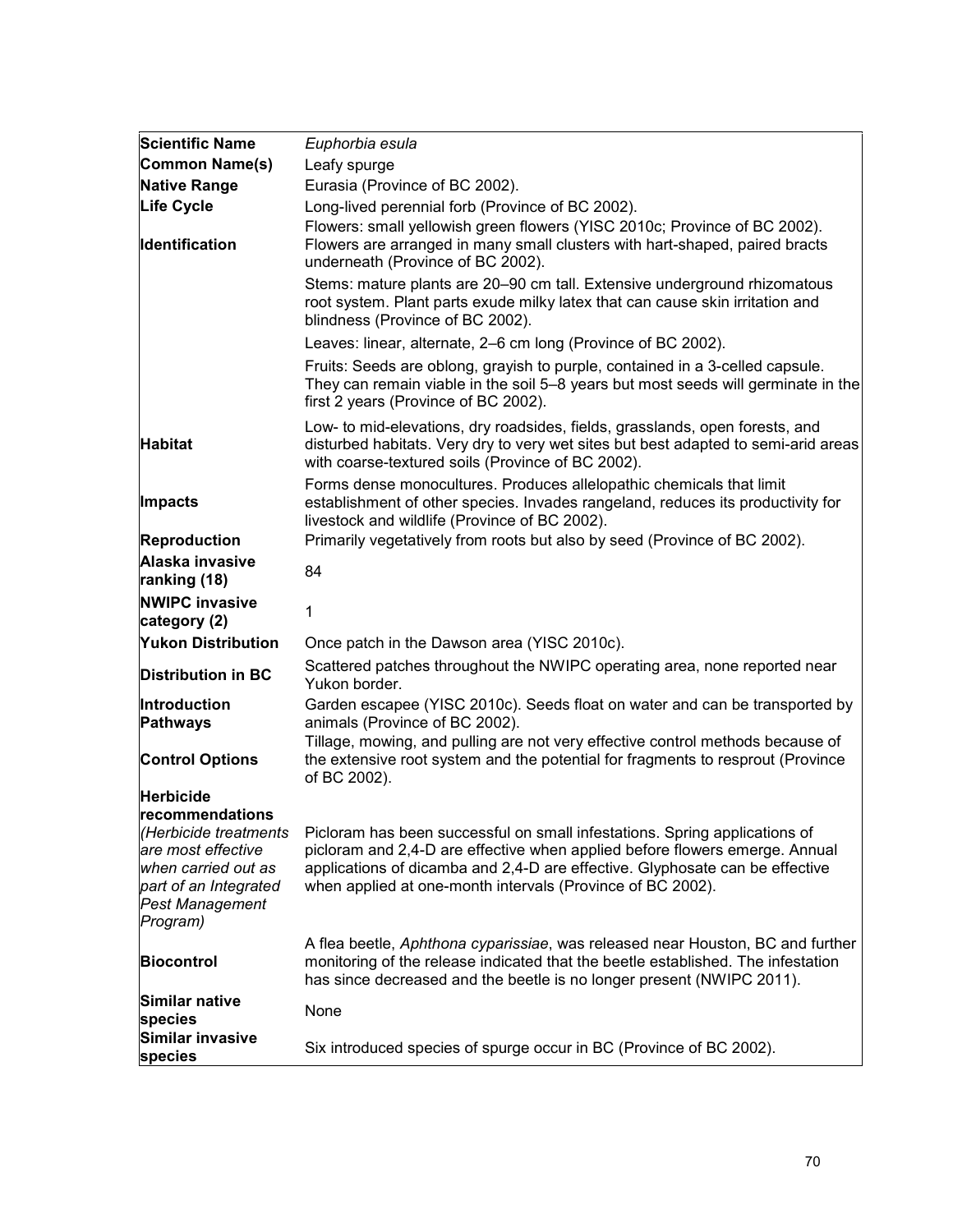| Scientific Name | *Euphorbia esula* |
|---|---|
| **Common Name(s)** | Leafy spurge |
| **Native Range** | Eurasia (Province of BC 2002). |
| **Life Cycle** | Long-lived perennial forb (Province of BC 2002). |
| **Identification** | Flowers: small yellowish green flowers (YISC 2010c; Province of BC 2002). Flowers are arranged in many small clusters with hart-shaped, paired bracts underneath (Province of BC 2002).<br><br>Stems: mature plants are 20–90 cm tall. Extensive underground rhizomatous root system. Plant parts exude milky latex that can cause skin irritation and blindness (Province of BC 2002).<br><br>Leaves: linear, alternate, 2–6 cm long (Province of BC 2002).<br><br>Fruits: Seeds are oblong, grayish to purple, contained in a 3-celled capsule. They can remain viable in the soil 5–8 years but most seeds will germinate in the first 2 years (Province of BC 2002). |
| **Habitat** | Low- to mid-elevations, dry roadsides, fields, grasslands, open forests, and disturbed habitats. Very dry to very wet sites but best adapted to semi-arid areas with coarse-textured soils (Province of BC 2002). |
| **Impacts** | Forms dense monocultures. Produces allelopathic chemicals that limit establishment of other species. Invades rangeland, reduces its productivity for livestock and wildlife (Province of BC 2002). |
| **Reproduction** | Primarily vegetatively from roots but also by seed (Province of BC 2002). |
| **Alaska invasive ranking (18)** | 84 |
| **NWIPC invasive category (2)** | 1 |
| **Yukon Distribution** | Once patch in the Dawson area (YISC 2010c). |
| **Distribution in BC** | Scattered patches throughout the NWIPC operating area, none reported near Yukon border. |
| **Introduction Pathways** | Garden escapee (YISC 2010c). Seeds float on water and can be transported by animals (Province of BC 2002). |
| **Control Options** | Tillage, mowing, and pulling are not very effective control methods because of the extensive root system and the potential for fragments to resprout (Province of BC 2002). |
| **Herbicide recommendations** *(Herbicide treatments are most effective when carried out as part of an Integrated Pest Management Program)* | Picloram has been successful on small infestations. Spring applications of picloram and 2,4-D are effective when applied before flowers emerge. Annual applications of dicamba and 2,4-D are effective. Glyphosate can be effective when applied at one-month intervals (Province of BC 2002). |
| **Biocontrol** | A flea beetle, *Aphthona cyparissiae*, was released near Houston, BC and further monitoring of the release indicated that the beetle established. The infestation has since decreased and the beetle is no longer present (NWIPC 2011). |
| **Similar native species** | None |
| **Similar invasive species** | Six introduced species of spurge occur in BC (Province of BC 2002). |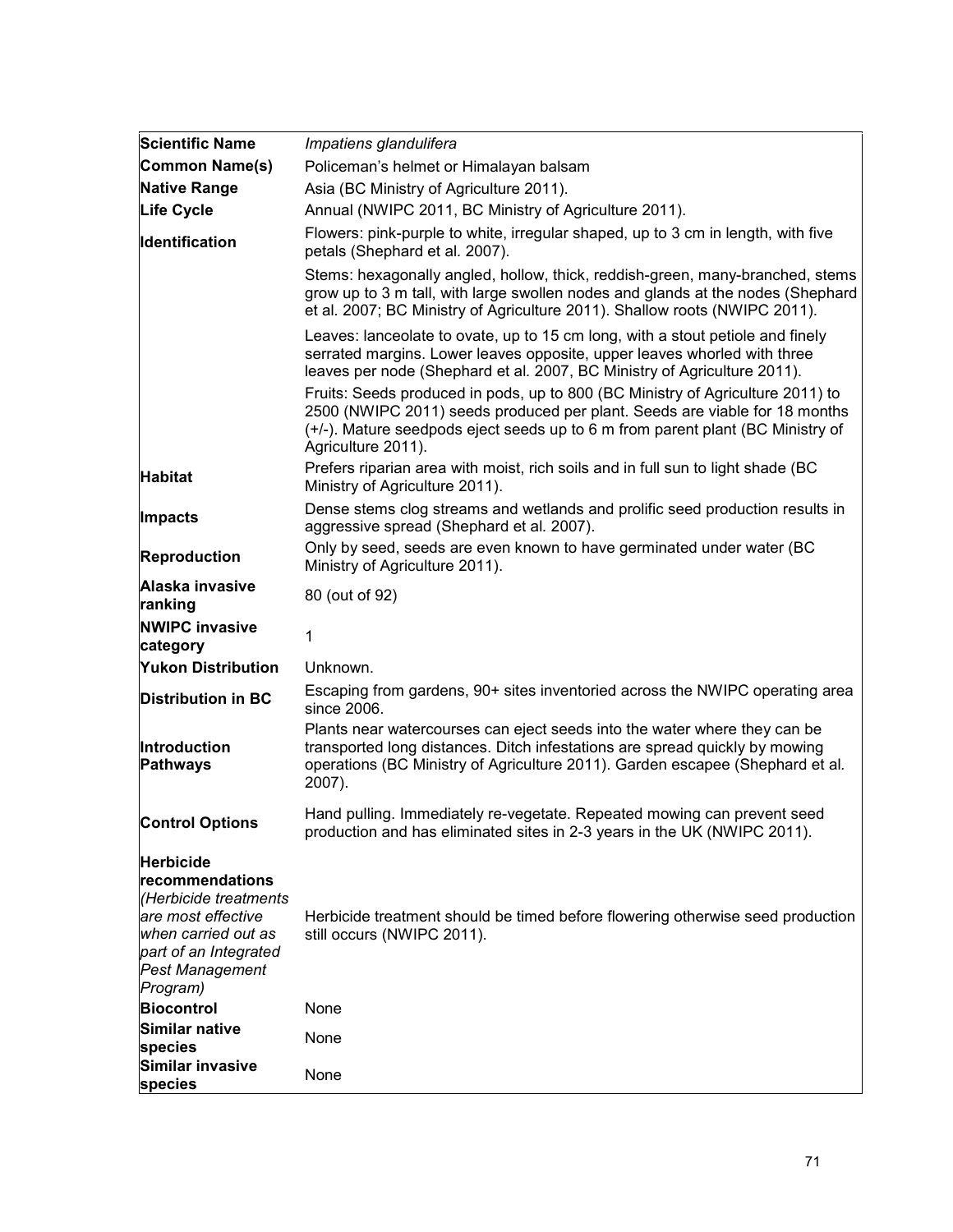| | |
|---|---|
| **Scientific Name** | *Impatiens glandulifera* |
| **Common Name(s)** | Policeman's helmet or Himalayan balsam |
| **Native Range** | Asia (BC Ministry of Agriculture 2011). |
| **Life Cycle** | Annual (NWIPC 2011, BC Ministry of Agriculture 2011). |
| **Identification** | Flowers: pink-purple to white, irregular shaped, up to 3 cm in length, with five petals (Shephard et al. 2007). |
| | Stems: hexagonally angled, hollow, thick, reddish-green, many-branched, stems grow up to 3 m tall, with large swollen nodes and glands at the nodes (Shephard et al. 2007; BC Ministry of Agriculture 2011). Shallow roots (NWIPC 2011). |
| | Leaves: lanceolate to ovate, up to 15 cm long, with a stout petiole and finely serrated margins. Lower leaves opposite, upper leaves whorled with three leaves per node (Shephard et al. 2007, BC Ministry of Agriculture 2011). |
| | Fruits: Seeds produced in pods, up to 800 (BC Ministry of Agriculture 2011) to 2500 (NWIPC 2011) seeds produced per plant. Seeds are viable for 18 months (+/-). Mature seedpods eject seeds up to 6 m from parent plant (BC Ministry of Agriculture 2011). |
| **Habitat** | Prefers riparian area with moist, rich soils and in full sun to light shade (BC Ministry of Agriculture 2011). |
| **Impacts** | Dense stems clog streams and wetlands and prolific seed production results in aggressive spread (Shephard et al. 2007). |
| **Reproduction** | Only by seed, seeds are even known to have germinated under water (BC Ministry of Agriculture 2011). |
| **Alaska invasive ranking** | 80 (out of 92) |
| **NWIPC invasive category** | 1 |
| **Yukon Distribution** | Unknown. |
| **Distribution in BC** | Escaping from gardens, 90+ sites inventoried across the NWIPC operating area since 2006. |
| **Introduction Pathways** | Plants near watercourses can eject seeds into the water where they can be transported long distances. Ditch infestations are spread quickly by mowing operations (BC Ministry of Agriculture 2011). Garden escapee (Shephard et al. 2007). |
| **Control Options** | Hand pulling. Immediately re-vegetate. Repeated mowing can prevent seed production and has eliminated sites in 2-3 years in the UK (NWIPC 2011). |
| **Herbicide recommendations** *(Herbicide treatments are most effective when carried out as part of an Integrated Pest Management Program)* | Herbicide treatment should be timed before flowering otherwise seed production still occurs (NWIPC 2011). |
| **Biocontrol** | None |
| **Similar native species** | None |
| **Similar invasive species** | None |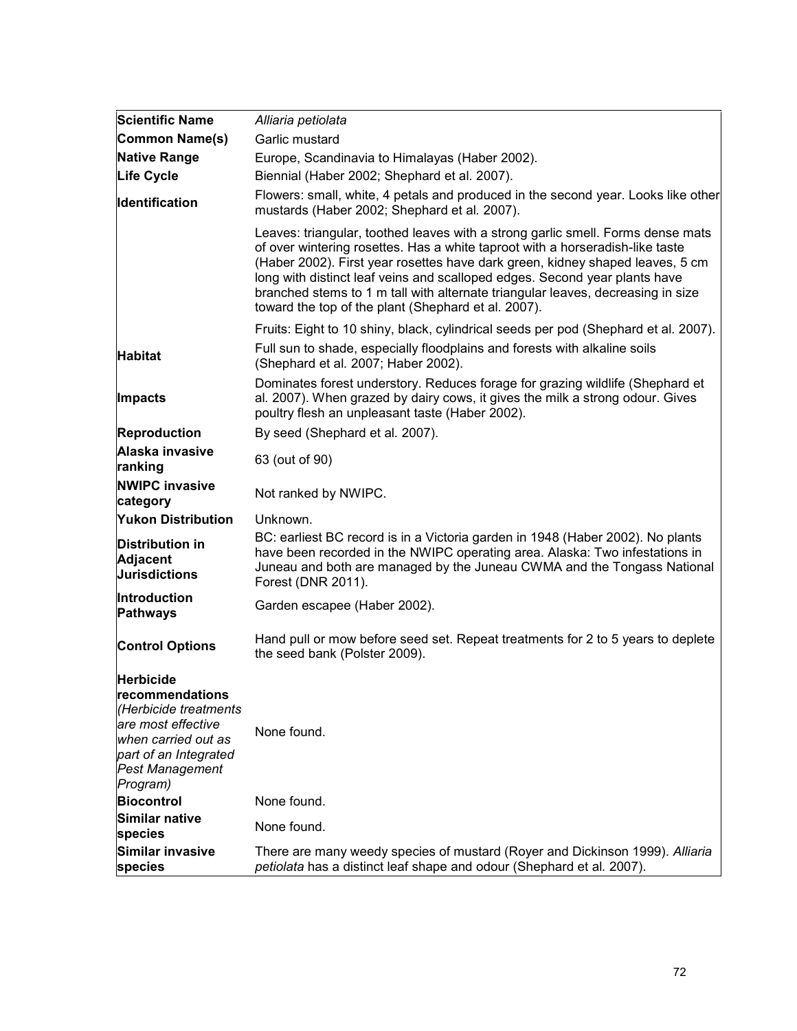| Scientific Name | *Alliaria petiolata* |
|---|---|
| **Common Name(s)** | Garlic mustard |
| **Native Range** | Europe, Scandinavia to Himalayas (Haber 2002). |
| **Life Cycle** | Biennial (Haber 2002; Shephard et al. 2007). |
| **Identification** | Flowers: small, white, 4 petals and produced in the second year. Looks like other mustards (Haber 2002; Shephard et al. 2007). |
| | Leaves: triangular, toothed leaves with a strong garlic smell. Forms dense mats of over wintering rosettes. Has a white taproot with a horseradish-like taste (Haber 2002). First year rosettes have dark green, kidney shaped leaves, 5 cm long with distinct leaf veins and scalloped edges. Second year plants have branched stems to 1 m tall with alternate triangular leaves, decreasing in size toward the top of the plant (Shephard et al. 2007). |
| | Fruits: Eight to 10 shiny, black, cylindrical seeds per pod (Shephard et al. 2007). |
| **Habitat** | Full sun to shade, especially floodplains and forests with alkaline soils (Shephard et al. 2007; Haber 2002). |
| **Impacts** | Dominates forest understory. Reduces forage for grazing wildlife (Shephard et al. 2007). When grazed by dairy cows, it gives the milk a strong odour. Gives poultry flesh an unpleasant taste (Haber 2002). |
| **Reproduction** | By seed (Shephard et al. 2007). |
| **Alaska invasive ranking** | 63 (out of 90) |
| **NWIPC invasive category** | Not ranked by NWIPC. |
| **Yukon Distribution** | Unknown. |
| **Distribution in Adjacent Jurisdictions** | BC: earliest BC record is in a Victoria garden in 1948 (Haber 2002). No plants have been recorded in the NWIPC operating area. Alaska: Two infestations in Juneau and both are managed by the Juneau CWMA and the Tongass National Forest (DNR 2011). |
| **Introduction Pathways** | Garden escapee (Haber 2002). |
| **Control Options** | Hand pull or mow before seed set. Repeat treatments for 2 to 5 years to deplete the seed bank (Polster 2009). |
| **Herbicide recommendations** *(Herbicide treatments are most effective when carried out as part of an Integrated Pest Management Program)* | None found. |
| **Biocontrol** | None found. |
| **Similar native species** | None found. |
| **Similar invasive species** | There are many weedy species of mustard (Royer and Dickinson 1999). *Alliaria petiolata* has a distinct leaf shape and odour (Shephard et al. 2007). |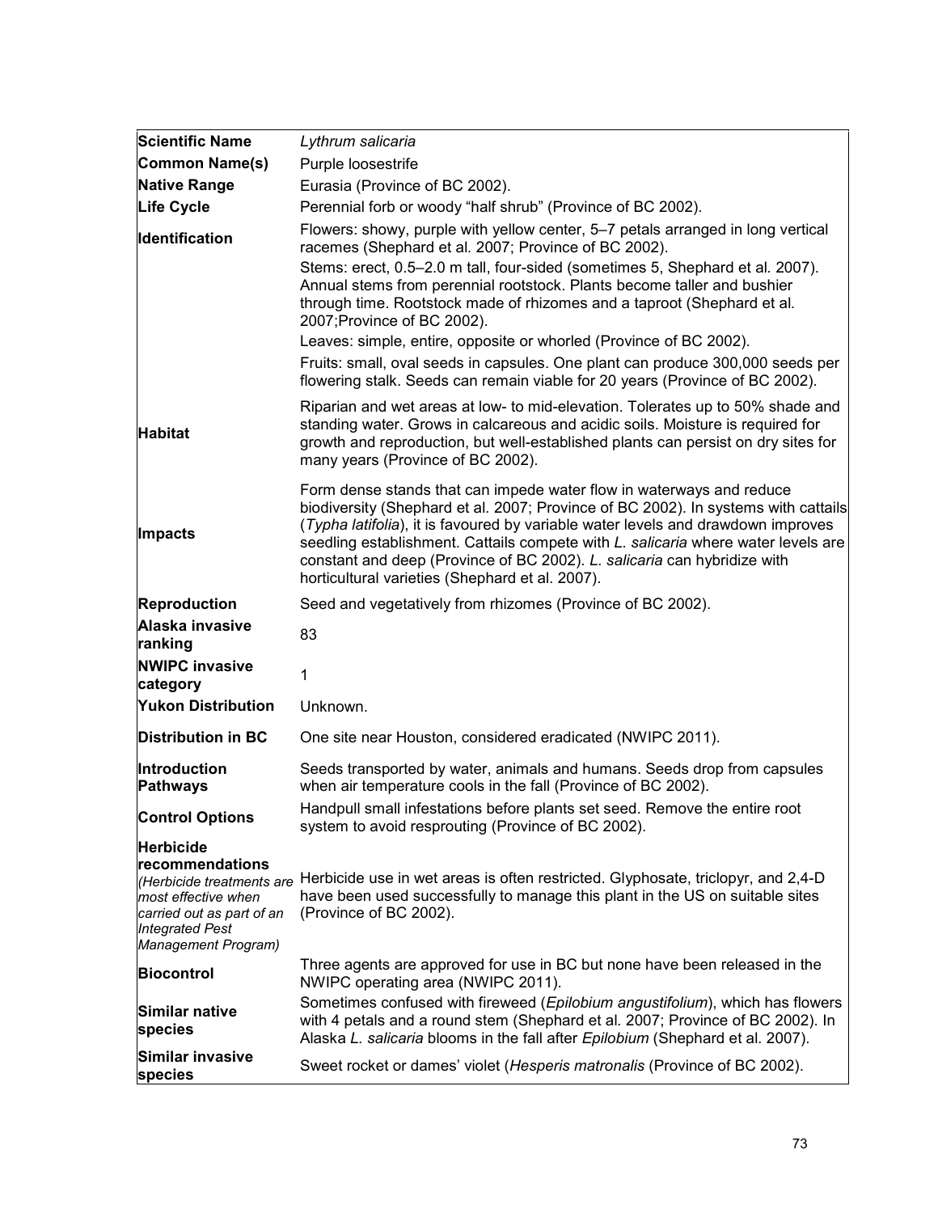| Scientific Name | *Lythrum salicaria* |
|---|---|
| **Common Name(s)** | Purple loosestrife |
| **Native Range** | Eurasia (Province of BC 2002). |
| **Life Cycle** | Perennial forb or woody "half shrub" (Province of BC 2002). |
| **Identification** | Flowers: showy, purple with yellow center, 5–7 petals arranged in long vertical racemes (Shephard et al. 2007; Province of BC 2002).<br>Stems: erect, 0.5–2.0 m tall, four-sided (sometimes 5, Shephard et al. 2007). Annual stems from perennial rootstock. Plants become taller and bushier through time. Rootstock made of rhizomes and a taproot (Shephard et al. 2007;Province of BC 2002).<br>Leaves: simple, entire, opposite or whorled (Province of BC 2002).<br>Fruits: small, oval seeds in capsules. One plant can produce 300,000 seeds per flowering stalk. Seeds can remain viable for 20 years (Province of BC 2002). |
| **Habitat** | Riparian and wet areas at low- to mid-elevation. Tolerates up to 50% shade and standing water. Grows in calcareous and acidic soils. Moisture is required for growth and reproduction, but well-established plants can persist on dry sites for many years (Province of BC 2002). |
| **Impacts** | Form dense stands that can impede water flow in waterways and reduce biodiversity (Shephard et al. 2007; Province of BC 2002). In systems with cattails (*Typha latifolia*), it is favoured by variable water levels and drawdown improves seedling establishment. Cattails compete with *L. salicaria* where water levels are constant and deep (Province of BC 2002). *L. salicaria* can hybridize with horticultural varieties (Shephard et al. 2007). |
| **Reproduction** | Seed and vegetatively from rhizomes (Province of BC 2002). |
| **Alaska invasive ranking** | 83 |
| **NWIPC invasive category** | 1 |
| **Yukon Distribution** | Unknown. |
| **Distribution in BC** | One site near Houston, considered eradicated (NWIPC 2011). |
| **Introduction Pathways** | Seeds transported by water, animals and humans. Seeds drop from capsules when air temperature cools in the fall (Province of BC 2002). |
| **Control Options** | Handpull small infestations before plants set seed. Remove the entire root system to avoid resprouting (Province of BC 2002). |
| **Herbicide recommendations** *(Herbicide treatments are most effective when carried out as part of an Integrated Pest Management Program)* | Herbicide use in wet areas is often restricted. Glyphosate, triclopyr, and 2,4-D have been used successfully to manage this plant in the US on suitable sites (Province of BC 2002). |
| **Biocontrol** | Three agents are approved for use in BC but none have been released in the NWIPC operating area (NWIPC 2011). |
| **Similar native species** | Sometimes confused with fireweed (*Epilobium angustifolium*), which has flowers with 4 petals and a round stem (Shephard et al. 2007; Province of BC 2002). In Alaska *L. salicaria* blooms in the fall after *Epilobium* (Shephard et al. 2007). |
| **Similar invasive species** | Sweet rocket or dames' violet (*Hesperis matronalis* (Province of BC 2002). |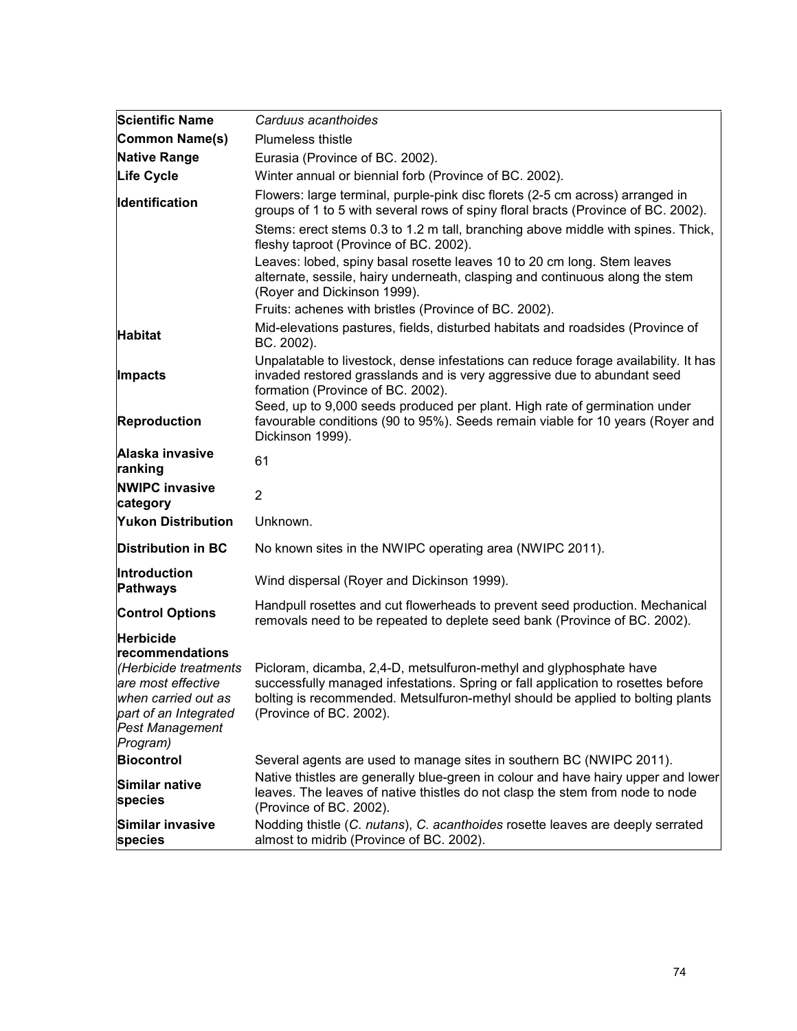| **Scientific Name** | *Carduus acanthoides* |
|---|---|
| **Common Name(s)** | Plumeless thistle |
| **Native Range** | Eurasia (Province of BC. 2002). |
| **Life Cycle** | Winter annual or biennial forb (Province of BC. 2002). |
| **Identification** | Flowers: large terminal, purple-pink disc florets (2-5 cm across) arranged in groups of 1 to 5 with several rows of spiny floral bracts (Province of BC. 2002).<br>Stems: erect stems 0.3 to 1.2 m tall, branching above middle with spines. Thick, fleshy taproot (Province of BC. 2002).<br>Leaves: lobed, spiny basal rosette leaves 10 to 20 cm long. Stem leaves alternate, sessile, hairy underneath, clasping and continuous along the stem (Royer and Dickinson 1999).<br>Fruits: achenes with bristles (Province of BC. 2002). |
| **Habitat** | Mid-elevations pastures, fields, disturbed habitats and roadsides (Province of BC. 2002). |
| **Impacts** | Unpalatable to livestock, dense infestations can reduce forage availability. It has invaded restored grasslands and is very aggressive due to abundant seed formation (Province of BC. 2002). |
| **Reproduction** | Seed, up to 9,000 seeds produced per plant. High rate of germination under favourable conditions (90 to 95%). Seeds remain viable for 10 years (Royer and Dickinson 1999). |
| **Alaska invasive ranking** | 61 |
| **NWIPC invasive category** | 2 |
| **Yukon Distribution** | Unknown. |
| **Distribution in BC** | No known sites in the NWIPC operating area (NWIPC 2011). |
| **Introduction Pathways** | Wind dispersal (Royer and Dickinson 1999). |
| **Control Options** | Handpull rosettes and cut flowerheads to prevent seed production. Mechanical removals need to be repeated to deplete seed bank (Province of BC. 2002). |
| **Herbicide recommendations** *(Herbicide treatments are most effective when carried out as part of an Integrated Pest Management Program)* | Picloram, dicamba, 2,4-D, metsulfuron-methyl and glyphosphate have successfully managed infestations. Spring or fall application to rosettes before bolting is recommended. Metsulfuron-methyl should be applied to bolting plants (Province of BC. 2002). |
| **Biocontrol** | Several agents are used to manage sites in southern BC (NWIPC 2011). |
| **Similar native species** | Native thistles are generally blue-green in colour and have hairy upper and lower leaves. The leaves of native thistles do not clasp the stem from node to node (Province of BC. 2002). |
| **Similar invasive species** | Nodding thistle (*C. nutans*), *C. acanthoides* rosette leaves are deeply serrated almost to midrib (Province of BC. 2002). |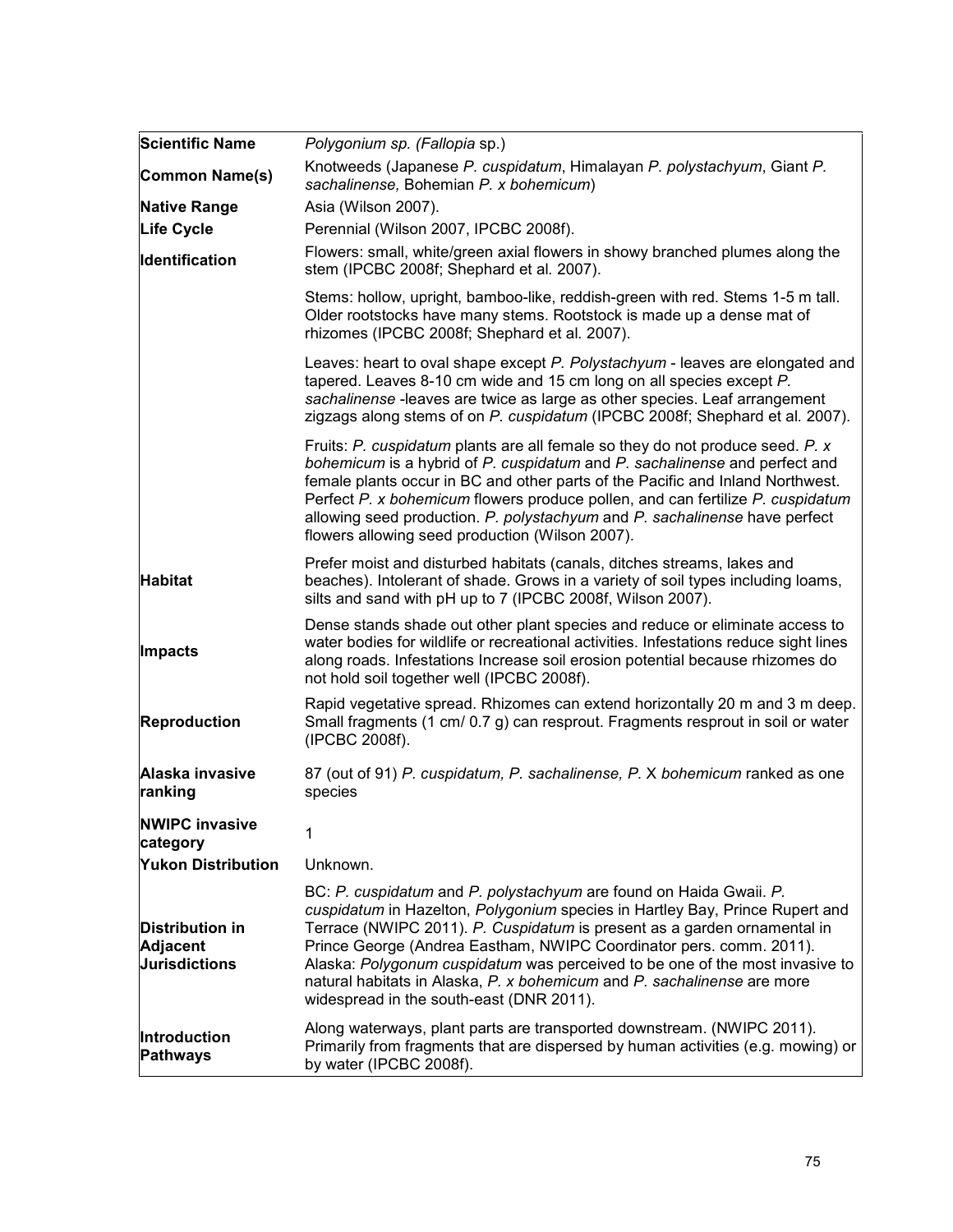| **Scientific Name** | *Polygonium sp. (Fallopia* sp.) |
|---|---|
| **Common Name(s)** | Knotweeds (Japanese *P. cuspidatum*, Himalayan *P. polystachyum*, Giant *P. sachalinense,* Bohemian *P. x bohemicum*) |
| **Native Range** | Asia (Wilson 2007). |
| **Life Cycle** | Perennial (Wilson 2007, IPCBC 2008f). |
| **Identification** | Flowers: small, white/green axial flowers in showy branched plumes along the stem (IPCBC 2008f; Shephard et al*.* 2007). |
| | Stems: hollow, upright, bamboo-like, reddish-green with red. Stems 1-5 m tall. Older rootstocks have many stems. Rootstock is made up a dense mat of rhizomes (IPCBC 2008f; Shephard et al*.* 2007). |
| | Leaves: heart to oval shape except *P. Polystachyum* - leaves are elongated and tapered. Leaves 8-10 cm wide and 15 cm long on all species except *P. sachalinense* -leaves are twice as large as other species. Leaf arrangement zigzags along stems of on *P. cuspidatum* (IPCBC 2008f; Shephard et al*.* 2007). |
| | Fruits: *P. cuspidatum* plants are all female so they do not produce seed. *P. x bohemicum* is a hybrid of *P. cuspidatum* and *P. sachalinense* and perfect and female plants occur in BC and other parts of the Pacific and Inland Northwest. Perfect *P. x bohemicum* flowers produce pollen, and can fertilize *P. cuspidatum* allowing seed production. *P. polystachyum* and *P. sachalinense* have perfect flowers allowing seed production (Wilson 2007). |
| **Habitat** | Prefer moist and disturbed habitats (canals, ditches streams, lakes and beaches). Intolerant of shade. Grows in a variety of soil types including loams, silts and sand with pH up to 7 (IPCBC 2008f, Wilson 2007). |
| **Impacts** | Dense stands shade out other plant species and reduce or eliminate access to water bodies for wildlife or recreational activities. Infestations reduce sight lines along roads. Infestations Increase soil erosion potential because rhizomes do not hold soil together well (IPCBC 2008f). |
| **Reproduction** | Rapid vegetative spread. Rhizomes can extend horizontally 20 m and 3 m deep. Small fragments (1 cm/ 0.7 g) can resprout. Fragments resprout in soil or water (IPCBC 2008f). |
| **Alaska invasive ranking** | 87 (out of 91) *P. cuspidatum, P. sachalinense, P.* X *bohemicum* ranked as one species |
| **NWIPC invasive category** | 1 |
| **Yukon Distribution** | Unknown. |
| **Distribution in Adjacent Jurisdictions** | BC: *P. cuspidatum* and *P. polystachyum* are found on Haida Gwaii. *P. cuspidatum* in Hazelton, *Polygonium* species in Hartley Bay, Prince Rupert and Terrace (NWIPC 2011). *P. Cuspidatum* is present as a garden ornamental in Prince George (Andrea Eastham, NWIPC Coordinator pers. comm. 2011). Alaska: *Polygonum cuspidatum* was perceived to be one of the most invasive to natural habitats in Alaska, *P. x bohemicum* and *P. sachalinense* are more widespread in the south-east (DNR 2011). |
| **Introduction Pathways** | Along waterways, plant parts are transported downstream. (NWIPC 2011). Primarily from fragments that are dispersed by human activities (e.g. mowing) or by water (IPCBC 2008f). |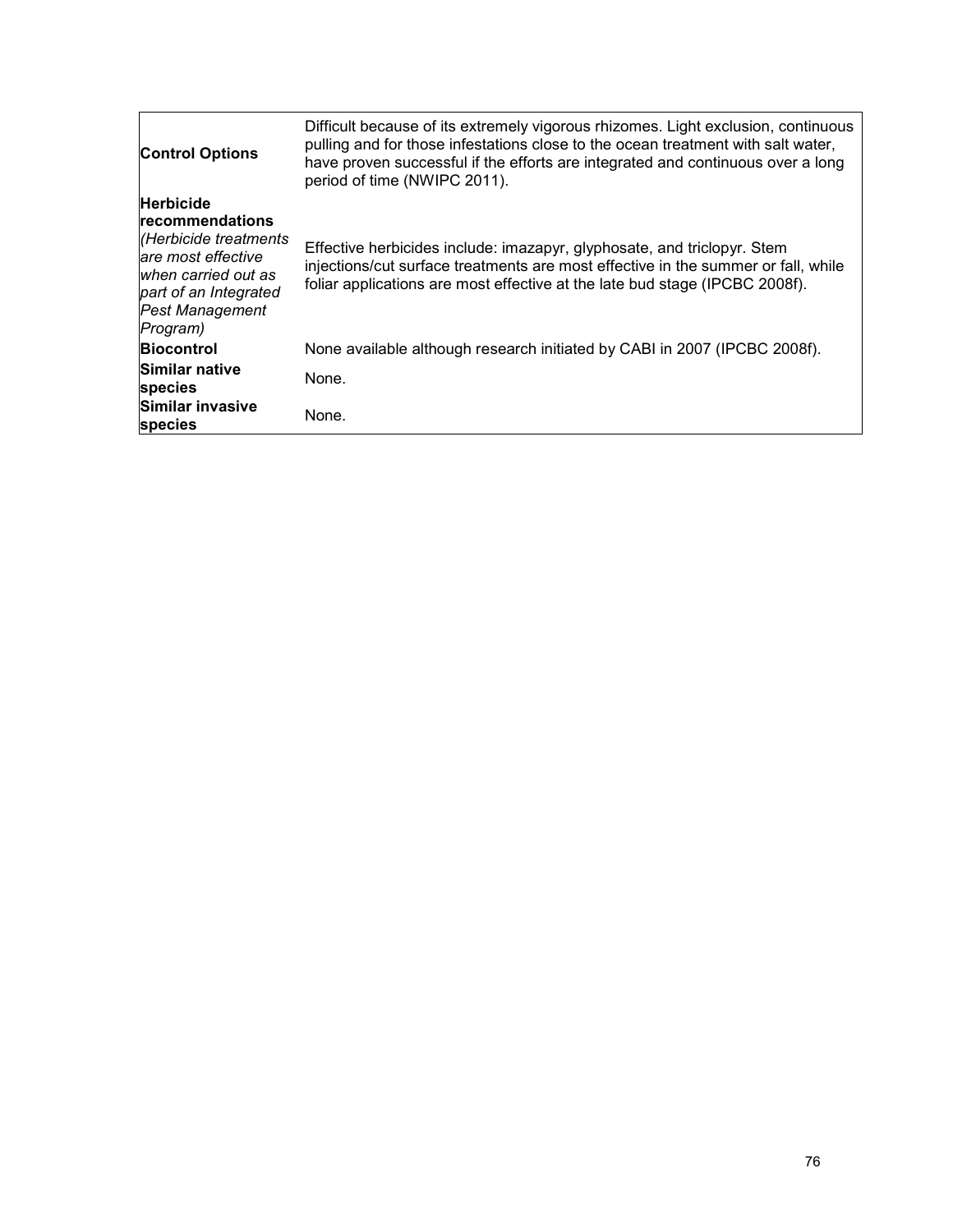| | |
|---|---|
| **Control Options** | Difficult because of its extremely vigorous rhizomes. Light exclusion, continuous pulling and for those infestations close to the ocean treatment with salt water, have proven successful if the efforts are integrated and continuous over a long period of time (NWIPC 2011). |
| **Herbicide recommendations** *(Herbicide treatments are most effective when carried out as part of an Integrated Pest Management Program)* | Effective herbicides include: imazapyr, glyphosate, and triclopyr. Stem injections/cut surface treatments are most effective in the summer or fall, while foliar applications are most effective at the late bud stage (IPCBC 2008f). |
| **Biocontrol** | None available although research initiated by CABI in 2007 (IPCBC 2008f). |
| **Similar native species** | None. |
| **Similar invasive species** | None. |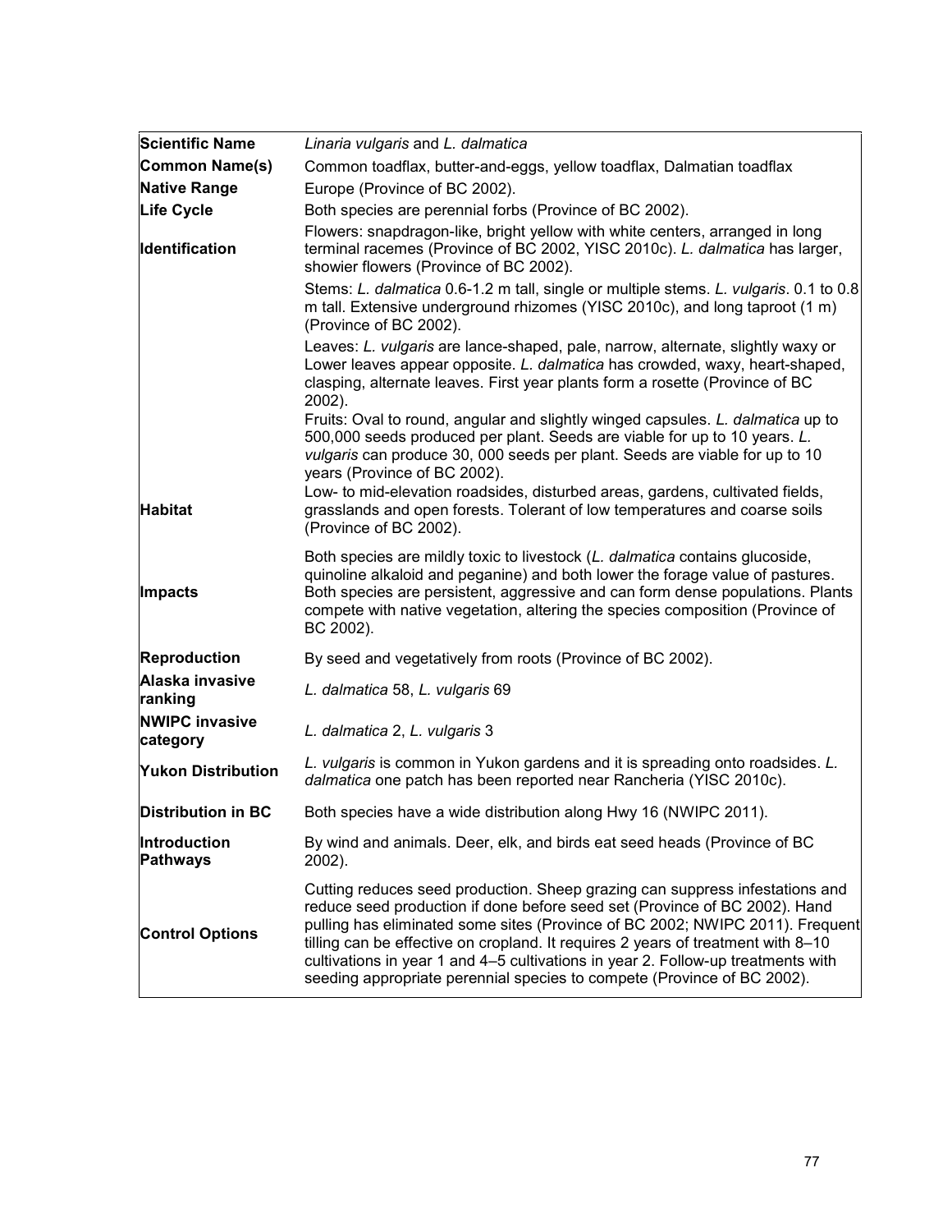| Scientific Name | *Linaria vulgaris* and *L. dalmatica* |
|---|---|
| **Common Name(s)** | Common toadflax, butter-and-eggs, yellow toadflax, Dalmatian toadflax |
| **Native Range** | Europe (Province of BC 2002). |
| **Life Cycle** | Both species are perennial forbs (Province of BC 2002). |
| **Identification** | Flowers: snapdragon-like, bright yellow with white centers, arranged in long terminal racemes (Province of BC 2002, YISC 2010c). *L. dalmatica* has larger, showier flowers (Province of BC 2002).<br><br>Stems: *L. dalmatica* 0.6-1.2 m tall, single or multiple stems. *L. vulgaris*. 0.1 to 0.8 m tall. Extensive underground rhizomes (YISC 2010c), and long taproot (1 m) (Province of BC 2002).<br><br>Leaves: *L. vulgaris* are lance-shaped, pale, narrow, alternate, slightly waxy or Lower leaves appear opposite. *L. dalmatica* has crowded, waxy, heart-shaped, clasping, alternate leaves. First year plants form a rosette (Province of BC 2002).<br>Fruits: Oval to round, angular and slightly winged capsules. *L. dalmatica* up to 500,000 seeds produced per plant. Seeds are viable for up to 10 years. *L. vulgaris* can produce 30, 000 seeds per plant. Seeds are viable for up to 10 years (Province of BC 2002). |
| **Habitat** | Low- to mid-elevation roadsides, disturbed areas, gardens, cultivated fields, grasslands and open forests. Tolerant of low temperatures and coarse soils (Province of BC 2002). |
| **Impacts** | Both species are mildly toxic to livestock (*L. dalmatica* contains glucoside, quinoline alkaloid and peganine) and both lower the forage value of pastures. Both species are persistent, aggressive and can form dense populations. Plants compete with native vegetation, altering the species composition (Province of BC 2002). |
| **Reproduction** | By seed and vegetatively from roots (Province of BC 2002). |
| **Alaska invasive ranking** | *L. dalmatica* 58, *L. vulgaris* 69 |
| **NWIPC invasive category** | *L. dalmatica* 2, *L. vulgaris* 3 |
| **Yukon Distribution** | *L. vulgaris* is common in Yukon gardens and it is spreading onto roadsides. *L. dalmatica* one patch has been reported near Rancheria (YISC 2010c). |
| **Distribution in BC** | Both species have a wide distribution along Hwy 16 (NWIPC 2011). |
| **Introduction Pathways** | By wind and animals. Deer, elk, and birds eat seed heads (Province of BC 2002). |
| **Control Options** | Cutting reduces seed production. Sheep grazing can suppress infestations and reduce seed production if done before seed set (Province of BC 2002). Hand pulling has eliminated some sites (Province of BC 2002; NWIPC 2011). Frequent tilling can be effective on cropland. It requires 2 years of treatment with 8–10 cultivations in year 1 and 4–5 cultivations in year 2. Follow-up treatments with seeding appropriate perennial species to compete (Province of BC 2002). |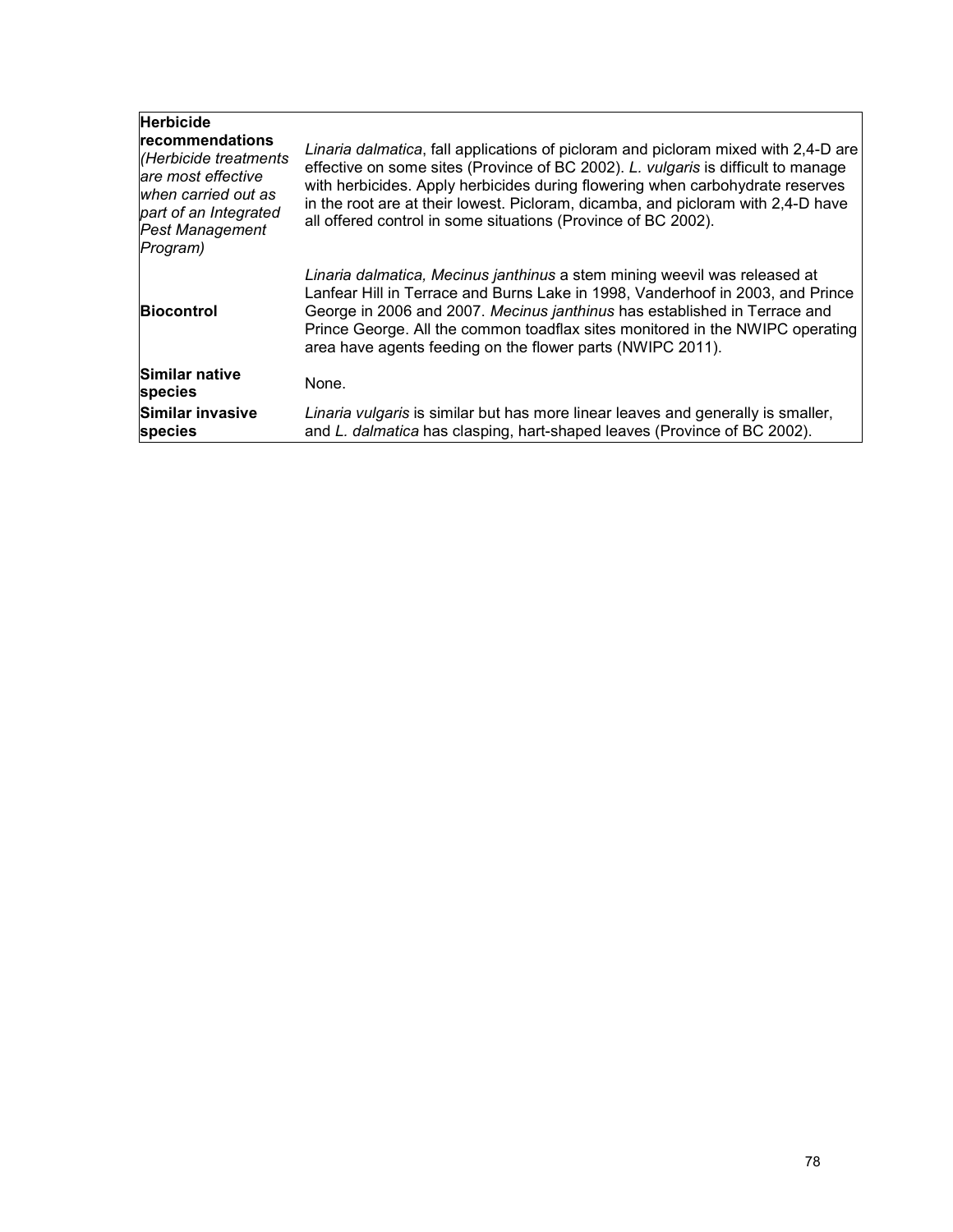| | |
|---|---|
| **Herbicide recommendations** *(Herbicide treatments are most effective when carried out as part of an Integrated Pest Management Program)* | *Linaria dalmatica*, fall applications of picloram and picloram mixed with 2,4-D are effective on some sites (Province of BC 2002). *L. vulgaris* is difficult to manage with herbicides. Apply herbicides during flowering when carbohydrate reserves in the root are at their lowest. Picloram, dicamba, and picloram with 2,4-D have all offered control in some situations (Province of BC 2002). |
| **Biocontrol** | *Linaria dalmatica, Mecinus janthinus* a stem mining weevil was released at Lanfear Hill in Terrace and Burns Lake in 1998, Vanderhoof in 2003, and Prince George in 2006 and 2007. *Mecinus janthinus* has established in Terrace and Prince George. All the common toadflax sites monitored in the NWIPC operating area have agents feeding on the flower parts (NWIPC 2011). |
| **Similar native species** | None. |
| **Similar invasive species** | *Linaria vulgaris* is similar but has more linear leaves and generally is smaller, and *L. dalmatica* has clasping, hart-shaped leaves (Province of BC 2002). |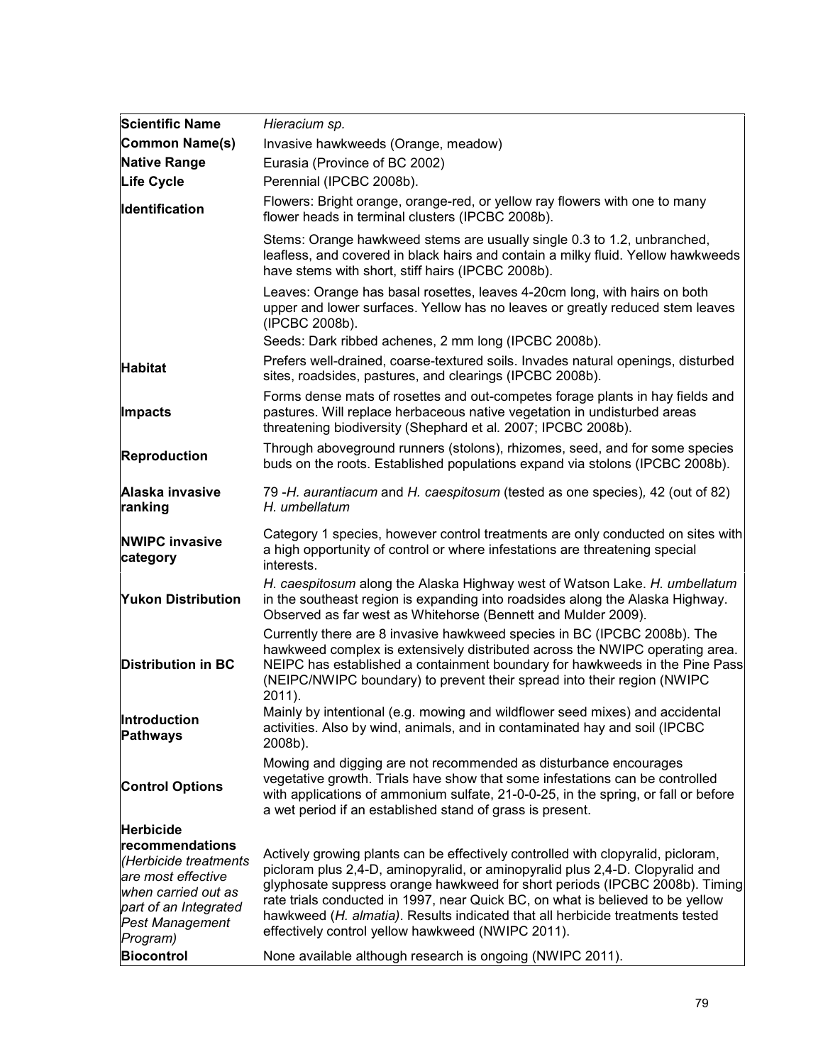| Scientific Name | *Hieracium sp.* |
|---|---|
| **Common Name(s)** | Invasive hawkweeds (Orange, meadow) |
| **Native Range** | Eurasia (Province of BC 2002) |
| **Life Cycle** | Perennial (IPCBC 2008b). |
| **Identification** | Flowers: Bright orange, orange-red, or yellow ray flowers with one to many flower heads in terminal clusters (IPCBC 2008b).<br><br>Stems: Orange hawkweed stems are usually single 0.3 to 1.2, unbranched, leafless, and covered in black hairs and contain a milky fluid. Yellow hawkweeds have stems with short, stiff hairs (IPCBC 2008b).<br><br>Leaves: Orange has basal rosettes, leaves 4-20cm long, with hairs on both upper and lower surfaces. Yellow has no leaves or greatly reduced stem leaves (IPCBC 2008b).<br>Seeds: Dark ribbed achenes, 2 mm long (IPCBC 2008b). |
| **Habitat** | Prefers well-drained, coarse-textured soils. Invades natural openings, disturbed sites, roadsides, pastures, and clearings (IPCBC 2008b). |
| **Impacts** | Forms dense mats of rosettes and out-competes forage plants in hay fields and pastures. Will replace herbaceous native vegetation in undisturbed areas threatening biodiversity (Shephard et al. 2007; IPCBC 2008b). |
| **Reproduction** | Through aboveground runners (stolons), rhizomes, seed, and for some species buds on the roots. Established populations expand via stolons (IPCBC 2008b). |
| **Alaska invasive ranking** | 79 -*H. aurantiacum* and *H. caespitosum* (tested as one species), 42 (out of 82) *H. umbellatum* |
| **NWIPC invasive category** | Category 1 species, however control treatments are only conducted on sites with a high opportunity of control or where infestations are threatening special interests. |
| **Yukon Distribution** | *H. caespitosum* along the Alaska Highway west of Watson Lake. *H. umbellatum* in the southeast region is expanding into roadsides along the Alaska Highway. Observed as far west as Whitehorse (Bennett and Mulder 2009). |
| **Distribution in BC** | Currently there are 8 invasive hawkweed species in BC (IPCBC 2008b). The hawkweed complex is extensively distributed across the NWIPC operating area. NEIPC has established a containment boundary for hawkweeds in the Pine Pass (NEIPC/NWIPC boundary) to prevent their spread into their region (NWIPC 2011). |
| **Introduction Pathways** | Mainly by intentional (e.g. mowing and wildflower seed mixes) and accidental activities. Also by wind, animals, and in contaminated hay and soil (IPCBC 2008b). |
| **Control Options** | Mowing and digging are not recommended as disturbance encourages vegetative growth. Trials have show that some infestations can be controlled with applications of ammonium sulfate, 21-0-0-25, in the spring, or fall or before a wet period if an established stand of grass is present. |
| **Herbicide recommendations** *(Herbicide treatments are most effective when carried out as part of an Integrated Pest Management Program)* | Actively growing plants can be effectively controlled with clopyralid, picloram, picloram plus 2,4-D, aminopyralid, or aminopyralid plus 2,4-D. Clopyralid and glyphosate suppress orange hawkweed for short periods (IPCBC 2008b). Timing rate trials conducted in 1997, near Quick BC, on what is believed to be yellow hawkweed (*H. almatia*). Results indicated that all herbicide treatments tested effectively control yellow hawkweed (NWIPC 2011). |
| **Biocontrol** | None available although research is ongoing (NWIPC 2011). |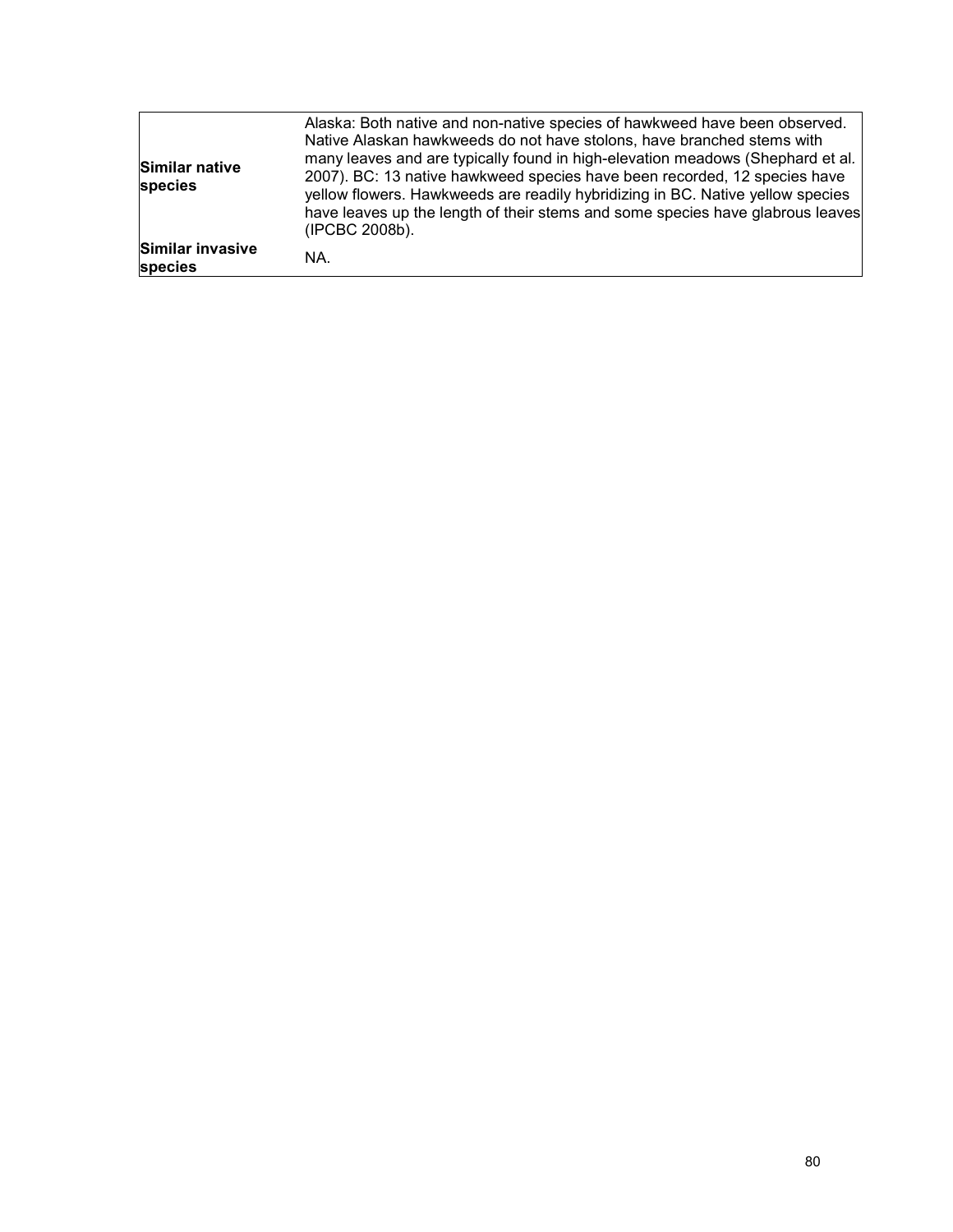| | |
|---|---|
| **Similar native species** | Alaska: Both native and non-native species of hawkweed have been observed. Native Alaskan hawkweeds do not have stolons, have branched stems with many leaves and are typically found in high-elevation meadows (Shephard et al. 2007). BC: 13 native hawkweed species have been recorded, 12 species have yellow flowers. Hawkweeds are readily hybridizing in BC. Native yellow species have leaves up the length of their stems and some species have glabrous leaves (IPCBC 2008b). |
| **Similar invasive species** | NA. |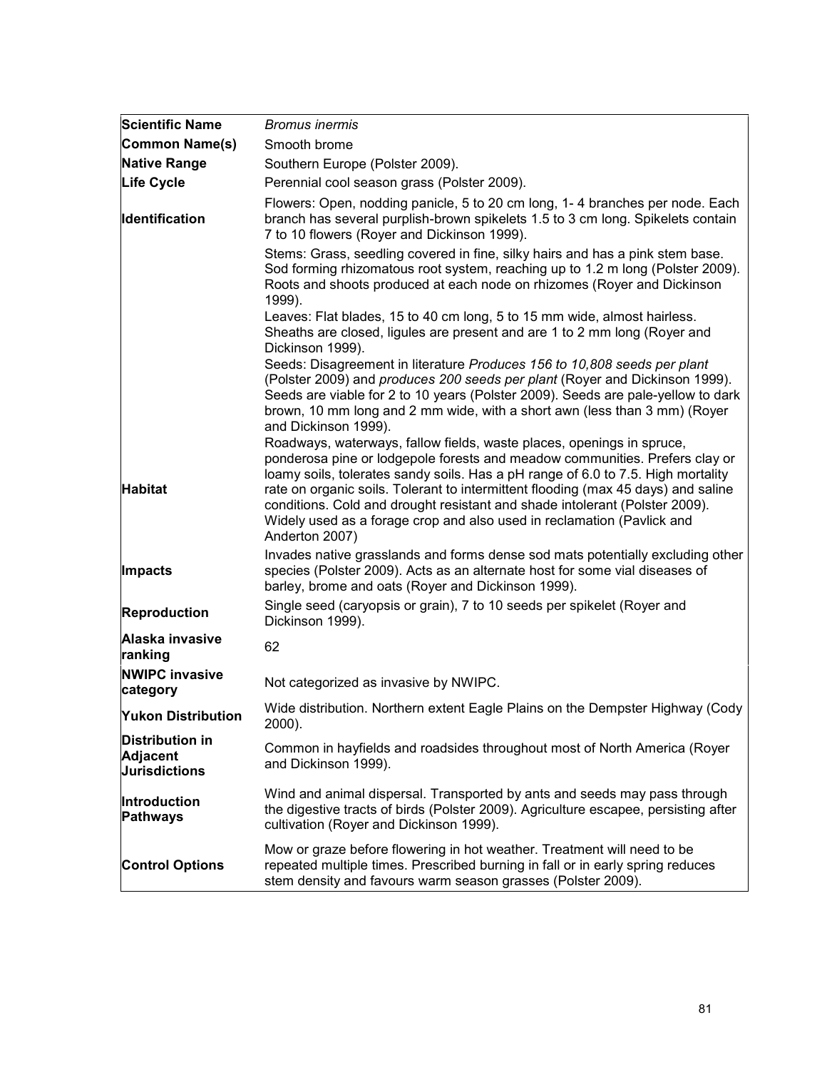| **Scientific Name** | *Bromus inermis* |
|---|---|
| **Common Name(s)** | Smooth brome |
| **Native Range** | Southern Europe (Polster 2009). |
| **Life Cycle** | Perennial cool season grass (Polster 2009). |
| **Identification** | Flowers: Open, nodding panicle, 5 to 20 cm long, 1- 4 branches per node. Each branch has several purplish-brown spikelets 1.5 to 3 cm long. Spikelets contain 7 to 10 flowers (Royer and Dickinson 1999).<br>Stems: Grass, seedling covered in fine, silky hairs and has a pink stem base. Sod forming rhizomatous root system, reaching up to 1.2 m long (Polster 2009). Roots and shoots produced at each node on rhizomes (Royer and Dickinson 1999).<br>Leaves: Flat blades, 15 to 40 cm long, 5 to 15 mm wide, almost hairless. Sheaths are closed, ligules are present and are 1 to 2 mm long (Royer and Dickinson 1999).<br>Seeds: Disagreement in literature *Produces 156 to 10,808 seeds per plant* (Polster 2009) and *produces 200 seeds per plant* (Royer and Dickinson 1999). Seeds are viable for 2 to 10 years (Polster 2009). Seeds are pale-yellow to dark brown, 10 mm long and 2 mm wide, with a short awn (less than 3 mm) (Royer and Dickinson 1999). |
| **Habitat** | Roadways, waterways, fallow fields, waste places, openings in spruce, ponderosa pine or lodgepole forests and meadow communities. Prefers clay or loamy soils, tolerates sandy soils. Has a pH range of 6.0 to 7.5. High mortality rate on organic soils. Tolerant to intermittent flooding (max 45 days) and saline conditions. Cold and drought resistant and shade intolerant (Polster 2009). Widely used as a forage crop and also used in reclamation (Pavlick and Anderton 2007) |
| **Impacts** | Invades native grasslands and forms dense sod mats potentially excluding other species (Polster 2009). Acts as an alternate host for some vial diseases of barley, brome and oats (Royer and Dickinson 1999). |
| **Reproduction** | Single seed (caryopsis or grain), 7 to 10 seeds per spikelet (Royer and Dickinson 1999). |
| **Alaska invasive ranking** | 62 |
| **NWIPC invasive category** | Not categorized as invasive by NWIPC. |
| **Yukon Distribution** | Wide distribution. Northern extent Eagle Plains on the Dempster Highway (Cody 2000). |
| **Distribution in Adjacent Jurisdictions** | Common in hayfields and roadsides throughout most of North America (Royer and Dickinson 1999). |
| **Introduction Pathways** | Wind and animal dispersal. Transported by ants and seeds may pass through the digestive tracts of birds (Polster 2009). Agriculture escapee, persisting after cultivation (Royer and Dickinson 1999). |
| **Control Options** | Mow or graze before flowering in hot weather. Treatment will need to be repeated multiple times. Prescribed burning in fall or in early spring reduces stem density and favours warm season grasses (Polster 2009). |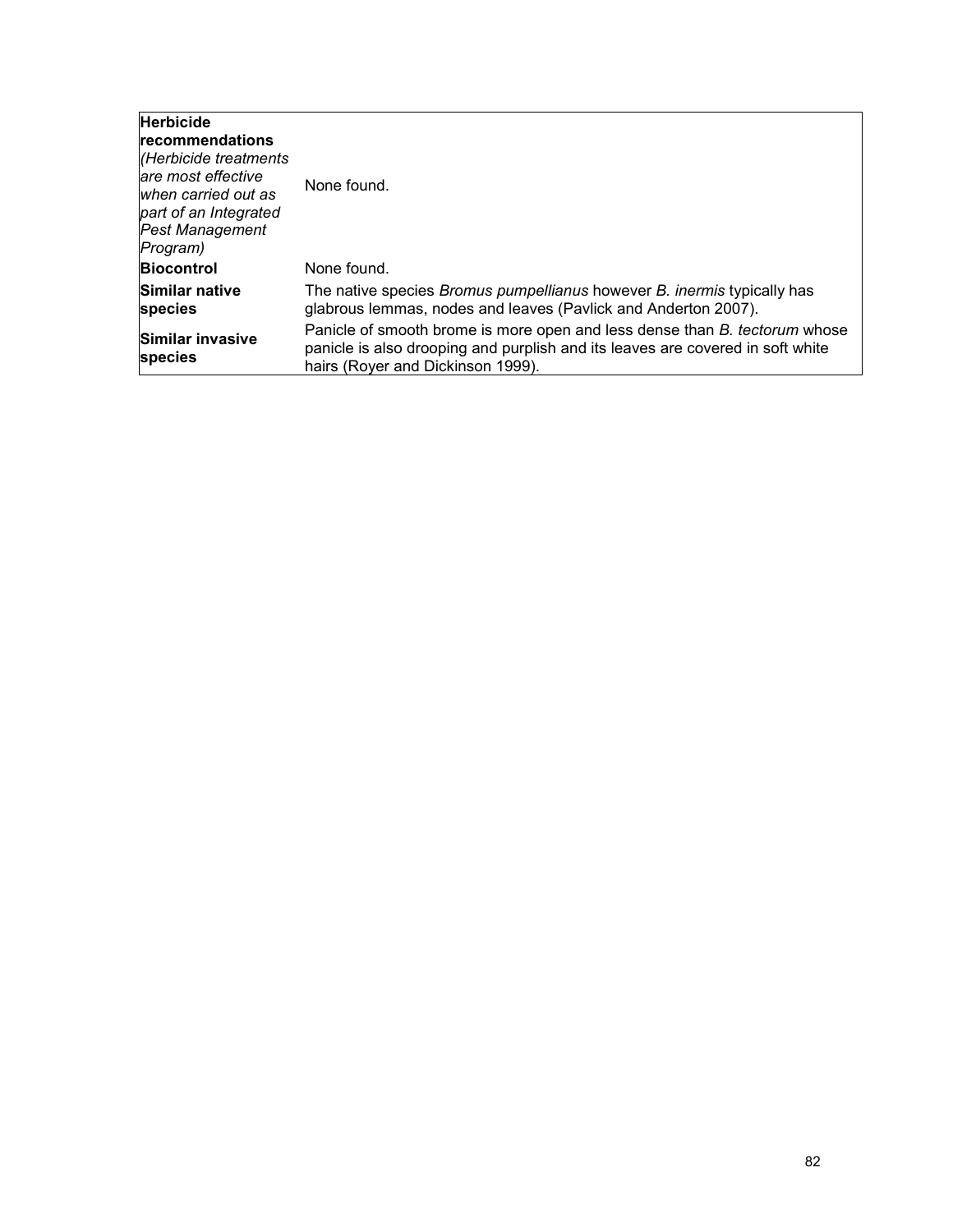| | |
|---|---|
| **Herbicide recommendations** *(Herbicide treatments are most effective when carried out as part of an Integrated Pest Management Program)* | None found. |
| **Biocontrol** | None found. |
| **Similar native species** | The native species *Bromus pumpellianus* however *B. inermis* typically has glabrous lemmas, nodes and leaves (Pavlick and Anderton 2007). |
| **Similar invasive species** | Panicle of smooth brome is more open and less dense than *B. tectorum* whose panicle is also drooping and purplish and its leaves are covered in soft white hairs (Royer and Dickinson 1999). |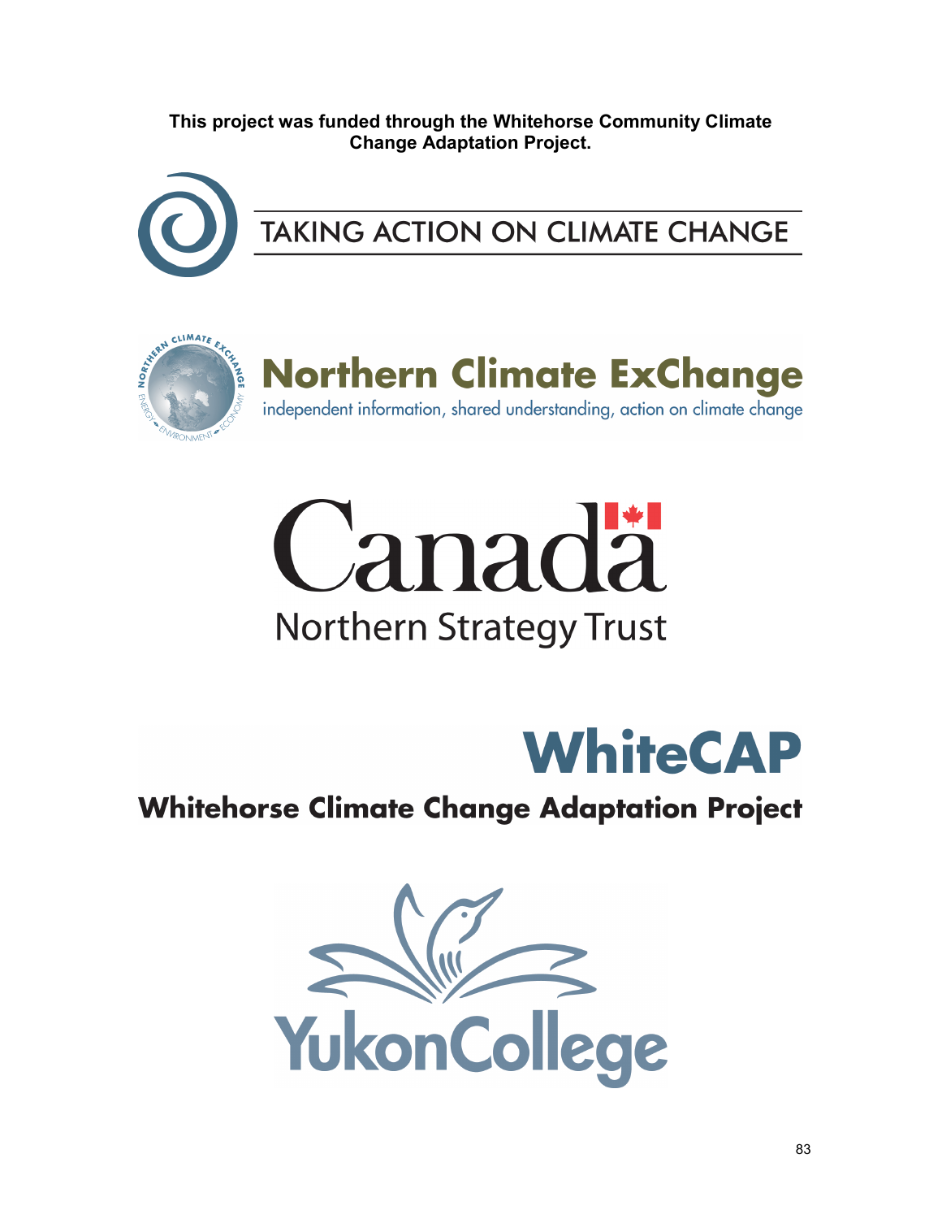**This project was funded through the Whitehorse Community Climate Change Adaptation Project.**

TAKING ACTION ON CLIMATE CHANGE

Northern Climate ExChange

independent information, shared understanding, action on climate change

Canada

Northern Strategy Trust

WhiteCAP

Whitehorse Climate Change Adaptation Project

YukonCollege